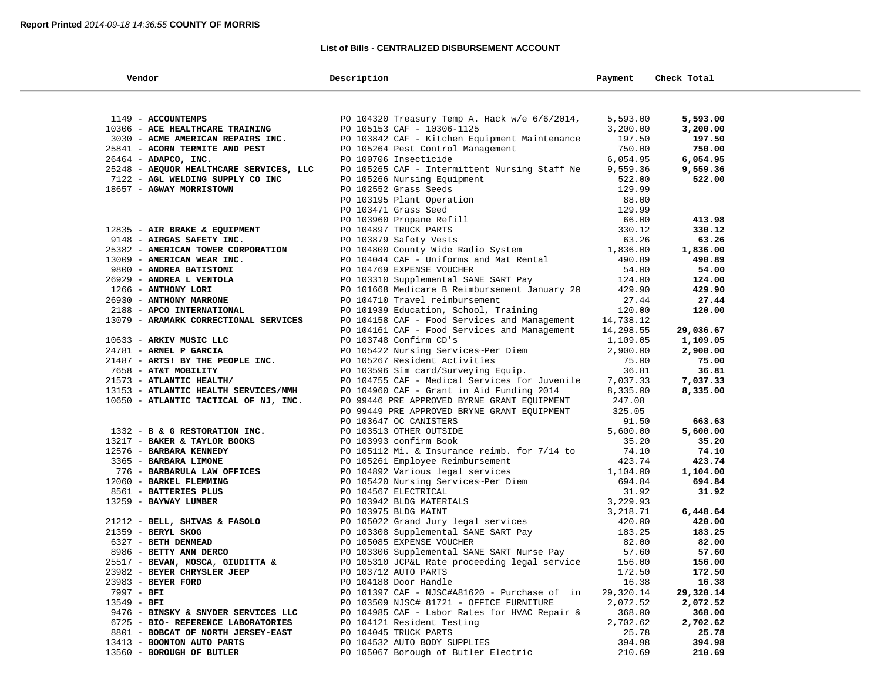**Report Printed** *2014-09-18 14:36:55* **COUNTY OF MORRIS**

## List of Bills - CENTRALIZED DISBURSEMENT ACCOUNT

| Vendor | Description | Payment | Check Total |
|---|---|---|---|
| 1149 - **ACCOUNTEMPS** | PO 104320 Treasury Temp A. Hack w/e 6/6/2014, | 5,593.00 | **5,593.00** |
| 10306 - **ACE HEALTHCARE TRAINING** | PO 105153 CAF - 10306-1125 | 3,200.00 | **3,200.00** |
| 3030 - **ACME AMERICAN REPAIRS INC.** | PO 103842 CAF - Kitchen Equipment Maintenance | 197.50 | **197.50** |
| 25841 - **ACORN TERMITE AND PEST** | PO 105264 Pest Control Management | 750.00 | **750.00** |
| 26464 - **ADAPCO, INC.** | PO 100706 Insecticide | 6,054.95 | **6,054.95** |
| 25248 - **AEQUOR HEALTHCARE SERVICES, LLC** | PO 105265 CAF - Intermittent Nursing Staff Ne | 9,559.36 | **9,559.36** |
| 7122 - **AGL WELDING SUPPLY CO INC** | PO 105266 Nursing Equipment | 522.00 | **522.00** |
| 18657 - **AGWAY MORRISTOWN** | PO 102552 Grass Seeds | 129.99 | |
| | PO 103195 Plant Operation | 88.00 | |
| | PO 103471 Grass Seed | 129.99 | |
| | PO 103960 Propane Refill | 66.00 | **413.98** |
| 12835 - **AIR BRAKE & EQUIPMENT** | PO 104897 TRUCK PARTS | 330.12 | **330.12** |
| 9148 - **AIRGAS SAFETY INC.** | PO 103879 Safety Vests | 63.26 | **63.26** |
| 25382 - **AMERICAN TOWER CORPORATION** | PO 104800 County Wide Radio System | 1,836.00 | **1,836.00** |
| 13009 - **AMERICAN WEAR INC.** | PO 104044 CAF - Uniforms and Mat Rental | 490.89 | **490.89** |
| 9800 - **ANDREA BATISTONI** | PO 104769 EXPENSE VOUCHER | 54.00 | **54.00** |
| 26929 - **ANDREA L VENTOLA** | PO 103310 Supplemental SANE SART Pay | 124.00 | **124.00** |
| 1266 - **ANTHONY LORI** | PO 101668 Medicare B Reimbursement January 20 | 429.90 | **429.90** |
| 26930 - **ANTHONY MARRONE** | PO 104710 Travel reimbursement | 27.44 | **27.44** |
| 2188 - **APCO INTERNATIONAL** | PO 101939 Education, School, Training | 120.00 | **120.00** |
| 13079 - **ARAMARK CORRECTIONAL SERVICES** | PO 104158 CAF - Food Services and Management | 14,738.12 | |
| | PO 104161 CAF - Food Services and Management | 14,298.55 | **29,036.67** |
| 10633 - **ARKIV MUSIC LLC** | PO 103748 Confirm CD's | 1,109.05 | **1,109.05** |
| 24781 - **ARNEL P GARCIA** | PO 105422 Nursing Services~Per Diem | 2,900.00 | **2,900.00** |
| 21487 - **ARTS! BY THE PEOPLE INC.** | PO 105267 Resident Activities | 75.00 | **75.00** |
| 7658 - **AT&T MOBILITY** | PO 103596 Sim card/Surveying Equip. | 36.81 | **36.81** |
| 21573 - **ATLANTIC HEALTH/** | PO 104755 CAF - Medical Services for Juvenile | 7,037.33 | **7,037.33** |
| 13153 - **ATLANTIC HEALTH SERVICES/MMH** | PO 104960 CAF - Grant in Aid Funding 2014 | 8,335.00 | **8,335.00** |
| 10650 - **ATLANTIC TACTICAL OF NJ, INC.** | PO 99446 PRE APPROVED BYRNE GRANT EQUIPMENT | 247.08 | |
| | PO 99449 PRE APPROVED BRYNE GRANT EQUIPMENT | 325.05 | |
| | PO 103647 OC CANISTERS | 91.50 | **663.63** |
| 1332 - **B & G RESTORATION INC.** | PO 103513 OTHER OUTSIDE | 5,600.00 | **5,600.00** |
| 13217 - **BAKER & TAYLOR BOOKS** | PO 103993 confirm Book | 35.20 | **35.20** |
| 12576 - **BARBARA KENNEDY** | PO 105112 Mi. & Insurance reimb. for 7/14 to | 74.10 | **74.10** |
| 3365 - **BARBARA LIMONE** | PO 105261 Employee Reimbursement | 423.74 | **423.74** |
| 776 - **BARBARULA LAW OFFICES** | PO 104892 Various legal services | 1,104.00 | **1,104.00** |
| 12060 - **BARKEL FLEMMING** | PO 105420 Nursing Services~Per Diem | 694.84 | **694.84** |
| 8561 - **BATTERIES PLUS** | PO 104567 ELECTRICAL | 31.92 | **31.92** |
| 13259 - **BAYWAY LUMBER** | PO 103942 BLDG MATERIALS | 3,229.93 | |
| | PO 103975 BLDG MAINT | 3,218.71 | **6,448.64** |
| 21212 - **BELL, SHIVAS & FASOLO** | PO 105022 Grand Jury legal services | 420.00 | **420.00** |
| 21359 - **BERYL SKOG** | PO 103308 Supplemental SANE SART Pay | 183.25 | **183.25** |
| 6327 - **BETH DENMEAD** | PO 105085 EXPENSE VOUCHER | 82.00 | **82.00** |
| 8986 - **BETTY ANN DERCO** | PO 103306 Supplemental SANE SART Nurse Pay | 57.60 | **57.60** |
| 25517 - **BEVAN, MOSCA, GIUDITTA &** | PO 105310 JCP&L Rate proceeding legal service | 156.00 | **156.00** |
| 23982 - **BEYER CHRYSLER JEEP** | PO 103712 AUTO PARTS | 172.50 | **172.50** |
| 23983 - **BEYER FORD** | PO 104188 Door Handle | 16.38 | **16.38** |
| 7997 - **BFI** | PO 101397 CAF - NJSC#A81620 - Purchase of in | 29,320.14 | **29,320.14** |
| 13549 - **BFI** | PO 103509 NJSC# 81721 - OFFICE FURNITURE | 2,072.52 | **2,072.52** |
| 9476 - **BINSKY & SNYDER SERVICES LLC** | PO 104985 CAF - Labor Rates for HVAC Repair & | 368.00 | **368.00** |
| 6725 - **BIO- REFERENCE LABORATORIES** | PO 104121 Resident Testing | 2,702.62 | **2,702.62** |
| 8801 - **BOBCAT OF NORTH JERSEY-EAST** | PO 104045 TRUCK PARTS | 25.78 | **25.78** |
| 13413 - **BOONTON AUTO PARTS** | PO 104532 AUTO BODY SUPPLIES | 394.98 | **394.98** |
| 13560 - **BOROUGH OF BUTLER** | PO 105067 Borough of Butler Electric | 210.69 | **210.69** |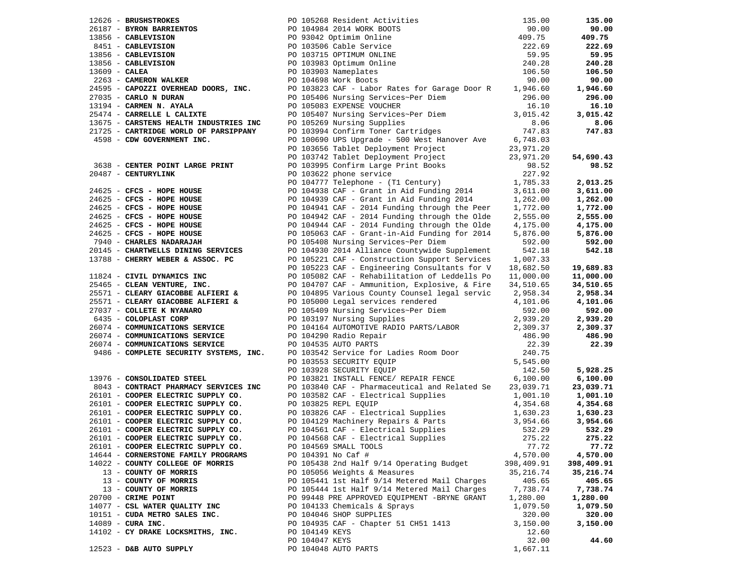| Vendor | PO / Description | Amount | Total |
|---|---|---|---|
| 12626 - **BRUSHSTROKES** | PO 105268 Resident Activities | 135.00 | **135.00** |
| 26187 - **BYRON BARRIENTOS** | PO 104984 2014 WORK BOOTS | 90.00 | **90.00** |
| 13856 - **CABLEVISION** | PO 93042 Optimim Online | 409.75 | **409.75** |
| 8451 - **CABLEVISION** | PO 103506 Cable Service | 222.69 | **222.69** |
| 13856 - **CABLEVISION** | PO 103715 OPTIMUM ONLINE | 59.95 | **59.95** |
| 13856 - **CABLEVISION** | PO 103983 Optimum Online | 240.28 | **240.28** |
| 13609 - **CALEA** | PO 103903 Nameplates | 106.50 | **106.50** |
| 2263 - **CAMERON WALKER** | PO 104698 Work Boots | 90.00 | **90.00** |
| 24595 - **CAPOZZI OVERHEAD DOORS, INC.** | PO 103823 CAF - Labor Rates for Garage Door R | 1,946.60 | **1,946.60** |
| 27035 - **CARLO N DURAN** | PO 105406 Nursing Services~Per Diem | 296.00 | **296.00** |
| 13194 - **CARMEN N. AYALA** | PO 105083 EXPENSE VOUCHER | 16.10 | **16.10** |
| 25474 - **CARRELLE L CALIXTE** | PO 105407 Nursing Services~Per Diem | 3,015.42 | **3,015.42** |
| 13675 - **CARSTENS HEALTH INDUSTRIES INC** | PO 105269 Nursing Supplies | 8.06 | **8.06** |
| 21725 - **CARTRIDGE WORLD OF PARSIPPANY** | PO 103994 Confirm Toner Cartridges | 747.83 | **747.83** |
| 4598 - **CDW GOVERNMENT INC.** | PO 100690 UPS Upgrade - 500 West Hanover Ave | 6,748.03 | |
| | PO 103656 Tablet Deployment Project | 23,971.20 | |
| | PO 103742 Tablet Deployment Project | 23,971.20 | **54,690.43** |
| 3638 - **CENTER POINT LARGE PRINT** | PO 103995 Confirm Large Print Books | 98.52 | **98.52** |
| 20487 - **CENTURYLINK** | PO 103622 phone service | 227.92 | |
| | PO 104777 Telephone - (T1 Century) | 1,785.33 | **2,013.25** |
| 24625 - **CFCS - HOPE HOUSE** | PO 104938 CAF - Grant in Aid Funding 2014 | 3,611.00 | **3,611.00** |
| 24625 - **CFCS - HOPE HOUSE** | PO 104939 CAF - Grant in Aid Funding 2014 | 1,262.00 | **1,262.00** |
| 24625 - **CFCS - HOPE HOUSE** | PO 104941 CAF - 2014 Funding through the Peer | 1,772.00 | **1,772.00** |
| 24625 - **CFCS - HOPE HOUSE** | PO 104942 CAF - 2014 Funding through the Olde | 2,555.00 | **2,555.00** |
| 24625 - **CFCS - HOPE HOUSE** | PO 104944 CAF - 2014 Funding through the Olde | 4,175.00 | **4,175.00** |
| 24625 - **CFCS - HOPE HOUSE** | PO 105063 CAF - Grant-in-Aid Funding for 2014 | 5,876.00 | **5,876.00** |
| 7940 - **CHARLES NADARAJAH** | PO 105408 Nursing Services~Per Diem | 592.00 | **592.00** |
| 20145 - **CHARTWELLS DINING SERVICES** | PO 104930 2014 Alliance Countywide Supplement | 542.18 | **542.18** |
| 13788 - **CHERRY WEBER & ASSOC. PC** | PO 105221 CAF - Construction Support Services | 1,007.33 | |
| | PO 105223 CAF - Engineering Consultants for V | 18,682.50 | **19,689.83** |
| 11824 - **CIVIL DYNAMICS INC** | PO 105082 CAF - Rehabilitation of Leddells Po | 11,000.00 | **11,000.00** |
| 25465 - **CLEAN VENTURE, INC.** | PO 104707 CAF - Ammunition, Explosive, & Fire | 34,510.65 | **34,510.65** |
| 25571 - **CLEARY GIACOBBE ALFIERI &** | PO 104895 Various County Counsel legal servic | 2,958.34 | **2,958.34** |
| 25571 - **CLEARY GIACOBBE ALFIERI &** | PO 105000 Legal services rendered | 4,101.06 | **4,101.06** |
| 27037 - **COLLETE K NYANARO** | PO 105409 Nursing Services~Per Diem | 592.00 | **592.00** |
| 6435 - **COLOPLAST CORP** | PO 103197 Nursing Supplies | 2,939.20 | **2,939.20** |
| 26074 - **COMMUNICATIONS SERVICE** | PO 104164 AUTOMOTIVE RADIO PARTS/LABOR | 2,309.37 | **2,309.37** |
| 26074 - **COMMUNICATIONS SERVICE** | PO 104290 Radio Repair | 486.90 | **486.90** |
| 26074 - **COMMUNICATIONS SERVICE** | PO 104535 AUTO PARTS | 22.39 | **22.39** |
| 9486 - **COMPLETE SECURITY SYSTEMS, INC.** | PO 103542 Service for Ladies Room Door | 240.75 | |
| | PO 103553 SECURITY EQUIP | 5,545.00 | |
| | PO 103928 SECURITY EQUIP | 142.50 | **5,928.25** |
| 13976 - **CONSOLIDATED STEEL** | PO 103821 INSTALL FENCE/ REPAIR FENCE | 6,100.00 | **6,100.00** |
| 8043 - **CONTRACT PHARMACY SERVICES INC** | PO 103840 CAF - Pharmaceutical and Related Se | 23,039.71 | **23,039.71** |
| 26101 - **COOPER ELECTRIC SUPPLY CO.** | PO 103582 CAF - Electrical Supplies | 1,001.10 | **1,001.10** |
| 26101 - **COOPER ELECTRIC SUPPLY CO.** | PO 103825 REPL EQUIP | 4,354.68 | **4,354.68** |
| 26101 - **COOPER ELECTRIC SUPPLY CO.** | PO 103826 CAF - Electrical Supplies | 1,630.23 | **1,630.23** |
| 26101 - **COOPER ELECTRIC SUPPLY CO.** | PO 104129 Machinery Repairs & Parts | 3,954.66 | **3,954.66** |
| 26101 - **COOPER ELECTRIC SUPPLY CO.** | PO 104561 CAF - Electrical Supplies | 532.29 | **532.29** |
| 26101 - **COOPER ELECTRIC SUPPLY CO.** | PO 104568 CAF - Electrical Supplies | 275.22 | **275.22** |
| 26101 - **COOPER ELECTRIC SUPPLY CO.** | PO 104569 SMALL TOOLS | 77.72 | **77.72** |
| 14644 - **CORNERSTONE FAMILY PROGRAMS** | PO 104391 No Caf # | 4,570.00 | **4,570.00** |
| 14022 - **COUNTY COLLEGE OF MORRIS** | PO 105438 2nd Half 9/14 Operating Budget | 398,409.91 | **398,409.91** |
| 13 - **COUNTY OF MORRIS** | PO 105056 Weights & Measures | 35,216.74 | **35,216.74** |
| 13 - **COUNTY OF MORRIS** | PO 105441 1st Half 9/14 Metered Mail Charges | 405.65 | **405.65** |
| 13 - **COUNTY OF MORRIS** | PO 105444 1st Half 9/14 Metered Mail Charges | 7,738.74 | **7,738.74** |
| 20700 - **CRIME POINT** | PO 99448 PRE APPROVED EQUIPMENT -BRYNE GRANT | 1,280.00 | **1,280.00** |
| 14077 - **CSL WATER QUALITY INC** | PO 104133 Chemicals & Sprays | 1,079.50 | **1,079.50** |
| 10151 - **CUDA METRO SALES INC.** | PO 104046 SHOP SUPPLIES | 320.00 | **320.00** |
| 14089 - **CURA INC.** | PO 104935 CAF - Chapter 51 CH51 1413 | 3,150.00 | **3,150.00** |
| 14102 - **CY DRAKE LOCKSMITHS, INC.** | PO 104149 KEYS | 12.60 | |
| | PO 104047 KEYS | 32.00 | **44.60** |
| 12523 - **D&B AUTO SUPPLY** | PO 104048 AUTO PARTS | 1,667.11 | |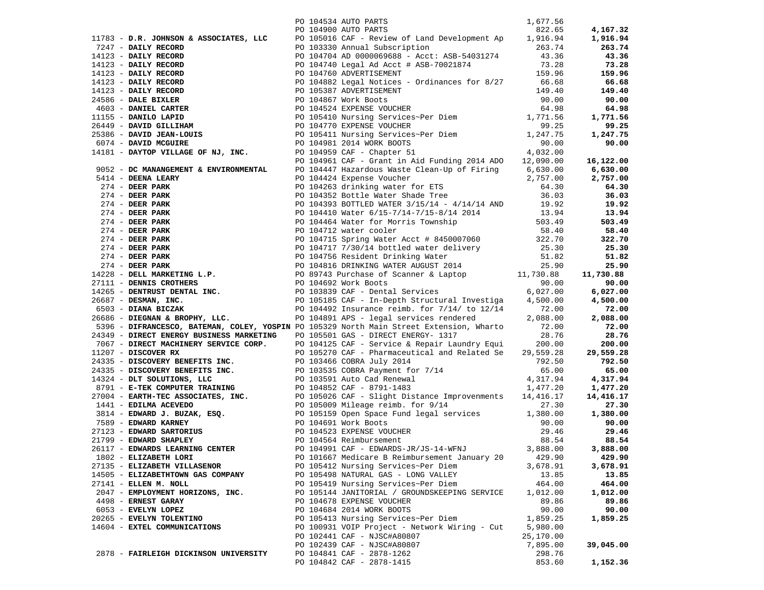| Vendor | PO / Description | Amount | Total |
|---|---|---|---|
| | PO 104534 AUTO PARTS | 1,677.56 | |
| | PO 104900 AUTO PARTS | 822.65 | **4,167.32** |
| 11783 - **D.R. JOHNSON & ASSOCIATES, LLC** | PO 105016 CAF - Review of Land Development Ap | 1,916.94 | **1,916.94** |
| 7247 - **DAILY RECORD** | PO 103330 Annual Subscription | 263.74 | **263.74** |
| 14123 - **DAILY RECORD** | PO 104704 AD 0000069688 - Acct: ASB-54031274 | 43.36 | **43.36** |
| 14123 - **DAILY RECORD** | PO 104740 Legal Ad Acct # ASB-70021874 | 73.28 | **73.28** |
| 14123 - **DAILY RECORD** | PO 104760 ADVERTISEMENT | 159.96 | **159.96** |
| 14123 - **DAILY RECORD** | PO 104882 Legal Notices - Ordinances for 8/27 | 66.68 | **66.68** |
| 14123 - **DAILY RECORD** | PO 105387 ADVERTISEMENT | 149.40 | **149.40** |
| 24586 - **DALE BIXLER** | PO 104867 Work Boots | 90.00 | **90.00** |
| 4603 - **DANIEL CARTER** | PO 104524 EXPENSE VOUCHER | 64.98 | **64.98** |
| 11155 - **DANILO LAPID** | PO 105410 Nursing Services~Per Diem | 1,771.56 | **1,771.56** |
| 26449 - **DAVID GILLIHAM** | PO 104770 EXPENSE VOUCHER | 99.25 | **99.25** |
| 25386 - **DAVID JEAN-LOUIS** | PO 105411 Nursing Services~Per Diem | 1,247.75 | **1,247.75** |
| 6074 - **DAVID MCGUIRE** | PO 104981 2014 WORK BOOTS | 90.00 | **90.00** |
| 14181 - **DAYTOP VILLAGE OF NJ, INC.** | PO 104959 CAF - Chapter 51 | 4,032.00 | |
| | PO 104961 CAF - Grant in Aid Funding 2014 ADO | 12,090.00 | **16,122.00** |
| 9052 - **DC MANANGEMENT & ENVIRONMENTAL** | PO 104447 Hazardous Waste Clean-Up of Firing | 6,630.00 | **6,630.00** |
| 5414 - **DEENA LEARY** | PO 104424 Expense Voucher | 2,757.00 | **2,757.00** |
| 274 - **DEER PARK** | PO 104263 drinking water for ETS | 64.30 | **64.30** |
| 274 - **DEER PARK** | PO 104352 Bottle Water Shade Tree | 36.03 | **36.03** |
| 274 - **DEER PARK** | PO 104393 BOTTLED WATER 3/15/14 - 4/14/14 AND | 19.92 | **19.92** |
| 274 - **DEER PARK** | PO 104410 Water 6/15-7/14-7/15-8/14 2014 | 13.94 | **13.94** |
| 274 - **DEER PARK** | PO 104464 Water for Morris Township | 503.49 | **503.49** |
| 274 - **DEER PARK** | PO 104712 water cooler | 58.40 | **58.40** |
| 274 - **DEER PARK** | PO 104715 Spring Water Acct # 8450007060 | 322.70 | **322.70** |
| 274 - **DEER PARK** | PO 104717 7/30/14 bottled water delivery | 25.30 | **25.30** |
| 274 - **DEER PARK** | PO 104756 Resident Drinking Water | 51.82 | **51.82** |
| 274 - **DEER PARK** | PO 104816 DRINKING WATER AUGUST 2014 | 25.90 | **25.90** |
| 14228 - **DELL MARKETING L.P.** | PO 89743 Purchase of Scanner & Laptop | 11,730.88 | **11,730.88** |
| 27111 - **DENNIS CROTHERS** | PO 104692 Work Boots | 90.00 | **90.00** |
| 14265 - **DENTRUST DENTAL INC.** | PO 103839 CAF - Dental Services | 6,027.00 | **6,027.00** |
| 26687 - **DESMAN, INC.** | PO 105185 CAF - In-Depth Structural Investiga | 4,500.00 | **4,500.00** |
| 6503 - **DIANA BICZAK** | PO 104492 Insurance reimb. for 7/14/ to 12/14 | 72.00 | **72.00** |
| 26686 - **DIEGNAN & BROPHY, LLC.** | PO 104891 APS - legal services rendered | 2,088.00 | **2,088.00** |
| 5396 - **DIFRANCESCO, BATEMAN, COLEY, YOSPIN** | PO 105329 North Main Street Extension, Wharto | 72.00 | **72.00** |
| 24349 - **DIRECT ENERGY BUSINESS MARKETING** | PO 105501 GAS - DIRECT ENERGY- 1317 | 28.76 | **28.76** |
| 7067 - **DIRECT MACHINERY SERVICE CORP.** | PO 104125 CAF - Service & Repair Laundry Equi | 200.00 | **200.00** |
| 11207 - **DISCOVER RX** | PO 105270 CAF - Pharmaceutical and Related Se | 29,559.28 | **29,559.28** |
| 24335 - **DISCOVERY BENEFITS INC.** | PO 103466 COBRA July 2014 | 792.50 | **792.50** |
| 24335 - **DISCOVERY BENEFITS INC.** | PO 103535 COBRA Payment for 7/14 | 65.00 | **65.00** |
| 14324 - **DLT SOLUTIONS, LLC** | PO 103591 Auto Cad Renewal | 4,317.94 | **4,317.94** |
| 8791 - **E-TEK COMPUTER TRAINING** | PO 104852 CAF - 8791-1483 | 1,477.20 | **1,477.20** |
| 27004 - **EARTH-TEC ASSOCIATES, INC.** | PO 105026 CAF - Slight Distance Improvenments | 14,416.17 | **14,416.17** |
| 1441 - **EDILMA ACEVEDO** | PO 105009 Mileage reimb. for 9/14 | 27.30 | **27.30** |
| 3814 - **EDWARD J. BUZAK, ESQ.** | PO 105159 Open Space Fund legal services | 1,380.00 | **1,380.00** |
| 7589 - **EDWARD KARNEY** | PO 104691 Work Boots | 90.00 | **90.00** |
| 27123 - **EDWARD SARTORIUS** | PO 104523 EXPENSE VOUCHER | 29.46 | **29.46** |
| 21799 - **EDWARD SHAPLEY** | PO 104564 Reimbursement | 88.54 | **88.54** |
| 26117 - **EDWARDS LEARNING CENTER** | PO 104991 CAF - EDWARDS-JR/JS-14-WFNJ | 3,888.00 | **3,888.00** |
| 1802 - **ELIZABETH LORI** | PO 101667 Medicare B Reimbursement January 20 | 429.90 | **429.90** |
| 27135 - **ELIZABETH VILLASENOR** | PO 105412 Nursing Services~Per Diem | 3,678.91 | **3,678.91** |
| 14505 - **ELIZABETHTOWN GAS COMPANY** | PO 105498 NATURAL GAS - LONG VALLEY | 13.85 | **13.85** |
| 27141 - **ELLEN M. NOLL** | PO 105419 Nursing Services~Per Diem | 464.00 | **464.00** |
| 2047 - **EMPLOYMENT HORIZONS, INC.** | PO 105144 JANITORIAL / GROUNDSKEEPING SERVICE | 1,012.00 | **1,012.00** |
| 4498 - **ERNEST GARAY** | PO 104678 EXPENSE VOUCHER | 89.86 | **89.86** |
| 6053 - **EVELYN LOPEZ** | PO 104684 2014 WORK BOOTS | 90.00 | **90.00** |
| 20265 - **EVELYN TOLENTINO** | PO 105413 Nursing Services~Per Diem | 1,859.25 | **1,859.25** |
| 14604 - **EXTEL COMMUNICATIONS** | PO 100931 VOIP Project - Network Wiring - Cut | 5,980.00 | |
| | PO 102441 CAF - NJSC#A80807 | 25,170.00 | |
| | PO 102439 CAF - NJSC#A80807 | 7,895.00 | **39,045.00** |
| 2878 - **FAIRLEIGH DICKINSON UNIVERSITY** | PO 104841 CAF - 2878-1262 | 298.76 | |
| | PO 104842 CAF - 2878-1415 | 853.60 | **1,152.36** |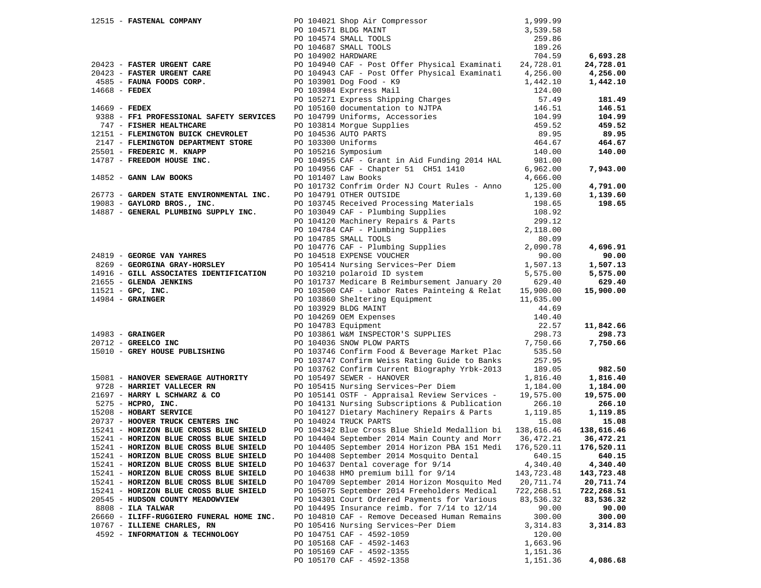| Vendor | PO / Description | Amount | Total |
|---|---|---|---|
| 12515 - **FASTENAL COMPANY** | PO 104021 Shop Air Compressor | 1,999.99 | |
| | PO 104571 BLDG MAINT | 3,539.58 | |
| | PO 104574 SMALL TOOLS | 259.86 | |
| | PO 104687 SMALL TOOLS | 189.26 | |
| | PO 104902 HARDWARE | 704.59 | **6,693.28** |
| 20423 - **FASTER URGENT CARE** | PO 104940 CAF - Post Offer Physical Examinati | 24,728.01 | **24,728.01** |
| 20423 - **FASTER URGENT CARE** | PO 104943 CAF - Post Offer Physical Examinati | 4,256.00 | **4,256.00** |
| 4585 - **FAUNA FOODS CORP.** | PO 103901 Dog Food - K9 | 1,442.10 | **1,442.10** |
| 14668 - **FEDEX** | PO 103984 Exprress Mail | 124.00 | |
| | PO 105271 Express Shipping Charges | 57.49 | **181.49** |
| 14669 - **FEDEX** | PO 105160 documentation to NJTPA | 146.51 | **146.51** |
| 9388 - **FF1 PROFESSIONAL SAFETY SERVICES** | PO 104799 Uniforms, Accessories | 104.99 | **104.99** |
| 747 - **FISHER HEALTHCARE** | PO 103814 Morgue Supplies | 459.52 | **459.52** |
| 12151 - **FLEMINGTON BUICK CHEVROLET** | PO 104536 AUTO PARTS | 89.95 | **89.95** |
| 2147 - **FLEMINGTON DEPARTMENT STORE** | PO 103300 Uniforms | 464.67 | **464.67** |
| 25501 - **FREDERIC M. KNAPP** | PO 105216 Symposium | 140.00 | **140.00** |
| 14787 - **FREEDOM HOUSE INC.** | PO 104955 CAF - Grant in Aid Funding 2014 HAL | 981.00 | |
| | PO 104956 CAF - Chapter 51 CH51 1410 | 6,962.00 | **7,943.00** |
| 14852 - **GANN LAW BOOKS** | PO 101407 Law Books | 4,666.00 | |
| | PO 101732 Confrim Order NJ Court Rules - Anno | 125.00 | **4,791.00** |
| 26773 - **GARDEN STATE ENVIRONMENTAL INC.** | PO 104791 OTHER OUTSIDE | 1,139.60 | **1,139.60** |
| 19083 - **GAYLORD BROS., INC.** | PO 103745 Received Processing Materials | 198.65 | **198.65** |
| 14887 - **GENERAL PLUMBING SUPPLY INC.** | PO 103049 CAF - Plumbing Supplies | 108.92 | |
| | PO 104120 Machinery Repairs & Parts | 299.12 | |
| | PO 104784 CAF - Plumbing Supplies | 2,118.00 | |
| | PO 104785 SMALL TOOLS | 80.09 | |
| | PO 104776 CAF - Plumbing Supplies | 2,090.78 | **4,696.91** |
| 24819 - **GEORGE VAN YAHRES** | PO 104518 EXPENSE VOUCHER | 90.00 | **90.00** |
| 8269 - **GEORGINA GRAY-HORSLEY** | PO 105414 Nursing Services~Per Diem | 1,507.13 | **1,507.13** |
| 14916 - **GILL ASSOCIATES IDENTIFICATION** | PO 103210 polaroid ID system | 5,575.00 | **5,575.00** |
| 21655 - **GLENDA JENKINS** | PO 101737 Medicare B Reimbursement January 20 | 629.40 | **629.40** |
| 11521 - **GPC, INC.** | PO 103500 CAF - Labor Rates Painteing & Relat | 15,900.00 | **15,900.00** |
| 14984 - **GRAINGER** | PO 103860 Sheltering Equipment | 11,635.00 | |
| | PO 103929 BLDG MAINT | 44.69 | |
| | PO 104269 OEM Expenses | 140.40 | |
| | PO 104783 Equipment | 22.57 | **11,842.66** |
| 14983 - **GRAINGER** | PO 103861 W&M INSPECTOR'S SUPPLIES | 298.73 | **298.73** |
| 20712 - **GREELCO INC** | PO 104036 SNOW PLOW PARTS | 7,750.66 | **7,750.66** |
| 15010 - **GREY HOUSE PUBLISHING** | PO 103746 Confirm Food & Beverage Market Plac | 535.50 | |
| | PO 103747 Confirm Weiss Rating Guide to Banks | 257.95 | |
| | PO 103762 Confirm Current Biography Yrbk-2013 | 189.05 | **982.50** |
| 15081 - **HANOVER SEWERAGE AUTHORITY** | PO 105497 SEWER - HANOVER | 1,816.40 | **1,816.40** |
| 9728 - **HARRIET VALLECER RN** | PO 105415 Nursing Services~Per Diem | 1,184.00 | **1,184.00** |
| 21697 - **HARRY L SCHWARZ & CO** | PO 105141 OSTF - Appraisal Review Services - | 19,575.00 | **19,575.00** |
| 5275 - **HCPRO, INC.** | PO 104131 Nursing Subscriptions & Publication | 266.10 | **266.10** |
| 15208 - **HOBART SERVICE** | PO 104127 Dietary Machinery Repairs & Parts | 1,119.85 | **1,119.85** |
| 20737 - **HOOVER TRUCK CENTERS INC** | PO 104024 TRUCK PARTS | 15.08 | **15.08** |
| 15241 - **HORIZON BLUE CROSS BLUE SHIELD** | PO 104342 Blue Cross Blue Shield Medallion bi | 138,616.46 | **138,616.46** |
| 15241 - **HORIZON BLUE CROSS BLUE SHIELD** | PO 104404 September 2014 Main County and Morr | 36,472.21 | **36,472.21** |
| 15241 - **HORIZON BLUE CROSS BLUE SHIELD** | PO 104405 September 2014 Horizon PBA 151 Medi | 176,520.11 | **176,520.11** |
| 15241 - **HORIZON BLUE CROSS BLUE SHIELD** | PO 104408 September 2014 Mosquito Dental | 640.15 | **640.15** |
| 15241 - **HORIZON BLUE CROSS BLUE SHIELD** | PO 104637 Dental coverage for 9/14 | 4,340.40 | **4,340.40** |
| 15241 - **HORIZON BLUE CROSS BLUE SHIELD** | PO 104638 HMO premium bill for 9/14 | 143,723.48 | **143,723.48** |
| 15241 - **HORIZON BLUE CROSS BLUE SHIELD** | PO 104709 September 2014 Horizon Mosquito Med | 20,711.74 | **20,711.74** |
| 15241 - **HORIZON BLUE CROSS BLUE SHIELD** | PO 105075 September 2014 Freeholders Medical | 722,268.51 | **722,268.51** |
| 20545 - **HUDSON COUNTY MEADOWVIEW** | PO 104301 Court Ordered Payments for Various | 83,536.32 | **83,536.32** |
| 8808 - **ILA TALWAR** | PO 104495 Insurance reimb. for 7/14 to 12/14 | 90.00 | **90.00** |
| 26660 - **ILIFF-RUGGIERO FUNERAL HOME INC.** | PO 104810 CAF - Remove Deceased Human Remains | 300.00 | **300.00** |
| 10767 - **ILLIENE CHARLES, RN** | PO 105416 Nursing Services~Per Diem | 3,314.83 | **3,314.83** |
| 4592 - **INFORMATION & TECHNOLOGY** | PO 104751 CAF - 4592-1059 | 120.00 | |
| | PO 105168 CAF - 4592-1463 | 1,663.96 | |
| | PO 105169 CAF - 4592-1355 | 1,151.36 | |
| | PO 105170 CAF - 4592-1358 | 1,151.36 | **4,086.68** |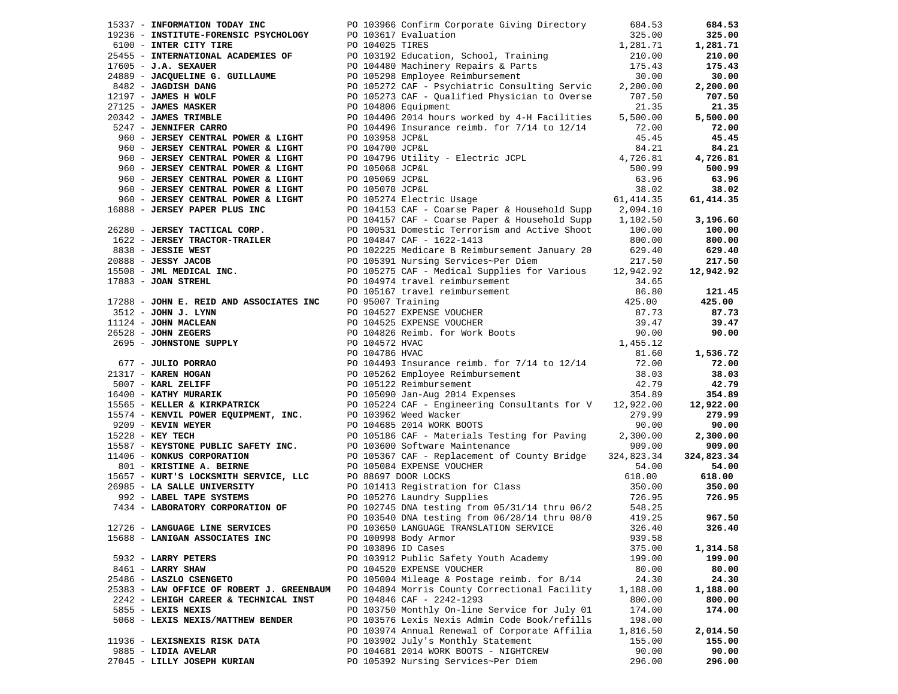| Vendor | PO / Description | Amount | Total |
|---|---|---|---|
| 15337 - **INFORMATION TODAY INC** | PO 103966 Confirm Corporate Giving Directory | 684.53 | **684.53** |
| 19236 - **INSTITUTE-FORENSIC PSYCHOLOGY** | PO 103617 Evaluation | 325.00 | **325.00** |
| 6100 - **INTER CITY TIRE** | PO 104025 TIRES | 1,281.71 | **1,281.71** |
| 25455 - **INTERNATIONAL ACADEMIES OF** | PO 103192 Education, School, Training | 210.00 | **210.00** |
| 17605 - **J.A. SEXAUER** | PO 104480 Machinery Repairs & Parts | 175.43 | **175.43** |
| 24889 - **JACQUELINE G. GUILLAUME** | PO 105298 Employee Reimbursement | 30.00 | **30.00** |
| 8482 - **JAGDISH DANG** | PO 105272 CAF - Psychiatric Consulting Servic | 2,200.00 | **2,200.00** |
| 12197 - **JAMES H WOLF** | PO 105273 CAF - Qualified Physician to Overse | 707.50 | **707.50** |
| 27125 - **JAMES MASKER** | PO 104806 Equipment | 21.35 | **21.35** |
| 20342 - **JAMES TRIMBLE** | PO 104406 2014 hours worked by 4-H Facilities | 5,500.00 | **5,500.00** |
| 5247 - **JENNIFER CARRO** | PO 104496 Insurance reimb. for 7/14 to 12/14 | 72.00 | **72.00** |
| 960 - **JERSEY CENTRAL POWER & LIGHT** | PO 103958 JCP&L | 45.45 | **45.45** |
| 960 - **JERSEY CENTRAL POWER & LIGHT** | PO 104700 JCP&L | 84.21 | **84.21** |
| 960 - **JERSEY CENTRAL POWER & LIGHT** | PO 104796 Utility - Electric JCPL | 4,726.81 | **4,726.81** |
| 960 - **JERSEY CENTRAL POWER & LIGHT** | PO 105068 JCP&L | 500.99 | **500.99** |
| 960 - **JERSEY CENTRAL POWER & LIGHT** | PO 105069 JCP&L | 63.96 | **63.96** |
| 960 - **JERSEY CENTRAL POWER & LIGHT** | PO 105070 JCP&L | 38.02 | **38.02** |
| 960 - **JERSEY CENTRAL POWER & LIGHT** | PO 105274 Electric Usage | 61,414.35 | **61,414.35** |
| 16888 - **JERSEY PAPER PLUS INC** | PO 104153 CAF - Coarse Paper & Household Supp | 2,094.10 | |
| | PO 104157 CAF - Coarse Paper & Household Supp | 1,102.50 | **3,196.60** |
| 26280 - **JERSEY TACTICAL CORP.** | PO 100531 Domestic Terrorism and Active Shoot | 100.00 | **100.00** |
| 1622 - **JERSEY TRACTOR-TRAILER** | PO 104847 CAF - 1622-1413 | 800.00 | **800.00** |
| 8838 - **JESSIE WEST** | PO 102225 Medicare B Reimbursement January 20 | 629.40 | **629.40** |
| 20888 - **JESSY JACOB** | PO 105391 Nursing Services~Per Diem | 217.50 | **217.50** |
| 15508 - **JML MEDICAL INC.** | PO 105275 CAF - Medical Supplies for Various | 12,942.92 | **12,942.92** |
| 17883 - **JOAN STREHL** | PO 104974 travel reimbursement | 34.65 | |
| | PO 105167 travel reimbursement | 86.80 | **121.45** |
| 17288 - **JOHN E. REID AND ASSOCIATES INC** | PO 95007 Training | 425.00 | **425.00** |
| 3512 - **JOHN J. LYNN** | PO 104527 EXPENSE VOUCHER | 87.73 | **87.73** |
| 11124 - **JOHN MACLEAN** | PO 104525 EXPENSE VOUCHER | 39.47 | **39.47** |
| 26528 - **JOHN ZEGERS** | PO 104826 Reimb. for Work Boots | 90.00 | **90.00** |
| 2695 - **JOHNSTONE SUPPLY** | PO 104572 HVAC | 1,455.12 | |
| | PO 104786 HVAC | 81.60 | **1,536.72** |
| 677 - **JULIO PORRAO** | PO 104493 Insurance reimb. for 7/14 to 12/14 | 72.00 | **72.00** |
| 21317 - **KAREN HOGAN** | PO 105262 Employee Reimbursement | 38.03 | **38.03** |
| 5007 - **KARL ZELIFF** | PO 105122 Reimbursement | 42.79 | **42.79** |
| 16400 - **KATHY MURARIK** | PO 105090 Jan-Aug 2014 Expenses | 354.89 | **354.89** |
| 15565 - **KELLER & KIRKPATRICK** | PO 105224 CAF - Engineering Consultants for V | 12,922.00 | **12,922.00** |
| 15574 - **KENVIL POWER EQUIPMENT, INC.** | PO 103962 Weed Wacker | 279.99 | **279.99** |
| 9209 - **KEVIN WEYER** | PO 104685 2014 WORK BOOTS | 90.00 | **90.00** |
| 15228 - **KEY TECH** | PO 105186 CAF - Materials Testing for Paving | 2,300.00 | **2,300.00** |
| 15587 - **KEYSTONE PUBLIC SAFETY INC.** | PO 103600 Software Maintenance | 909.00 | **909.00** |
| 11406 - **KONKUS CORPORATION** | PO 105367 CAF - Replacement of County Bridge | 324,823.34 | **324,823.34** |
| 801 - **KRISTINE A. BEIRNE** | PO 105084 EXPENSE VOUCHER | 54.00 | **54.00** |
| 15657 - **KURT'S LOCKSMITH SERVICE, LLC** | PO 88697 DOOR LOCKS | 618.00 | **618.00** |
| 26985 - **LA SALLE UNIVERSITY** | PO 101413 Registration for Class | 350.00 | **350.00** |
| 992 - **LABEL TAPE SYSTEMS** | PO 105276 Laundry Supplies | 726.95 | **726.95** |
| 7434 - **LABORATORY CORPORATION OF** | PO 102745 DNA testing from 05/31/14 thru 06/2 | 548.25 | |
| | PO 103540 DNA testing from 06/28/14 thru 08/0 | 419.25 | **967.50** |
| 12726 - **LANGUAGE LINE SERVICES** | PO 103650 LANGUAGE TRANSLATION SERVICE | 326.40 | **326.40** |
| 15688 - **LANIGAN ASSOCIATES INC** | PO 100998 Body Armor | 939.58 | |
| | PO 103896 ID Cases | 375.00 | **1,314.58** |
| 5932 - **LARRY PETERS** | PO 103912 Public Safety Youth Academy | 199.00 | **199.00** |
| 8461 - **LARRY SHAW** | PO 104520 EXPENSE VOUCHER | 80.00 | **80.00** |
| 25486 - **LASZLO CSENGETO** | PO 105004 Mileage & Postage reimb. for 8/14 | 24.30 | **24.30** |
| 25383 - **LAW OFFICE OF ROBERT J. GREENBAUM** | PO 104894 Morris County Correctional Facility | 1,188.00 | **1,188.00** |
| 2242 - **LEHIGH CAREER & TECHNICAL INST** | PO 104846 CAF - 2242-1293 | 800.00 | **800.00** |
| 5855 - **LEXIS NEXIS** | PO 103750 Monthly On-line Service for July 01 | 174.00 | **174.00** |
| 5068 - **LEXIS NEXIS/MATTHEW BENDER** | PO 103576 Lexis Nexis Admin Code Book/refills | 198.00 | |
| | PO 103974 Annual Renewal of Corporate Affilia | 1,816.50 | **2,014.50** |
| 11936 - **LEXISNEXIS RISK DATA** | PO 103902 July's Monthly Statement | 155.00 | **155.00** |
| 9885 - **LIDIA AVELAR** | PO 104681 2014 WORK BOOTS - NIGHTCREW | 90.00 | **90.00** |
| 27045 - **LILLY JOSEPH KURIAN** | PO 105392 Nursing Services~Per Diem | 296.00 | **296.00** |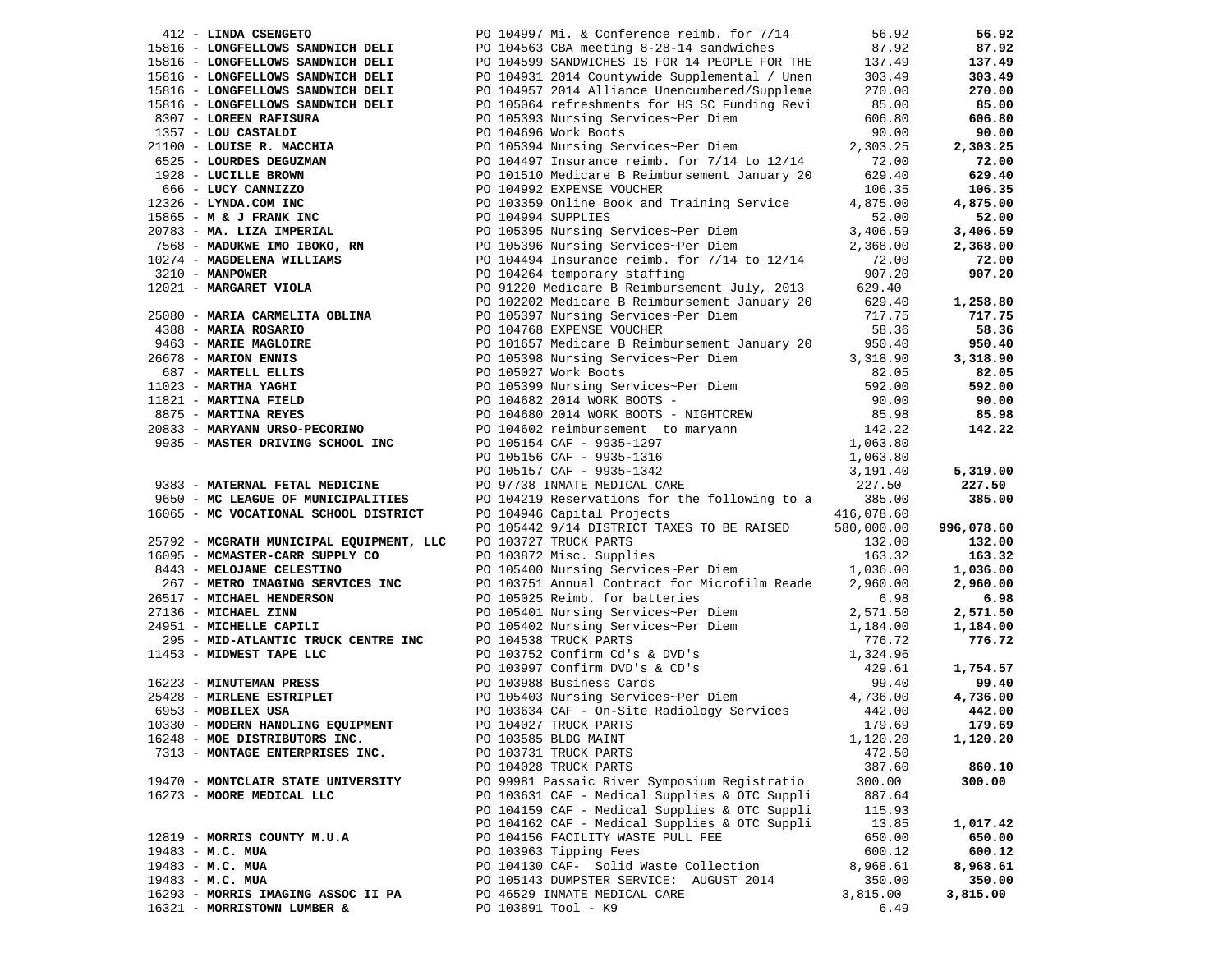| Vendor | Description | Amount | Total |
|---|---|---|---|
| 412 - **LINDA CSENGETO** | PO 104997 Mi. & Conference reimb. for 7/14 | 56.92 | **56.92** |
| 15816 - **LONGFELLOWS SANDWICH DELI** | PO 104563 CBA meeting 8-28-14 sandwiches | 87.92 | **87.92** |
| 15816 - **LONGFELLOWS SANDWICH DELI** | PO 104599 SANDWICHES IS FOR 14 PEOPLE FOR THE | 137.49 | **137.49** |
| 15816 - **LONGFELLOWS SANDWICH DELI** | PO 104931 2014 Countywide Supplemental / Unen | 303.49 | **303.49** |
| 15816 - **LONGFELLOWS SANDWICH DELI** | PO 104957 2014 Alliance Unencumbered/Suppleme | 270.00 | **270.00** |
| 15816 - **LONGFELLOWS SANDWICH DELI** | PO 105064 refreshments for HS SC Funding Revi | 85.00 | **85.00** |
| 8307 - **LOREEN RAFISURA** | PO 105393 Nursing Services~Per Diem | 606.80 | **606.80** |
| 1357 - **LOU CASTALDI** | PO 104696 Work Boots | 90.00 | **90.00** |
| 21100 - **LOUISE R. MACCHIA** | PO 105394 Nursing Services~Per Diem | 2,303.25 | **2,303.25** |
| 6525 - **LOURDES DEGUZMAN** | PO 104497 Insurance reimb. for 7/14 to 12/14 | 72.00 | **72.00** |
| 1928 - **LUCILLE BROWN** | PO 101510 Medicare B Reimbursement January 20 | 629.40 | **629.40** |
| 666 - **LUCY CANNIZZO** | PO 104992 EXPENSE VOUCHER | 106.35 | **106.35** |
| 12326 - **LYNDA.COM INC** | PO 103359 Online Book and Training Service | 4,875.00 | **4,875.00** |
| 15865 - **M & J FRANK INC** | PO 104994 SUPPLIES | 52.00 | **52.00** |
| 20783 - **MA. LIZA IMPERIAL** | PO 105395 Nursing Services~Per Diem | 3,406.59 | **3,406.59** |
| 7568 - **MADUKWE IMO IBOKO, RN** | PO 105396 Nursing Services~Per Diem | 2,368.00 | **2,368.00** |
| 10274 - **MAGDELENA WILLIAMS** | PO 104494 Insurance reimb. for 7/14 to 12/14 | 72.00 | **72.00** |
| 3210 - **MANPOWER** | PO 104264 temporary staffing | 907.20 | **907.20** |
| 12021 - **MARGARET VIOLA** | PO 91220 Medicare B Reimbursement July, 2013 | 629.40 | |
| | PO 102202 Medicare B Reimbursement January 20 | 629.40 | **1,258.80** |
| 25080 - **MARIA CARMELITA OBLINA** | PO 105397 Nursing Services~Per Diem | 717.75 | **717.75** |
| 4388 - **MARIA ROSARIO** | PO 104768 EXPENSE VOUCHER | 58.36 | **58.36** |
| 9463 - **MARIE MAGLOIRE** | PO 101657 Medicare B Reimbursement January 20 | 950.40 | **950.40** |
| 26678 - **MARION ENNIS** | PO 105398 Nursing Services~Per Diem | 3,318.90 | **3,318.90** |
| 687 - **MARTELL ELLIS** | PO 105027 Work Boots | 82.05 | **82.05** |
| 11023 - **MARTHA YAGHI** | PO 105399 Nursing Services~Per Diem | 592.00 | **592.00** |
| 11821 - **MARTINA FIELD** | PO 104682 2014 WORK BOOTS - | 90.00 | **90.00** |
| 8875 - **MARTINA REYES** | PO 104680 2014 WORK BOOTS - NIGHTCREW | 85.98 | **85.98** |
| 20833 - **MARYANN URSO-PECORINO** | PO 104602 reimbursement to maryann | 142.22 | **142.22** |
| 9935 - **MASTER DRIVING SCHOOL INC** | PO 105154 CAF - 9935-1297 | 1,063.80 | |
| | PO 105156 CAF - 9935-1316 | 1,063.80 | |
| | PO 105157 CAF - 9935-1342 | 3,191.40 | **5,319.00** |
| 9383 - **MATERNAL FETAL MEDICINE** | PO 97738 INMATE MEDICAL CARE | 227.50 | **227.50** |
| 9650 - **MC LEAGUE OF MUNICIPALITIES** | PO 104219 Reservations for the following to a | 385.00 | **385.00** |
| 16065 - **MC VOCATIONAL SCHOOL DISTRICT** | PO 104946 Capital Projects | 416,078.60 | |
| | PO 105442 9/14 DISTRICT TAXES TO BE RAISED | 580,000.00 | **996,078.60** |
| 25792 - **MCGRATH MUNICIPAL EQUIPMENT, LLC** | PO 103727 TRUCK PARTS | 132.00 | **132.00** |
| 16095 - **MCMASTER-CARR SUPPLY CO** | PO 103872 Misc. Supplies | 163.32 | **163.32** |
| 8443 - **MELOJANE CELESTINO** | PO 105400 Nursing Services~Per Diem | 1,036.00 | **1,036.00** |
| 267 - **METRO IMAGING SERVICES INC** | PO 103751 Annual Contract for Microfilm Reade | 2,960.00 | **2,960.00** |
| 26517 - **MICHAEL HENDERSON** | PO 105025 Reimb. for batteries | 6.98 | **6.98** |
| 27136 - **MICHAEL ZINN** | PO 105401 Nursing Services~Per Diem | 2,571.50 | **2,571.50** |
| 24951 - **MICHELLE CAPILI** | PO 105402 Nursing Services~Per Diem | 1,184.00 | **1,184.00** |
| 295 - **MID-ATLANTIC TRUCK CENTRE INC** | PO 104538 TRUCK PARTS | 776.72 | **776.72** |
| 11453 - **MIDWEST TAPE LLC** | PO 103752 Confirm Cd's & DVD's | 1,324.96 | |
| | PO 103997 Confirm DVD's & CD's | 429.61 | **1,754.57** |
| 16223 - **MINUTEMAN PRESS** | PO 103988 Business Cards | 99.40 | **99.40** |
| 25428 - **MIRLENE ESTRIPLET** | PO 105403 Nursing Services~Per Diem | 4,736.00 | **4,736.00** |
| 6953 - **MOBILEX USA** | PO 103634 CAF - On-Site Radiology Services | 442.00 | **442.00** |
| 10330 - **MODERN HANDLING EQUIPMENT** | PO 104027 TRUCK PARTS | 179.69 | **179.69** |
| 16248 - **MOE DISTRIBUTORS INC.** | PO 103585 BLDG MAINT | 1,120.20 | **1,120.20** |
| 7313 - **MONTAGE ENTERPRISES INC.** | PO 103731 TRUCK PARTS | 472.50 | |
| | PO 104028 TRUCK PARTS | 387.60 | **860.10** |
| 19470 - **MONTCLAIR STATE UNIVERSITY** | PO 99981 Passaic River Symposium Registratio | 300.00 | **300.00** |
| 16273 - **MOORE MEDICAL LLC** | PO 103631 CAF - Medical Supplies & OTC Suppli | 887.64 | |
| | PO 104159 CAF - Medical Supplies & OTC Suppli | 115.93 | |
| | PO 104162 CAF - Medical Supplies & OTC Suppli | 13.85 | **1,017.42** |
| 12819 - **MORRIS COUNTY M.U.A** | PO 104156 FACILITY WASTE PULL FEE | 650.00 | **650.00** |
| 19483 - **M.C. MUA** | PO 103963 Tipping Fees | 600.12 | **600.12** |
| 19483 - **M.C. MUA** | PO 104130 CAF- Solid Waste Collection | 8,968.61 | **8,968.61** |
| 19483 - **M.C. MUA** | PO 105143 DUMPSTER SERVICE: AUGUST 2014 | 350.00 | **350.00** |
| 16293 - **MORRIS IMAGING ASSOC II PA** | PO 46529 INMATE MEDICAL CARE | 3,815.00 | **3,815.00** |
| 16321 - **MORRISTOWN LUMBER &** | PO 103891 Tool - K9 | 6.49 | |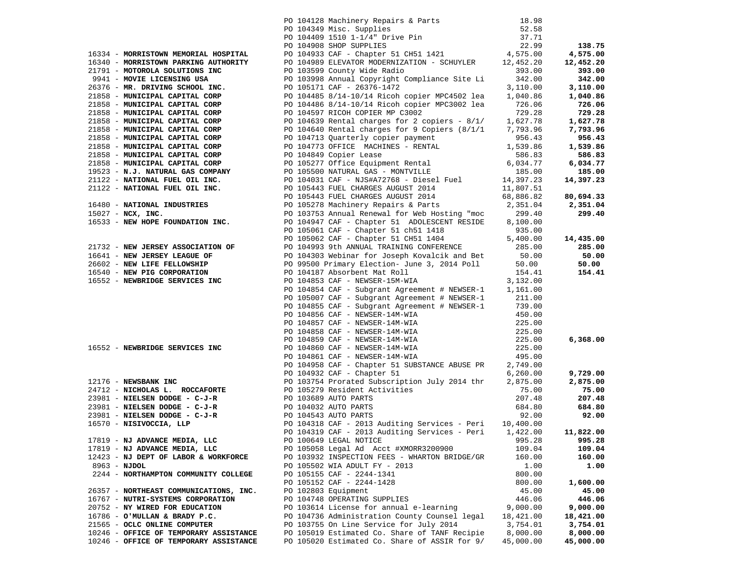| Vendor | PO / Description | Amount | Total |
|---|---|---|---|
| | PO 104128 Machinery Repairs & Parts | 18.98 | |
| | PO 104349 Misc. Supplies | 52.58 | |
| | PO 104409 1510 1-1/4" Drive Pin | 37.71 | |
| | PO 104908 SHOP SUPPLIES | 22.99 | **138.75** |
| 16334 - **MORRISTOWN MEMORIAL HOSPITAL** | PO 104933 CAF - Chapter 51 CH51 1421 | 4,575.00 | **4,575.00** |
| 16340 - **MORRISTOWN PARKING AUTHORITY** | PO 104989 ELEVATOR MODERNIZATION - SCHUYLER | 12,452.20 | **12,452.20** |
| 21791 - **MOTOROLA SOLUTIONS INC** | PO 103599 County Wide Radio | 393.00 | **393.00** |
| 9941 - **MOVIE LICENSING USA** | PO 103998 Annual Copyright Compliance Site Li | 342.00 | **342.00** |
| 26376 - **MR. DRIVING SCHOOL INC.** | PO 105171 CAF - 26376-1472 | 3,110.00 | **3,110.00** |
| 21858 - **MUNICIPAL CAPITAL CORP** | PO 104485 8/14-10/14 Ricoh copier MPC4502 lea | 1,040.86 | **1,040.86** |
| 21858 - **MUNICIPAL CAPITAL CORP** | PO 104486 8/14-10/14 Ricoh copier MPC3002 lea | 726.06 | **726.06** |
| 21858 - **MUNICIPAL CAPITAL CORP** | PO 104597 RICOH COPIER MP C3002 | 729.28 | **729.28** |
| 21858 - **MUNICIPAL CAPITAL CORP** | PO 104639 Rental charges for 2 copiers - 8/1/ | 1,627.78 | **1,627.78** |
| 21858 - **MUNICIPAL CAPITAL CORP** | PO 104640 Rental charges for 9 Copiers (8/1/1 | 7,793.96 | **7,793.96** |
| 21858 - **MUNICIPAL CAPITAL CORP** | PO 104713 Quarterly copier payment | 956.43 | **956.43** |
| 21858 - **MUNICIPAL CAPITAL CORP** | PO 104773 OFFICE MACHINES - RENTAL | 1,539.86 | **1,539.86** |
| 21858 - **MUNICIPAL CAPITAL CORP** | PO 104849 Copier Lease | 586.83 | **586.83** |
| 21858 - **MUNICIPAL CAPITAL CORP** | PO 105277 Office Equipment Rental | 6,034.77 | **6,034.77** |
| 19523 - **N.J. NATURAL GAS COMPANY** | PO 105500 NATURAL GAS - MONTVILLE | 185.00 | **185.00** |
| 21122 - **NATIONAL FUEL OIL INC.** | PO 104031 CAF - NJS#A72768 - Diesel Fuel | 14,397.23 | **14,397.23** |
| 21122 - **NATIONAL FUEL OIL INC.** | PO 105443 FUEL CHARGES AUGUST 2014 | 11,807.51 | |
| | PO 105443 FUEL CHARGES AUGUST 2014 | 68,886.82 | **80,694.33** |
| 16480 - **NATIONAL INDUSTRIES** | PO 105278 Machinery Repairs & Parts | 2,351.04 | **2,351.04** |
| 15027 - **NCX, INC.** | PO 103753 Annual Renewal for Web Hosting "moc | 299.40 | **299.40** |
| 16533 - **NEW HOPE FOUNDATION INC.** | PO 104947 CAF - Chapter 51 ADOLESCENT RESIDE | 8,100.00 | |
| | PO 105061 CAF - Chapter 51 ch51 1418 | 935.00 | |
| | PO 105062 CAF - Chapter 51 CH51 1404 | 5,400.00 | **14,435.00** |
| 21732 - **NEW JERSEY ASSOCIATION OF** | PO 104993 9th ANNUAL TRAINING CONFERENCE | 285.00 | **285.00** |
| 16641 - **NEW JERSEY LEAGUE OF** | PO 104303 Webinar for Joseph Kovalcik and Bet | 50.00 | **50.00** |
| 26602 - **NEW LIFE FELLOWSHIP** | PO 99500 Primary Election- June 3, 2014 Poll | 50.00 | **50.00** |
| 16540 - **NEW PIG CORPORATION** | PO 104187 Absorbent Mat Roll | 154.41 | **154.41** |
| 16552 - **NEWBRIDGE SERVICES INC** | PO 104853 CAF - NEWSER-15M-WIA | 3,132.00 | |
| | PO 104854 CAF - Subgrant Agreement # NEWSER-1 | 1,161.00 | |
| | PO 105007 CAF - Subgrant Agreement # NEWSER-1 | 211.00 | |
| | PO 104855 CAF - Subgrant Agreement # NEWSER-1 | 739.00 | |
| | PO 104856 CAF - NEWSER-14M-WIA | 450.00 | |
| | PO 104857 CAF - NEWSER-14M-WIA | 225.00 | |
| | PO 104858 CAF - NEWSER-14M-WIA | 225.00 | |
| | PO 104859 CAF - NEWSER-14M-WIA | 225.00 | **6,368.00** |
| 16552 - **NEWBRIDGE SERVICES INC** | PO 104860 CAF - NEWSER-14M-WIA | 225.00 | |
| | PO 104861 CAF - NEWSER-14M-WIA | 495.00 | |
| | PO 104958 CAF - Chapter 51 SUBSTANCE ABUSE PR | 2,749.00 | |
| | PO 104932 CAF - Chapter 51 | 6,260.00 | **9,729.00** |
| 12176 - **NEWSBANK INC** | PO 103754 Prorated Subscription July 2014 thr | 2,875.00 | **2,875.00** |
| 24712 - **NICHOLAS L. ROCCAFORTE** | PO 105279 Resident Activities | 75.00 | **75.00** |
| 23981 - **NIELSEN DODGE - C-J-R** | PO 103689 AUTO PARTS | 207.48 | **207.48** |
| 23981 - **NIELSEN DODGE - C-J-R** | PO 104032 AUTO PARTS | 684.80 | **684.80** |
| 23981 - **NIELSEN DODGE - C-J-R** | PO 104543 AUTO PARTS | 92.00 | **92.00** |
| 16570 - **NISIVOCCIA, LLP** | PO 104318 CAF - 2013 Auditing Services - Peri | 10,400.00 | |
| | PO 104319 CAF - 2013 Auditing Services - Peri | 1,422.00 | **11,822.00** |
| 17819 - **NJ ADVANCE MEDIA, LLC** | PO 100649 LEGAL NOTICE | 995.28 | **995.28** |
| 17819 - **NJ ADVANCE MEDIA, LLC** | PO 105058 Legal Ad Acct #XMORR3200900 | 109.04 | **109.04** |
| 12423 - **NJ DEPT OF LABOR & WORKFORCE** | PO 103932 INSPECTION FEES - WHARTON BRIDGE/GR | 160.00 | **160.00** |
| 8963 - **NJDOL** | PO 105502 WIA ADULT FY - 2013 | 1.00 | **1.00** |
| 2244 - **NORTHAMPTON COMMUNITY COLLEGE** | PO 105155 CAF - 2244-1341 | 800.00 | |
| | PO 105152 CAF - 2244-1428 | 800.00 | **1,600.00** |
| 26357 - **NORTHEAST COMMUNICATIONS, INC.** | PO 102803 Equipment | 45.00 | **45.00** |
| 16767 - **NUTRI-SYSTEMS CORPORATION** | PO 104748 OPERATING SUPPLIES | 446.06 | **446.06** |
| 20752 - **NY WIRED FOR EDUCATION** | PO 103614 License for annual e-learning | 9,000.00 | **9,000.00** |
| 16786 - **O'MULLAN & BRADY P.C.** | PO 104736 Administration County Counsel legal | 18,421.00 | **18,421.00** |
| 21565 - **OCLC ONLINE COMPUTER** | PO 103755 On Line Service for July 2014 | 3,754.01 | **3,754.01** |
| 10246 - **OFFICE OF TEMPORARY ASSISTANCE** | PO 105019 Estimated Co. Share of TANF Recipie | 8,000.00 | **8,000.00** |
| 10246 - **OFFICE OF TEMPORARY ASSISTANCE** | PO 105020 Estimated Co. Share of ASSIR for 9/ | 45,000.00 | **45,000.00** |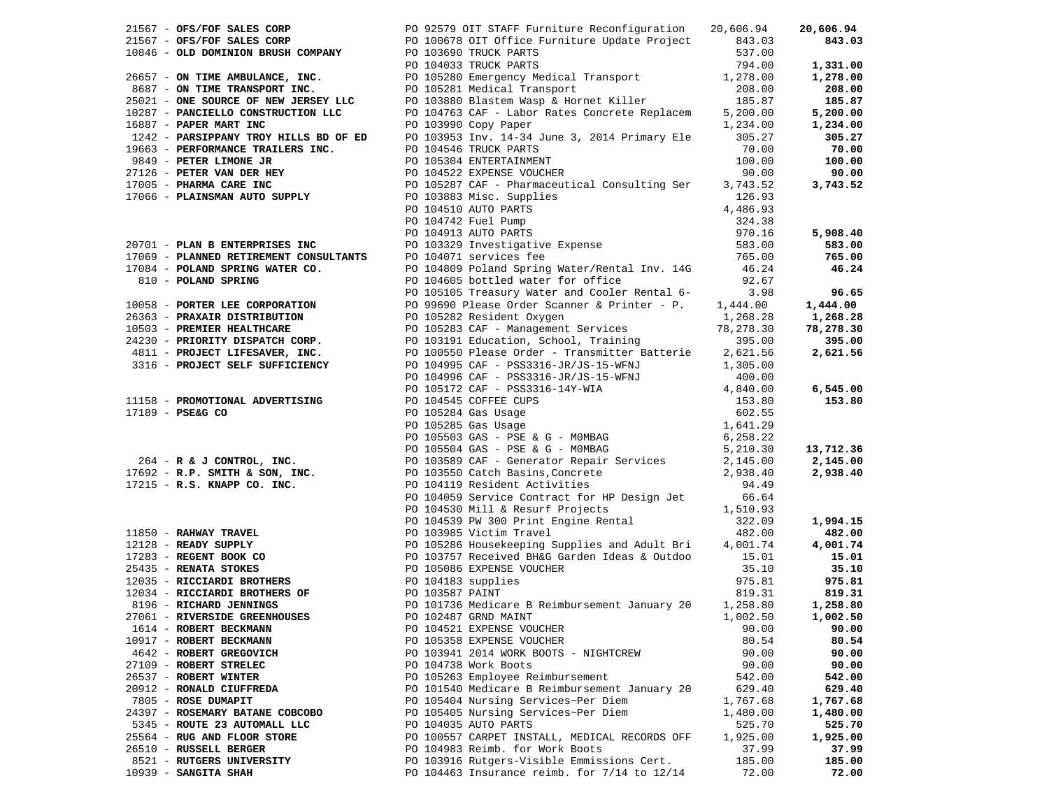| Vendor | PO / Description | Amount | Total |
|---|---|---|---|
| 21567 - **OFS/FOF SALES CORP** | PO 92579 OIT STAFF Furniture Reconfiguration | 20,606.94 | **20,606.94** |
| 21567 - **OFS/FOF SALES CORP** | PO 100678 OIT Office Furniture Update Project | 843.03 | **843.03** |
| 10846 - **OLD DOMINION BRUSH COMPANY** | PO 103690 TRUCK PARTS | 537.00 | |
| | PO 104033 TRUCK PARTS | 794.00 | **1,331.00** |
| 26657 - **ON TIME AMBULANCE, INC.** | PO 105280 Emergency Medical Transport | 1,278.00 | **1,278.00** |
| 8687 - **ON TIME TRANSPORT INC.** | PO 105281 Medical Transport | 208.00 | **208.00** |
| 25021 - **ONE SOURCE OF NEW JERSEY LLC** | PO 103880 Blastem Wasp & Hornet Killer | 185.87 | **185.87** |
| 10287 - **PANCIELLO CONSTRUCTION LLC** | PO 104763 CAF - Labor Rates Concrete Replacem | 5,200.00 | **5,200.00** |
| 16887 - **PAPER MART INC** | PO 103990 Copy Paper | 1,234.00 | **1,234.00** |
| 1242 - **PARSIPPANY TROY HILLS BD OF ED** | PO 103953 Inv. 14-34 June 3, 2014 Primary Ele | 305.27 | **305.27** |
| 19663 - **PERFORMANCE TRAILERS INC.** | PO 104546 TRUCK PARTS | 70.00 | **70.00** |
| 9849 - **PETER LIMONE JR** | PO 105304 ENTERTAINMENT | 100.00 | **100.00** |
| 27126 - **PETER VAN DER HEY** | PO 104522 EXPENSE VOUCHER | 90.00 | **90.00** |
| 17005 - **PHARMA CARE INC** | PO 105287 CAF - Pharmaceutical Consulting Ser | 3,743.52 | **3,743.52** |
| 17066 - **PLAINSMAN AUTO SUPPLY** | PO 103883 Misc. Supplies | 126.93 | |
| | PO 104510 AUTO PARTS | 4,486.93 | |
| | PO 104742 Fuel Pump | 324.38 | |
| | PO 104913 AUTO PARTS | 970.16 | **5,908.40** |
| 20701 - **PLAN B ENTERPRISES INC** | PO 103329 Investigative Expense | 583.00 | **583.00** |
| 17069 - **PLANNED RETIREMENT CONSULTANTS** | PO 104071 services fee | 765.00 | **765.00** |
| 17084 - **POLAND SPRING WATER CO.** | PO 104809 Poland Spring Water/Rental Inv. 14G | 46.24 | **46.24** |
| 810 - **POLAND SPRING** | PO 104605 bottled water for office | 92.67 | |
| | PO 105105 Treasury Water and Cooler Rental 6- | 3.98 | **96.65** |
| 10058 - **PORTER LEE CORPORATION** | PO 99690 Please Order Scanner & Printer - P. | 1,444.00 | **1,444.00** |
| 26363 - **PRAXAIR DISTRIBUTION** | PO 105282 Resident Oxygen | 1,268.28 | **1,268.28** |
| 10503 - **PREMIER HEALTHCARE** | PO 105283 CAF - Management Services | 78,278.30 | **78,278.30** |
| 24230 - **PRIORITY DISPATCH CORP.** | PO 103191 Education, School, Training | 395.00 | **395.00** |
| 4811 - **PROJECT LIFESAVER, INC.** | PO 100550 Please Order - Transmitter Batterie | 2,621.56 | **2,621.56** |
| 3316 - **PROJECT SELF SUFFICIENCY** | PO 104995 CAF - PSS3316-JR/JS-15-WFNJ | 1,305.00 | |
| | PO 104996 CAF - PSS3316-JR/JS-15-WFNJ | 400.00 | |
| | PO 105172 CAF - PSS3316-14Y-WIA | 4,840.00 | **6,545.00** |
| 11158 - **PROMOTIONAL ADVERTISING** | PO 104545 COFFEE CUPS | 153.80 | **153.80** |
| 17189 - **PSE&G CO** | PO 105284 Gas Usage | 602.55 | |
| | PO 105285 Gas Usage | 1,641.29 | |
| | PO 105503 GAS - PSE & G - M0MBAG | 6,258.22 | |
| | PO 105504 GAS - PSE & G - M0MBAG | 5,210.30 | **13,712.36** |
| 264 - **R & J CONTROL, INC.** | PO 103589 CAF - Generator Repair Services | 2,145.00 | **2,145.00** |
| 17692 - **R.P. SMITH & SON, INC.** | PO 103550 Catch Basins,Concrete | 2,938.40 | **2,938.40** |
| 17215 - **R.S. KNAPP CO. INC.** | PO 104119 Resident Activities | 94.49 | |
| | PO 104059 Service Contract for HP Design Jet | 66.64 | |
| | PO 104530 Mill & Resurf Projects | 1,510.93 | |
| | PO 104539 PW 300 Print Engine Rental | 322.09 | **1,994.15** |
| 11850 - **RAHWAY TRAVEL** | PO 103985 Victim Travel | 482.00 | **482.00** |
| 12128 - **READY SUPPLY** | PO 105286 Housekeeping Supplies and Adult Bri | 4,001.74 | **4,001.74** |
| 17283 - **REGENT BOOK CO** | PO 103757 Received BH&G Garden Ideas & Outdoo | 15.01 | **15.01** |
| 25435 - **RENATA STOKES** | PO 105086 EXPENSE VOUCHER | 35.10 | **35.10** |
| 12035 - **RICCIARDI BROTHERS** | PO 104183 supplies | 975.81 | **975.81** |
| 12034 - **RICCIARDI BROTHERS OF** | PO 103587 PAINT | 819.31 | **819.31** |
| 8196 - **RICHARD JENNINGS** | PO 101736 Medicare B Reimbursement January 20 | 1,258.80 | **1,258.80** |
| 27061 - **RIVERSIDE GREENHOUSES** | PO 102487 GRND MAINT | 1,002.50 | **1,002.50** |
| 1614 - **ROBERT BECKMANN** | PO 104521 EXPENSE VOUCHER | 90.00 | **90.00** |
| 10917 - **ROBERT BECKMANN** | PO 105358 EXPENSE VOUCHER | 80.54 | **80.54** |
| 4642 - **ROBERT GREGOVICH** | PO 103941 2014 WORK BOOTS - NIGHTCREW | 90.00 | **90.00** |
| 27109 - **ROBERT STRELEC** | PO 104738 Work Boots | 90.00 | **90.00** |
| 26537 - **ROBERT WINTER** | PO 105263 Employee Reimbursement | 542.00 | **542.00** |
| 20912 - **RONALD CIUFFREDA** | PO 101540 Medicare B Reimbursement January 20 | 629.40 | **629.40** |
| 7805 - **ROSE DUMAPIT** | PO 105404 Nursing Services~Per Diem | 1,767.68 | **1,767.68** |
| 24397 - **ROSEMARY BATANE COBCOBO** | PO 105405 Nursing Services~Per Diem | 1,480.00 | **1,480.00** |
| 5345 - **ROUTE 23 AUTOMALL LLC** | PO 104035 AUTO PARTS | 525.70 | **525.70** |
| 25564 - **RUG AND FLOOR STORE** | PO 100557 CARPET INSTALL, MEDICAL RECORDS OFF | 1,925.00 | **1,925.00** |
| 26510 - **RUSSELL BERGER** | PO 104983 Reimb. for Work Boots | 37.99 | **37.99** |
| 8521 - **RUTGERS UNIVERSITY** | PO 103916 Rutgers-Visible Emissions Cert. | 185.00 | **185.00** |
| 10939 - **SANGITA SHAH** | PO 104463 Insurance reimb. for 7/14 to 12/14 | 72.00 | **72.00** |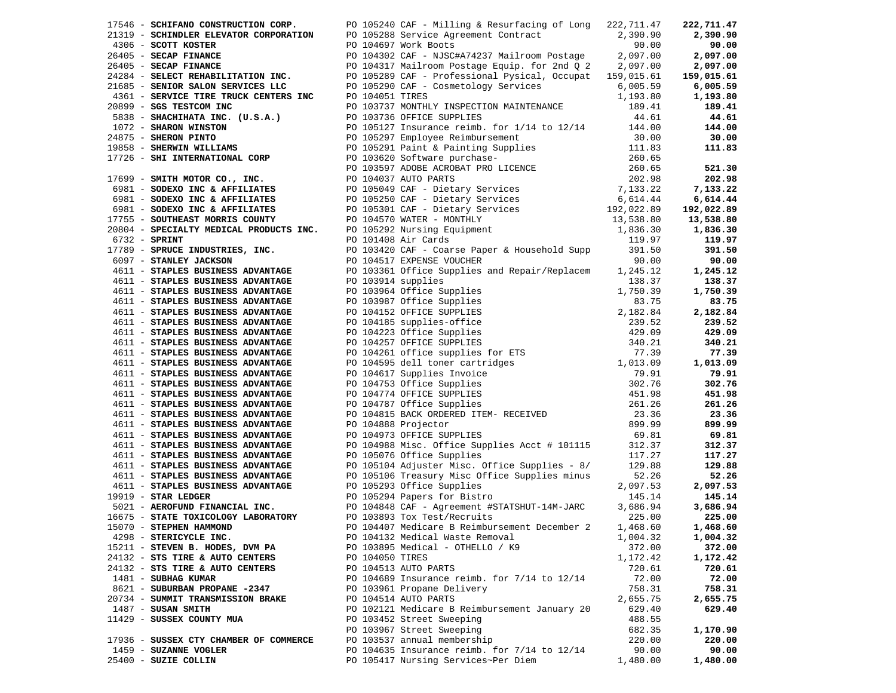| Vendor | PO / Description | Amount | Total |
|---|---|---|---|
| 17546 - **SCHIFANO CONSTRUCTION CORP.** | PO 105240 CAF - Milling & Resurfacing of Long | 222,711.47 | **222,711.47** |
| 21319 - **SCHINDLER ELEVATOR CORPORATION** | PO 105288 Service Agreement Contract | 2,390.90 | **2,390.90** |
| 4306 - **SCOTT KOSTER** | PO 104697 Work Boots | 90.00 | **90.00** |
| 26405 - **SECAP FINANCE** | PO 104302 CAF - NJSC#A74237 Mailroom Postage | 2,097.00 | **2,097.00** |
| 26405 - **SECAP FINANCE** | PO 104317 Mailroom Postage Equip. for 2nd Q 2 | 2,097.00 | **2,097.00** |
| 24284 - **SELECT REHABILITATION INC.** | PO 105289 CAF - Professional Pysical, Occupat | 159,015.61 | **159,015.61** |
| 21685 - **SENIOR SALON SERVICES LLC** | PO 105290 CAF - Cosmetology Services | 6,005.59 | **6,005.59** |
| 4361 - **SERVICE TIRE TRUCK CENTERS INC** | PO 104051 TIRES | 1,193.80 | **1,193.80** |
| 20899 - **SGS TESTCOM INC** | PO 103737 MONTHLY INSPECTION MAINTENANCE | 189.41 | **189.41** |
| 5838 - **SHACHIHATA INC. (U.S.A.)** | PO 103736 OFFICE SUPPLIES | 44.61 | **44.61** |
| 1072 - **SHARON WINSTON** | PO 105127 Insurance reimb. for 1/14 to 12/14 | 144.00 | **144.00** |
| 24875 - **SHERON PINTO** | PO 105297 Employee Reimbursement | 30.00 | **30.00** |
| 19858 - **SHERWIN WILLIAMS** | PO 105291 Paint & Painting Supplies | 111.83 | **111.83** |
| 17726 - **SHI INTERNATIONAL CORP** | PO 103620 Software purchase- | 260.65 | |
| | PO 103597 ADOBE ACROBAT PRO LICENCE | 260.65 | **521.30** |
| 17699 - **SMITH MOTOR CO., INC.** | PO 104037 AUTO PARTS | 202.98 | **202.98** |
| 6981 - **SODEXO INC & AFFILIATES** | PO 105049 CAF - Dietary Services | 7,133.22 | **7,133.22** |
| 6981 - **SODEXO INC & AFFILIATES** | PO 105250 CAF - Dietary Services | 6,614.44 | **6,614.44** |
| 6981 - **SODEXO INC & AFFILIATES** | PO 105301 CAF - Dietary Services | 192,022.89 | **192,022.89** |
| 17755 - **SOUTHEAST MORRIS COUNTY** | PO 104570 WATER - MONTHLY | 13,538.80 | **13,538.80** |
| 20804 - **SPECIALTY MEDICAL PRODUCTS INC.** | PO 105292 Nursing Equipment | 1,836.30 | **1,836.30** |
| 6732 - **SPRINT** | PO 101408 Air Cards | 119.97 | **119.97** |
| 17789 - **SPRUCE INDUSTRIES, INC.** | PO 103420 CAF - Coarse Paper & Household Supp | 391.50 | **391.50** |
| 6097 - **STANLEY JACKSON** | PO 104517 EXPENSE VOUCHER | 90.00 | **90.00** |
| 4611 - **STAPLES BUSINESS ADVANTAGE** | PO 103361 Office Supplies and Repair/Replacem | 1,245.12 | **1,245.12** |
| 4611 - **STAPLES BUSINESS ADVANTAGE** | PO 103914 supplies | 138.37 | **138.37** |
| 4611 - **STAPLES BUSINESS ADVANTAGE** | PO 103964 Office Supplies | 1,750.39 | **1,750.39** |
| 4611 - **STAPLES BUSINESS ADVANTAGE** | PO 103987 Office Supplies | 83.75 | **83.75** |
| 4611 - **STAPLES BUSINESS ADVANTAGE** | PO 104152 OFFICE SUPPLIES | 2,182.84 | **2,182.84** |
| 4611 - **STAPLES BUSINESS ADVANTAGE** | PO 104185 supplies-office | 239.52 | **239.52** |
| 4611 - **STAPLES BUSINESS ADVANTAGE** | PO 104223 Office Supplies | 429.09 | **429.09** |
| 4611 - **STAPLES BUSINESS ADVANTAGE** | PO 104257 OFFICE SUPPLIES | 340.21 | **340.21** |
| 4611 - **STAPLES BUSINESS ADVANTAGE** | PO 104261 office supplies for ETS | 77.39 | **77.39** |
| 4611 - **STAPLES BUSINESS ADVANTAGE** | PO 104595 dell toner cartridges | 1,013.09 | **1,013.09** |
| 4611 - **STAPLES BUSINESS ADVANTAGE** | PO 104617 Supplies Invoice | 79.91 | **79.91** |
| 4611 - **STAPLES BUSINESS ADVANTAGE** | PO 104753 Office Supplies | 302.76 | **302.76** |
| 4611 - **STAPLES BUSINESS ADVANTAGE** | PO 104774 OFFICE SUPPLIES | 451.98 | **451.98** |
| 4611 - **STAPLES BUSINESS ADVANTAGE** | PO 104787 Office Supplies | 261.26 | **261.26** |
| 4611 - **STAPLES BUSINESS ADVANTAGE** | PO 104815 BACK ORDERED ITEM- RECEIVED | 23.36 | **23.36** |
| 4611 - **STAPLES BUSINESS ADVANTAGE** | PO 104888 Projector | 899.99 | **899.99** |
| 4611 - **STAPLES BUSINESS ADVANTAGE** | PO 104973 OFFICE SUPPLIES | 69.81 | **69.81** |
| 4611 - **STAPLES BUSINESS ADVANTAGE** | PO 104988 Misc. Office Supplies Acct # 101115 | 312.37 | **312.37** |
| 4611 - **STAPLES BUSINESS ADVANTAGE** | PO 105076 Office Supplies | 117.27 | **117.27** |
| 4611 - **STAPLES BUSINESS ADVANTAGE** | PO 105104 Adjuster Misc. Office Supplies - 8/ | 129.88 | **129.88** |
| 4611 - **STAPLES BUSINESS ADVANTAGE** | PO 105106 Treasury Misc Office Supplies minus | 52.26 | **52.26** |
| 4611 - **STAPLES BUSINESS ADVANTAGE** | PO 105293 Office Supplies | 2,097.53 | **2,097.53** |
| 19919 - **STAR LEDGER** | PO 105294 Papers for Bistro | 145.14 | **145.14** |
| 5021 - **AEROFUND FINANCIAL INC.** | PO 104848 CAF - Agreement #STATSHUT-14M-JARC | 3,686.94 | **3,686.94** |
| 16675 - **STATE TOXICOLOGY LABORATORY** | PO 103893 Tox Test/Recruits | 225.00 | **225.00** |
| 15070 - **STEPHEN HAMMOND** | PO 104407 Medicare B Reimbursement December 2 | 1,468.60 | **1,468.60** |
| 4298 - **STERICYCLE INC.** | PO 104132 Medical Waste Removal | 1,004.32 | **1,004.32** |
| 15211 - **STEVEN B. HODES, DVM PA** | PO 103895 Medical - OTHELLO / K9 | 372.00 | **372.00** |
| 24132 - **STS TIRE & AUTO CENTERS** | PO 104050 TIRES | 1,172.42 | **1,172.42** |
| 24132 - **STS TIRE & AUTO CENTERS** | PO 104513 AUTO PARTS | 720.61 | **720.61** |
| 1481 - **SUBHAG KUMAR** | PO 104689 Insurance reimb. for 7/14 to 12/14 | 72.00 | **72.00** |
| 8621 - **SUBURBAN PROPANE -2347** | PO 103961 Propane Delivery | 758.31 | **758.31** |
| 20734 - **SUMMIT TRANSMISSION BRAKE** | PO 104514 AUTO PARTS | 2,655.75 | **2,655.75** |
| 1487 - **SUSAN SMITH** | PO 102121 Medicare B Reimbursement January 20 | 629.40 | **629.40** |
| 11429 - **SUSSEX COUNTY MUA** | PO 103452 Street Sweeping | 488.55 | |
| | PO 103967 Street Sweeping | 682.35 | **1,170.90** |
| 17936 - **SUSSEX CTY CHAMBER OF COMMERCE** | PO 103537 annual membership | 220.00 | **220.00** |
| 1459 - **SUZANNE VOGLER** | PO 104635 Insurance reimb. for 7/14 to 12/14 | 90.00 | **90.00** |
| 25400 - **SUZIE COLLIN** | PO 105417 Nursing Services~Per Diem | 1,480.00 | **1,480.00** |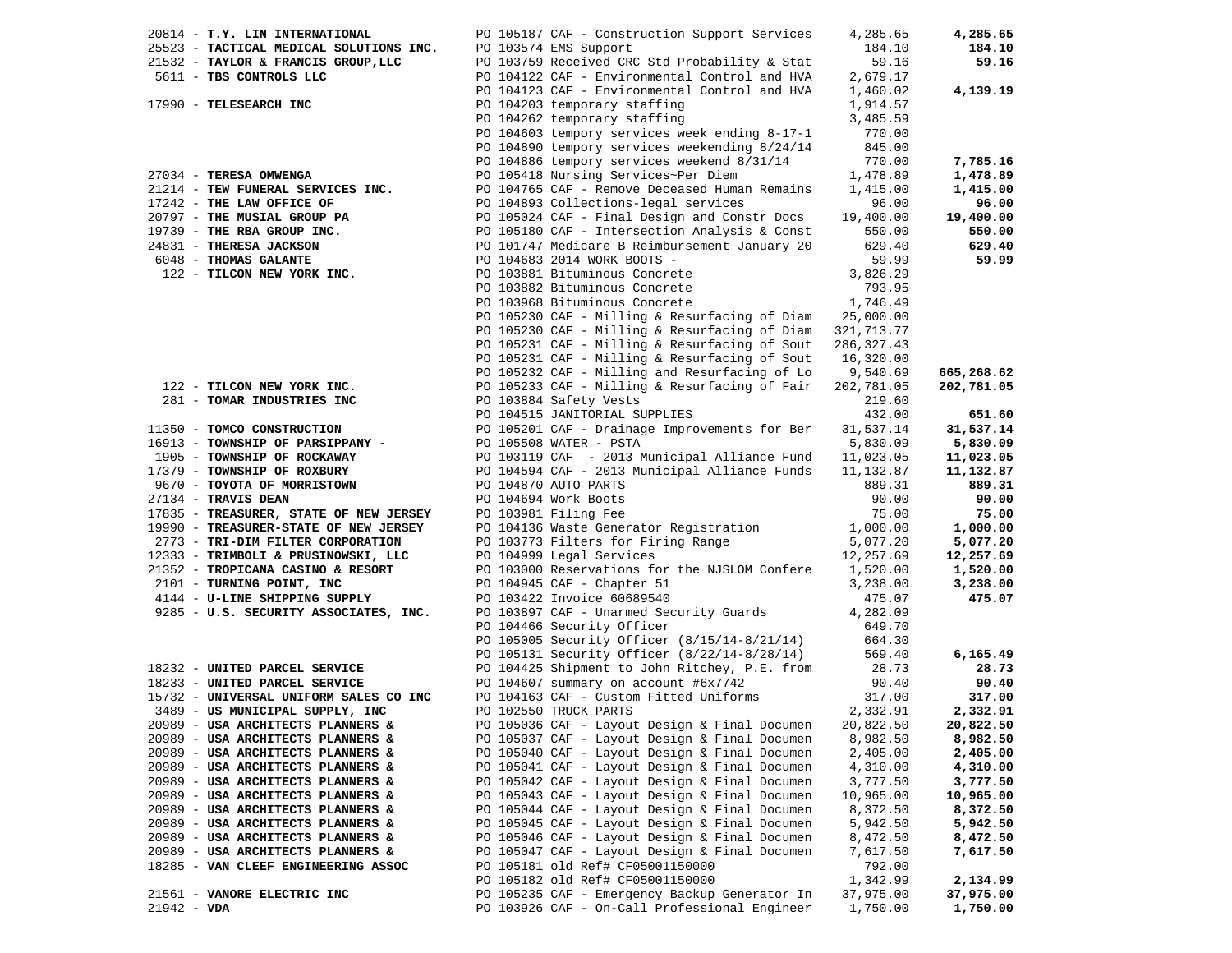| Vendor | Description | Amount | Total |
|---|---|---|---|
| 20814 - **T.Y. LIN INTERNATIONAL** | PO 105187 CAF - Construction Support Services | 4,285.65 | **4,285.65** |
| 25523 - **TACTICAL MEDICAL SOLUTIONS INC.** | PO 103574 EMS Support | 184.10 | **184.10** |
| 21532 - **TAYLOR & FRANCIS GROUP,LLC** | PO 103759 Received CRC Std Probability & Stat | 59.16 | **59.16** |
| 5611 - **TBS CONTROLS LLC** | PO 104122 CAF - Environmental Control and HVA | 2,679.17 | |
| | PO 104123 CAF - Environmental Control and HVA | 1,460.02 | **4,139.19** |
| 17990 - **TELESEARCH INC** | PO 104203 temporary staffing | 1,914.57 | |
| | PO 104262 temporary staffing | 3,485.59 | |
| | PO 104603 tempory services week ending 8-17-1 | 770.00 | |
| | PO 104890 tempory services weekending 8/24/14 | 845.00 | |
| | PO 104886 tempory services weekend 8/31/14 | 770.00 | **7,785.16** |
| 27034 - **TERESA OMWENGA** | PO 105418 Nursing Services~Per Diem | 1,478.89 | **1,478.89** |
| 21214 - **TEW FUNERAL SERVICES INC.** | PO 104765 CAF - Remove Deceased Human Remains | 1,415.00 | **1,415.00** |
| 17242 - **THE LAW OFFICE OF** | PO 104893 Collections-legal services | 96.00 | **96.00** |
| 20797 - **THE MUSIAL GROUP PA** | PO 105024 CAF - Final Design and Constr Docs | 19,400.00 | **19,400.00** |
| 19739 - **THE RBA GROUP INC.** | PO 105180 CAF - Intersection Analysis & Const | 550.00 | **550.00** |
| 24831 - **THERESA JACKSON** | PO 101747 Medicare B Reimbursement January 20 | 629.40 | **629.40** |
| 6048 - **THOMAS GALANTE** | PO 104683 2014 WORK BOOTS - | 59.99 | **59.99** |
| 122 - **TILCON NEW YORK INC.** | PO 103881 Bituminous Concrete | 3,826.29 | |
| | PO 103882 Bituminous Concrete | 793.95 | |
| | PO 103968 Bituminous Concrete | 1,746.49 | |
| | PO 105230 CAF - Milling & Resurfacing of Diam | 25,000.00 | |
| | PO 105230 CAF - Milling & Resurfacing of Diam | 321,713.77 | |
| | PO 105231 CAF - Milling & Resurfacing of Sout | 286,327.43 | |
| | PO 105231 CAF - Milling & Resurfacing of Sout | 16,320.00 | |
| | PO 105232 CAF - Milling and Resurfacing of Lo | 9,540.69 | **665,268.62** |
| 122 - **TILCON NEW YORK INC.** | PO 105233 CAF - Milling & Resurfacing of Fair | 202,781.05 | **202,781.05** |
| 281 - **TOMAR INDUSTRIES INC** | PO 103884 Safety Vests | 219.60 | |
| | PO 104515 JANITORIAL SUPPLIES | 432.00 | **651.60** |
| 11350 - **TOMCO CONSTRUCTION** | PO 105201 CAF - Drainage Improvements for Ber | 31,537.14 | **31,537.14** |
| 16913 - **TOWNSHIP OF PARSIPPANY -** | PO 105508 WATER - PSTA | 5,830.09 | **5,830.09** |
| 1905 - **TOWNSHIP OF ROCKAWAY** | PO 103119 CAF - 2013 Municipal Alliance Fund | 11,023.05 | **11,023.05** |
| 17379 - **TOWNSHIP OF ROXBURY** | PO 104594 CAF - 2013 Municipal Alliance Funds | 11,132.87 | **11,132.87** |
| 9670 - **TOYOTA OF MORRISTOWN** | PO 104870 AUTO PARTS | 889.31 | **889.31** |
| 27134 - **TRAVIS DEAN** | PO 104694 Work Boots | 90.00 | **90.00** |
| 17835 - **TREASURER, STATE OF NEW JERSEY** | PO 103981 Filing Fee | 75.00 | **75.00** |
| 19990 - **TREASURER-STATE OF NEW JERSEY** | PO 104136 Waste Generator Registration | 1,000.00 | **1,000.00** |
| 2773 - **TRI-DIM FILTER CORPORATION** | PO 103773 Filters for Firing Range | 5,077.20 | **5,077.20** |
| 12333 - **TRIMBOLI & PRUSINOWSKI, LLC** | PO 104999 Legal Services | 12,257.69 | **12,257.69** |
| 21352 - **TROPICANA CASINO & RESORT** | PO 103000 Reservations for the NJSLOM Confere | 1,520.00 | **1,520.00** |
| 2101 - **TURNING POINT, INC** | PO 104945 CAF - Chapter 51 | 3,238.00 | **3,238.00** |
| 4144 - **U-LINE SHIPPING SUPPLY** | PO 103422 Invoice 60689540 | 475.07 | **475.07** |
| 9285 - **U.S. SECURITY ASSOCIATES, INC.** | PO 103897 CAF - Unarmed Security Guards | 4,282.09 | |
| | PO 104466 Security Officer | 649.70 | |
| | PO 105005 Security Officer (8/15/14-8/21/14) | 664.30 | |
| | PO 105131 Security Officer (8/22/14-8/28/14) | 569.40 | **6,165.49** |
| 18232 - **UNITED PARCEL SERVICE** | PO 104425 Shipment to John Ritchey, P.E. from | 28.73 | **28.73** |
| 18233 - **UNITED PARCEL SERVICE** | PO 104607 summary on account #6x7742 | 90.40 | **90.40** |
| 15732 - **UNIVERSAL UNIFORM SALES CO INC** | PO 104163 CAF - Custom Fitted Uniforms | 317.00 | **317.00** |
| 3489 - **US MUNICIPAL SUPPLY, INC** | PO 102550 TRUCK PARTS | 2,332.91 | **2,332.91** |
| 20989 - **USA ARCHITECTS PLANNERS &** | PO 105036 CAF - Layout Design & Final Documen | 20,822.50 | **20,822.50** |
| 20989 - **USA ARCHITECTS PLANNERS &** | PO 105037 CAF - Layout Design & Final Documen | 8,982.50 | **8,982.50** |
| 20989 - **USA ARCHITECTS PLANNERS &** | PO 105040 CAF - Layout Design & Final Documen | 2,405.00 | **2,405.00** |
| 20989 - **USA ARCHITECTS PLANNERS &** | PO 105041 CAF - Layout Design & Final Documen | 4,310.00 | **4,310.00** |
| 20989 - **USA ARCHITECTS PLANNERS &** | PO 105042 CAF - Layout Design & Final Documen | 3,777.50 | **3,777.50** |
| 20989 - **USA ARCHITECTS PLANNERS &** | PO 105043 CAF - Layout Design & Final Documen | 10,965.00 | **10,965.00** |
| 20989 - **USA ARCHITECTS PLANNERS &** | PO 105044 CAF - Layout Design & Final Documen | 8,372.50 | **8,372.50** |
| 20989 - **USA ARCHITECTS PLANNERS &** | PO 105045 CAF - Layout Design & Final Documen | 5,942.50 | **5,942.50** |
| 20989 - **USA ARCHITECTS PLANNERS &** | PO 105046 CAF - Layout Design & Final Documen | 8,472.50 | **8,472.50** |
| 20989 - **USA ARCHITECTS PLANNERS &** | PO 105047 CAF - Layout Design & Final Documen | 7,617.50 | **7,617.50** |
| 18285 - **VAN CLEEF ENGINEERING ASSOC** | PO 105181 old Ref# CF05001150000 | 792.00 | |
| | PO 105182 old Ref# CF05001150000 | 1,342.99 | **2,134.99** |
| 21561 - **VANORE ELECTRIC INC** | PO 105235 CAF - Emergency Backup Generator In | 37,975.00 | **37,975.00** |
| 21942 - **VDA** | PO 103926 CAF - On-Call Professional Engineer | 1,750.00 | **1,750.00** |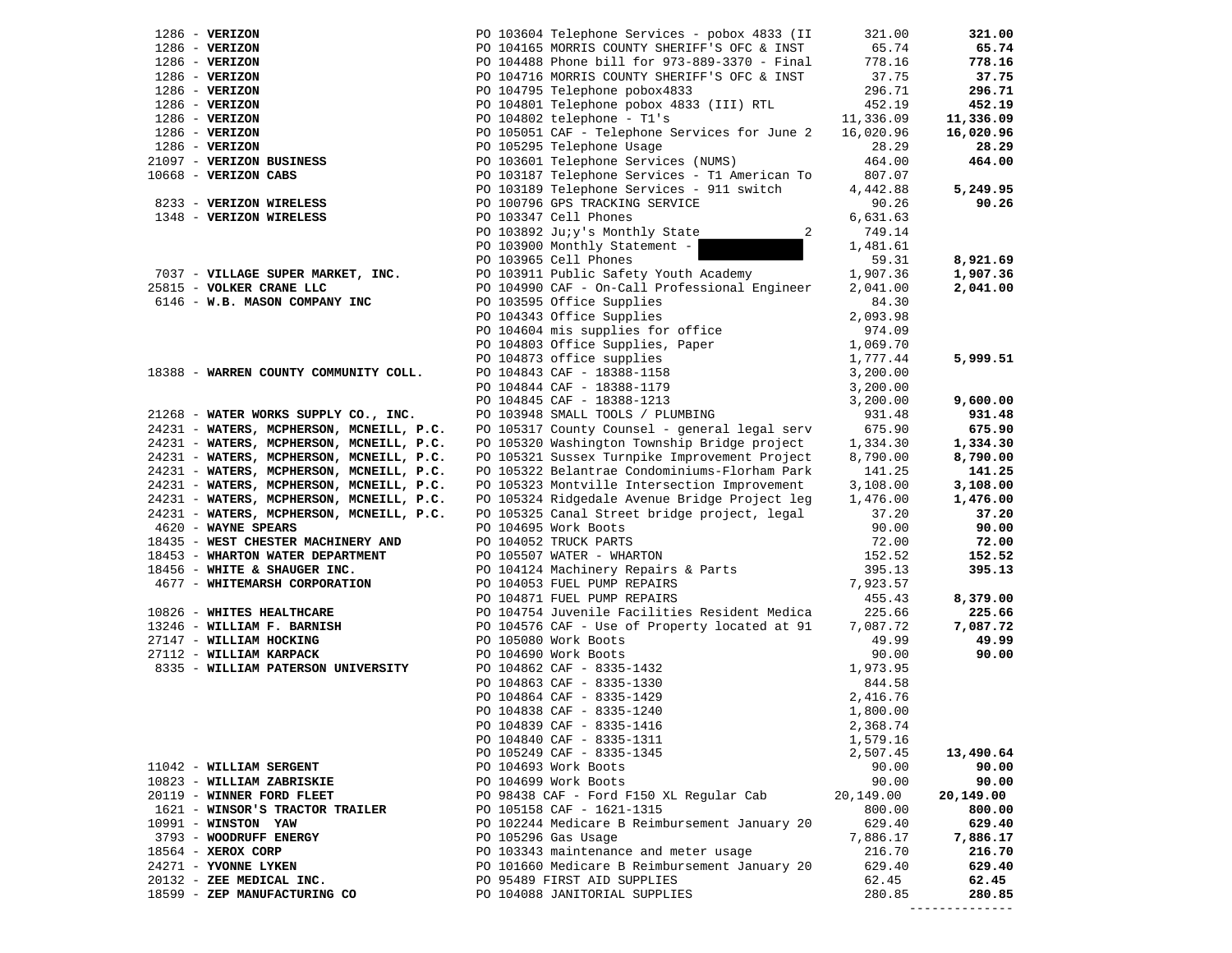| Vendor | PO / Description | Amount | Total |
|---|---|---|---|
| 1286 - **VERIZON** | PO 103604 Telephone Services - pobox 4833 (II | 321.00 | **321.00** |
| 1286 - **VERIZON** | PO 104165 MORRIS COUNTY SHERIFF'S OFC & INST | 65.74 | **65.74** |
| 1286 - **VERIZON** | PO 104488 Phone bill for 973-889-3370 - Final | 778.16 | **778.16** |
| 1286 - **VERIZON** | PO 104716 MORRIS COUNTY SHERIFF'S OFC & INST | 37.75 | **37.75** |
| 1286 - **VERIZON** | PO 104795 Telephone pobox4833 | 296.71 | **296.71** |
| 1286 - **VERIZON** | PO 104801 Telephone pobox 4833 (III) RTL | 452.19 | **452.19** |
| 1286 - **VERIZON** | PO 104802 telephone - T1's | 11,336.09 | **11,336.09** |
| 1286 - **VERIZON** | PO 105051 CAF - Telephone Services for June 2 | 16,020.96 | **16,020.96** |
| 1286 - **VERIZON** | PO 105295 Telephone Usage | 28.29 | **28.29** |
| 21097 - **VERIZON BUSINESS** | PO 103601 Telephone Services (NUMS) | 464.00 | **464.00** |
| 10668 - **VERIZON CABS** | PO 103187 Telephone Services - T1 American To | 807.07 | |
| | PO 103189 Telephone Services - 911 switch | 4,442.88 | **5,249.95** |
| 8233 - **VERIZON WIRELESS** | PO 100796 GPS TRACKING SERVICE | 90.26 | **90.26** |
| 1348 - **VERIZON WIRELESS** | PO 103347 Cell Phones | 6,631.63 | |
| | PO 103892 Ju;y's Monthly State 2 | 749.14 | |
| | PO 103900 Monthly Statement - | 1,481.61 | |
| | PO 103965 Cell Phones | 59.31 | **8,921.69** |
| 7037 - **VILLAGE SUPER MARKET, INC.** | PO 103911 Public Safety Youth Academy | 1,907.36 | **1,907.36** |
| 25815 - **VOLKER CRANE LLC** | PO 104990 CAF - On-Call Professional Engineer | 2,041.00 | **2,041.00** |
| 6146 - **W.B. MASON COMPANY INC** | PO 103595 Office Supplies | 84.30 | |
| | PO 104343 Office Supplies | 2,093.98 | |
| | PO 104604 mis supplies for office | 974.09 | |
| | PO 104803 Office Supplies, Paper | 1,069.70 | |
| | PO 104873 office supplies | 1,777.44 | **5,999.51** |
| 18388 - **WARREN COUNTY COMMUNITY COLL.** | PO 104843 CAF - 18388-1158 | 3,200.00 | |
| | PO 104844 CAF - 18388-1179 | 3,200.00 | |
| | PO 104845 CAF - 18388-1213 | 3,200.00 | **9,600.00** |
| 21268 - **WATER WORKS SUPPLY CO., INC.** | PO 103948 SMALL TOOLS / PLUMBING | 931.48 | **931.48** |
| 24231 - **WATERS, MCPHERSON, MCNEILL, P.C.** | PO 105317 County Counsel - general legal serv | 675.90 | **675.90** |
| 24231 - **WATERS, MCPHERSON, MCNEILL, P.C.** | PO 105320 Washington Township Bridge project | 1,334.30 | **1,334.30** |
| 24231 - **WATERS, MCPHERSON, MCNEILL, P.C.** | PO 105321 Sussex Turnpike Improvement Project | 8,790.00 | **8,790.00** |
| 24231 - **WATERS, MCPHERSON, MCNEILL, P.C.** | PO 105322 Belantrae Condominiums-Florham Park | 141.25 | **141.25** |
| 24231 - **WATERS, MCPHERSON, MCNEILL, P.C.** | PO 105323 Montville Intersection Improvement | 3,108.00 | **3,108.00** |
| 24231 - **WATERS, MCPHERSON, MCNEILL, P.C.** | PO 105324 Ridgedale Avenue Bridge Project leg | 1,476.00 | **1,476.00** |
| 24231 - **WATERS, MCPHERSON, MCNEILL, P.C.** | PO 105325 Canal Street bridge project, legal | 37.20 | **37.20** |
| 4620 - **WAYNE SPEARS** | PO 104695 Work Boots | 90.00 | **90.00** |
| 18435 - **WEST CHESTER MACHINERY AND** | PO 104052 TRUCK PARTS | 72.00 | **72.00** |
| 18453 - **WHARTON WATER DEPARTMENT** | PO 105507 WATER - WHARTON | 152.52 | **152.52** |
| 18456 - **WHITE & SHAUGER INC.** | PO 104124 Machinery Repairs & Parts | 395.13 | **395.13** |
| 4677 - **WHITEMARSH CORPORATION** | PO 104053 FUEL PUMP REPAIRS | 7,923.57 | |
| | PO 104871 FUEL PUMP REPAIRS | 455.43 | **8,379.00** |
| 10826 - **WHITES HEALTHCARE** | PO 104754 Juvenile Facilities Resident Medica | 225.66 | **225.66** |
| 13246 - **WILLIAM F. BARNISH** | PO 104576 CAF - Use of Property located at 91 | 7,087.72 | **7,087.72** |
| 27147 - **WILLIAM HOCKING** | PO 105080 Work Boots | 49.99 | **49.99** |
| 27112 - **WILLIAM KARPACK** | PO 104690 Work Boots | 90.00 | **90.00** |
| 8335 - **WILLIAM PATERSON UNIVERSITY** | PO 104862 CAF - 8335-1432 | 1,973.95 | |
| | PO 104863 CAF - 8335-1330 | 844.58 | |
| | PO 104864 CAF - 8335-1429 | 2,416.76 | |
| | PO 104838 CAF - 8335-1240 | 1,800.00 | |
| | PO 104839 CAF - 8335-1416 | 2,368.74 | |
| | PO 104840 CAF - 8335-1311 | 1,579.16 | |
| | PO 105249 CAF - 8335-1345 | 2,507.45 | **13,490.64** |
| 11042 - **WILLIAM SERGENT** | PO 104693 Work Boots | 90.00 | **90.00** |
| 10823 - **WILLIAM ZABRISKIE** | PO 104699 Work Boots | 90.00 | **90.00** |
| 20119 - **WINNER FORD FLEET** | PO 98438 CAF - Ford F150 XL Regular Cab | 20,149.00 | **20,149.00** |
| 1621 - **WINSOR'S TRACTOR TRAILER** | PO 105158 CAF - 1621-1315 | 800.00 | **800.00** |
| 10991 - **WINSTON YAW** | PO 102244 Medicare B Reimbursement January 20 | 629.40 | **629.40** |
| 3793 - **WOODRUFF ENERGY** | PO 105296 Gas Usage | 7,886.17 | **7,886.17** |
| 18564 - **XEROX CORP** | PO 103343 maintenance and meter usage | 216.70 | **216.70** |
| 24271 - **YVONNE LYKEN** | PO 101660 Medicare B Reimbursement January 20 | 629.40 | **629.40** |
| 20132 - **ZEE MEDICAL INC.** | PO 95489 FIRST AID SUPPLIES | 62.45 | **62.45** |
| 18599 - **ZEP MANUFACTURING CO** | PO 104088 JANITORIAL SUPPLIES | 280.85 | **280.85** |
| | | | -------------- |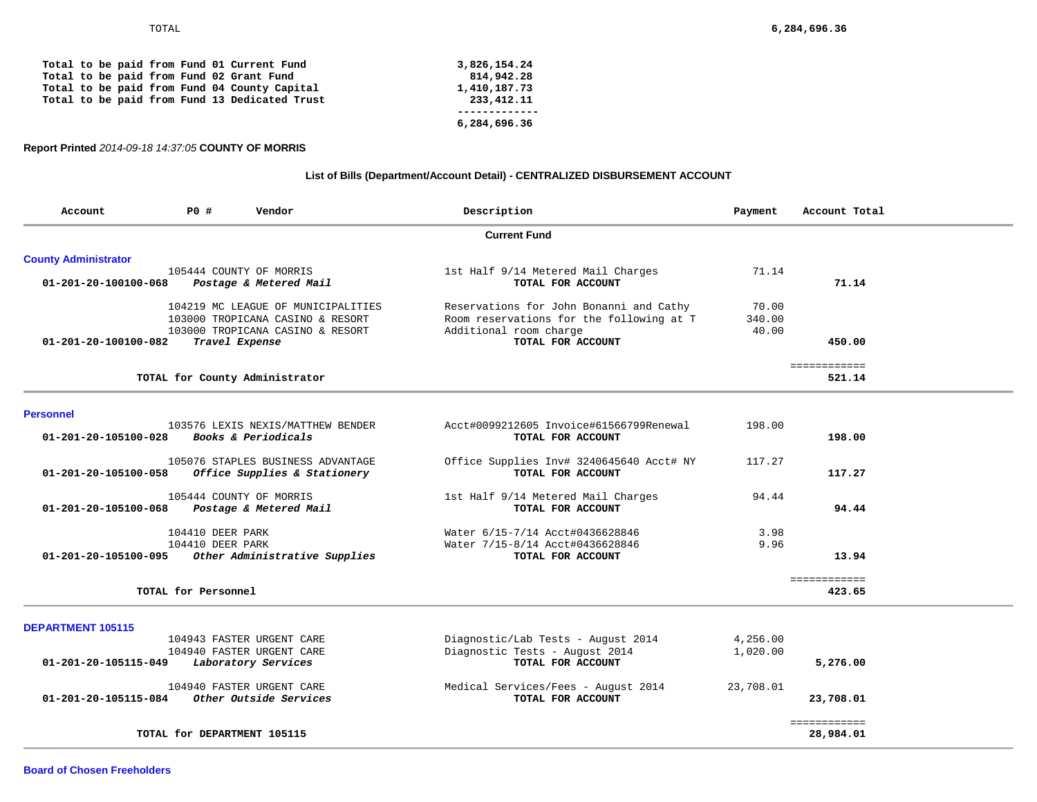TOTAL 6,284,696.36

| | |
|---|---|
| Total to be paid from Fund 01 Current Fund | 3,826,154.24 |
| Total to be paid from Fund 02 Grant Fund | 814,942.28 |
| Total to be paid from Fund 04 County Capital | 1,410,187.73 |
| Total to be paid from Fund 13 Dedicated Trust | 233,412.11 |
| | ------------- |
| | 6,284,696.36 |

**Report Printed** *2014-09-18 14:37:05* **COUNTY OF MORRIS**

**List of Bills (Department/Account Detail) - CENTRALIZED DISBURSEMENT ACCOUNT**

| Account | PO # | Vendor | Description | Payment | Account Total |
|---|---|---|---|---|---|
| | | | **Current Fund** | | |
| **County Administrator** | | | | | |
| | 105444 | COUNTY OF MORRIS | 1st Half 9/14 Metered Mail Charges | 71.14 | |
| **01-201-20-100100-068** | | ***Postage & Metered Mail*** | **TOTAL FOR ACCOUNT** | | **71.14** |
| | 104219 | MC LEAGUE OF MUNICIPALITIES | Reservations for John Bonanni and Cathy | 70.00 | |
| | 103000 | TROPICANA CASINO & RESORT | Room reservations for the following at T | 340.00 | |
| | 103000 | TROPICANA CASINO & RESORT | Additional room charge | 40.00 | |
| **01-201-20-100100-082** | | ***Travel Expense*** | **TOTAL FOR ACCOUNT** | | **450.00** |
| | | | | | ============ |
| | | **TOTAL for County Administrator** | | | **521.14** |
| **Personnel** | | | | | |
| | 103576 | LEXIS NEXIS/MATTHEW BENDER | Acct#0099212605 Invoice#61566799Renewal | 198.00 | |
| **01-201-20-105100-028** | | ***Books & Periodicals*** | **TOTAL FOR ACCOUNT** | | **198.00** |
| | 105076 | STAPLES BUSINESS ADVANTAGE | Office Supplies Inv# 3240645640 Acct# NY | 117.27 | |
| **01-201-20-105100-058** | | ***Office Supplies & Stationery*** | **TOTAL FOR ACCOUNT** | | **117.27** |
| | 105444 | COUNTY OF MORRIS | 1st Half 9/14 Metered Mail Charges | 94.44 | |
| **01-201-20-105100-068** | | ***Postage & Metered Mail*** | **TOTAL FOR ACCOUNT** | | **94.44** |
| | 104410 | DEER PARK | Water 6/15-7/14 Acct#0436628846 | 3.98 | |
| | 104410 | DEER PARK | Water 7/15-8/14 Acct#0436628846 | 9.96 | |
| **01-201-20-105100-095** | | ***Other Administrative Supplies*** | **TOTAL FOR ACCOUNT** | | **13.94** |
| | | | | | ============ |
| | | **TOTAL for Personnel** | | | **423.65** |
| **DEPARTMENT 105115** | | | | | |
| | 104943 | FASTER URGENT CARE | Diagnostic/Lab Tests - August 2014 | 4,256.00 | |
| | 104940 | FASTER URGENT CARE | Diagnostic Tests - August 2014 | 1,020.00 | |
| **01-201-20-105115-049** | | ***Laboratory Services*** | **TOTAL FOR ACCOUNT** | | **5,276.00** |
| | 104940 | FASTER URGENT CARE | Medical Services/Fees - August 2014 | 23,708.01 | |
| **01-201-20-105115-084** | | ***Other Outside Services*** | **TOTAL FOR ACCOUNT** | | **23,708.01** |
| | | | | | ============ |
| | | **TOTAL for DEPARTMENT 105115** | | | **28,984.01** |

**Board of Chosen Freeholders**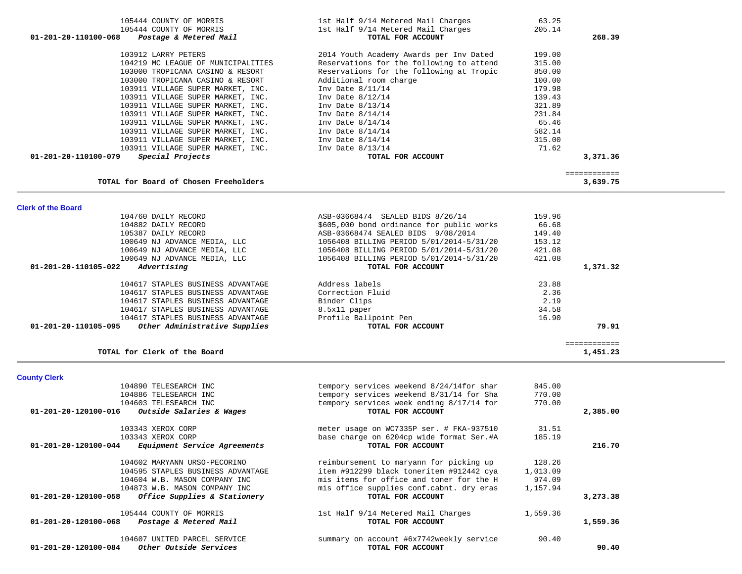| Account | Vendor | Description | Amount | Total |
|---|---|---|---|---|
| | 105444 COUNTY OF MORRIS | 1st Half 9/14 Metered Mail Charges | 63.25 | |
| | 105444 COUNTY OF MORRIS | 1st Half 9/14 Metered Mail Charges | 205.14 | |
| **01-201-20-110100-068** | ***Postage & Metered Mail*** | **TOTAL FOR ACCOUNT** | | **268.39** |
| | 103912 LARRY PETERS | 2014 Youth Academy Awards per Inv Dated | 199.00 | |
| | 104219 MC LEAGUE OF MUNICIPALITIES | Reservations for the following to attend | 315.00 | |
| | 103000 TROPICANA CASINO & RESORT | Reservations for the following at Tropic | 850.00 | |
| | 103000 TROPICANA CASINO & RESORT | Additional room charge | 100.00 | |
| | 103911 VILLAGE SUPER MARKET, INC. | Inv Date 8/11/14 | 179.98 | |
| | 103911 VILLAGE SUPER MARKET, INC. | Inv Date 8/12/14 | 139.43 | |
| | 103911 VILLAGE SUPER MARKET, INC. | Inv Date 8/13/14 | 321.89 | |
| | 103911 VILLAGE SUPER MARKET, INC. | Inv Date 8/14/14 | 231.84 | |
| | 103911 VILLAGE SUPER MARKET, INC. | Inv Date 8/14/14 | 65.46 | |
| | 103911 VILLAGE SUPER MARKET, INC. | Inv Date 8/14/14 | 582.14 | |
| | 103911 VILLAGE SUPER MARKET, INC. | Inv Date 8/14/14 | 315.00 | |
| | 103911 VILLAGE SUPER MARKET, INC. | Inv Date 8/13/14 | 71.62 | |
| **01-201-20-110100-079** | ***Special Projects*** | **TOTAL FOR ACCOUNT** | | **3,371.36** |
| | | | | ============ |
| | **TOTAL for Board of Chosen Freeholders** | | | **3,639.75** |

## Clerk of the Board

| Account | Vendor | Description | Amount | Total |
|---|---|---|---|---|
| | 104760 DAILY RECORD | ASB-03668474 SEALED BIDS 8/26/14 | 159.96 | |
| | 104882 DAILY RECORD | $605,000 bond ordinance for public works | 66.68 | |
| | 105387 DAILY RECORD | ASB-03668474 SEALED BIDS 9/08/2014 | 149.40 | |
| | 100649 NJ ADVANCE MEDIA, LLC | 1056408 BILLING PERIOD 5/01/2014-5/31/20 | 153.12 | |
| | 100649 NJ ADVANCE MEDIA, LLC | 1056408 BILLING PERIOD 5/01/2014-5/31/20 | 421.08 | |
| | 100649 NJ ADVANCE MEDIA, LLC | 1056408 BILLING PERIOD 5/01/2014-5/31/20 | 421.08 | |
| **01-201-20-110105-022** | ***Advertising*** | **TOTAL FOR ACCOUNT** | | **1,371.32** |
| | 104617 STAPLES BUSINESS ADVANTAGE | Address labels | 23.88 | |
| | 104617 STAPLES BUSINESS ADVANTAGE | Correction Fluid | 2.36 | |
| | 104617 STAPLES BUSINESS ADVANTAGE | Binder Clips | 2.19 | |
| | 104617 STAPLES BUSINESS ADVANTAGE | 8.5x11 paper | 34.58 | |
| | 104617 STAPLES BUSINESS ADVANTAGE | Profile Ballpoint Pen | 16.90 | |
| **01-201-20-110105-095** | ***Other Administrative Supplies*** | **TOTAL FOR ACCOUNT** | | **79.91** |
| | | | | ============ |
| | **TOTAL for Clerk of the Board** | | | **1,451.23** |

## County Clerk

| Account | Vendor | Description | Amount | Total |
|---|---|---|---|---|
| | 104890 TELESEARCH INC | tempory services weekend 8/24/14for shar | 845.00 | |
| | 104886 TELESEARCH INC | tempory services weekend 8/31/14 for Sha | 770.00 | |
| | 104603 TELESEARCH INC | tempory services week ending 8/17/14 for | 770.00 | |
| **01-201-20-120100-016** | ***Outside Salaries & Wages*** | **TOTAL FOR ACCOUNT** | | **2,385.00** |
| | 103343 XEROX CORP | meter usage on WC7335P ser. # FKA-937510 | 31.51 | |
| | 103343 XEROX CORP | base charge on 6204cp wide format Ser.#A | 185.19 | |
| **01-201-20-120100-044** | ***Equipment Service Agreements*** | **TOTAL FOR ACCOUNT** | | **216.70** |
| | 104602 MARYANN URSO-PECORINO | reimbursement to maryann for picking up | 128.26 | |
| | 104595 STAPLES BUSINESS ADVANTAGE | item #912299 black toneritem #912442 cya | 1,013.09 | |
| | 104604 W.B. MASON COMPANY INC | mis items for office and toner for the H | 974.09 | |
| | 104873 W.B. MASON COMPANY INC | mis office supplies conf.cabnt. dry eras | 1,157.94 | |
| **01-201-20-120100-058** | ***Office Supplies & Stationery*** | **TOTAL FOR ACCOUNT** | | **3,273.38** |
| | 105444 COUNTY OF MORRIS | 1st Half 9/14 Metered Mail Charges | 1,559.36 | |
| **01-201-20-120100-068** | ***Postage & Metered Mail*** | **TOTAL FOR ACCOUNT** | | **1,559.36** |
| | 104607 UNITED PARCEL SERVICE | summary on account #6x7742weekly service | 90.40 | |
| **01-201-20-120100-084** | ***Other Outside Services*** | **TOTAL FOR ACCOUNT** | | **90.40** |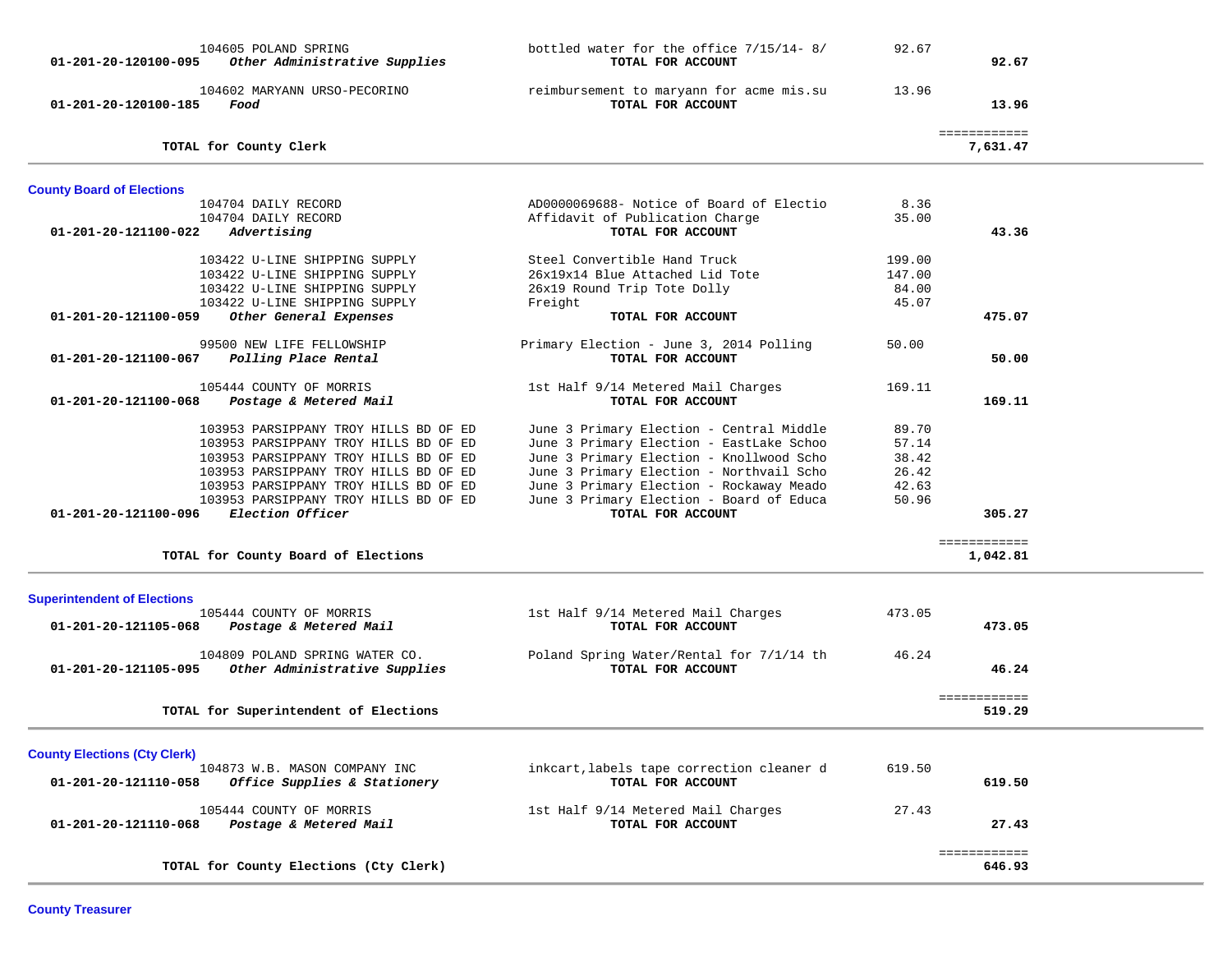| Account | Vendor / Account Name | Description | Amount | Total |
|---|---|---|---|---|
| | 104605 POLAND SPRING | bottled water for the office 7/15/14- 8/ | 92.67 | |
| 01-201-20-120100-095 | *Other Administrative Supplies* | **TOTAL FOR ACCOUNT** | | **92.67** |
| | 104602 MARYANN URSO-PECORINO | reimbursement to maryann for acme mis.su | 13.96 | |
| 01-201-20-120100-185 | *Food* | **TOTAL FOR ACCOUNT** | | **13.96** |
| | **TOTAL for County Clerk** | | | **7,631.47** |

## County Board of Elections

| Account | Vendor / Account Name | Description | Amount | Total |
|---|---|---|---|---|
| | 104704 DAILY RECORD | AD0000069688- Notice of Board of Electio | 8.36 | |
| | 104704 DAILY RECORD | Affidavit of Publication Charge | 35.00 | |
| 01-201-20-121100-022 | *Advertising* | **TOTAL FOR ACCOUNT** | | **43.36** |
| | 103422 U-LINE SHIPPING SUPPLY | Steel Convertible Hand Truck | 199.00 | |
| | 103422 U-LINE SHIPPING SUPPLY | 26x19x14 Blue Attached Lid Tote | 147.00 | |
| | 103422 U-LINE SHIPPING SUPPLY | 26x19 Round Trip Tote Dolly | 84.00 | |
| | 103422 U-LINE SHIPPING SUPPLY | Freight | 45.07 | |
| 01-201-20-121100-059 | *Other General Expenses* | **TOTAL FOR ACCOUNT** | | **475.07** |
| | 99500 NEW LIFE FELLOWSHIP | Primary Election - June 3, 2014 Polling | 50.00 | |
| 01-201-20-121100-067 | *Polling Place Rental* | **TOTAL FOR ACCOUNT** | | **50.00** |
| | 105444 COUNTY OF MORRIS | 1st Half 9/14 Metered Mail Charges | 169.11 | |
| 01-201-20-121100-068 | *Postage & Metered Mail* | **TOTAL FOR ACCOUNT** | | **169.11** |
| | 103953 PARSIPPANY TROY HILLS BD OF ED | June 3 Primary Election - Central Middle | 89.70 | |
| | 103953 PARSIPPANY TROY HILLS BD OF ED | June 3 Primary Election - EastLake Schoo | 57.14 | |
| | 103953 PARSIPPANY TROY HILLS BD OF ED | June 3 Primary Election - Knollwood Scho | 38.42 | |
| | 103953 PARSIPPANY TROY HILLS BD OF ED | June 3 Primary Election - Northvail Scho | 26.42 | |
| | 103953 PARSIPPANY TROY HILLS BD OF ED | June 3 Primary Election - Rockaway Meado | 42.63 | |
| | 103953 PARSIPPANY TROY HILLS BD OF ED | June 3 Primary Election - Board of Educa | 50.96 | |
| 01-201-20-121100-096 | *Election Officer* | **TOTAL FOR ACCOUNT** | | **305.27** |
| | **TOTAL for County Board of Elections** | | | **1,042.81** |

## Superintendent of Elections

| Account | Vendor / Account Name | Description | Amount | Total |
|---|---|---|---|---|
| | 105444 COUNTY OF MORRIS | 1st Half 9/14 Metered Mail Charges | 473.05 | |
| 01-201-20-121105-068 | *Postage & Metered Mail* | **TOTAL FOR ACCOUNT** | | **473.05** |
| | 104809 POLAND SPRING WATER CO. | Poland Spring Water/Rental for 7/1/14 th | 46.24 | |
| 01-201-20-121105-095 | *Other Administrative Supplies* | **TOTAL FOR ACCOUNT** | | **46.24** |
| | **TOTAL for Superintendent of Elections** | | | **519.29** |

## County Elections (Cty Clerk)

| Account | Vendor / Account Name | Description | Amount | Total |
|---|---|---|---|---|
| | 104873 W.B. MASON COMPANY INC | inkcart,labels tape correction cleaner d | 619.50 | |
| 01-201-20-121110-058 | *Office Supplies & Stationery* | **TOTAL FOR ACCOUNT** | | **619.50** |
| | 105444 COUNTY OF MORRIS | 1st Half 9/14 Metered Mail Charges | 27.43 | |
| 01-201-20-121110-068 | *Postage & Metered Mail* | **TOTAL FOR ACCOUNT** | | **27.43** |
| | **TOTAL for County Elections (Cty Clerk)** | | | **646.93** |

## County Treasurer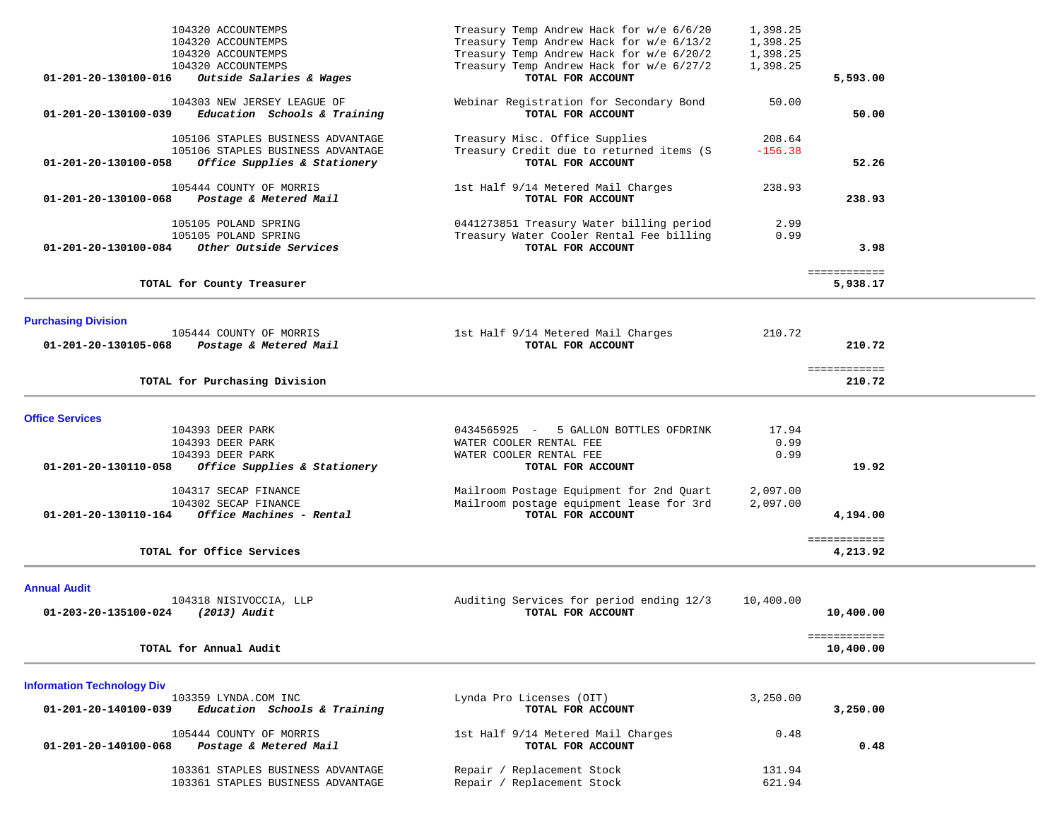| Account | Vendor / Account Name | Description | Amount | Total |
|---|---|---|---|---|
| | 104320 ACCOUNTEMPS | Treasury Temp Andrew Hack for w/e 6/6/20 | 1,398.25 | |
| | 104320 ACCOUNTEMPS | Treasury Temp Andrew Hack for w/e 6/13/2 | 1,398.25 | |
| | 104320 ACCOUNTEMPS | Treasury Temp Andrew Hack for w/e 6/20/2 | 1,398.25 | |
| | 104320 ACCOUNTEMPS | Treasury Temp Andrew Hack for w/e 6/27/2 | 1,398.25 | |
| **01-201-20-130100-016** | ***Outside Salaries & Wages*** | **TOTAL FOR ACCOUNT** | | **5,593.00** |
| | 104303 NEW JERSEY LEAGUE OF | Webinar Registration for Secondary Bond | 50.00 | |
| **01-201-20-130100-039** | ***Education Schools & Training*** | **TOTAL FOR ACCOUNT** | | **50.00** |
| | 105106 STAPLES BUSINESS ADVANTAGE | Treasury Misc. Office Supplies | 208.64 | |
| | 105106 STAPLES BUSINESS ADVANTAGE | Treasury Credit due to returned items (S | -156.38 | |
| **01-201-20-130100-058** | ***Office Supplies & Stationery*** | **TOTAL FOR ACCOUNT** | | **52.26** |
| | 105444 COUNTY OF MORRIS | 1st Half 9/14 Metered Mail Charges | 238.93 | |
| **01-201-20-130100-068** | ***Postage & Metered Mail*** | **TOTAL FOR ACCOUNT** | | **238.93** |
| | 105105 POLAND SPRING | 0441273851 Treasury Water billing period | 2.99 | |
| | 105105 POLAND SPRING | Treasury Water Cooler Rental Fee billing | 0.99 | |
| **01-201-20-130100-084** | ***Other Outside Services*** | **TOTAL FOR ACCOUNT** | | **3.98** |
| | **TOTAL for County Treasurer** | | | **5,938.17** |

## Purchasing Division

| Account | Vendor / Account Name | Description | Amount | Total |
|---|---|---|---|---|
| | 105444 COUNTY OF MORRIS | 1st Half 9/14 Metered Mail Charges | 210.72 | |
| **01-201-20-130105-068** | ***Postage & Metered Mail*** | **TOTAL FOR ACCOUNT** | | **210.72** |
| | **TOTAL for Purchasing Division** | | | **210.72** |

## Office Services

| Account | Vendor / Account Name | Description | Amount | Total |
|---|---|---|---|---|
| | 104393 DEER PARK | 0434565925 - 5 GALLON BOTTLES OFDRINK | 17.94 | |
| | 104393 DEER PARK | WATER COOLER RENTAL FEE | 0.99 | |
| | 104393 DEER PARK | WATER COOLER RENTAL FEE | 0.99 | |
| **01-201-20-130110-058** | ***Office Supplies & Stationery*** | **TOTAL FOR ACCOUNT** | | **19.92** |
| | 104317 SECAP FINANCE | Mailroom Postage Equipment for 2nd Quart | 2,097.00 | |
| | 104302 SECAP FINANCE | Mailroom postage equipment lease for 3rd | 2,097.00 | |
| **01-201-20-130110-164** | ***Office Machines - Rental*** | **TOTAL FOR ACCOUNT** | | **4,194.00** |
| | **TOTAL for Office Services** | | | **4,213.92** |

## Annual Audit

| Account | Vendor / Account Name | Description | Amount | Total |
|---|---|---|---|---|
| | 104318 NISIVOCCIA, LLP | Auditing Services for period ending 12/3 | 10,400.00 | |
| **01-203-20-135100-024** | ***(2013) Audit*** | **TOTAL FOR ACCOUNT** | | **10,400.00** |
| | **TOTAL for Annual Audit** | | | **10,400.00** |

## Information Technology Div

| Account | Vendor / Account Name | Description | Amount | Total |
|---|---|---|---|---|
| | 103359 LYNDA.COM INC | Lynda Pro Licenses (OIT) | 3,250.00 | |
| **01-201-20-140100-039** | ***Education Schools & Training*** | **TOTAL FOR ACCOUNT** | | **3,250.00** |
| | 105444 COUNTY OF MORRIS | 1st Half 9/14 Metered Mail Charges | 0.48 | |
| **01-201-20-140100-068** | ***Postage & Metered Mail*** | **TOTAL FOR ACCOUNT** | | **0.48** |
| | 103361 STAPLES BUSINESS ADVANTAGE | Repair / Replacement Stock | 131.94 | |
| | 103361 STAPLES BUSINESS ADVANTAGE | Repair / Replacement Stock | 621.94 | |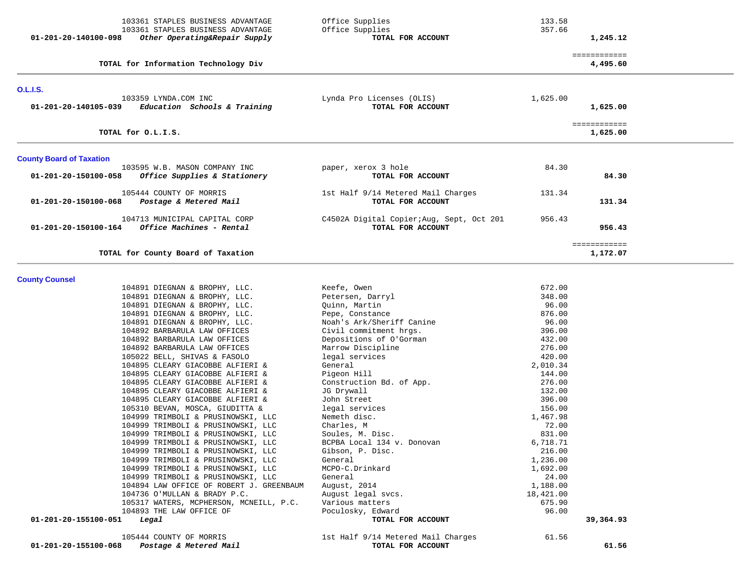| | | | |
|---|---|---|---|
| 103361 STAPLES BUSINESS ADVANTAGE | Office Supplies | 133.58 | |
| 103361 STAPLES BUSINESS ADVANTAGE | Office Supplies | 357.66 | |
| **01-201-20-140100-098** ***Other Operating&Repair Supply*** | **TOTAL FOR ACCOUNT** | | **1,245.12** |
| | | | ============ |
| **TOTAL for Information Technology Div** | | | **4,495.60** |

**O.L.I.S.**

| | | | |
|---|---|---|---|
| 103359 LYNDA.COM INC | Lynda Pro Licenses (OLIS) | 1,625.00 | |
| **01-201-20-140105-039** ***Education Schools & Training*** | **TOTAL FOR ACCOUNT** | | **1,625.00** |
| | | | ============ |
| **TOTAL for O.L.I.S.** | | | **1,625.00** |

**County Board of Taxation**

| | | | |
|---|---|---|---|
| 103595 W.B. MASON COMPANY INC | paper, xerox 3 hole | 84.30 | |
| **01-201-20-150100-058** ***Office Supplies & Stationery*** | **TOTAL FOR ACCOUNT** | | **84.30** |
| 105444 COUNTY OF MORRIS | 1st Half 9/14 Metered Mail Charges | 131.34 | |
| **01-201-20-150100-068** ***Postage & Metered Mail*** | **TOTAL FOR ACCOUNT** | | **131.34** |
| 104713 MUNICIPAL CAPITAL CORP | C4502A Digital Copier;Aug, Sept, Oct 201 | 956.43 | |
| **01-201-20-150100-164** ***Office Machines - Rental*** | **TOTAL FOR ACCOUNT** | | **956.43** |
| | | | ============ |
| **TOTAL for County Board of Taxation** | | | **1,172.07** |

**County Counsel**

| | | | |
|---|---|---|---|
| 104891 DIEGNAN & BROPHY, LLC. | Keefe, Owen | 672.00 | |
| 104891 DIEGNAN & BROPHY, LLC. | Petersen, Darryl | 348.00 | |
| 104891 DIEGNAN & BROPHY, LLC. | Quinn, Martin | 96.00 | |
| 104891 DIEGNAN & BROPHY, LLC. | Pepe, Constance | 876.00 | |
| 104891 DIEGNAN & BROPHY, LLC. | Noah's Ark/Sheriff Canine | 96.00 | |
| 104892 BARBARULA LAW OFFICES | Civil commitment hrgs. | 396.00 | |
| 104892 BARBARULA LAW OFFICES | Depositions of O'Gorman | 432.00 | |
| 104892 BARBARULA LAW OFFICES | Marrow Discipline | 276.00 | |
| 105022 BELL, SHIVAS & FASOLO | legal services | 420.00 | |
| 104895 CLEARY GIACOBBE ALFIERI & | General | 2,010.34 | |
| 104895 CLEARY GIACOBBE ALFIERI & | Pigeon Hill | 144.00 | |
| 104895 CLEARY GIACOBBE ALFIERI & | Construction Bd. of App. | 276.00 | |
| 104895 CLEARY GIACOBBE ALFIERI & | JG Drywall | 132.00 | |
| 104895 CLEARY GIACOBBE ALFIERI & | John Street | 396.00 | |
| 105310 BEVAN, MOSCA, GIUDITTA & | legal services | 156.00 | |
| 104999 TRIMBOLI & PRUSINOWSKI, LLC | Nemeth disc. | 1,467.98 | |
| 104999 TRIMBOLI & PRUSINOWSKI, LLC | Charles, M | 72.00 | |
| 104999 TRIMBOLI & PRUSINOWSKI, LLC | Soules, M. Disc. | 831.00 | |
| 104999 TRIMBOLI & PRUSINOWSKI, LLC | BCPBA Local 134 v. Donovan | 6,718.71 | |
| 104999 TRIMBOLI & PRUSINOWSKI, LLC | Gibson, P. Disc. | 216.00 | |
| 104999 TRIMBOLI & PRUSINOWSKI, LLC | General | 1,236.00 | |
| 104999 TRIMBOLI & PRUSINOWSKI, LLC | MCPO-C.Drinkard | 1,692.00 | |
| 104999 TRIMBOLI & PRUSINOWSKI, LLC | General | 24.00 | |
| 104894 LAW OFFICE OF ROBERT J. GREENBAUM | August, 2014 | 1,188.00 | |
| 104736 O'MULLAN & BRADY P.C. | August legal svcs. | 18,421.00 | |
| 105317 WATERS, MCPHERSON, MCNEILL, P.C. | Various matters | 675.90 | |
| 104893 THE LAW OFFICE OF | Poculosky, Edward | 96.00 | |
| **01-201-20-155100-051** ***Legal*** | **TOTAL FOR ACCOUNT** | | **39,364.93** |
| 105444 COUNTY OF MORRIS | 1st Half 9/14 Metered Mail Charges | 61.56 | |
| **01-201-20-155100-068** ***Postage & Metered Mail*** | **TOTAL FOR ACCOUNT** | | **61.56** |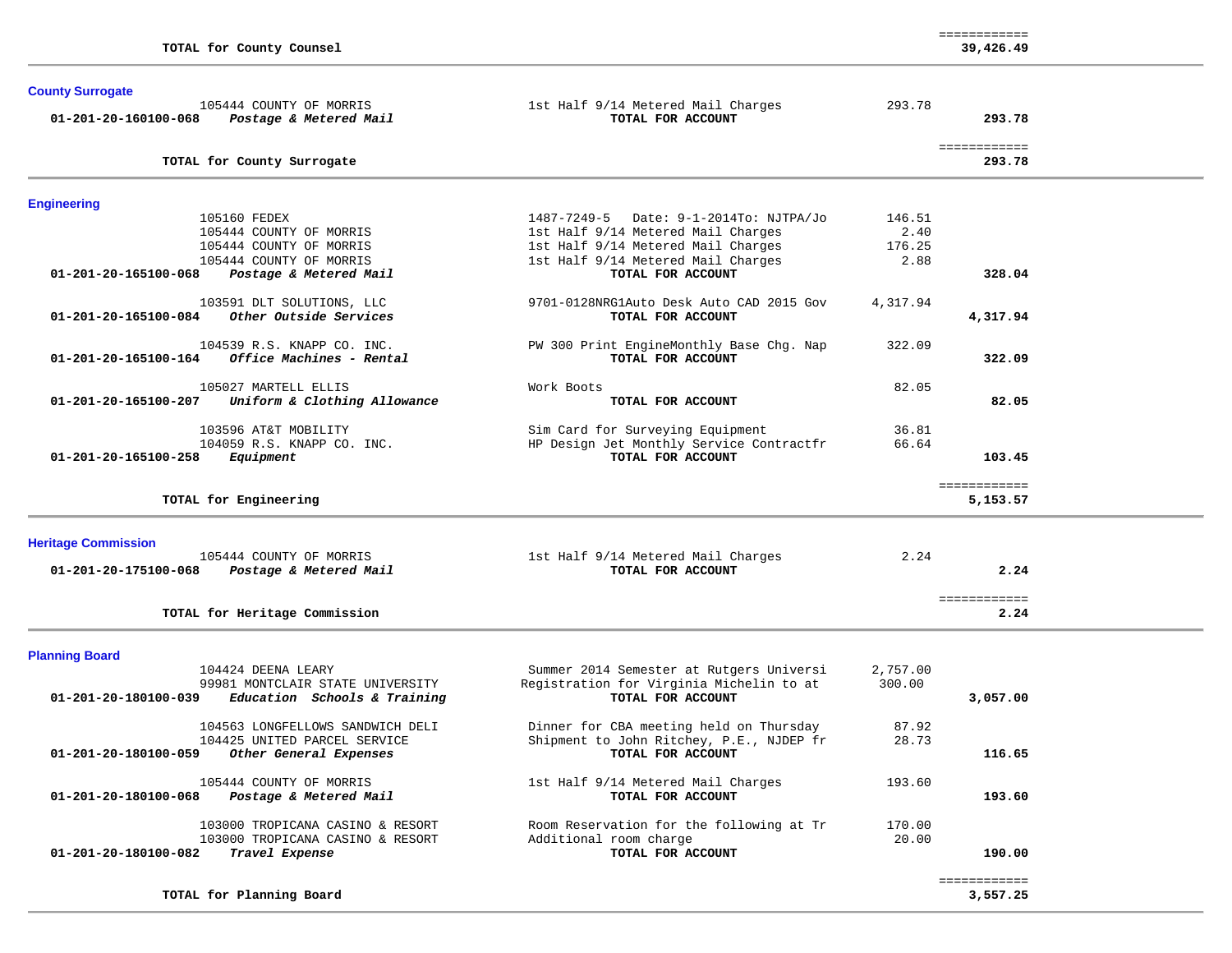| | | | | |
|---|---|---|---|---|
| | **TOTAL for County Counsel** | | | ============ **39,426.49** |

## County Surrogate

| Account | Vendor / Account Name | Description | Amount | Total |
|---|---|---|---|---|
| | 105444 COUNTY OF MORRIS | 1st Half 9/14 Metered Mail Charges | 293.78 | |
| **01-201-20-160100-068** | ***Postage & Metered Mail*** | **TOTAL FOR ACCOUNT** | | **293.78** |
| | **TOTAL for County Surrogate** | | | ============ **293.78** |

## Engineering

| Account | Vendor / Account Name | Description | Amount | Total |
|---|---|---|---|---|
| | 105160 FEDEX | 1487-7249-5 Date: 9-1-2014To: NJTPA/Jo | 146.51 | |
| | 105444 COUNTY OF MORRIS | 1st Half 9/14 Metered Mail Charges | 2.40 | |
| | 105444 COUNTY OF MORRIS | 1st Half 9/14 Metered Mail Charges | 176.25 | |
| | 105444 COUNTY OF MORRIS | 1st Half 9/14 Metered Mail Charges | 2.88 | |
| **01-201-20-165100-068** | ***Postage & Metered Mail*** | **TOTAL FOR ACCOUNT** | | **328.04** |
| | 103591 DLT SOLUTIONS, LLC | 9701-0128NRG1Auto Desk Auto CAD 2015 Gov | 4,317.94 | |
| **01-201-20-165100-084** | ***Other Outside Services*** | **TOTAL FOR ACCOUNT** | | **4,317.94** |
| | 104539 R.S. KNAPP CO. INC. | PW 300 Print EngineMonthly Base Chg. Nap | 322.09 | |
| **01-201-20-165100-164** | ***Office Machines - Rental*** | **TOTAL FOR ACCOUNT** | | **322.09** |
| | 105027 MARTELL ELLIS | Work Boots | 82.05 | |
| **01-201-20-165100-207** | ***Uniform & Clothing Allowance*** | **TOTAL FOR ACCOUNT** | | **82.05** |
| | 103596 AT&T MOBILITY | Sim Card for Surveying Equipment | 36.81 | |
| | 104059 R.S. KNAPP CO. INC. | HP Design Jet Monthly Service Contractfr | 66.64 | |
| **01-201-20-165100-258** | ***Equipment*** | **TOTAL FOR ACCOUNT** | | **103.45** |
| | **TOTAL for Engineering** | | | ============ **5,153.57** |

## Heritage Commission

| Account | Vendor / Account Name | Description | Amount | Total |
|---|---|---|---|---|
| | 105444 COUNTY OF MORRIS | 1st Half 9/14 Metered Mail Charges | 2.24 | |
| **01-201-20-175100-068** | ***Postage & Metered Mail*** | **TOTAL FOR ACCOUNT** | | **2.24** |
| | **TOTAL for Heritage Commission** | | | ============ **2.24** |

## Planning Board

| Account | Vendor / Account Name | Description | Amount | Total |
|---|---|---|---|---|
| | 104424 DEENA LEARY | Summer 2014 Semester at Rutgers Universi | 2,757.00 | |
| | 99981 MONTCLAIR STATE UNIVERSITY | Registration for Virginia Michelin to at | 300.00 | |
| **01-201-20-180100-039** | ***Education Schools & Training*** | **TOTAL FOR ACCOUNT** | | **3,057.00** |
| | 104563 LONGFELLOWS SANDWICH DELI | Dinner for CBA meeting held on Thursday | 87.92 | |
| | 104425 UNITED PARCEL SERVICE | Shipment to John Ritchey, P.E., NJDEP fr | 28.73 | |
| **01-201-20-180100-059** | ***Other General Expenses*** | **TOTAL FOR ACCOUNT** | | **116.65** |
| | 105444 COUNTY OF MORRIS | 1st Half 9/14 Metered Mail Charges | 193.60 | |
| **01-201-20-180100-068** | ***Postage & Metered Mail*** | **TOTAL FOR ACCOUNT** | | **193.60** |
| | 103000 TROPICANA CASINO & RESORT | Room Reservation for the following at Tr | 170.00 | |
| | 103000 TROPICANA CASINO & RESORT | Additional room charge | 20.00 | |
| **01-201-20-180100-082** | ***Travel Expense*** | **TOTAL FOR ACCOUNT** | | **190.00** |
| | **TOTAL for Planning Board** | | | ============ **3,557.25** |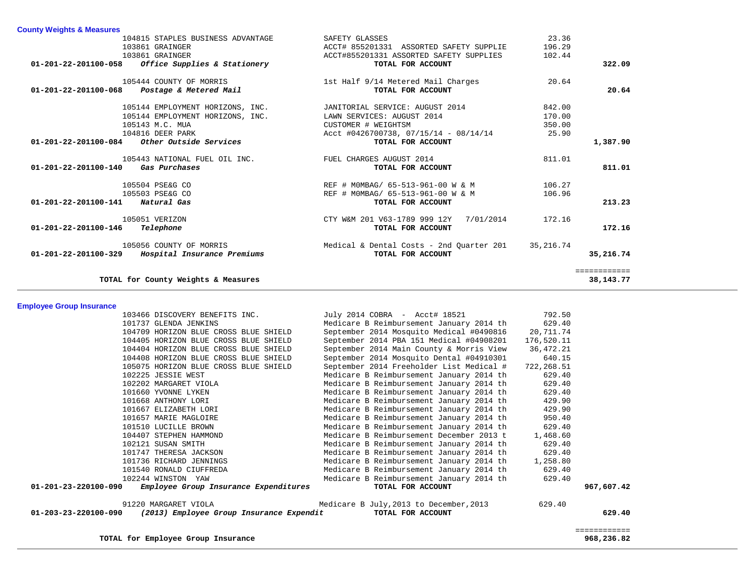## County Weights & Measures

| Account | Vendor | Description | Amount | Total |
|---|---|---|---|---|
| | 104815 STAPLES BUSINESS ADVANTAGE | SAFETY GLASSES | 23.36 | |
| | 103861 GRAINGER | ACCT# 855201331 ASSORTED SAFETY SUPPLIE | 196.29 | |
| | 103861 GRAINGER | ACCT#855201331 ASSORTED SAFETY SUPPLIES | 102.44 | |
| **01-201-22-201100-058** | ***Office Supplies & Stationery*** | **TOTAL FOR ACCOUNT** | | **322.09** |
| | 105444 COUNTY OF MORRIS | 1st Half 9/14 Metered Mail Charges | 20.64 | |
| **01-201-22-201100-068** | ***Postage & Metered Mail*** | **TOTAL FOR ACCOUNT** | | **20.64** |
| | 105144 EMPLOYMENT HORIZONS, INC. | JANITORIAL SERVICE: AUGUST 2014 | 842.00 | |
| | 105144 EMPLOYMENT HORIZONS, INC. | LAWN SERVICES: AUGUST 2014 | 170.00 | |
| | 105143 M.C. MUA | CUSTOMER # WEIGHTSM | 350.00 | |
| | 104816 DEER PARK | Acct #0426700738, 07/15/14 - 08/14/14 | 25.90 | |
| **01-201-22-201100-084** | ***Other Outside Services*** | **TOTAL FOR ACCOUNT** | | **1,387.90** |
| | 105443 NATIONAL FUEL OIL INC. | FUEL CHARGES AUGUST 2014 | 811.01 | |
| **01-201-22-201100-140** | ***Gas Purchases*** | **TOTAL FOR ACCOUNT** | | **811.01** |
| | 105504 PSE&G CO | REF # M0MBAG/ 65-513-961-00 W & M | 106.27 | |
| | 105503 PSE&G CO | REF # M0MBAG/ 65-513-961-00 W & M | 106.96 | |
| **01-201-22-201100-141** | ***Natural Gas*** | **TOTAL FOR ACCOUNT** | | **213.23** |
| | 105051 VERIZON | CTY W&M 201 V63-1789 999 12Y 7/01/2014 | 172.16 | |
| **01-201-22-201100-146** | ***Telephone*** | **TOTAL FOR ACCOUNT** | | **172.16** |
| | 105056 COUNTY OF MORRIS | Medical & Dental Costs - 2nd Quarter 201 | 35,216.74 | |
| **01-201-22-201100-329** | ***Hospital Insurance Premiums*** | **TOTAL FOR ACCOUNT** | | **35,216.74** |
| | **TOTAL for County Weights & Measures** | | | **38,143.77** |

## Employee Group Insurance

| Account | Vendor | Description | Amount | Total |
|---|---|---|---|---|
| | 103466 DISCOVERY BENEFITS INC. | July 2014 COBRA - Acct# 18521 | 792.50 | |
| | 101737 GLENDA JENKINS | Medicare B Reimbursement January 2014 th | 629.40 | |
| | 104709 HORIZON BLUE CROSS BLUE SHIELD | September 2014 Mosquito Medical #0490816 | 20,711.74 | |
| | 104405 HORIZON BLUE CROSS BLUE SHIELD | September 2014 PBA 151 Medical #04908201 | 176,520.11 | |
| | 104404 HORIZON BLUE CROSS BLUE SHIELD | September 2014 Main County & Morris View | 36,472.21 | |
| | 104408 HORIZON BLUE CROSS BLUE SHIELD | September 2014 Mosquito Dental #04910301 | 640.15 | |
| | 105075 HORIZON BLUE CROSS BLUE SHIELD | September 2014 Freeholder List Medical # | 722,268.51 | |
| | 102225 JESSIE WEST | Medicare B Reimbursement January 2014 th | 629.40 | |
| | 102202 MARGARET VIOLA | Medicare B Reimbursement January 2014 th | 629.40 | |
| | 101660 YVONNE LYKEN | Medicare B Reimbursement January 2014 th | 629.40 | |
| | 101668 ANTHONY LORI | Medicare B Reimbursement January 2014 th | 429.90 | |
| | 101667 ELIZABETH LORI | Medicare B Reimbursement January 2014 th | 429.90 | |
| | 101657 MARIE MAGLOIRE | Medicare B Reimbursement January 2014 th | 950.40 | |
| | 101510 LUCILLE BROWN | Medicare B Reimbursement January 2014 th | 629.40 | |
| | 104407 STEPHEN HAMMOND | Medicare B Reimbursement December 2013 t | 1,468.60 | |
| | 102121 SUSAN SMITH | Medicare B Reimbursement January 2014 th | 629.40 | |
| | 101747 THERESA JACKSON | Medicare B Reimbursement January 2014 th | 629.40 | |
| | 101736 RICHARD JENNINGS | Medicare B Reimbursement January 2014 th | 1,258.80 | |
| | 101540 RONALD CIUFFREDA | Medicare B Reimbursement January 2014 th | 629.40 | |
| | 102244 WINSTON YAW | Medicare B Reimbursement January 2014 th | 629.40 | |
| **01-201-23-220100-090** | ***Employee Group Insurance Expenditures*** | **TOTAL FOR ACCOUNT** | | **967,607.42** |
| | 91220 MARGARET VIOLA | Medicare B July,2013 to December,2013 | 629.40 | |
| **01-203-23-220100-090** | ***(2013) Employee Group Insurance Expendit*** | **TOTAL FOR ACCOUNT** | | **629.40** |
| | **TOTAL for Employee Group Insurance** | | | **968,236.82** |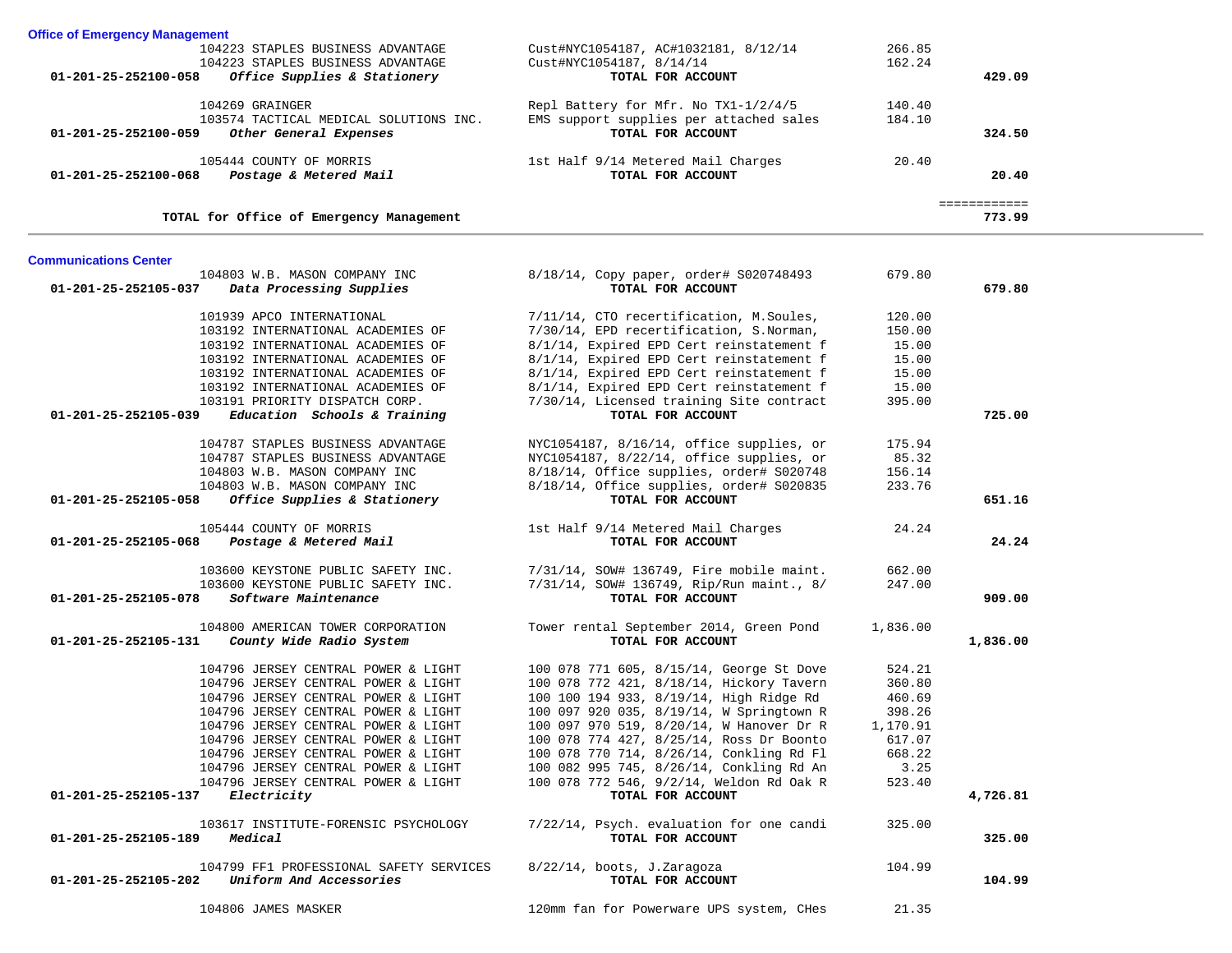### Office of Emergency Management

| Account | Vendor | Description | Amount | Total |
|---|---|---|---|---|
| | 104223 STAPLES BUSINESS ADVANTAGE | Cust#NYC1054187, AC#1032181, 8/12/14 | 266.85 | |
| | 104223 STAPLES BUSINESS ADVANTAGE | Cust#NYC1054187, 8/14/14 | 162.24 | |
| **01-201-25-252100-058** | ***Office Supplies & Stationery*** | **TOTAL FOR ACCOUNT** | | **429.09** |
| | 104269 GRAINGER | Repl Battery for Mfr. No TX1-1/2/4/5 | 140.40 | |
| | 103574 TACTICAL MEDICAL SOLUTIONS INC. | EMS support supplies per attached sales | 184.10 | |
| **01-201-25-252100-059** | ***Other General Expenses*** | **TOTAL FOR ACCOUNT** | | **324.50** |
| | 105444 COUNTY OF MORRIS | 1st Half 9/14 Metered Mail Charges | 20.40 | |
| **01-201-25-252100-068** | ***Postage & Metered Mail*** | **TOTAL FOR ACCOUNT** | | **20.40** |
| | | | | ============ |
| | **TOTAL for Office of Emergency Management** | | | **773.99** |

### Communications Center

| Account | Vendor | Description | Amount | Total |
|---|---|---|---|---|
| | 104803 W.B. MASON COMPANY INC | 8/18/14, Copy paper, order# S020748493 | 679.80 | |
| **01-201-25-252105-037** | ***Data Processing Supplies*** | **TOTAL FOR ACCOUNT** | | **679.80** |
| | 101939 APCO INTERNATIONAL | 7/11/14, CTO recertification, M.Soules, | 120.00 | |
| | 103192 INTERNATIONAL ACADEMIES OF | 7/30/14, EPD recertification, S.Norman, | 150.00 | |
| | 103192 INTERNATIONAL ACADEMIES OF | 8/1/14, Expired EPD Cert reinstatement f | 15.00 | |
| | 103192 INTERNATIONAL ACADEMIES OF | 8/1/14, Expired EPD Cert reinstatement f | 15.00 | |
| | 103192 INTERNATIONAL ACADEMIES OF | 8/1/14, Expired EPD Cert reinstatement f | 15.00 | |
| | 103192 INTERNATIONAL ACADEMIES OF | 8/1/14, Expired EPD Cert reinstatement f | 15.00 | |
| | 103191 PRIORITY DISPATCH CORP. | 7/30/14, Licensed training Site contract | 395.00 | |
| **01-201-25-252105-039** | ***Education Schools & Training*** | **TOTAL FOR ACCOUNT** | | **725.00** |
| | 104787 STAPLES BUSINESS ADVANTAGE | NYC1054187, 8/16/14, office supplies, or | 175.94 | |
| | 104787 STAPLES BUSINESS ADVANTAGE | NYC1054187, 8/22/14, office supplies, or | 85.32 | |
| | 104803 W.B. MASON COMPANY INC | 8/18/14, Office supplies, order# S020748 | 156.14 | |
| | 104803 W.B. MASON COMPANY INC | 8/18/14, Office supplies, order# S020835 | 233.76 | |
| **01-201-25-252105-058** | ***Office Supplies & Stationery*** | **TOTAL FOR ACCOUNT** | | **651.16** |
| | 105444 COUNTY OF MORRIS | 1st Half 9/14 Metered Mail Charges | 24.24 | |
| **01-201-25-252105-068** | ***Postage & Metered Mail*** | **TOTAL FOR ACCOUNT** | | **24.24** |
| | 103600 KEYSTONE PUBLIC SAFETY INC. | 7/31/14, SOW# 136749, Fire mobile maint. | 662.00 | |
| | 103600 KEYSTONE PUBLIC SAFETY INC. | 7/31/14, SOW# 136749, Rip/Run maint., 8/ | 247.00 | |
| **01-201-25-252105-078** | ***Software Maintenance*** | **TOTAL FOR ACCOUNT** | | **909.00** |
| | 104800 AMERICAN TOWER CORPORATION | Tower rental September 2014, Green Pond | 1,836.00 | |
| **01-201-25-252105-131** | ***County Wide Radio System*** | **TOTAL FOR ACCOUNT** | | **1,836.00** |
| | 104796 JERSEY CENTRAL POWER & LIGHT | 100 078 771 605, 8/15/14, George St Dove | 524.21 | |
| | 104796 JERSEY CENTRAL POWER & LIGHT | 100 078 772 421, 8/18/14, Hickory Tavern | 360.80 | |
| | 104796 JERSEY CENTRAL POWER & LIGHT | 100 100 194 933, 8/19/14, High Ridge Rd | 460.69 | |
| | 104796 JERSEY CENTRAL POWER & LIGHT | 100 097 920 035, 8/19/14, W Springtown R | 398.26 | |
| | 104796 JERSEY CENTRAL POWER & LIGHT | 100 097 970 519, 8/20/14, W Hanover Dr R | 1,170.91 | |
| | 104796 JERSEY CENTRAL POWER & LIGHT | 100 078 774 427, 8/25/14, Ross Dr Boonto | 617.07 | |
| | 104796 JERSEY CENTRAL POWER & LIGHT | 100 078 770 714, 8/26/14, Conkling Rd Fl | 668.22 | |
| | 104796 JERSEY CENTRAL POWER & LIGHT | 100 082 995 745, 8/26/14, Conkling Rd An | 3.25 | |
| | 104796 JERSEY CENTRAL POWER & LIGHT | 100 078 772 546, 9/2/14, Weldon Rd Oak R | 523.40 | |
| **01-201-25-252105-137** | ***Electricity*** | **TOTAL FOR ACCOUNT** | | **4,726.81** |
| | 103617 INSTITUTE-FORENSIC PSYCHOLOGY | 7/22/14, Psych. evaluation for one candi | 325.00 | |
| **01-201-25-252105-189** | ***Medical*** | **TOTAL FOR ACCOUNT** | | **325.00** |
| | 104799 FF1 PROFESSIONAL SAFETY SERVICES | 8/22/14, boots, J.Zaragoza | 104.99 | |
| **01-201-25-252105-202** | ***Uniform And Accessories*** | **TOTAL FOR ACCOUNT** | | **104.99** |
| | 104806 JAMES MASKER | 120mm fan for Powerware UPS system, CHes | 21.35 | |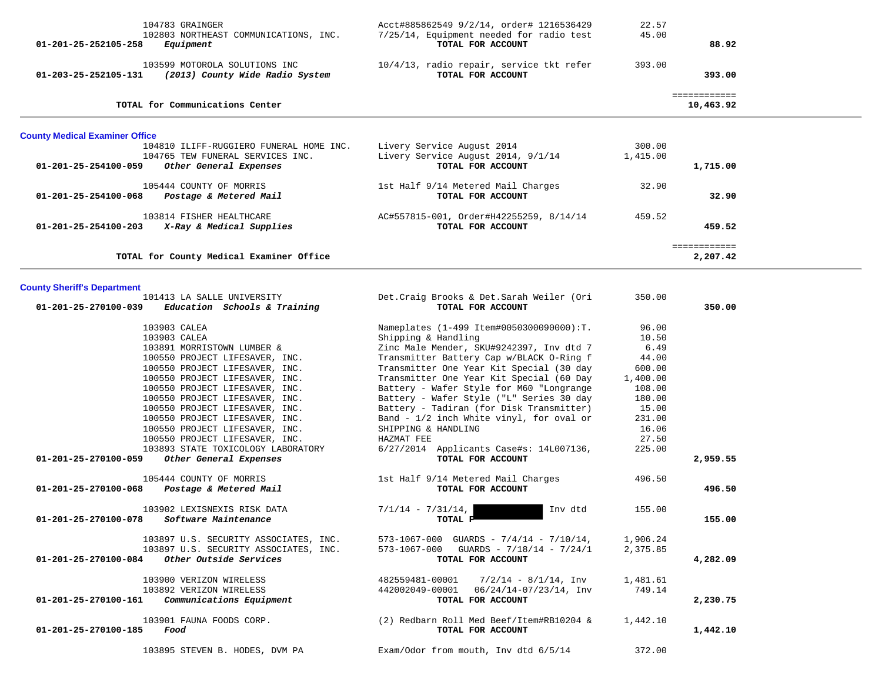| | | | |
|---|---|---|---|
| 104783 GRAINGER | Acct#885862549 9/2/14, order# 1216536429 | 22.57 | |
| 102803 NORTHEAST COMMUNICATIONS, INC. | 7/25/14, Equipment needed for radio test | 45.00 | |
| **01-201-25-252105-258** ***Equipment*** | **TOTAL FOR ACCOUNT** | | **88.92** |
| 103599 MOTOROLA SOLUTIONS INC | 10/4/13, radio repair, service tkt refer | 393.00 | |
| **01-203-25-252105-131** ***(2013) County Wide Radio System*** | **TOTAL FOR ACCOUNT** | | **393.00** |
| | | | ============ |
| **TOTAL for Communications Center** | | | **10,463.92** |

## County Medical Examiner Office

| | | | |
|---|---|---|---|
| 104810 ILIFF-RUGGIERO FUNERAL HOME INC. | Livery Service August 2014 | 300.00 | |
| 104765 TEW FUNERAL SERVICES INC. | Livery Service August 2014, 9/1/14 | 1,415.00 | |
| **01-201-25-254100-059** ***Other General Expenses*** | **TOTAL FOR ACCOUNT** | | **1,715.00** |
| 105444 COUNTY OF MORRIS | 1st Half 9/14 Metered Mail Charges | 32.90 | |
| **01-201-25-254100-068** ***Postage & Metered Mail*** | **TOTAL FOR ACCOUNT** | | **32.90** |
| 103814 FISHER HEALTHCARE | AC#557815-001, Order#H42255259, 8/14/14 | 459.52 | |
| **01-201-25-254100-203** ***X-Ray & Medical Supplies*** | **TOTAL FOR ACCOUNT** | | **459.52** |
| | | | ============ |
| **TOTAL for County Medical Examiner Office** | | | **2,207.42** |

## County Sheriff's Department

| | | | |
|---|---|---|---|
| 101413 LA SALLE UNIVERSITY | Det.Craig Brooks & Det.Sarah Weiler (Ori | 350.00 | |
| **01-201-25-270100-039** ***Education Schools & Training*** | **TOTAL FOR ACCOUNT** | | **350.00** |
| 103903 CALEA | Nameplates (1-499 Item#0050300090000):T. | 96.00 | |
| 103903 CALEA | Shipping & Handling | 10.50 | |
| 103891 MORRISTOWN LUMBER & | Zinc Male Mender, SKU#9242397, Inv dtd 7 | 6.49 | |
| 100550 PROJECT LIFESAVER, INC. | Transmitter Battery Cap w/BLACK O-Ring f | 44.00 | |
| 100550 PROJECT LIFESAVER, INC. | Transmitter One Year Kit Special (30 day | 600.00 | |
| 100550 PROJECT LIFESAVER, INC. | Transmitter One Year Kit Special (60 Day | 1,400.00 | |
| 100550 PROJECT LIFESAVER, INC. | Battery - Wafer Style for M60 "Longrange | 108.00 | |
| 100550 PROJECT LIFESAVER, INC. | Battery - Wafer Style ("L" Series 30 day | 180.00 | |
| 100550 PROJECT LIFESAVER, INC. | Battery - Tadiran (for Disk Transmitter) | 15.00 | |
| 100550 PROJECT LIFESAVER, INC. | Band - 1/2 inch White vinyl, for oval or | 231.00 | |
| 100550 PROJECT LIFESAVER, INC. | SHIPPING & HANDLING | 16.06 | |
| 100550 PROJECT LIFESAVER, INC. | HAZMAT FEE | 27.50 | |
| 103893 STATE TOXICOLOGY LABORATORY | 6/27/2014 Applicants Case#s: 14L007136, | 225.00 | |
| **01-201-25-270100-059** ***Other General Expenses*** | **TOTAL FOR ACCOUNT** | | **2,959.55** |
| 105444 COUNTY OF MORRIS | 1st Half 9/14 Metered Mail Charges | 496.50 | |
| **01-201-25-270100-068** ***Postage & Metered Mail*** | **TOTAL FOR ACCOUNT** | | **496.50** |
| 103902 LEXISNEXIS RISK DATA | 7/1/14 - 7/31/14, [REDACTED] Inv dtd | 155.00 | |
| **01-201-25-270100-078** ***Software Maintenance*** | **TOTAL F** | | **155.00** |
| 103897 U.S. SECURITY ASSOCIATES, INC. | 573-1067-000 GUARDS - 7/4/14 - 7/10/14, | 1,906.24 | |
| 103897 U.S. SECURITY ASSOCIATES, INC. | 573-1067-000 GUARDS - 7/18/14 - 7/24/1 | 2,375.85 | |
| **01-201-25-270100-084** ***Other Outside Services*** | **TOTAL FOR ACCOUNT** | | **4,282.09** |
| 103900 VERIZON WIRELESS | 482559481-00001 7/2/14 - 8/1/14, Inv | 1,481.61 | |
| 103892 VERIZON WIRELESS | 442002049-00001 06/24/14-07/23/14, Inv | 749.14 | |
| **01-201-25-270100-161** ***Communications Equipment*** | **TOTAL FOR ACCOUNT** | | **2,230.75** |
| 103901 FAUNA FOODS CORP. | (2) Redbarn Roll Med Beef/Item#RB10204 & | 1,442.10 | |
| **01-201-25-270100-185** ***Food*** | **TOTAL FOR ACCOUNT** | | **1,442.10** |
| 103895 STEVEN B. HODES, DVM PA | Exam/Odor from mouth, Inv dtd 6/5/14 | 372.00 | |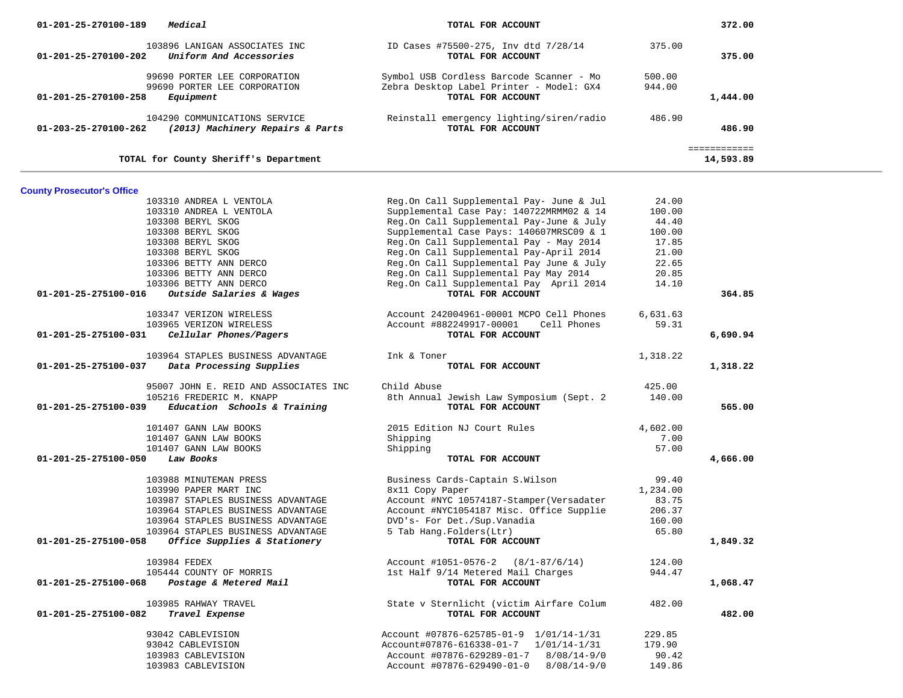| Account | Vendor | Description | Amount | Total |
|---|---|---|---|---|
| 01-201-25-270100-189 | *Medical* | **TOTAL FOR ACCOUNT** | | **372.00** |
| | 103896 LANIGAN ASSOCIATES INC | ID Cases #75500-275, Inv dtd 7/28/14 | 375.00 | |
| 01-201-25-270100-202 | *Uniform And Accessories* | **TOTAL FOR ACCOUNT** | | **375.00** |
| | 99690 PORTER LEE CORPORATION | Symbol USB Cordless Barcode Scanner - Mo | 500.00 | |
| | 99690 PORTER LEE CORPORATION | Zebra Desktop Label Printer - Model: GX4 | 944.00 | |
| 01-201-25-270100-258 | *Equipment* | **TOTAL FOR ACCOUNT** | | **1,444.00** |
| | 104290 COMMUNICATIONS SERVICE | Reinstall emergency lighting/siren/radio | 486.90 | |
| 01-203-25-270100-262 | *(2013) Machinery Repairs & Parts* | **TOTAL FOR ACCOUNT** | | **486.90** |
| | | | | ============ |
| | **TOTAL for County Sheriff's Department** | | | **14,593.89** |

**County Prosecutor's Office**

| Account | Vendor | Description | Amount | Total |
|---|---|---|---|---|
| | 103310 ANDREA L VENTOLA | Reg.On Call Supplemental Pay- June & Jul | 24.00 | |
| | 103310 ANDREA L VENTOLA | Supplemental Case Pay: 140722MRMM02 & 14 | 100.00 | |
| | 103308 BERYL SKOG | Reg.On Call Supplemental Pay-June & July | 44.40 | |
| | 103308 BERYL SKOG | Supplemental Case Pays: 140607MRSC09 & 1 | 100.00 | |
| | 103308 BERYL SKOG | Reg.On Call Supplemental Pay - May 2014 | 17.85 | |
| | 103308 BERYL SKOG | Reg.On Call Supplemental Pay-April 2014 | 21.00 | |
| | 103306 BETTY ANN DERCO | Reg.On Call Supplemental Pay June & July | 22.65 | |
| | 103306 BETTY ANN DERCO | Reg.On Call Supplemental Pay May 2014 | 20.85 | |
| | 103306 BETTY ANN DERCO | Reg.On Call Supplemental Pay April 2014 | 14.10 | |
| 01-201-25-275100-016 | *Outside Salaries & Wages* | **TOTAL FOR ACCOUNT** | | **364.85** |
| | 103347 VERIZON WIRELESS | Account 242004961-00001 MCPO Cell Phones | 6,631.63 | |
| | 103965 VERIZON WIRELESS | Account #882249917-00001 Cell Phones | 59.31 | |
| 01-201-25-275100-031 | *Cellular Phones/Pagers* | **TOTAL FOR ACCOUNT** | | **6,690.94** |
| | 103964 STAPLES BUSINESS ADVANTAGE | Ink & Toner | 1,318.22 | |
| 01-201-25-275100-037 | *Data Processing Supplies* | **TOTAL FOR ACCOUNT** | | **1,318.22** |
| | 95007 JOHN E. REID AND ASSOCIATES INC | Child Abuse | 425.00 | |
| | 105216 FREDERIC M. KNAPP | 8th Annual Jewish Law Symposium (Sept. 2 | 140.00 | |
| 01-201-25-275100-039 | *Education Schools & Training* | **TOTAL FOR ACCOUNT** | | **565.00** |
| | 101407 GANN LAW BOOKS | 2015 Edition NJ Court Rules | 4,602.00 | |
| | 101407 GANN LAW BOOKS | Shipping | 7.00 | |
| | 101407 GANN LAW BOOKS | Shipping | 57.00 | |
| 01-201-25-275100-050 | *Law Books* | **TOTAL FOR ACCOUNT** | | **4,666.00** |
| | 103988 MINUTEMAN PRESS | Business Cards-Captain S.Wilson | 99.40 | |
| | 103990 PAPER MART INC | 8x11 Copy Paper | 1,234.00 | |
| | 103987 STAPLES BUSINESS ADVANTAGE | Account #NYC 10574187-Stamper(Versadater | 83.75 | |
| | 103964 STAPLES BUSINESS ADVANTAGE | Account #NYC1054187 Misc. Office Supplie | 206.37 | |
| | 103964 STAPLES BUSINESS ADVANTAGE | DVD's- For Det./Sup.Vanadia | 160.00 | |
| | 103964 STAPLES BUSINESS ADVANTAGE | 5 Tab Hang.Folders(Ltr) | 65.80 | |
| 01-201-25-275100-058 | *Office Supplies & Stationery* | **TOTAL FOR ACCOUNT** | | **1,849.32** |
| | 103984 FEDEX | Account #1051-0576-2 (8/1-87/6/14) | 124.00 | |
| | 105444 COUNTY OF MORRIS | 1st Half 9/14 Metered Mail Charges | 944.47 | |
| 01-201-25-275100-068 | *Postage & Metered Mail* | **TOTAL FOR ACCOUNT** | | **1,068.47** |
| | 103985 RAHWAY TRAVEL | State v Sternlicht (victim Airfare Colum | 482.00 | |
| 01-201-25-275100-082 | *Travel Expense* | **TOTAL FOR ACCOUNT** | | **482.00** |
| | 93042 CABLEVISION | Account #07876-625785-01-9 1/01/14-1/31 | 229.85 | |
| | 93042 CABLEVISION | Account#07876-616338-01-7 1/01/14-1/31 | 179.90 | |
| | 103983 CABLEVISION | Account #07876-629289-01-7 8/08/14-9/0 | 90.42 | |
| | 103983 CABLEVISION | Account #07876-629490-01-0 8/08/14-9/0 | 149.86 | |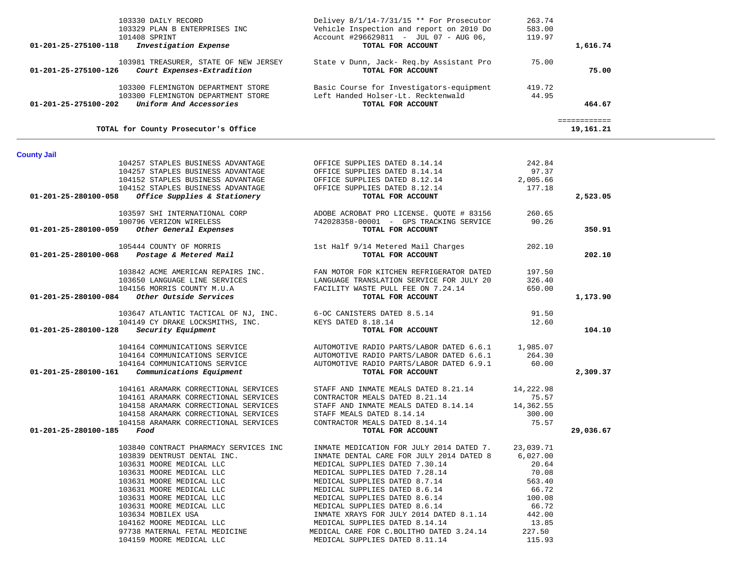| Account | Vendor / Account Name | Description | Amount | Total |
|---|---|---|---|---|
| | 103330 DAILY RECORD | Delivey 8/1/14-7/31/15 ** For Prosecutor | 263.74 | |
| | 103329 PLAN B ENTERPRISES INC | Vehicle Inspection and report on 2010 Do | 583.00 | |
| | 101408 SPRINT | Account #296629811 - JUL 07 - AUG 06, | 119.97 | |
| **01-201-25-275100-118** | ***Investigation Expense*** | **TOTAL FOR ACCOUNT** | | **1,616.74** |
| | 103981 TREASURER, STATE OF NEW JERSEY | State v Dunn, Jack- Req.by Assistant Pro | 75.00 | |
| **01-201-25-275100-126** | ***Court Expenses-Extradition*** | **TOTAL FOR ACCOUNT** | | **75.00** |
| | 103300 FLEMINGTON DEPARTMENT STORE | Basic Course for Investigators-equipment | 419.72 | |
| | 103300 FLEMINGTON DEPARTMENT STORE | Left Handed Holser-Lt. Recktenwald | 44.95 | |
| **01-201-25-275100-202** | ***Uniform And Accessories*** | **TOTAL FOR ACCOUNT** | | **464.67** |
| | | | | ============ |
| | **TOTAL for County Prosecutor's Office** | | | **19,161.21** |

**County Jail**

| Account | Vendor / Account Name | Description | Amount | Total |
|---|---|---|---|---|
| | 104257 STAPLES BUSINESS ADVANTAGE | OFFICE SUPPLIES DATED 8.14.14 | 242.84 | |
| | 104257 STAPLES BUSINESS ADVANTAGE | OFFICE SUPPLIES DATED 8.14.14 | 97.37 | |
| | 104152 STAPLES BUSINESS ADVANTAGE | OFFICE SUPPLIES DATED 8.12.14 | 2,005.66 | |
| | 104152 STAPLES BUSINESS ADVANTAGE | OFFICE SUPPLIES DATED 8.12.14 | 177.18 | |
| **01-201-25-280100-058** | ***Office Supplies & Stationery*** | **TOTAL FOR ACCOUNT** | | **2,523.05** |
| | 103597 SHI INTERNATIONAL CORP | ADOBE ACROBAT PRO LICENSE. QUOTE # 83156 | 260.65 | |
| | 100796 VERIZON WIRELESS | 742028358-00001 - GPS TRACKING SERVICE | 90.26 | |
| **01-201-25-280100-059** | ***Other General Expenses*** | **TOTAL FOR ACCOUNT** | | **350.91** |
| | 105444 COUNTY OF MORRIS | 1st Half 9/14 Metered Mail Charges | 202.10 | |
| **01-201-25-280100-068** | ***Postage & Metered Mail*** | **TOTAL FOR ACCOUNT** | | **202.10** |
| | 103842 ACME AMERICAN REPAIRS INC. | FAN MOTOR FOR KITCHEN REFRIGERATOR DATED | 197.50 | |
| | 103650 LANGUAGE LINE SERVICES | LANGUAGE TRANSLATION SERVICE FOR JULY 20 | 326.40 | |
| | 104156 MORRIS COUNTY M.U.A | FACILITY WASTE PULL FEE ON 7.24.14 | 650.00 | |
| **01-201-25-280100-084** | ***Other Outside Services*** | **TOTAL FOR ACCOUNT** | | **1,173.90** |
| | 103647 ATLANTIC TACTICAL OF NJ, INC. | 6-OC CANISTERS DATED 8.5.14 | 91.50 | |
| | 104149 CY DRAKE LOCKSMITHS, INC. | KEYS DATED 8.18.14 | 12.60 | |
| **01-201-25-280100-128** | ***Security Equipment*** | **TOTAL FOR ACCOUNT** | | **104.10** |
| | 104164 COMMUNICATIONS SERVICE | AUTOMOTIVE RADIO PARTS/LABOR DATED 6.6.1 | 1,985.07 | |
| | 104164 COMMUNICATIONS SERVICE | AUTOMOTIVE RADIO PARTS/LABOR DATED 6.6.1 | 264.30 | |
| | 104164 COMMUNICATIONS SERVICE | AUTOMOTIVE RADIO PARTS/LABOR DATED 6.9.1 | 60.00 | |
| **01-201-25-280100-161** | ***Communications Equipment*** | **TOTAL FOR ACCOUNT** | | **2,309.37** |
| | 104161 ARAMARK CORRECTIONAL SERVICES | STAFF AND INMATE MEALS DATED 8.21.14 | 14,222.98 | |
| | 104161 ARAMARK CORRECTIONAL SERVICES | CONTRACTOR MEALS DATED 8.21.14 | 75.57 | |
| | 104158 ARAMARK CORRECTIONAL SERVICES | STAFF AND INMATE MEALS DATED 8.14.14 | 14,362.55 | |
| | 104158 ARAMARK CORRECTIONAL SERVICES | STAFF MEALS DATED 8.14.14 | 300.00 | |
| | 104158 ARAMARK CORRECTIONAL SERVICES | CONTRACTOR MEALS DATED 8.14.14 | 75.57 | |
| **01-201-25-280100-185** | ***Food*** | **TOTAL FOR ACCOUNT** | | **29,036.67** |
| | 103840 CONTRACT PHARMACY SERVICES INC | INMATE MEDICATION FOR JULY 2014 DATED 7. | 23,039.71 | |
| | 103839 DENTRUST DENTAL INC. | INMATE DENTAL CARE FOR JULY 2014 DATED 8 | 6,027.00 | |
| | 103631 MOORE MEDICAL LLC | MEDICAL SUPPLIES DATED 7.30.14 | 20.64 | |
| | 103631 MOORE MEDICAL LLC | MEDICAL SUPPLIES DATED 7.28.14 | 70.08 | |
| | 103631 MOORE MEDICAL LLC | MEDICAL SUPPLIES DATED 8.7.14 | 563.40 | |
| | 103631 MOORE MEDICAL LLC | MEDICAL SUPPLIES DATED 8.6.14 | 66.72 | |
| | 103631 MOORE MEDICAL LLC | MEDICAL SUPPLIES DATED 8.6.14 | 100.08 | |
| | 103631 MOORE MEDICAL LLC | MEDICAL SUPPLIES DATED 8.6.14 | 66.72 | |
| | 103634 MOBILEX USA | INMATE XRAYS FOR JULY 2014 DATED 8.1.14 | 442.00 | |
| | 104162 MOORE MEDICAL LLC | MEDICAL SUPPLIES DATED 8.14.14 | 13.85 | |
| | 97738 MATERNAL FETAL MEDICINE | MEDICAL CARE FOR C.BOLITHO DATED 3.24.14 | 227.50 | |
| | 104159 MOORE MEDICAL LLC | MEDICAL SUPPLIES DATED 8.11.14 | 115.93 | |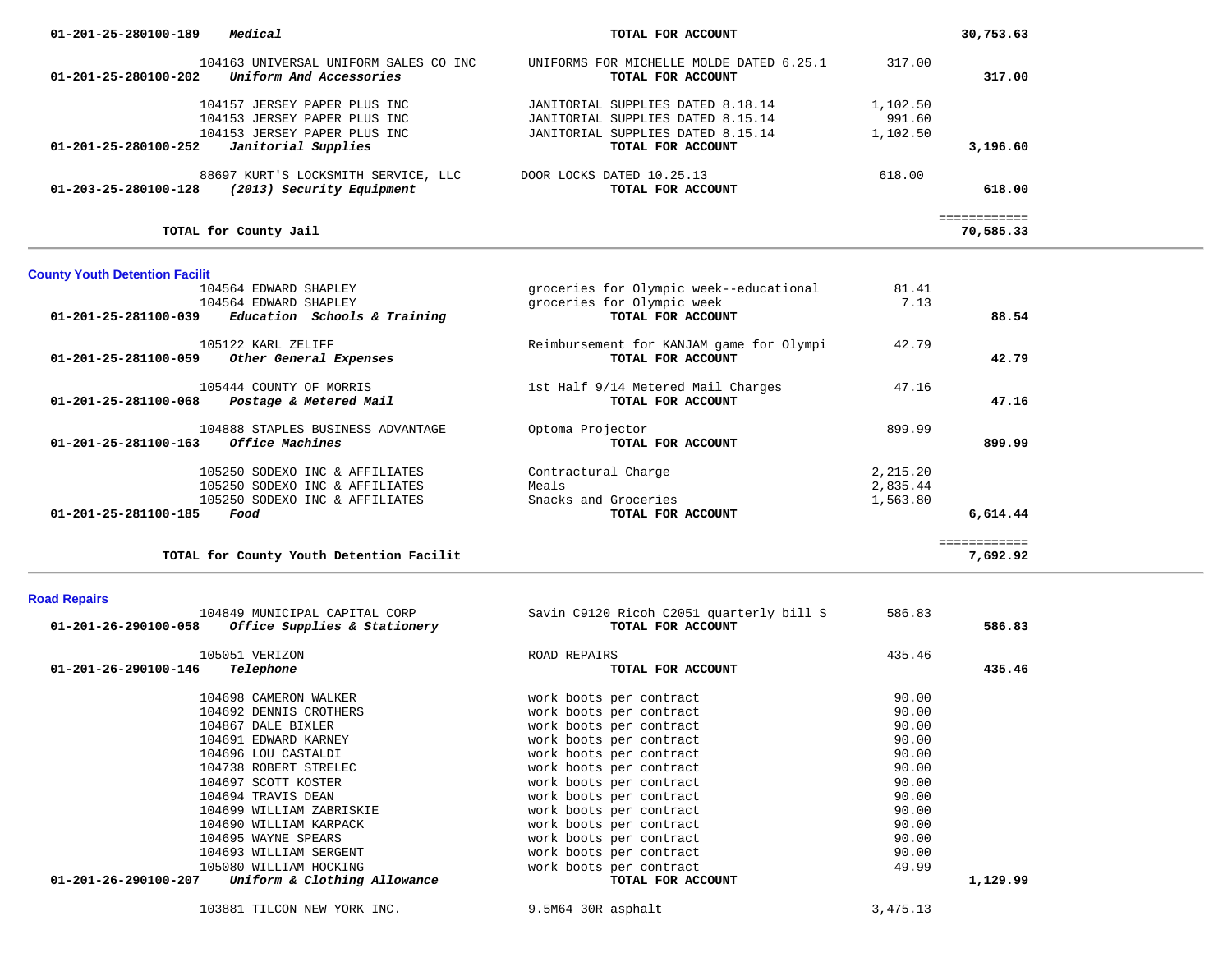| Account | Vendor / Description | Description | Amount | Total |
|---|---|---|---|---|
| 01-201-25-280100-189 *Medical* | | **TOTAL FOR ACCOUNT** | | **30,753.63** |
| | 104163 UNIVERSAL UNIFORM SALES CO INC | UNIFORMS FOR MICHELLE MOLDE DATED 6.25.1 | 317.00 | |
| 01-201-25-280100-202 *Uniform And Accessories* | | **TOTAL FOR ACCOUNT** | | **317.00** |
| | 104157 JERSEY PAPER PLUS INC | JANITORIAL SUPPLIES DATED 8.18.14 | 1,102.50 | |
| | 104153 JERSEY PAPER PLUS INC | JANITORIAL SUPPLIES DATED 8.15.14 | 991.60 | |
| | 104153 JERSEY PAPER PLUS INC | JANITORIAL SUPPLIES DATED 8.15.14 | 1,102.50 | |
| 01-201-25-280100-252 *Janitorial Supplies* | | **TOTAL FOR ACCOUNT** | | **3,196.60** |
| | 88697 KURT'S LOCKSMITH SERVICE, LLC | DOOR LOCKS DATED 10.25.13 | 618.00 | |
| 01-203-25-280100-128 *(2013) Security Equipment* | | **TOTAL FOR ACCOUNT** | | **618.00** |
| **TOTAL for County Jail** | | | | **70,585.33** |

## County Youth Detention Facilit

| Account | Vendor | Description | Amount | Total |
|---|---|---|---|---|
| | 104564 EDWARD SHAPLEY | groceries for Olympic week--educational | 81.41 | |
| | 104564 EDWARD SHAPLEY | groceries for Olympic week | 7.13 | |
| 01-201-25-281100-039 *Education Schools & Training* | | **TOTAL FOR ACCOUNT** | | **88.54** |
| | 105122 KARL ZELIFF | Reimbursement for KANJAM game for Olympi | 42.79 | |
| 01-201-25-281100-059 *Other General Expenses* | | **TOTAL FOR ACCOUNT** | | **42.79** |
| | 105444 COUNTY OF MORRIS | 1st Half 9/14 Metered Mail Charges | 47.16 | |
| 01-201-25-281100-068 *Postage & Metered Mail* | | **TOTAL FOR ACCOUNT** | | **47.16** |
| | 104888 STAPLES BUSINESS ADVANTAGE | Optoma Projector | 899.99 | |
| 01-201-25-281100-163 *Office Machines* | | **TOTAL FOR ACCOUNT** | | **899.99** |
| | 105250 SODEXO INC & AFFILIATES | Contractural Charge | 2,215.20 | |
| | 105250 SODEXO INC & AFFILIATES | Meals | 2,835.44 | |
| | 105250 SODEXO INC & AFFILIATES | Snacks and Groceries | 1,563.80 | |
| 01-201-25-281100-185 *Food* | | **TOTAL FOR ACCOUNT** | | **6,614.44** |
| **TOTAL for County Youth Detention Facilit** | | | | **7,692.92** |

## Road Repairs

| Account | Vendor | Description | Amount | Total |
|---|---|---|---|---|
| | 104849 MUNICIPAL CAPITAL CORP | Savin C9120 Ricoh C2051 quarterly bill S | 586.83 | |
| 01-201-26-290100-058 *Office Supplies & Stationery* | | **TOTAL FOR ACCOUNT** | | **586.83** |
| | 105051 VERIZON | ROAD REPAIRS | 435.46 | |
| 01-201-26-290100-146 *Telephone* | | **TOTAL FOR ACCOUNT** | | **435.46** |
| | 104698 CAMERON WALKER | work boots per contract | 90.00 | |
| | 104692 DENNIS CROTHERS | work boots per contract | 90.00 | |
| | 104867 DALE BIXLER | work boots per contract | 90.00 | |
| | 104691 EDWARD KARNEY | work boots per contract | 90.00 | |
| | 104696 LOU CASTALDI | work boots per contract | 90.00 | |
| | 104738 ROBERT STRELEC | work boots per contract | 90.00 | |
| | 104697 SCOTT KOSTER | work boots per contract | 90.00 | |
| | 104694 TRAVIS DEAN | work boots per contract | 90.00 | |
| | 104699 WILLIAM ZABRISKIE | work boots per contract | 90.00 | |
| | 104690 WILLIAM KARPACK | work boots per contract | 90.00 | |
| | 104695 WAYNE SPEARS | work boots per contract | 90.00 | |
| | 104693 WILLIAM SERGENT | work boots per contract | 90.00 | |
| | 105080 WILLIAM HOCKING | work boots per contract | 49.99 | |
| 01-201-26-290100-207 *Uniform & Clothing Allowance* | | **TOTAL FOR ACCOUNT** | | **1,129.99** |
| | 103881 TILCON NEW YORK INC. | 9.5M64 30R asphalt | 3,475.13 | |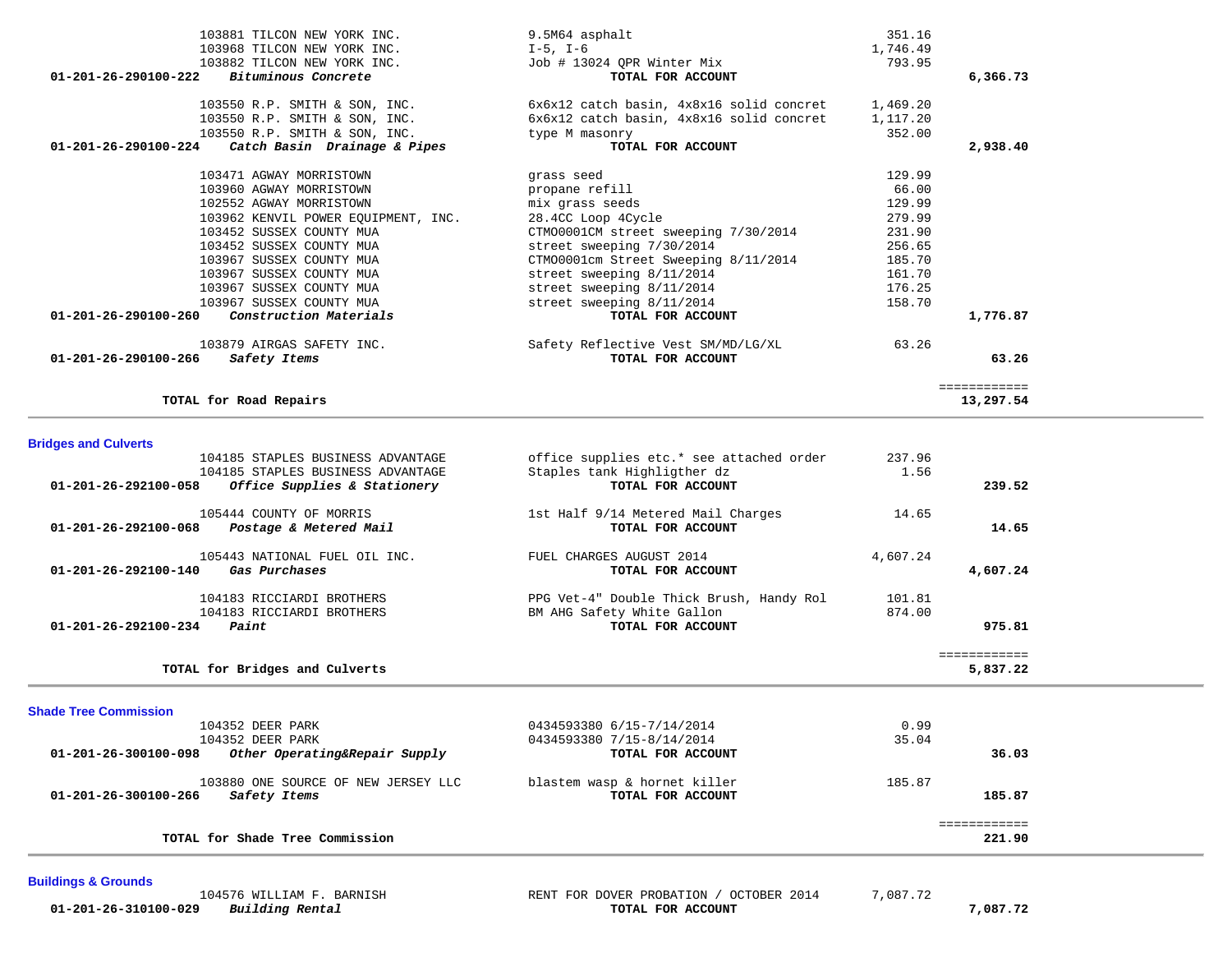| Account | Vendor / Account Name | Description | Amount | Total |
|---|---|---|---|---|
| | 103881 TILCON NEW YORK INC. | 9.5M64 asphalt | 351.16 | |
| | 103968 TILCON NEW YORK INC. | I-5, I-6 | 1,746.49 | |
| | 103882 TILCON NEW YORK INC. | Job # 13024 QPR Winter Mix | 793.95 | |
| **01-201-26-290100-222** | ***Bituminous Concrete*** | **TOTAL FOR ACCOUNT** | | **6,366.73** |
| | 103550 R.P. SMITH & SON, INC. | 6x6x12 catch basin, 4x8x16 solid concret | 1,469.20 | |
| | 103550 R.P. SMITH & SON, INC. | 6x6x12 catch basin, 4x8x16 solid concret | 1,117.20 | |
| | 103550 R.P. SMITH & SON, INC. | type M masonry | 352.00 | |
| **01-201-26-290100-224** | ***Catch Basin Drainage & Pipes*** | **TOTAL FOR ACCOUNT** | | **2,938.40** |
| | 103471 AGWAY MORRISTOWN | grass seed | 129.99 | |
| | 103960 AGWAY MORRISTOWN | propane refill | 66.00 | |
| | 102552 AGWAY MORRISTOWN | mix grass seeds | 129.99 | |
| | 103962 KENVIL POWER EQUIPMENT, INC. | 28.4CC Loop 4Cycle | 279.99 | |
| | 103452 SUSSEX COUNTY MUA | CTMO0001CM street sweeping 7/30/2014 | 231.90 | |
| | 103452 SUSSEX COUNTY MUA | street sweeping 7/30/2014 | 256.65 | |
| | 103967 SUSSEX COUNTY MUA | CTMO0001cm Street Sweeping 8/11/2014 | 185.70 | |
| | 103967 SUSSEX COUNTY MUA | street sweeping 8/11/2014 | 161.70 | |
| | 103967 SUSSEX COUNTY MUA | street sweeping 8/11/2014 | 176.25 | |
| | 103967 SUSSEX COUNTY MUA | street sweeping 8/11/2014 | 158.70 | |
| **01-201-26-290100-260** | ***Construction Materials*** | **TOTAL FOR ACCOUNT** | | **1,776.87** |
| | 103879 AIRGAS SAFETY INC. | Safety Reflective Vest SM/MD/LG/XL | 63.26 | |
| **01-201-26-290100-266** | ***Safety Items*** | **TOTAL FOR ACCOUNT** | | **63.26** |
| | **TOTAL for Road Repairs** | | | **13,297.54** |

## Bridges and Culverts

| Account | Vendor / Account Name | Description | Amount | Total |
|---|---|---|---|---|
| | 104185 STAPLES BUSINESS ADVANTAGE | office supplies etc.* see attached order | 237.96 | |
| | 104185 STAPLES BUSINESS ADVANTAGE | Staples tank Highligther dz | 1.56 | |
| **01-201-26-292100-058** | ***Office Supplies & Stationery*** | **TOTAL FOR ACCOUNT** | | **239.52** |
| | 105444 COUNTY OF MORRIS | 1st Half 9/14 Metered Mail Charges | 14.65 | |
| **01-201-26-292100-068** | ***Postage & Metered Mail*** | **TOTAL FOR ACCOUNT** | | **14.65** |
| | 105443 NATIONAL FUEL OIL INC. | FUEL CHARGES AUGUST 2014 | 4,607.24 | |
| **01-201-26-292100-140** | ***Gas Purchases*** | **TOTAL FOR ACCOUNT** | | **4,607.24** |
| | 104183 RICCIARDI BROTHERS | PPG Vet-4" Double Thick Brush, Handy Rol | 101.81 | |
| | 104183 RICCIARDI BROTHERS | BM AHG Safety White Gallon | 874.00 | |
| **01-201-26-292100-234** | ***Paint*** | **TOTAL FOR ACCOUNT** | | **975.81** |
| | **TOTAL for Bridges and Culverts** | | | **5,837.22** |

## Shade Tree Commission

| Account | Vendor / Account Name | Description | Amount | Total |
|---|---|---|---|---|
| | 104352 DEER PARK | 0434593380 6/15-7/14/2014 | 0.99 | |
| | 104352 DEER PARK | 0434593380 7/15-8/14/2014 | 35.04 | |
| **01-201-26-300100-098** | ***Other Operating&Repair Supply*** | **TOTAL FOR ACCOUNT** | | **36.03** |
| | 103880 ONE SOURCE OF NEW JERSEY LLC | blastem wasp & hornet killer | 185.87 | |
| **01-201-26-300100-266** | ***Safety Items*** | **TOTAL FOR ACCOUNT** | | **185.87** |
| | **TOTAL for Shade Tree Commission** | | | **221.90** |

## Buildings & Grounds

| Account | Vendor / Account Name | Description | Amount | Total |
|---|---|---|---|---|
| | 104576 WILLIAM F. BARNISH | RENT FOR DOVER PROBATION / OCTOBER 2014 | 7,087.72 | |
| **01-201-26-310100-029** | ***Building Rental*** | **TOTAL FOR ACCOUNT** | | **7,087.72** |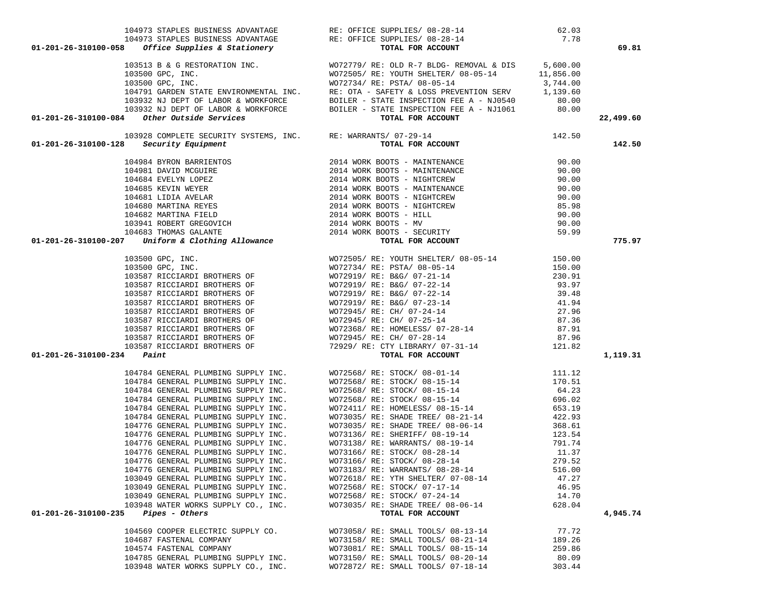| Account | Vendor | Description | Amount | Total |
|---|---|---|---|---|
| | 104973 STAPLES BUSINESS ADVANTAGE | RE: OFFICE SUPPLIES/ 08-28-14 | 62.03 | |
| | 104973 STAPLES BUSINESS ADVANTAGE | RE: OFFICE SUPPLIES/ 08-28-14 | 7.78 | |
| **01-201-26-310100-058** *Office Supplies & Stationery* | | **TOTAL FOR ACCOUNT** | | **69.81** |
| | 103513 B & G RESTORATION INC. | WO72779/ RE: OLD R-7 BLDG- REMOVAL & DIS | 5,600.00 | |
| | 103500 GPC, INC. | WO72505/ RE: YOUTH SHELTER/ 08-05-14 | 11,856.00 | |
| | 103500 GPC, INC. | WO72734/ RE: PSTA/ 08-05-14 | 3,744.00 | |
| | 104791 GARDEN STATE ENVIRONMENTAL INC. | RE: OTA - SAFETY & LOSS PREVENTION SERV | 1,139.60 | |
| | 103932 NJ DEPT OF LABOR & WORKFORCE | BOILER - STATE INSPECTION FEE A - NJ0540 | 80.00 | |
| | 103932 NJ DEPT OF LABOR & WORKFORCE | BOILER - STATE INSPECTION FEE A - NJ1061 | 80.00 | |
| **01-201-26-310100-084** *Other Outside Services* | | **TOTAL FOR ACCOUNT** | | **22,499.60** |
| | 103928 COMPLETE SECURITY SYSTEMS, INC. | RE: WARRANTS/ 07-29-14 | 142.50 | |
| **01-201-26-310100-128** *Security Equipment* | | **TOTAL FOR ACCOUNT** | | **142.50** |
| | 104984 BYRON BARRIENTOS | 2014 WORK BOOTS - MAINTENANCE | 90.00 | |
| | 104981 DAVID MCGUIRE | 2014 WORK BOOTS - MAINTENANCE | 90.00 | |
| | 104684 EVELYN LOPEZ | 2014 WORK BOOTS - NIGHTCREW | 90.00 | |
| | 104685 KEVIN WEYER | 2014 WORK BOOTS - MAINTENANCE | 90.00 | |
| | 104681 LIDIA AVELAR | 2014 WORK BOOTS - NIGHTCREW | 90.00 | |
| | 104680 MARTINA REYES | 2014 WORK BOOTS - NIGHTCREW | 85.98 | |
| | 104682 MARTINA FIELD | 2014 WORK BOOTS - HILL | 90.00 | |
| | 103941 ROBERT GREGOVICH | 2014 WORK BOOTS - MV | 90.00 | |
| | 104683 THOMAS GALANTE | 2014 WORK BOOTS - SECURITY | 59.99 | |
| **01-201-26-310100-207** *Uniform & Clothing Allowance* | | **TOTAL FOR ACCOUNT** | | **775.97** |
| | 103500 GPC, INC. | WO72505/ RE: YOUTH SHELTER/ 08-05-14 | 150.00 | |
| | 103500 GPC, INC. | WO72734/ RE: PSTA/ 08-05-14 | 150.00 | |
| | 103587 RICCIARDI BROTHERS OF | WO72919/ RE: B&G/ 07-21-14 | 230.91 | |
| | 103587 RICCIARDI BROTHERS OF | WO72919/ RE: B&G/ 07-22-14 | 93.97 | |
| | 103587 RICCIARDI BROTHERS OF | WO72919/ RE: B&G/ 07-22-14 | 39.48 | |
| | 103587 RICCIARDI BROTHERS OF | WO72919/ RE: B&G/ 07-23-14 | 41.94 | |
| | 103587 RICCIARDI BROTHERS OF | WO72945/ RE: CH/ 07-24-14 | 27.96 | |
| | 103587 RICCIARDI BROTHERS OF | WO72945/ RE: CH/ 07-25-14 | 87.36 | |
| | 103587 RICCIARDI BROTHERS OF | WO72368/ RE: HOMELESS/ 07-28-14 | 87.91 | |
| | 103587 RICCIARDI BROTHERS OF | WO72945/ RE: CH/ 07-28-14 | 87.96 | |
| | 103587 RICCIARDI BROTHERS OF | 72929/ RE: CTY LIBRARY/ 07-31-14 | 121.82 | |
| **01-201-26-310100-234** *Paint* | | **TOTAL FOR ACCOUNT** | | **1,119.31** |
| | 104784 GENERAL PLUMBING SUPPLY INC. | WO72568/ RE: STOCK/ 08-01-14 | 111.12 | |
| | 104784 GENERAL PLUMBING SUPPLY INC. | WO72568/ RE: STOCK/ 08-15-14 | 170.51 | |
| | 104784 GENERAL PLUMBING SUPPLY INC. | WO72568/ RE: STOCK/ 08-15-14 | 64.23 | |
| | 104784 GENERAL PLUMBING SUPPLY INC. | WO72568/ RE: STOCK/ 08-15-14 | 696.02 | |
| | 104784 GENERAL PLUMBING SUPPLY INC. | WO72411/ RE: HOMELESS/ 08-15-14 | 653.19 | |
| | 104784 GENERAL PLUMBING SUPPLY INC. | WO73035/ RE: SHADE TREE/ 08-21-14 | 422.93 | |
| | 104776 GENERAL PLUMBING SUPPLY INC. | WO73035/ RE: SHADE TREE/ 08-06-14 | 368.61 | |
| | 104776 GENERAL PLUMBING SUPPLY INC. | WO73136/ RE: SHERIFF/ 08-19-14 | 123.54 | |
| | 104776 GENERAL PLUMBING SUPPLY INC. | WO73138/ RE: WARRANTS/ 08-19-14 | 791.74 | |
| | 104776 GENERAL PLUMBING SUPPLY INC. | WO73166/ RE: STOCK/ 08-28-14 | 11.37 | |
| | 104776 GENERAL PLUMBING SUPPLY INC. | WO73166/ RE: STOCK/ 08-28-14 | 279.52 | |
| | 104776 GENERAL PLUMBING SUPPLY INC. | WO73183/ RE: WARRANTS/ 08-28-14 | 516.00 | |
| | 103049 GENERAL PLUMBING SUPPLY INC. | WO72618/ RE: YTH SHELTER/ 07-08-14 | 47.27 | |
| | 103049 GENERAL PLUMBING SUPPLY INC. | WO72568/ RE: STOCK/ 07-17-14 | 46.95 | |
| | 103049 GENERAL PLUMBING SUPPLY INC. | WO72568/ RE: STOCK/ 07-24-14 | 14.70 | |
| | 103948 WATER WORKS SUPPLY CO., INC. | WO73035/ RE: SHADE TREE/ 08-06-14 | 628.04 | |
| **01-201-26-310100-235** *Pipes - Others* | | **TOTAL FOR ACCOUNT** | | **4,945.74** |
| | 104569 COOPER ELECTRIC SUPPLY CO. | WO73058/ RE: SMALL TOOLS/ 08-13-14 | 77.72 | |
| | 104687 FASTENAL COMPANY | WO73158/ RE: SMALL TOOLS/ 08-21-14 | 189.26 | |
| | 104574 FASTENAL COMPANY | WO73081/ RE: SMALL TOOLS/ 08-15-14 | 259.86 | |
| | 104785 GENERAL PLUMBING SUPPLY INC. | WO73150/ RE: SMALL TOOLS/ 08-20-14 | 80.09 | |
| | 103948 WATER WORKS SUPPLY CO., INC. | WO72872/ RE: SMALL TOOLS/ 07-18-14 | 303.44 | |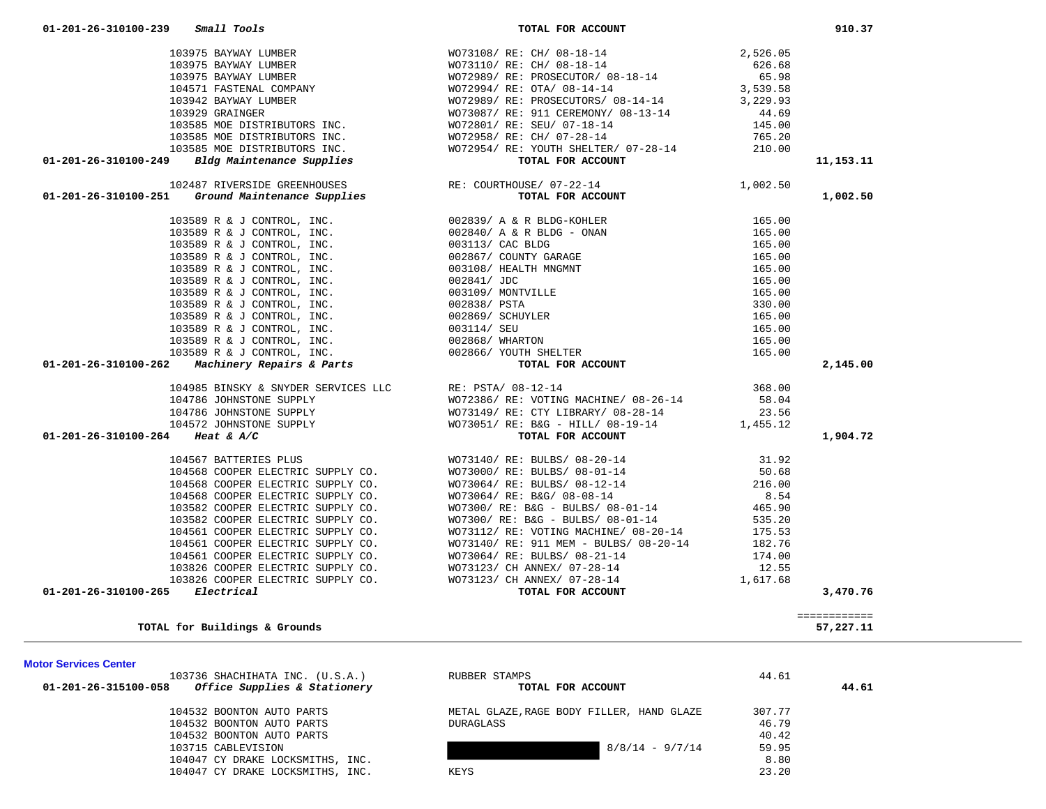| Account | Vendor | Description | Amount | Total |
|---|---|---|---|---|
| 01-201-26-310100-239 *Small Tools* | | TOTAL FOR ACCOUNT | | 910.37 |
| | 103975 BAYWAY LUMBER | WO73108/ RE: CH/ 08-18-14 | 2,526.05 | |
| | 103975 BAYWAY LUMBER | WO73110/ RE: CH/ 08-18-14 | 626.68 | |
| | 103975 BAYWAY LUMBER | WO72989/ RE: PROSECUTOR/ 08-18-14 | 65.98 | |
| | 104571 FASTENAL COMPANY | WO72994/ RE: OTA/ 08-14-14 | 3,539.58 | |
| | 103942 BAYWAY LUMBER | WO72989/ RE: PROSECUTORS/ 08-14-14 | 3,229.93 | |
| | 103929 GRAINGER | WO73087/ RE: 911 CEREMONY/ 08-13-14 | 44.69 | |
| | 103585 MOE DISTRIBUTORS INC. | WO72801/ RE: SEU/ 07-18-14 | 145.00 | |
| | 103585 MOE DISTRIBUTORS INC. | WO72958/ RE: CH/ 07-28-14 | 765.20 | |
| | 103585 MOE DISTRIBUTORS INC. | WO72954/ RE: YOUTH SHELTER/ 07-28-14 | 210.00 | |
| 01-201-26-310100-249 *Bldg Maintenance Supplies* | | TOTAL FOR ACCOUNT | | 11,153.11 |
| | 102487 RIVERSIDE GREENHOUSES | RE: COURTHOUSE/ 07-22-14 | 1,002.50 | |
| 01-201-26-310100-251 *Ground Maintenance Supplies* | | TOTAL FOR ACCOUNT | | 1,002.50 |
| | 103589 R & J CONTROL, INC. | 002839/ A & R BLDG-KOHLER | 165.00 | |
| | 103589 R & J CONTROL, INC. | 002840/ A & R BLDG - ONAN | 165.00 | |
| | 103589 R & J CONTROL, INC. | 003113/ CAC BLDG | 165.00 | |
| | 103589 R & J CONTROL, INC. | 002867/ COUNTY GARAGE | 165.00 | |
| | 103589 R & J CONTROL, INC. | 003108/ HEALTH MNGMNT | 165.00 | |
| | 103589 R & J CONTROL, INC. | 002841/ JDC | 165.00 | |
| | 103589 R & J CONTROL, INC. | 003109/ MONTVILLE | 165.00 | |
| | 103589 R & J CONTROL, INC. | 002838/ PSTA | 330.00 | |
| | 103589 R & J CONTROL, INC. | 002869/ SCHUYLER | 165.00 | |
| | 103589 R & J CONTROL, INC. | 003114/ SEU | 165.00 | |
| | 103589 R & J CONTROL, INC. | 002868/ WHARTON | 165.00 | |
| | 103589 R & J CONTROL, INC. | 002866/ YOUTH SHELTER | 165.00 | |
| 01-201-26-310100-262 *Machinery Repairs & Parts* | | TOTAL FOR ACCOUNT | | 2,145.00 |
| | 104985 BINSKY & SNYDER SERVICES LLC | RE: PSTA/ 08-12-14 | 368.00 | |
| | 104786 JOHNSTONE SUPPLY | WO72386/ RE: VOTING MACHINE/ 08-26-14 | 58.04 | |
| | 104786 JOHNSTONE SUPPLY | WO73149/ RE: CTY LIBRARY/ 08-28-14 | 23.56 | |
| | 104572 JOHNSTONE SUPPLY | WO73051/ RE: B&G - HILL/ 08-19-14 | 1,455.12 | |
| 01-201-26-310100-264 *Heat & A/C* | | TOTAL FOR ACCOUNT | | 1,904.72 |
| | 104567 BATTERIES PLUS | WO73140/ RE: BULBS/ 08-20-14 | 31.92 | |
| | 104568 COOPER ELECTRIC SUPPLY CO. | WO73000/ RE: BULBS/ 08-01-14 | 50.68 | |
| | 104568 COOPER ELECTRIC SUPPLY CO. | WO73064/ RE: BULBS/ 08-12-14 | 216.00 | |
| | 104568 COOPER ELECTRIC SUPPLY CO. | WO73064/ RE: B&G/ 08-08-14 | 8.54 | |
| | 103582 COOPER ELECTRIC SUPPLY CO. | WO7300/ RE: B&G - BULBS/ 08-01-14 | 465.90 | |
| | 103582 COOPER ELECTRIC SUPPLY CO. | WO7300/ RE: B&G - BULBS/ 08-01-14 | 535.20 | |
| | 104561 COOPER ELECTRIC SUPPLY CO. | WO73112/ RE: VOTING MACHINE/ 08-20-14 | 175.53 | |
| | 104561 COOPER ELECTRIC SUPPLY CO. | WO73140/ RE: 911 MEM - BULBS/ 08-20-14 | 182.76 | |
| | 104561 COOPER ELECTRIC SUPPLY CO. | WO73064/ RE: BULBS/ 08-21-14 | 174.00 | |
| | 103826 COOPER ELECTRIC SUPPLY CO. | WO73123/ CH ANNEX/ 07-28-14 | 12.55 | |
| | 103826 COOPER ELECTRIC SUPPLY CO. | WO73123/ CH ANNEX/ 07-28-14 | 1,617.68 | |
| 01-201-26-310100-265 *Electrical* | | TOTAL FOR ACCOUNT | | 3,470.76 |
| | | | | ============ |
| **TOTAL for Buildings & Grounds** | | | | 57,227.11 |

## Motor Services Center

| Account | Vendor | Description | Amount | Total |
|---|---|---|---|---|
| | 103736 SHACHIHATA INC. (U.S.A.) | RUBBER STAMPS | 44.61 | |
| 01-201-26-315100-058 *Office Supplies & Stationery* | | TOTAL FOR ACCOUNT | | 44.61 |
| | 104532 BOONTON AUTO PARTS | METAL GLAZE,RAGE BODY FILLER, HAND GLAZE | 307.77 | |
| | 104532 BOONTON AUTO PARTS | DURAGLASS | 46.79 | |
| | 104532 BOONTON AUTO PARTS | | 40.42 | |
| | 103715 CABLEVISION | [REDACTED] 8/8/14 - 9/7/14 | 59.95 | |
| | 104047 CY DRAKE LOCKSMITHS, INC. | | 8.80 | |
| | 104047 CY DRAKE LOCKSMITHS, INC. | KEYS | 23.20 | |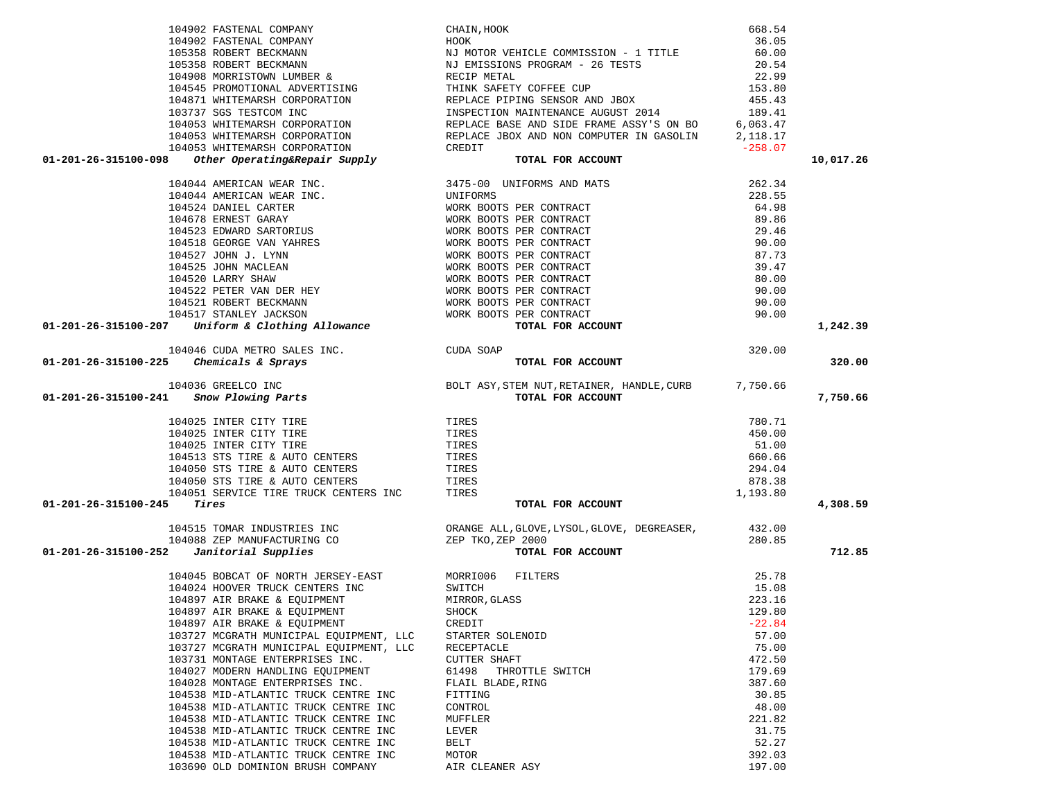| Account | Vendor | Description | Amount | Total |
|---|---|---|---|---|
| | 104902 FASTENAL COMPANY | CHAIN,HOOK | 668.54 | |
| | 104902 FASTENAL COMPANY | HOOK | 36.05 | |
| | 105358 ROBERT BECKMANN | NJ MOTOR VEHICLE COMMISSION - 1 TITLE | 60.00 | |
| | 105358 ROBERT BECKMANN | NJ EMISSIONS PROGRAM - 26 TESTS | 20.54 | |
| | 104908 MORRISTOWN LUMBER & | RECIP METAL | 22.99 | |
| | 104545 PROMOTIONAL ADVERTISING | THINK SAFETY COFFEE CUP | 153.80 | |
| | 104871 WHITEMARSH CORPORATION | REPLACE PIPING SENSOR AND JBOX | 455.43 | |
| | 103737 SGS TESTCOM INC | INSPECTION MAINTENANCE AUGUST 2014 | 189.41 | |
| | 104053 WHITEMARSH CORPORATION | REPLACE BASE AND SIDE FRAME ASSY'S ON BO | 6,063.47 | |
| | 104053 WHITEMARSH CORPORATION | REPLACE JBOX AND NON COMPUTER IN GASOLIN | 2,118.17 | |
| | 104053 WHITEMARSH CORPORATION | CREDIT | -258.07 | |
| **01-201-26-315100-098** | ***Other Operating&Repair Supply*** | **TOTAL FOR ACCOUNT** | | **10,017.26** |
| | 104044 AMERICAN WEAR INC. | 3475-00 UNIFORMS AND MATS | 262.34 | |
| | 104044 AMERICAN WEAR INC. | UNIFORMS | 228.55 | |
| | 104524 DANIEL CARTER | WORK BOOTS PER CONTRACT | 64.98 | |
| | 104678 ERNEST GARAY | WORK BOOTS PER CONTRACT | 89.86 | |
| | 104523 EDWARD SARTORIUS | WORK BOOTS PER CONTRACT | 29.46 | |
| | 104518 GEORGE VAN YAHRES | WORK BOOTS PER CONTRACT | 90.00 | |
| | 104527 JOHN J. LYNN | WORK BOOTS PER CONTRACT | 87.73 | |
| | 104525 JOHN MACLEAN | WORK BOOTS PER CONTRACT | 39.47 | |
| | 104520 LARRY SHAW | WORK BOOTS PER CONTRACT | 80.00 | |
| | 104522 PETER VAN DER HEY | WORK BOOTS PER CONTRACT | 90.00 | |
| | 104521 ROBERT BECKMANN | WORK BOOTS PER CONTRACT | 90.00 | |
| | 104517 STANLEY JACKSON | WORK BOOTS PER CONTRACT | 90.00 | |
| **01-201-26-315100-207** | ***Uniform & Clothing Allowance*** | **TOTAL FOR ACCOUNT** | | **1,242.39** |
| | 104046 CUDA METRO SALES INC. | CUDA SOAP | 320.00 | |
| **01-201-26-315100-225** | ***Chemicals & Sprays*** | **TOTAL FOR ACCOUNT** | | **320.00** |
| | 104036 GREELCO INC | BOLT ASY,STEM NUT,RETAINER, HANDLE,CURB | 7,750.66 | |
| **01-201-26-315100-241** | ***Snow Plowing Parts*** | **TOTAL FOR ACCOUNT** | | **7,750.66** |
| | 104025 INTER CITY TIRE | TIRES | 780.71 | |
| | 104025 INTER CITY TIRE | TIRES | 450.00 | |
| | 104025 INTER CITY TIRE | TIRES | 51.00 | |
| | 104513 STS TIRE & AUTO CENTERS | TIRES | 660.66 | |
| | 104050 STS TIRE & AUTO CENTERS | TIRES | 294.04 | |
| | 104050 STS TIRE & AUTO CENTERS | TIRES | 878.38 | |
| | 104051 SERVICE TIRE TRUCK CENTERS INC | TIRES | 1,193.80 | |
| **01-201-26-315100-245** | ***Tires*** | **TOTAL FOR ACCOUNT** | | **4,308.59** |
| | 104515 TOMAR INDUSTRIES INC | ORANGE ALL,GLOVE,LYSOL,GLOVE, DEGREASER, | 432.00 | |
| | 104088 ZEP MANUFACTURING CO | ZEP TKO,ZEP 2000 | 280.85 | |
| **01-201-26-315100-252** | ***Janitorial Supplies*** | **TOTAL FOR ACCOUNT** | | **712.85** |
| | 104045 BOBCAT OF NORTH JERSEY-EAST | MORRI006 FILTERS | 25.78 | |
| | 104024 HOOVER TRUCK CENTERS INC | SWITCH | 15.08 | |
| | 104897 AIR BRAKE & EQUIPMENT | MIRROR,GLASS | 223.16 | |
| | 104897 AIR BRAKE & EQUIPMENT | SHOCK | 129.80 | |
| | 104897 AIR BRAKE & EQUIPMENT | CREDIT | -22.84 | |
| | 103727 MCGRATH MUNICIPAL EQUIPMENT, LLC | STARTER SOLENOID | 57.00 | |
| | 103727 MCGRATH MUNICIPAL EQUIPMENT, LLC | RECEPTACLE | 75.00 | |
| | 103731 MONTAGE ENTERPRISES INC. | CUTTER SHAFT | 472.50 | |
| | 104027 MODERN HANDLING EQUIPMENT | 61498 THROTTLE SWITCH | 179.69 | |
| | 104028 MONTAGE ENTERPRISES INC. | FLAIL BLADE,RING | 387.60 | |
| | 104538 MID-ATLANTIC TRUCK CENTRE INC | FITTING | 30.85 | |
| | 104538 MID-ATLANTIC TRUCK CENTRE INC | CONTROL | 48.00 | |
| | 104538 MID-ATLANTIC TRUCK CENTRE INC | MUFFLER | 221.82 | |
| | 104538 MID-ATLANTIC TRUCK CENTRE INC | LEVER | 31.75 | |
| | 104538 MID-ATLANTIC TRUCK CENTRE INC | BELT | 52.27 | |
| | 104538 MID-ATLANTIC TRUCK CENTRE INC | MOTOR | 392.03 | |
| | 103690 OLD DOMINION BRUSH COMPANY | AIR CLEANER ASY | 197.00 | |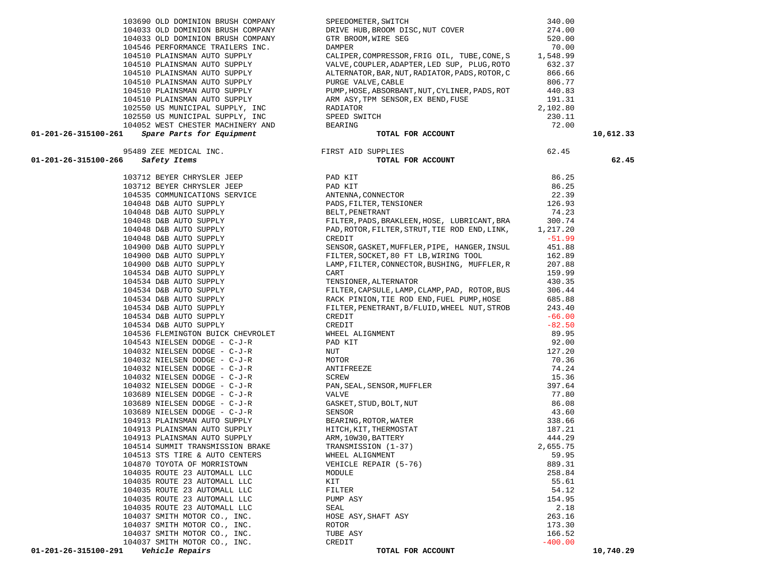| Account | PO / Vendor | Description | Amount | Total |
|---|---|---|---|---|
| | 103690 OLD DOMINION BRUSH COMPANY | SPEEDOMETER,SWITCH | 340.00 | |
| | 104033 OLD DOMINION BRUSH COMPANY | DRIVE HUB,BROOM DISC,NUT COVER | 274.00 | |
| | 104033 OLD DOMINION BRUSH COMPANY | GTR BROOM,WIRE SEG | 520.00 | |
| | 104546 PERFORMANCE TRAILERS INC. | DAMPER | 70.00 | |
| | 104510 PLAINSMAN AUTO SUPPLY | CALIPER,COMPRESSOR,FRIG OIL, TUBE,CONE,S | 1,548.99 | |
| | 104510 PLAINSMAN AUTO SUPPLY | VALVE,COUPLER,ADAPTER,LED SUP, PLUG,ROTO | 632.37 | |
| | 104510 PLAINSMAN AUTO SUPPLY | ALTERNATOR,BAR,NUT,RADIATOR,PADS,ROTOR,C | 866.66 | |
| | 104510 PLAINSMAN AUTO SUPPLY | PURGE VALVE,CABLE | 806.77 | |
| | 104510 PLAINSMAN AUTO SUPPLY | PUMP,HOSE,ABSORBANT,NUT,CYLINER,PADS,ROT | 440.83 | |
| | 104510 PLAINSMAN AUTO SUPPLY | ARM ASY,TPM SENSOR,EX BEND,FUSE | 191.31 | |
| | 102550 US MUNICIPAL SUPPLY, INC | RADIATOR | 2,102.80 | |
| | 102550 US MUNICIPAL SUPPLY, INC | SPEED SWITCH | 230.11 | |
| | 104052 WEST CHESTER MACHINERY AND | BEARING | 72.00 | |
| 01-201-26-315100-261 | *Spare Parts for Equipment* | **TOTAL FOR ACCOUNT** | | 10,612.33 |
| | 95489 ZEE MEDICAL INC. | FIRST AID SUPPLIES | 62.45 | |
| 01-201-26-315100-266 | *Safety Items* | **TOTAL FOR ACCOUNT** | | 62.45 |
| | 103712 BEYER CHRYSLER JEEP | PAD KIT | 86.25 | |
| | 103712 BEYER CHRYSLER JEEP | PAD KIT | 86.25 | |
| | 104535 COMMUNICATIONS SERVICE | ANTENNA,CONNECTOR | 22.39 | |
| | 104048 D&B AUTO SUPPLY | PADS,FILTER,TENSIONER | 126.93 | |
| | 104048 D&B AUTO SUPPLY | BELT,PENETRANT | 74.23 | |
| | 104048 D&B AUTO SUPPLY | FILTER,PADS,BRAKLEEN,HOSE, LUBRICANT,BRA | 300.74 | |
| | 104048 D&B AUTO SUPPLY | PAD,ROTOR,FILTER,STRUT,TIE ROD END,LINK, | 1,217.20 | |
| | 104048 D&B AUTO SUPPLY | CREDIT | -51.99 | |
| | 104900 D&B AUTO SUPPLY | SENSOR,GASKET,MUFFLER,PIPE, HANGER,INSUL | 451.88 | |
| | 104900 D&B AUTO SUPPLY | FILTER,SOCKET,80 FT LB,WIRING TOOL | 162.89 | |
| | 104900 D&B AUTO SUPPLY | LAMP,FILTER,CONNECTOR,BUSHING, MUFFLER,R | 207.88 | |
| | 104534 D&B AUTO SUPPLY | CART | 159.99 | |
| | 104534 D&B AUTO SUPPLY | TENSIONER,ALTERNATOR | 430.35 | |
| | 104534 D&B AUTO SUPPLY | FILTER,CAPSULE,LAMP,CLAMP,PAD, ROTOR,BUS | 306.44 | |
| | 104534 D&B AUTO SUPPLY | RACK PINION,TIE ROD END,FUEL PUMP,HOSE | 685.88 | |
| | 104534 D&B AUTO SUPPLY | FILTER,PENETRANT,B/FLUID,WHEEL NUT,STROB | 243.40 | |
| | 104534 D&B AUTO SUPPLY | CREDIT | -66.00 | |
| | 104534 D&B AUTO SUPPLY | CREDIT | -82.50 | |
| | 104536 FLEMINGTON BUICK CHEVROLET | WHEEL ALIGNMENT | 89.95 | |
| | 104543 NIELSEN DODGE - C-J-R | PAD KIT | 92.00 | |
| | 104032 NIELSEN DODGE - C-J-R | NUT | 127.20 | |
| | 104032 NIELSEN DODGE - C-J-R | MOTOR | 70.36 | |
| | 104032 NIELSEN DODGE - C-J-R | ANTIFREEZE | 74.24 | |
| | 104032 NIELSEN DODGE - C-J-R | SCREW | 15.36 | |
| | 104032 NIELSEN DODGE - C-J-R | PAN,SEAL,SENSOR,MUFFLER | 397.64 | |
| | 103689 NIELSEN DODGE - C-J-R | VALVE | 77.80 | |
| | 103689 NIELSEN DODGE - C-J-R | GASKET,STUD,BOLT,NUT | 86.08 | |
| | 103689 NIELSEN DODGE - C-J-R | SENSOR | 43.60 | |
| | 104913 PLAINSMAN AUTO SUPPLY | BEARING,ROTOR,WATER | 338.66 | |
| | 104913 PLAINSMAN AUTO SUPPLY | HITCH,KIT,THERMOSTAT | 187.21 | |
| | 104913 PLAINSMAN AUTO SUPPLY | ARM,10W30,BATTERY | 444.29 | |
| | 104514 SUMMIT TRANSMISSION BRAKE | TRANSMISSION (1-37) | 2,655.75 | |
| | 104513 STS TIRE & AUTO CENTERS | WHEEL ALIGNMENT | 59.95 | |
| | 104870 TOYOTA OF MORRISTOWN | VEHICLE REPAIR (5-76) | 889.31 | |
| | 104035 ROUTE 23 AUTOMALL LLC | MODULE | 258.84 | |
| | 104035 ROUTE 23 AUTOMALL LLC | KIT | 55.61 | |
| | 104035 ROUTE 23 AUTOMALL LLC | FILTER | 54.12 | |
| | 104035 ROUTE 23 AUTOMALL LLC | PUMP ASY | 154.95 | |
| | 104035 ROUTE 23 AUTOMALL LLC | SEAL | 2.18 | |
| | 104037 SMITH MOTOR CO., INC. | HOSE ASY,SHAFT ASY | 263.16 | |
| | 104037 SMITH MOTOR CO., INC. | ROTOR | 173.30 | |
| | 104037 SMITH MOTOR CO., INC. | TUBE ASY | 166.52 | |
| | 104037 SMITH MOTOR CO., INC. | CREDIT | -400.00 | |
| 01-201-26-315100-291 | *Vehicle Repairs* | **TOTAL FOR ACCOUNT** | | 10,740.29 |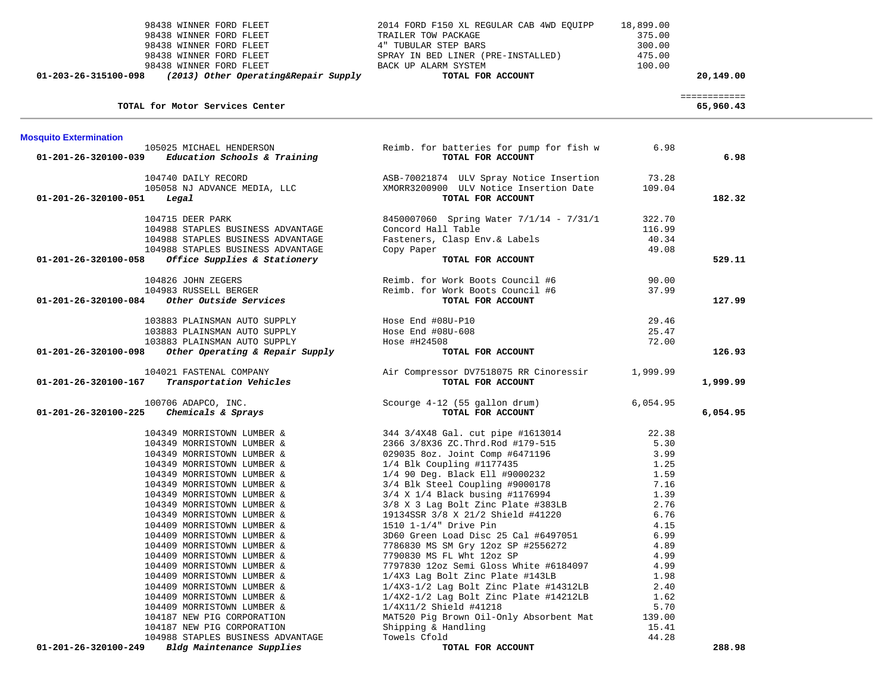| Account | Vendor / Description | Item | Amount | Total |
|---|---|---|---|---|
| | 98438 WINNER FORD FLEET | 2014 FORD F150 XL REGULAR CAB 4WD EQUIPP | 18,899.00 | |
| | 98438 WINNER FORD FLEET | TRAILER TOW PACKAGE | 375.00 | |
| | 98438 WINNER FORD FLEET | 4" TUBULAR STEP BARS | 300.00 | |
| | 98438 WINNER FORD FLEET | SPRAY IN BED LINER (PRE-INSTALLED) | 475.00 | |
| | 98438 WINNER FORD FLEET | BACK UP ALARM SYSTEM | 100.00 | |
| **01-203-26-315100-098** | ***(2013) Other Operating&Repair Supply*** | **TOTAL FOR ACCOUNT** | | **20,149.00** |
| | | | | ============ |
| | **TOTAL for Motor Services Center** | | | **65,960.43** |

**Mosquito Extermination**

| Account | Vendor / Description | Item | Amount | Total |
|---|---|---|---|---|
| | 105025 MICHAEL HENDERSON | Reimb. for batteries for pump for fish w | 6.98 | |
| **01-201-26-320100-039** | ***Education Schools & Training*** | **TOTAL FOR ACCOUNT** | | **6.98** |
| | 104740 DAILY RECORD | ASB-70021874 ULV Spray Notice Insertion | 73.28 | |
| | 105058 NJ ADVANCE MEDIA, LLC | XMORR3200900 ULV Notice Insertion Date | 109.04 | |
| **01-201-26-320100-051** | ***Legal*** | **TOTAL FOR ACCOUNT** | | **182.32** |
| | 104715 DEER PARK | 8450007060 Spring Water 7/1/14 - 7/31/1 | 322.70 | |
| | 104988 STAPLES BUSINESS ADVANTAGE | Concord Hall Table | 116.99 | |
| | 104988 STAPLES BUSINESS ADVANTAGE | Fasteners, Clasp Env.& Labels | 40.34 | |
| | 104988 STAPLES BUSINESS ADVANTAGE | Copy Paper | 49.08 | |
| **01-201-26-320100-058** | ***Office Supplies & Stationery*** | **TOTAL FOR ACCOUNT** | | **529.11** |
| | 104826 JOHN ZEGERS | Reimb. for Work Boots Council #6 | 90.00 | |
| | 104983 RUSSELL BERGER | Reimb. for Work Boots Council #6 | 37.99 | |
| **01-201-26-320100-084** | ***Other Outside Services*** | **TOTAL FOR ACCOUNT** | | **127.99** |
| | 103883 PLAINSMAN AUTO SUPPLY | Hose End #08U-P10 | 29.46 | |
| | 103883 PLAINSMAN AUTO SUPPLY | Hose End #08U-608 | 25.47 | |
| | 103883 PLAINSMAN AUTO SUPPLY | Hose #H24508 | 72.00 | |
| **01-201-26-320100-098** | ***Other Operating & Repair Supply*** | **TOTAL FOR ACCOUNT** | | **126.93** |
| | 104021 FASTENAL COMPANY | Air Compressor DV7518075 RR Cinoressir | 1,999.99 | |
| **01-201-26-320100-167** | ***Transportation Vehicles*** | **TOTAL FOR ACCOUNT** | | **1,999.99** |
| | 100706 ADAPCO, INC. | Scourge 4-12 (55 gallon drum) | 6,054.95 | |
| **01-201-26-320100-225** | ***Chemicals & Sprays*** | **TOTAL FOR ACCOUNT** | | **6,054.95** |
| | 104349 MORRISTOWN LUMBER & | 344 3/4X48 Gal. cut pipe #1613014 | 22.38 | |
| | 104349 MORRISTOWN LUMBER & | 2366 3/8X36 ZC.Thrd.Rod #179-515 | 5.30 | |
| | 104349 MORRISTOWN LUMBER & | 029035 8oz. Joint Comp #6471196 | 3.99 | |
| | 104349 MORRISTOWN LUMBER & | 1/4 Blk Coupling #1177435 | 1.25 | |
| | 104349 MORRISTOWN LUMBER & | 1/4 90 Deg. Black Ell #9000232 | 1.59 | |
| | 104349 MORRISTOWN LUMBER & | 3/4 Blk Steel Coupling #9000178 | 7.16 | |
| | 104349 MORRISTOWN LUMBER & | 3/4 X 1/4 Black busing #1176994 | 1.39 | |
| | 104349 MORRISTOWN LUMBER & | 3/8 X 3 Lag Bolt Zinc Plate #383LB | 2.76 | |
| | 104349 MORRISTOWN LUMBER & | 19134SSR 3/8 X 21/2 Shield #41220 | 6.76 | |
| | 104409 MORRISTOWN LUMBER & | 1510 1-1/4" Drive Pin | 4.15 | |
| | 104409 MORRISTOWN LUMBER & | 3D60 Green Load Disc 25 Cal #6497051 | 6.99 | |
| | 104409 MORRISTOWN LUMBER & | 7786830 MS SM Gry 12oz SP #2556272 | 4.89 | |
| | 104409 MORRISTOWN LUMBER & | 7790830 MS FL Wht 12oz SP | 4.99 | |
| | 104409 MORRISTOWN LUMBER & | 7797830 12oz Semi Gloss White #6184097 | 4.99 | |
| | 104409 MORRISTOWN LUMBER & | 1/4X3 Lag Bolt Zinc Plate #143LB | 1.98 | |
| | 104409 MORRISTOWN LUMBER & | 1/4X3-1/2 Lag Bolt Zinc Plate #14312LB | 2.40 | |
| | 104409 MORRISTOWN LUMBER & | 1/4X2-1/2 Lag Bolt Zinc Plate #14212LB | 1.62 | |
| | 104409 MORRISTOWN LUMBER & | 1/4X11/2 Shield #41218 | 5.70 | |
| | 104187 NEW PIG CORPORATION | MAT520 Pig Brown Oil-Only Absorbent Mat | 139.00 | |
| | 104187 NEW PIG CORPORATION | Shipping & Handling | 15.41 | |
| | 104988 STAPLES BUSINESS ADVANTAGE | Towels Cfold | 44.28 | |
| **01-201-26-320100-249** | ***Bldg Maintenance Supplies*** | **TOTAL FOR ACCOUNT** | | **288.98** |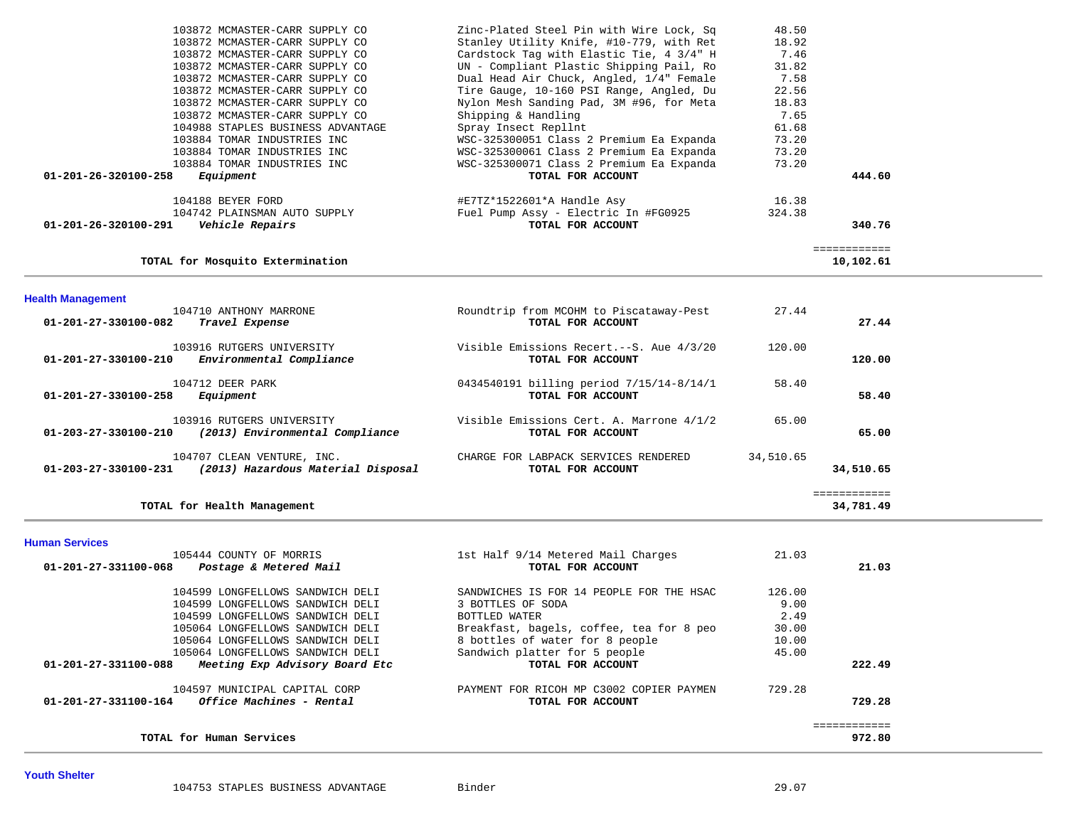| Account | Description | Vendor | Item | Amount | Total |
|---|---|---|---|---|---|
| | | 103872 MCMASTER-CARR SUPPLY CO | Zinc-Plated Steel Pin with Wire Lock, Sq | 48.50 | |
| | | 103872 MCMASTER-CARR SUPPLY CO | Stanley Utility Knife, #10-779, with Ret | 18.92 | |
| | | 103872 MCMASTER-CARR SUPPLY CO | Cardstock Tag with Elastic Tie, 4 3/4" H | 7.46 | |
| | | 103872 MCMASTER-CARR SUPPLY CO | UN - Compliant Plastic Shipping Pail, Ro | 31.82 | |
| | | 103872 MCMASTER-CARR SUPPLY CO | Dual Head Air Chuck, Angled, 1/4" Female | 7.58 | |
| | | 103872 MCMASTER-CARR SUPPLY CO | Tire Gauge, 10-160 PSI Range, Angled, Du | 22.56 | |
| | | 103872 MCMASTER-CARR SUPPLY CO | Nylon Mesh Sanding Pad, 3M #96, for Meta | 18.83 | |
| | | 103872 MCMASTER-CARR SUPPLY CO | Shipping & Handling | 7.65 | |
| | | 104988 STAPLES BUSINESS ADVANTAGE | Spray Insect Repllnt | 61.68 | |
| | | 103884 TOMAR INDUSTRIES INC | WSC-325300051 Class 2 Premium Ea Expanda | 73.20 | |
| | | 103884 TOMAR INDUSTRIES INC | WSC-325300061 Class 2 Premium Ea Expanda | 73.20 | |
| | | 103884 TOMAR INDUSTRIES INC | WSC-325300071 Class 2 Premium Ea Expanda | 73.20 | |
| **01-201-26-320100-258** | ***Equipment*** | | **TOTAL FOR ACCOUNT** | | **444.60** |
| | | 104188 BEYER FORD | #E7TZ*1522601*A Handle Asy | 16.38 | |
| | | 104742 PLAINSMAN AUTO SUPPLY | Fuel Pump Assy - Electric In #FG0925 | 324.38 | |
| **01-201-26-320100-291** | ***Vehicle Repairs*** | | **TOTAL FOR ACCOUNT** | | **340.76** |
| | **TOTAL for Mosquito Extermination** | | | | ============ **10,102.61** |

## Health Management

| Account | Description | Vendor | Item | Amount | Total |
|---|---|---|---|---|---|
| | | 104710 ANTHONY MARRONE | Roundtrip from MCOHM to Piscataway-Pest | 27.44 | |
| **01-201-27-330100-082** | ***Travel Expense*** | | **TOTAL FOR ACCOUNT** | | **27.44** |
| | | 103916 RUTGERS UNIVERSITY | Visible Emissions Recert.--S. Aue 4/3/20 | 120.00 | |
| **01-201-27-330100-210** | ***Environmental Compliance*** | | **TOTAL FOR ACCOUNT** | | **120.00** |
| | | 104712 DEER PARK | 0434540191 billing period 7/15/14-8/14/1 | 58.40 | |
| **01-201-27-330100-258** | ***Equipment*** | | **TOTAL FOR ACCOUNT** | | **58.40** |
| | | 103916 RUTGERS UNIVERSITY | Visible Emissions Cert. A. Marrone 4/1/2 | 65.00 | |
| **01-203-27-330100-210** | ***(2013) Environmental Compliance*** | | **TOTAL FOR ACCOUNT** | | **65.00** |
| | | 104707 CLEAN VENTURE, INC. | CHARGE FOR LABPACK SERVICES RENDERED | 34,510.65 | |
| **01-203-27-330100-231** | ***(2013) Hazardous Material Disposal*** | | **TOTAL FOR ACCOUNT** | | **34,510.65** |
| | **TOTAL for Health Management** | | | | ============ **34,781.49** |

## Human Services

| Account | Description | Vendor | Item | Amount | Total |
|---|---|---|---|---|---|
| | | 105444 COUNTY OF MORRIS | 1st Half 9/14 Metered Mail Charges | 21.03 | |
| **01-201-27-331100-068** | ***Postage & Metered Mail*** | | **TOTAL FOR ACCOUNT** | | **21.03** |
| | | 104599 LONGFELLOWS SANDWICH DELI | SANDWICHES IS FOR 14 PEOPLE FOR THE HSAC | 126.00 | |
| | | 104599 LONGFELLOWS SANDWICH DELI | 3 BOTTLES OF SODA | 9.00 | |
| | | 104599 LONGFELLOWS SANDWICH DELI | BOTTLED WATER | 2.49 | |
| | | 105064 LONGFELLOWS SANDWICH DELI | Breakfast, bagels, coffee, tea for 8 peo | 30.00 | |
| | | 105064 LONGFELLOWS SANDWICH DELI | 8 bottles of water for 8 people | 10.00 | |
| | | 105064 LONGFELLOWS SANDWICH DELI | Sandwich platter for 5 people | 45.00 | |
| **01-201-27-331100-088** | ***Meeting Exp Advisory Board Etc*** | | **TOTAL FOR ACCOUNT** | | **222.49** |
| | | 104597 MUNICIPAL CAPITAL CORP | PAYMENT FOR RICOH MP C3002 COPIER PAYMEN | 729.28 | |
| **01-201-27-331100-164** | ***Office Machines - Rental*** | | **TOTAL FOR ACCOUNT** | | **729.28** |
| | **TOTAL for Human Services** | | | | ============ **972.80** |

## Youth Shelter

| Account | Description | Vendor | Item | Amount | Total |
|---|---|---|---|---|---|
| | | 104753 STAPLES BUSINESS ADVANTAGE | Binder | 29.07 | |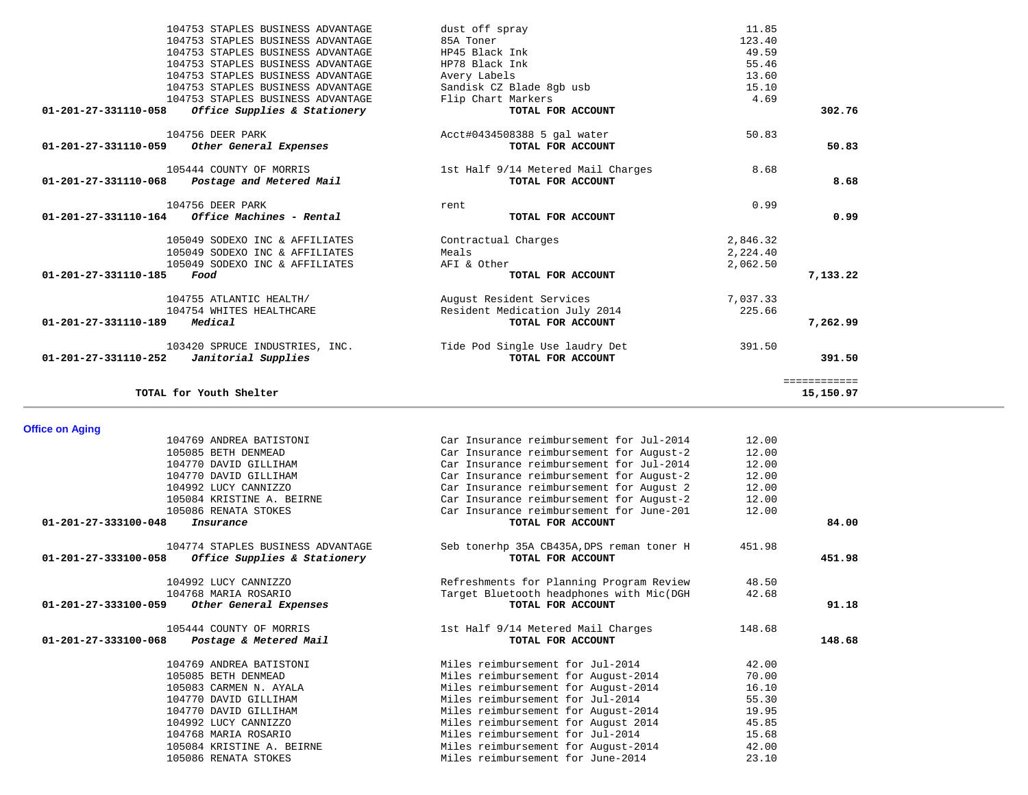| Account | Vendor | Description | Amount | Total |
|---|---|---|---|---|
| | 104753 STAPLES BUSINESS ADVANTAGE | dust off spray | 11.85 | |
| | 104753 STAPLES BUSINESS ADVANTAGE | 85A Toner | 123.40 | |
| | 104753 STAPLES BUSINESS ADVANTAGE | HP45 Black Ink | 49.59 | |
| | 104753 STAPLES BUSINESS ADVANTAGE | HP78 Black Ink | 55.46 | |
| | 104753 STAPLES BUSINESS ADVANTAGE | Avery Labels | 13.60 | |
| | 104753 STAPLES BUSINESS ADVANTAGE | Sandisk CZ Blade 8gb usb | 15.10 | |
| | 104753 STAPLES BUSINESS ADVANTAGE | Flip Chart Markers | 4.69 | |
| **01-201-27-331110-058** | ***Office Supplies & Stationery*** | **TOTAL FOR ACCOUNT** | | **302.76** |
| | 104756 DEER PARK | Acct#0434508388 5 gal water | 50.83 | |
| **01-201-27-331110-059** | ***Other General Expenses*** | **TOTAL FOR ACCOUNT** | | **50.83** |
| | 105444 COUNTY OF MORRIS | 1st Half 9/14 Metered Mail Charges | 8.68 | |
| **01-201-27-331110-068** | ***Postage and Metered Mail*** | **TOTAL FOR ACCOUNT** | | **8.68** |
| | 104756 DEER PARK | rent | 0.99 | |
| **01-201-27-331110-164** | ***Office Machines - Rental*** | **TOTAL FOR ACCOUNT** | | **0.99** |
| | 105049 SODEXO INC & AFFILIATES | Contractual Charges | 2,846.32 | |
| | 105049 SODEXO INC & AFFILIATES | Meals | 2,224.40 | |
| | 105049 SODEXO INC & AFFILIATES | AFI & Other | 2,062.50 | |
| **01-201-27-331110-185** | ***Food*** | **TOTAL FOR ACCOUNT** | | **7,133.22** |
| | 104755 ATLANTIC HEALTH/ | August Resident Services | 7,037.33 | |
| | 104754 WHITES HEALTHCARE | Resident Medication July 2014 | 225.66 | |
| **01-201-27-331110-189** | ***Medical*** | **TOTAL FOR ACCOUNT** | | **7,262.99** |
| | 103420 SPRUCE INDUSTRIES, INC. | Tide Pod Single Use laudry Det | 391.50 | |
| **01-201-27-331110-252** | ***Janitorial Supplies*** | **TOTAL FOR ACCOUNT** | | **391.50** |
| | | | | ============ |
| | **TOTAL for Youth Shelter** | | | **15,150.97** |

## Office on Aging

| Account | Vendor | Description | Amount | Total |
|---|---|---|---|---|
| | 104769 ANDREA BATISTONI | Car Insurance reimbursement for Jul-2014 | 12.00 | |
| | 105085 BETH DENMEAD | Car Insurance reimbursement for August-2 | 12.00 | |
| | 104770 DAVID GILLIHAM | Car Insurance reimbursement for Jul-2014 | 12.00 | |
| | 104770 DAVID GILLIHAM | Car Insurance reimbursement for August-2 | 12.00 | |
| | 104992 LUCY CANNIZZO | Car Insurance reimbursement for August 2 | 12.00 | |
| | 105084 KRISTINE A. BEIRNE | Car Insurance reimbursement for August-2 | 12.00 | |
| | 105086 RENATA STOKES | Car Insurance reimbursement for June-201 | 12.00 | |
| **01-201-27-333100-048** | ***Insurance*** | **TOTAL FOR ACCOUNT** | | **84.00** |
| | 104774 STAPLES BUSINESS ADVANTAGE | Seb tonerhp 35A CB435A,DPS reman toner H | 451.98 | |
| **01-201-27-333100-058** | ***Office Supplies & Stationery*** | **TOTAL FOR ACCOUNT** | | **451.98** |
| | 104992 LUCY CANNIZZO | Refreshments for Planning Program Review | 48.50 | |
| | 104768 MARIA ROSARIO | Target Bluetooth headphones with Mic(DGH | 42.68 | |
| **01-201-27-333100-059** | ***Other General Expenses*** | **TOTAL FOR ACCOUNT** | | **91.18** |
| | 105444 COUNTY OF MORRIS | 1st Half 9/14 Metered Mail Charges | 148.68 | |
| **01-201-27-333100-068** | ***Postage & Metered Mail*** | **TOTAL FOR ACCOUNT** | | **148.68** |
| | 104769 ANDREA BATISTONI | Miles reimbursement for Jul-2014 | 42.00 | |
| | 105085 BETH DENMEAD | Miles reimbursement for August-2014 | 70.00 | |
| | 105083 CARMEN N. AYALA | Miles reimbursement for August-2014 | 16.10 | |
| | 104770 DAVID GILLIHAM | Miles reimbursement for Jul-2014 | 55.30 | |
| | 104770 DAVID GILLIHAM | Miles reimbursement for August-2014 | 19.95 | |
| | 104992 LUCY CANNIZZO | Miles reimbursement for August 2014 | 45.85 | |
| | 104768 MARIA ROSARIO | Miles reimbursement for Jul-2014 | 15.68 | |
| | 105084 KRISTINE A. BEIRNE | Miles reimbursement for August-2014 | 42.00 | |
| | 105086 RENATA STOKES | Miles reimbursement for June-2014 | 23.10 | |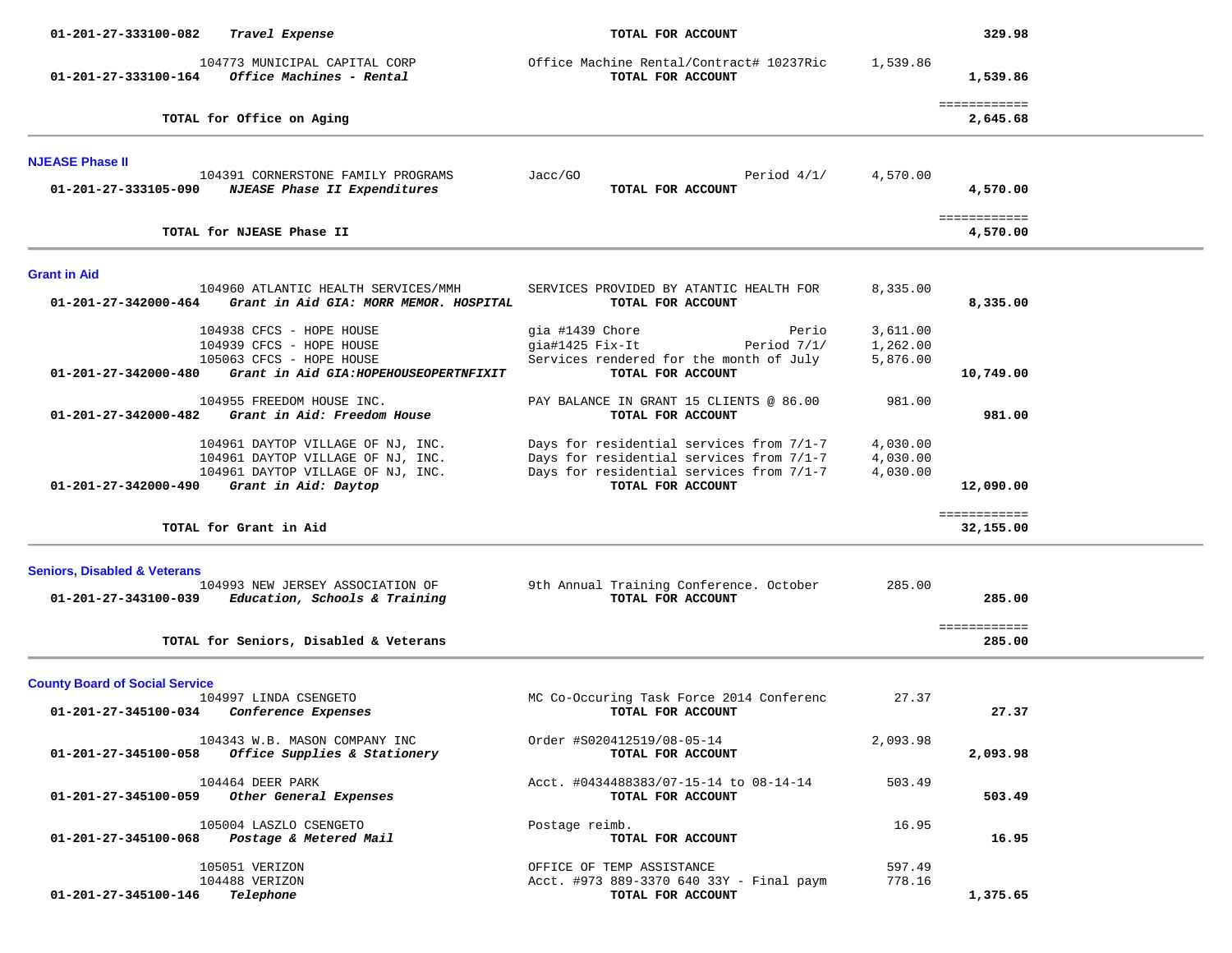| Account | Vendor / Account Name | Description | Amount | Total |
|---|---|---|---|---|
| 01-201-27-333100-082 | ***Travel Expense*** | **TOTAL FOR ACCOUNT** | | **329.98** |
| | 104773 MUNICIPAL CAPITAL CORP | Office Machine Rental/Contract# 10237Ric | 1,539.86 | |
| 01-201-27-333100-164 | ***Office Machines - Rental*** | **TOTAL FOR ACCOUNT** | | **1,539.86** |
| | **TOTAL for Office on Aging** | | | **2,645.68** |

## NJEASE Phase II

| Account | Vendor / Account Name | Description | Amount | Total |
|---|---|---|---|---|
| | 104391 CORNERSTONE FAMILY PROGRAMS | Jacc/GO Period 4/1/ | 4,570.00 | |
| 01-201-27-333105-090 | ***NJEASE Phase II Expenditures*** | **TOTAL FOR ACCOUNT** | | **4,570.00** |
| | **TOTAL for NJEASE Phase II** | | | **4,570.00** |

## Grant in Aid

| Account | Vendor / Account Name | Description | Amount | Total |
|---|---|---|---|---|
| | 104960 ATLANTIC HEALTH SERVICES/MMH | SERVICES PROVIDED BY ATANTIC HEALTH FOR | 8,335.00 | |
| 01-201-27-342000-464 | ***Grant in Aid GIA: MORR MEMOR. HOSPITAL*** | **TOTAL FOR ACCOUNT** | | **8,335.00** |
| | 104938 CFCS - HOPE HOUSE | gia #1439 Chore Perio | 3,611.00 | |
| | 104939 CFCS - HOPE HOUSE | gia#1425 Fix-It Period 7/1/ | 1,262.00 | |
| | 105063 CFCS - HOPE HOUSE | Services rendered for the month of July | 5,876.00 | |
| 01-201-27-342000-480 | ***Grant in Aid GIA:HOPEHOUSEOPERTNFIXIT*** | **TOTAL FOR ACCOUNT** | | **10,749.00** |
| | 104955 FREEDOM HOUSE INC. | PAY BALANCE IN GRANT 15 CLIENTS @ 86.00 | 981.00 | |
| 01-201-27-342000-482 | ***Grant in Aid: Freedom House*** | **TOTAL FOR ACCOUNT** | | **981.00** |
| | 104961 DAYTOP VILLAGE OF NJ, INC. | Days for residential services from 7/1-7 | 4,030.00 | |
| | 104961 DAYTOP VILLAGE OF NJ, INC. | Days for residential services from 7/1-7 | 4,030.00 | |
| | 104961 DAYTOP VILLAGE OF NJ, INC. | Days for residential services from 7/1-7 | 4,030.00 | |
| 01-201-27-342000-490 | ***Grant in Aid: Daytop*** | **TOTAL FOR ACCOUNT** | | **12,090.00** |
| | **TOTAL for Grant in Aid** | | | **32,155.00** |

## Seniors, Disabled & Veterans

| Account | Vendor / Account Name | Description | Amount | Total |
|---|---|---|---|---|
| | 104993 NEW JERSEY ASSOCIATION OF | 9th Annual Training Conference. October | 285.00 | |
| 01-201-27-343100-039 | ***Education, Schools & Training*** | **TOTAL FOR ACCOUNT** | | **285.00** |
| | **TOTAL for Seniors, Disabled & Veterans** | | | **285.00** |

## County Board of Social Service

| Account | Vendor / Account Name | Description | Amount | Total |
|---|---|---|---|---|
| | 104997 LINDA CSENGETO | MC Co-Occuring Task Force 2014 Conferenc | 27.37 | |
| 01-201-27-345100-034 | ***Conference Expenses*** | **TOTAL FOR ACCOUNT** | | **27.37** |
| | 104343 W.B. MASON COMPANY INC | Order #S020412519/08-05-14 | 2,093.98 | |
| 01-201-27-345100-058 | ***Office Supplies & Stationery*** | **TOTAL FOR ACCOUNT** | | **2,093.98** |
| | 104464 DEER PARK | Acct. #0434488383/07-15-14 to 08-14-14 | 503.49 | |
| 01-201-27-345100-059 | ***Other General Expenses*** | **TOTAL FOR ACCOUNT** | | **503.49** |
| | 105004 LASZLO CSENGETO | Postage reimb. | 16.95 | |
| 01-201-27-345100-068 | ***Postage & Metered Mail*** | **TOTAL FOR ACCOUNT** | | **16.95** |
| | 105051 VERIZON | OFFICE OF TEMP ASSISTANCE | 597.49 | |
| | 104488 VERIZON | Acct. #973 889-3370 640 33Y - Final paym | 778.16 | |
| 01-201-27-345100-146 | ***Telephone*** | **TOTAL FOR ACCOUNT** | | **1,375.65** |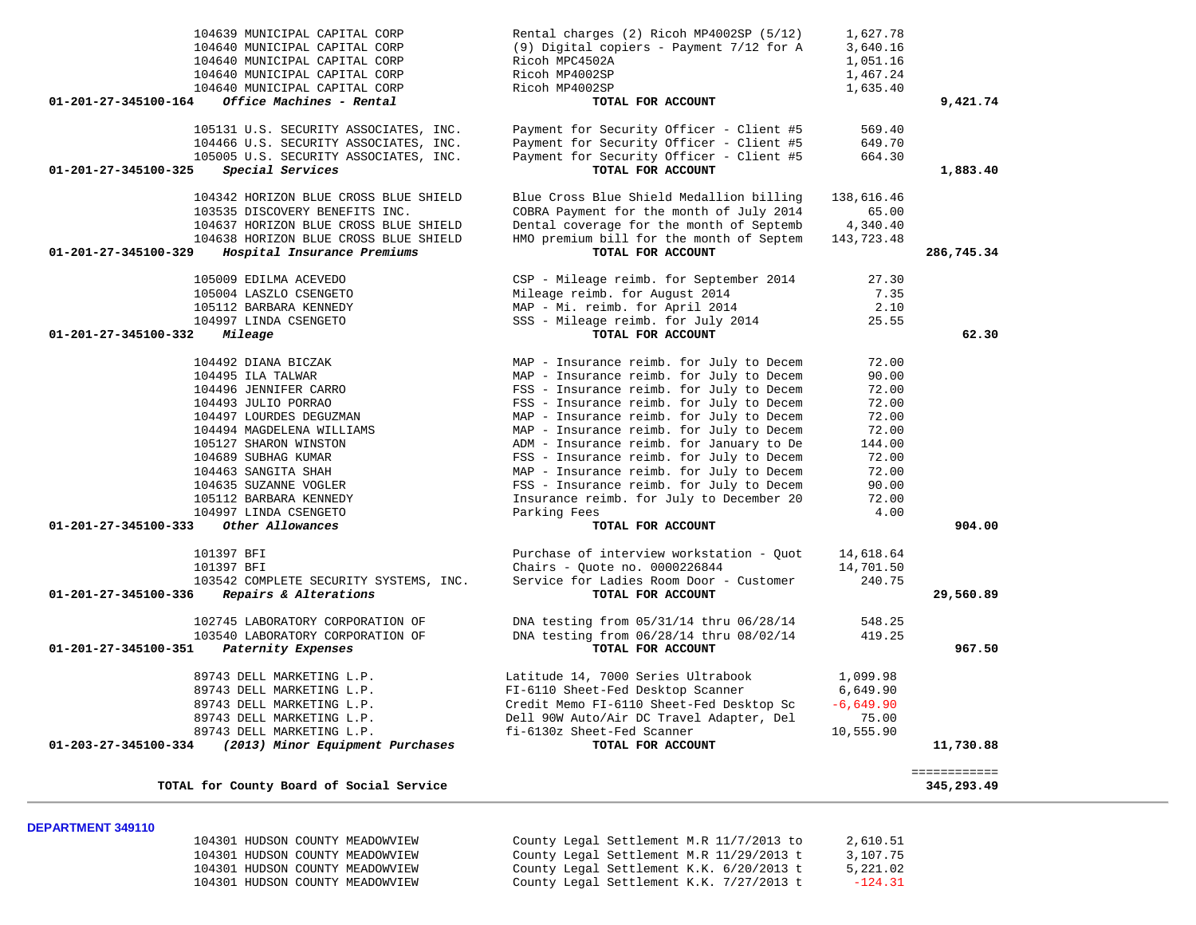| Account | Vendor | Description | Amount | Total |
|---|---|---|---|---|
| | 104639 MUNICIPAL CAPITAL CORP | Rental charges (2) Ricoh MP4002SP (5/12) | 1,627.78 | |
| | 104640 MUNICIPAL CAPITAL CORP | (9) Digital copiers - Payment 7/12 for A | 3,640.16 | |
| | 104640 MUNICIPAL CAPITAL CORP | Ricoh MPC4502A | 1,051.16 | |
| | 104640 MUNICIPAL CAPITAL CORP | Ricoh MP4002SP | 1,467.24 | |
| | 104640 MUNICIPAL CAPITAL CORP | Ricoh MP4002SP | 1,635.40 | |
| **01-201-27-345100-164** | ***Office Machines - Rental*** | **TOTAL FOR ACCOUNT** | | **9,421.74** |
| | 105131 U.S. SECURITY ASSOCIATES, INC. | Payment for Security Officer - Client #5 | 569.40 | |
| | 104466 U.S. SECURITY ASSOCIATES, INC. | Payment for Security Officer - Client #5 | 649.70 | |
| | 105005 U.S. SECURITY ASSOCIATES, INC. | Payment for Security Officer - Client #5 | 664.30 | |
| **01-201-27-345100-325** | ***Special Services*** | **TOTAL FOR ACCOUNT** | | **1,883.40** |
| | 104342 HORIZON BLUE CROSS BLUE SHIELD | Blue Cross Blue Shield Medallion billing | 138,616.46 | |
| | 103535 DISCOVERY BENEFITS INC. | COBRA Payment for the month of July 2014 | 65.00 | |
| | 104637 HORIZON BLUE CROSS BLUE SHIELD | Dental coverage for the month of Septemb | 4,340.40 | |
| | 104638 HORIZON BLUE CROSS BLUE SHIELD | HMO premium bill for the month of Septem | 143,723.48 | |
| **01-201-27-345100-329** | ***Hospital Insurance Premiums*** | **TOTAL FOR ACCOUNT** | | **286,745.34** |
| | 105009 EDILMA ACEVEDO | CSP - Mileage reimb. for September 2014 | 27.30 | |
| | 105004 LASZLO CSENGETO | Mileage reimb. for August 2014 | 7.35 | |
| | 105112 BARBARA KENNEDY | MAP - Mi. reimb. for April 2014 | 2.10 | |
| | 104997 LINDA CSENGETO | SSS - Mileage reimb. for July 2014 | 25.55 | |
| **01-201-27-345100-332** | ***Mileage*** | **TOTAL FOR ACCOUNT** | | **62.30** |
| | 104492 DIANA BICZAK | MAP - Insurance reimb. for July to Decem | 72.00 | |
| | 104495 ILA TALWAR | MAP - Insurance reimb. for July to Decem | 90.00 | |
| | 104496 JENNIFER CARRO | FSS - Insurance reimb. for July to Decem | 72.00 | |
| | 104493 JULIO PORRAO | FSS - Insurance reimb. for July to Decem | 72.00 | |
| | 104497 LOURDES DEGUZMAN | MAP - Insurance reimb. for July to Decem | 72.00 | |
| | 104494 MAGDELENA WILLIAMS | MAP - Insurance reimb. for July to Decem | 72.00 | |
| | 105127 SHARON WINSTON | ADM - Insurance reimb. for January to De | 144.00 | |
| | 104689 SUBHAG KUMAR | FSS - Insurance reimb. for July to Decem | 72.00 | |
| | 104463 SANGITA SHAH | MAP - Insurance reimb. for July to Decem | 72.00 | |
| | 104635 SUZANNE VOGLER | FSS - Insurance reimb. for July to Decem | 90.00 | |
| | 105112 BARBARA KENNEDY | Insurance reimb. for July to December 20 | 72.00 | |
| | 104997 LINDA CSENGETO | Parking Fees | 4.00 | |
| **01-201-27-345100-333** | ***Other Allowances*** | **TOTAL FOR ACCOUNT** | | **904.00** |
| | 101397 BFI | Purchase of interview workstation - Quot | 14,618.64 | |
| | 101397 BFI | Chairs - Quote no. 0000226844 | 14,701.50 | |
| | 103542 COMPLETE SECURITY SYSTEMS, INC. | Service for Ladies Room Door - Customer | 240.75 | |
| **01-201-27-345100-336** | ***Repairs & Alterations*** | **TOTAL FOR ACCOUNT** | | **29,560.89** |
| | 102745 LABORATORY CORPORATION OF | DNA testing from 05/31/14 thru 06/28/14 | 548.25 | |
| | 103540 LABORATORY CORPORATION OF | DNA testing from 06/28/14 thru 08/02/14 | 419.25 | |
| **01-201-27-345100-351** | ***Paternity Expenses*** | **TOTAL FOR ACCOUNT** | | **967.50** |
| | 89743 DELL MARKETING L.P. | Latitude 14, 7000 Series Ultrabook | 1,099.98 | |
| | 89743 DELL MARKETING L.P. | FI-6110 Sheet-Fed Desktop Scanner | 6,649.90 | |
| | 89743 DELL MARKETING L.P. | Credit Memo FI-6110 Sheet-Fed Desktop Sc | -6,649.90 | |
| | 89743 DELL MARKETING L.P. | Dell 90W Auto/Air DC Travel Adapter, Del | 75.00 | |
| | 89743 DELL MARKETING L.P. | fi-6130z Sheet-Fed Scanner | 10,555.90 | |
| **01-203-27-345100-334** | ***(2013) Minor Equipment Purchases*** | **TOTAL FOR ACCOUNT** | | **11,730.88** |
| | | | | ============ |
| | **TOTAL for County Board of Social Service** | | | **345,293.49** |

**DEPARTMENT 349110**

| Vendor | Description | Amount |
|---|---|---|
| 104301 HUDSON COUNTY MEADOWVIEW | County Legal Settlement M.R 11/7/2013 to | 2,610.51 |
| 104301 HUDSON COUNTY MEADOWVIEW | County Legal Settlement M.R 11/29/2013 t | 3,107.75 |
| 104301 HUDSON COUNTY MEADOWVIEW | County Legal Settlement K.K. 6/20/2013 t | 5,221.02 |
| 104301 HUDSON COUNTY MEADOWVIEW | County Legal Settlement K.K. 7/27/2013 t | -124.31 |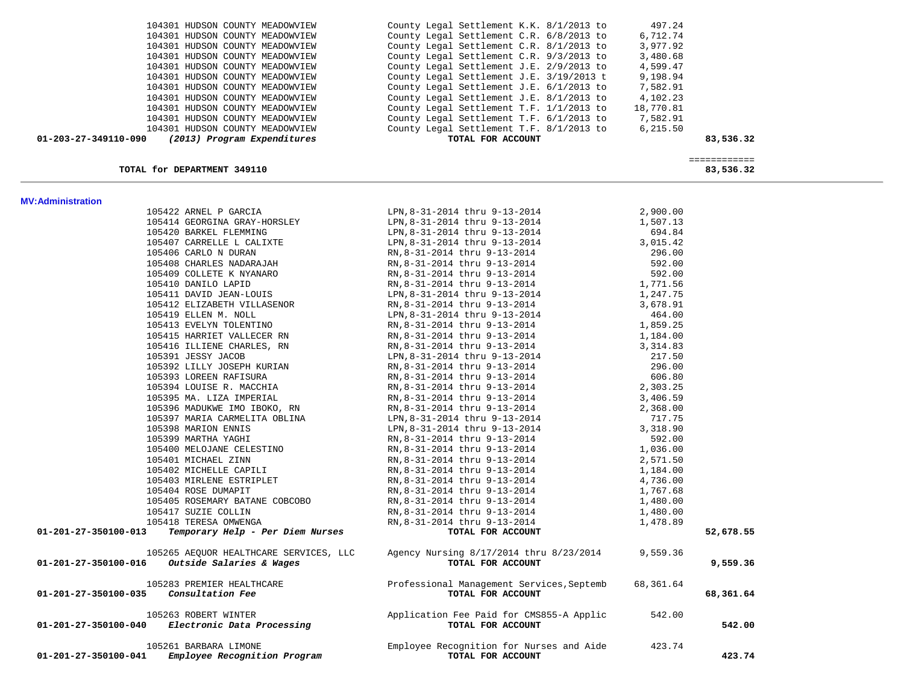| Account | Vendor | Description | Amount | Total |
|---|---|---|---|---|
| | 104301 HUDSON COUNTY MEADOWVIEW | County Legal Settlement K.K. 8/1/2013 to | 497.24 | |
| | 104301 HUDSON COUNTY MEADOWVIEW | County Legal Settlement C.R. 6/8/2013 to | 6,712.74 | |
| | 104301 HUDSON COUNTY MEADOWVIEW | County Legal Settlement C.R. 8/1/2013 to | 3,977.92 | |
| | 104301 HUDSON COUNTY MEADOWVIEW | County Legal Settlement C.R. 9/3/2013 to | 3,480.68 | |
| | 104301 HUDSON COUNTY MEADOWVIEW | County Legal Settlement J.E. 2/9/2013 to | 4,599.47 | |
| | 104301 HUDSON COUNTY MEADOWVIEW | County Legal Settlement J.E. 3/19/2013 t | 9,198.94 | |
| | 104301 HUDSON COUNTY MEADOWVIEW | County Legal Settlement J.E. 6/1/2013 to | 7,582.91 | |
| | 104301 HUDSON COUNTY MEADOWVIEW | County Legal Settlement J.E. 8/1/2013 to | 4,102.23 | |
| | 104301 HUDSON COUNTY MEADOWVIEW | County Legal Settlement T.F. 1/1/2013 to | 18,770.81 | |
| | 104301 HUDSON COUNTY MEADOWVIEW | County Legal Settlement T.F. 6/1/2013 to | 7,582.91 | |
| | 104301 HUDSON COUNTY MEADOWVIEW | County Legal Settlement T.F. 8/1/2013 to | 6,215.50 | |
| **01-203-27-349110-090** | ***(2013) Program Expenditures*** | **TOTAL FOR ACCOUNT** | | **83,536.32** |

| | | | | ============ |
|---|---|---|---|---|
| **TOTAL for DEPARTMENT 349110** | | | | **83,536.32** |

**MV:Administration**

| Account | Vendor | Description | Amount | Total |
|---|---|---|---|---|
| | 105422 ARNEL P GARCIA | LPN,8-31-2014 thru 9-13-2014 | 2,900.00 | |
| | 105414 GEORGINA GRAY-HORSLEY | LPN,8-31-2014 thru 9-13-2014 | 1,507.13 | |
| | 105420 BARKEL FLEMMING | LPN,8-31-2014 thru 9-13-2014 | 694.84 | |
| | 105407 CARRELLE L CALIXTE | LPN,8-31-2014 thru 9-13-2014 | 3,015.42 | |
| | 105406 CARLO N DURAN | RN,8-31-2014 thru 9-13-2014 | 296.00 | |
| | 105408 CHARLES NADARAJAH | RN,8-31-2014 thru 9-13-2014 | 592.00 | |
| | 105409 COLLETE K NYANARO | RN,8-31-2014 thru 9-13-2014 | 592.00 | |
| | 105410 DANILO LAPID | RN,8-31-2014 thru 9-13-2014 | 1,771.56 | |
| | 105411 DAVID JEAN-LOUIS | LPN,8-31-2014 thru 9-13-2014 | 1,247.75 | |
| | 105412 ELIZABETH VILLASENOR | RN,8-31-2014 thru 9-13-2014 | 3,678.91 | |
| | 105419 ELLEN M. NOLL | LPN,8-31-2014 thru 9-13-2014 | 464.00 | |
| | 105413 EVELYN TOLENTINO | RN,8-31-2014 thru 9-13-2014 | 1,859.25 | |
| | 105415 HARRIET VALLECER RN | RN,8-31-2014 thru 9-13-2014 | 1,184.00 | |
| | 105416 ILLIENE CHARLES, RN | RN,8-31-2014 thru 9-13-2014 | 3,314.83 | |
| | 105391 JESSY JACOB | LPN,8-31-2014 thru 9-13-2014 | 217.50 | |
| | 105392 LILLY JOSEPH KURIAN | RN,8-31-2014 thru 9-13-2014 | 296.00 | |
| | 105393 LOREEN RAFISURA | RN,8-31-2014 thru 9-13-2014 | 606.80 | |
| | 105394 LOUISE R. MACCHIA | RN,8-31-2014 thru 9-13-2014 | 2,303.25 | |
| | 105395 MA. LIZA IMPERIAL | RN,8-31-2014 thru 9-13-2014 | 3,406.59 | |
| | 105396 MADUKWE IMO IBOKO, RN | RN,8-31-2014 thru 9-13-2014 | 2,368.00 | |
| | 105397 MARIA CARMELITA OBLINA | LPN,8-31-2014 thru 9-13-2014 | 717.75 | |
| | 105398 MARION ENNIS | LPN,8-31-2014 thru 9-13-2014 | 3,318.90 | |
| | 105399 MARTHA YAGHI | RN,8-31-2014 thru 9-13-2014 | 592.00 | |
| | 105400 MELOJANE CELESTINO | RN,8-31-2014 thru 9-13-2014 | 1,036.00 | |
| | 105401 MICHAEL ZINN | RN,8-31-2014 thru 9-13-2014 | 2,571.50 | |
| | 105402 MICHELLE CAPILI | RN,8-31-2014 thru 9-13-2014 | 1,184.00 | |
| | 105403 MIRLENE ESTRIPLET | RN,8-31-2014 thru 9-13-2014 | 4,736.00 | |
| | 105404 ROSE DUMAPIT | RN,8-31-2014 thru 9-13-2014 | 1,767.68 | |
| | 105405 ROSEMARY BATANE COBCOBO | RN,8-31-2014 thru 9-13-2014 | 1,480.00 | |
| | 105417 SUZIE COLLIN | RN,8-31-2014 thru 9-13-2014 | 1,480.00 | |
| | 105418 TERESA OMWENGA | RN,8-31-2014 thru 9-13-2014 | 1,478.89 | |
| **01-201-27-350100-013** | ***Temporary Help - Per Diem Nurses*** | **TOTAL FOR ACCOUNT** | | **52,678.55** |
| | 105265 AEQUOR HEALTHCARE SERVICES, LLC | Agency Nursing 8/17/2014 thru 8/23/2014 | 9,559.36 | |
| **01-201-27-350100-016** | ***Outside Salaries & Wages*** | **TOTAL FOR ACCOUNT** | | **9,559.36** |
| | 105283 PREMIER HEALTHCARE | Professional Management Services,Septemb | 68,361.64 | |
| **01-201-27-350100-035** | ***Consultation Fee*** | **TOTAL FOR ACCOUNT** | | **68,361.64** |
| | 105263 ROBERT WINTER | Application Fee Paid for CMS855-A Applic | 542.00 | |
| **01-201-27-350100-040** | ***Electronic Data Processing*** | **TOTAL FOR ACCOUNT** | | **542.00** |
| | 105261 BARBARA LIMONE | Employee Recognition for Nurses and Aide | 423.74 | |
| **01-201-27-350100-041** | ***Employee Recognition Program*** | **TOTAL FOR ACCOUNT** | | **423.74** |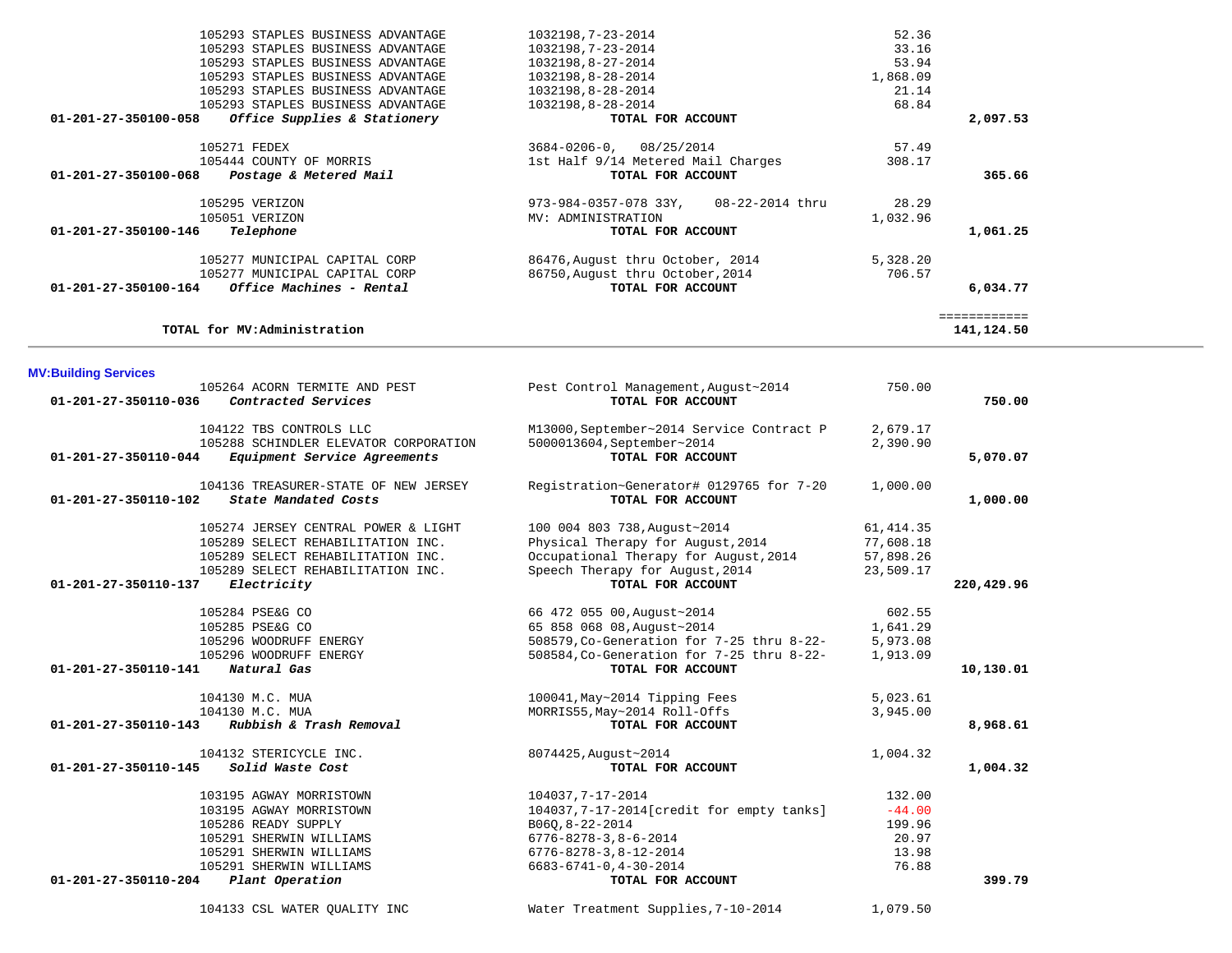| Account | Vendor / Description | Reference | Amount | Total |
|---|---|---|---|---|
| | 105293 STAPLES BUSINESS ADVANTAGE | 1032198,7-23-2014 | 52.36 | |
| | 105293 STAPLES BUSINESS ADVANTAGE | 1032198,7-23-2014 | 33.16 | |
| | 105293 STAPLES BUSINESS ADVANTAGE | 1032198,8-27-2014 | 53.94 | |
| | 105293 STAPLES BUSINESS ADVANTAGE | 1032198,8-28-2014 | 1,868.09 | |
| | 105293 STAPLES BUSINESS ADVANTAGE | 1032198,8-28-2014 | 21.14 | |
| | 105293 STAPLES BUSINESS ADVANTAGE | 1032198,8-28-2014 | 68.84 | |
| **01-201-27-350100-058** | ***Office Supplies & Stationery*** | **TOTAL FOR ACCOUNT** | | **2,097.53** |
| | 105271 FEDEX | 3684-0206-0, 08/25/2014 | 57.49 | |
| | 105444 COUNTY OF MORRIS | 1st Half 9/14 Metered Mail Charges | 308.17 | |
| **01-201-27-350100-068** | ***Postage & Metered Mail*** | **TOTAL FOR ACCOUNT** | | **365.66** |
| | 105295 VERIZON | 973-984-0357-078 33Y, 08-22-2014 thru | 28.29 | |
| | 105051 VERIZON | MV: ADMINISTRATION | 1,032.96 | |
| **01-201-27-350100-146** | ***Telephone*** | **TOTAL FOR ACCOUNT** | | **1,061.25** |
| | 105277 MUNICIPAL CAPITAL CORP | 86476,August thru October, 2014 | 5,328.20 | |
| | 105277 MUNICIPAL CAPITAL CORP | 86750,August thru October,2014 | 706.57 | |
| **01-201-27-350100-164** | ***Office Machines - Rental*** | **TOTAL FOR ACCOUNT** | | **6,034.77** |
| | | | | ============ |
| | **TOTAL for MV:Administration** | | | **141,124.50** |

**MV:Building Services**

| Account | Vendor / Description | Reference | Amount | Total |
|---|---|---|---|---|
| | 105264 ACORN TERMITE AND PEST | Pest Control Management,August~2014 | 750.00 | |
| **01-201-27-350110-036** | ***Contracted Services*** | **TOTAL FOR ACCOUNT** | | **750.00** |
| | 104122 TBS CONTROLS LLC | M13000,September~2014 Service Contract P | 2,679.17 | |
| | 105288 SCHINDLER ELEVATOR CORPORATION | 5000013604,September~2014 | 2,390.90 | |
| **01-201-27-350110-044** | ***Equipment Service Agreements*** | **TOTAL FOR ACCOUNT** | | **5,070.07** |
| | 104136 TREASURER-STATE OF NEW JERSEY | Registration~Generator# 0129765 for 7-20 | 1,000.00 | |
| **01-201-27-350110-102** | ***State Mandated Costs*** | **TOTAL FOR ACCOUNT** | | **1,000.00** |
| | 105274 JERSEY CENTRAL POWER & LIGHT | 100 004 803 738,August~2014 | 61,414.35 | |
| | 105289 SELECT REHABILITATION INC. | Physical Therapy for August,2014 | 77,608.18 | |
| | 105289 SELECT REHABILITATION INC. | Occupational Therapy for August,2014 | 57,898.26 | |
| | 105289 SELECT REHABILITATION INC. | Speech Therapy for August,2014 | 23,509.17 | |
| **01-201-27-350110-137** | ***Electricity*** | **TOTAL FOR ACCOUNT** | | **220,429.96** |
| | 105284 PSE&G CO | 66 472 055 00,August~2014 | 602.55 | |
| | 105285 PSE&G CO | 65 858 068 08,August~2014 | 1,641.29 | |
| | 105296 WOODRUFF ENERGY | 508579,Co-Generation for 7-25 thru 8-22- | 5,973.08 | |
| | 105296 WOODRUFF ENERGY | 508584,Co-Generation for 7-25 thru 8-22- | 1,913.09 | |
| **01-201-27-350110-141** | ***Natural Gas*** | **TOTAL FOR ACCOUNT** | | **10,130.01** |
| | 104130 M.C. MUA | 100041,May~2014 Tipping Fees | 5,023.61 | |
| | 104130 M.C. MUA | MORRIS55,May~2014 Roll-Offs | 3,945.00 | |
| **01-201-27-350110-143** | ***Rubbish & Trash Removal*** | **TOTAL FOR ACCOUNT** | | **8,968.61** |
| | 104132 STERICYCLE INC. | 8074425,August~2014 | 1,004.32 | |
| **01-201-27-350110-145** | ***Solid Waste Cost*** | **TOTAL FOR ACCOUNT** | | **1,004.32** |
| | 103195 AGWAY MORRISTOWN | 104037,7-17-2014 | 132.00 | |
| | 103195 AGWAY MORRISTOWN | 104037,7-17-2014[credit for empty tanks] | -44.00 | |
| | 105286 READY SUPPLY | B06Q,8-22-2014 | 199.96 | |
| | 105291 SHERWIN WILLIAMS | 6776-8278-3,8-6-2014 | 20.97 | |
| | 105291 SHERWIN WILLIAMS | 6776-8278-3,8-12-2014 | 13.98 | |
| | 105291 SHERWIN WILLIAMS | 6683-6741-0,4-30-2014 | 76.88 | |
| **01-201-27-350110-204** | ***Plant Operation*** | **TOTAL FOR ACCOUNT** | | **399.79** |
| | 104133 CSL WATER QUALITY INC | Water Treatment Supplies,7-10-2014 | 1,079.50 | |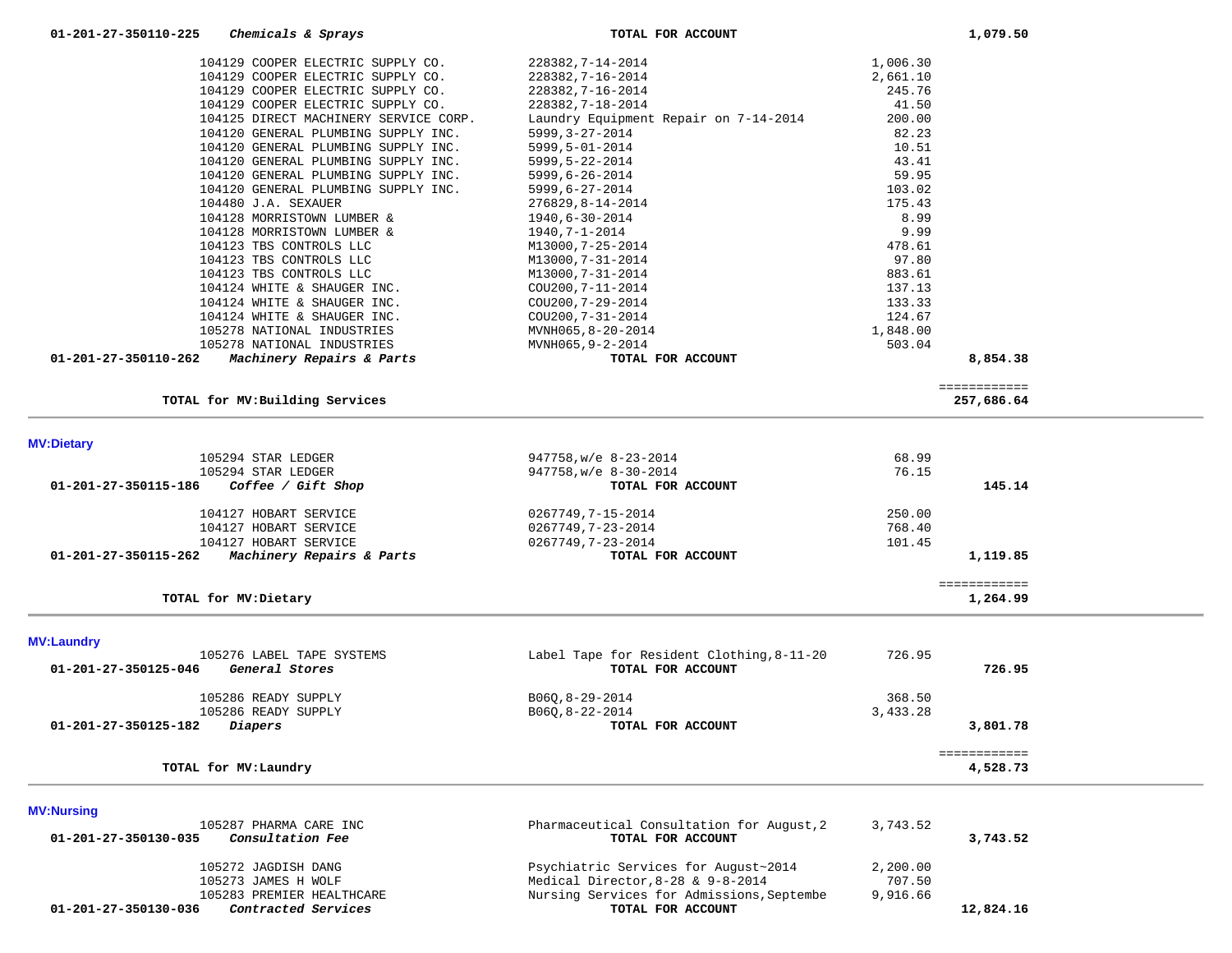| Account | Vendor | Description | Amount | Total |
|---|---|---|---|---|
| 01-201-27-350110-225 *Chemicals & Sprays* | | **TOTAL FOR ACCOUNT** | | **1,079.50** |
| | 104129 COOPER ELECTRIC SUPPLY CO. | 228382,7-14-2014 | 1,006.30 | |
| | 104129 COOPER ELECTRIC SUPPLY CO. | 228382,7-16-2014 | 2,661.10 | |
| | 104129 COOPER ELECTRIC SUPPLY CO. | 228382,7-16-2014 | 245.76 | |
| | 104129 COOPER ELECTRIC SUPPLY CO. | 228382,7-18-2014 | 41.50 | |
| | 104125 DIRECT MACHINERY SERVICE CORP. | Laundry Equipment Repair on 7-14-2014 | 200.00 | |
| | 104120 GENERAL PLUMBING SUPPLY INC. | 5999,3-27-2014 | 82.23 | |
| | 104120 GENERAL PLUMBING SUPPLY INC. | 5999,5-01-2014 | 10.51 | |
| | 104120 GENERAL PLUMBING SUPPLY INC. | 5999,5-22-2014 | 43.41 | |
| | 104120 GENERAL PLUMBING SUPPLY INC. | 5999,6-26-2014 | 59.95 | |
| | 104120 GENERAL PLUMBING SUPPLY INC. | 5999,6-27-2014 | 103.02 | |
| | 104480 J.A. SEXAUER | 276829,8-14-2014 | 175.43 | |
| | 104128 MORRISTOWN LUMBER & | 1940,6-30-2014 | 8.99 | |
| | 104128 MORRISTOWN LUMBER & | 1940,7-1-2014 | 9.99 | |
| | 104123 TBS CONTROLS LLC | M13000,7-25-2014 | 478.61 | |
| | 104123 TBS CONTROLS LLC | M13000,7-31-2014 | 97.80 | |
| | 104123 TBS CONTROLS LLC | M13000,7-31-2014 | 883.61 | |
| | 104124 WHITE & SHAUGER INC. | COU200,7-11-2014 | 137.13 | |
| | 104124 WHITE & SHAUGER INC. | COU200,7-29-2014 | 133.33 | |
| | 104124 WHITE & SHAUGER INC. | COU200,7-31-2014 | 124.67 | |
| | 105278 NATIONAL INDUSTRIES | MVNH065,8-20-2014 | 1,848.00 | |
| | 105278 NATIONAL INDUSTRIES | MVNH065,9-2-2014 | 503.04 | |
| 01-201-27-350110-262 *Machinery Repairs & Parts* | | **TOTAL FOR ACCOUNT** | | **8,854.38** |
| | **TOTAL for MV:Building Services** | | | **257,686.64** |

## MV:Dietary

| Account | Vendor | Description | Amount | Total |
|---|---|---|---|---|
| | 105294 STAR LEDGER | 947758,w/e 8-23-2014 | 68.99 | |
| | 105294 STAR LEDGER | 947758,w/e 8-30-2014 | 76.15 | |
| 01-201-27-350115-186 *Coffee / Gift Shop* | | **TOTAL FOR ACCOUNT** | | **145.14** |
| | 104127 HOBART SERVICE | 0267749,7-15-2014 | 250.00 | |
| | 104127 HOBART SERVICE | 0267749,7-23-2014 | 768.40 | |
| | 104127 HOBART SERVICE | 0267749,7-23-2014 | 101.45 | |
| 01-201-27-350115-262 *Machinery Repairs & Parts* | | **TOTAL FOR ACCOUNT** | | **1,119.85** |
| | **TOTAL for MV:Dietary** | | | **1,264.99** |

## MV:Laundry

| Account | Vendor | Description | Amount | Total |
|---|---|---|---|---|
| | 105276 LABEL TAPE SYSTEMS | Label Tape for Resident Clothing,8-11-20 | 726.95 | |
| 01-201-27-350125-046 *General Stores* | | **TOTAL FOR ACCOUNT** | | **726.95** |
| | 105286 READY SUPPLY | B06Q,8-29-2014 | 368.50 | |
| | 105286 READY SUPPLY | B06Q,8-22-2014 | 3,433.28 | |
| 01-201-27-350125-182 *Diapers* | | **TOTAL FOR ACCOUNT** | | **3,801.78** |
| | **TOTAL for MV:Laundry** | | | **4,528.73** |

## MV:Nursing

| Account | Vendor | Description | Amount | Total |
|---|---|---|---|---|
| | 105287 PHARMA CARE INC | Pharmaceutical Consultation for August,2 | 3,743.52 | |
| 01-201-27-350130-035 *Consultation Fee* | | **TOTAL FOR ACCOUNT** | | **3,743.52** |
| | 105272 JAGDISH DANG | Psychiatric Services for August~2014 | 2,200.00 | |
| | 105273 JAMES H WOLF | Medical Director,8-28 & 9-8-2014 | 707.50 | |
| | 105283 PREMIER HEALTHCARE | Nursing Services for Admissions,Septembe | 9,916.66 | |
| 01-201-27-350130-036 *Contracted Services* | | **TOTAL FOR ACCOUNT** | | **12,824.16** |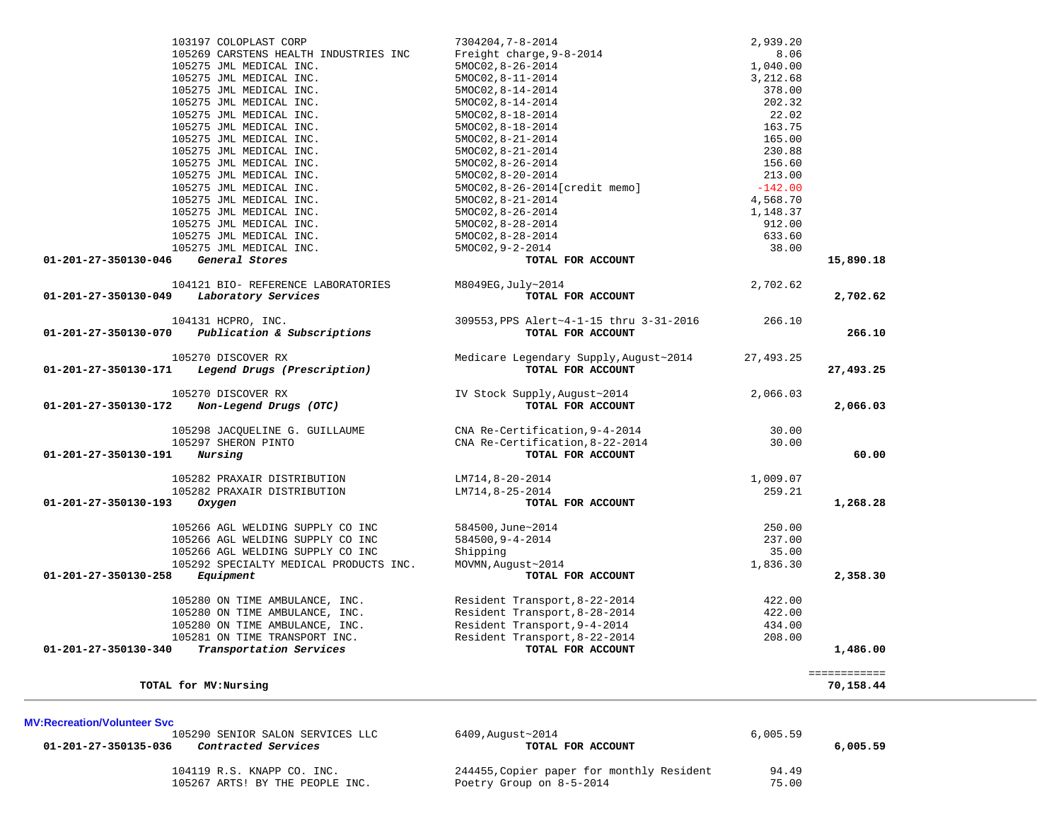| Account | Vendor | Description | Amount | Total |
|---|---|---|---|---|
| | 103197 COLOPLAST CORP | 7304204,7-8-2014 | 2,939.20 | |
| | 105269 CARSTENS HEALTH INDUSTRIES INC | Freight charge,9-8-2014 | 8.06 | |
| | 105275 JML MEDICAL INC. | 5MOC02,8-26-2014 | 1,040.00 | |
| | 105275 JML MEDICAL INC. | 5MOC02,8-11-2014 | 3,212.68 | |
| | 105275 JML MEDICAL INC. | 5MOC02,8-14-2014 | 378.00 | |
| | 105275 JML MEDICAL INC. | 5MOC02,8-14-2014 | 202.32 | |
| | 105275 JML MEDICAL INC. | 5MOC02,8-18-2014 | 22.02 | |
| | 105275 JML MEDICAL INC. | 5MOC02,8-18-2014 | 163.75 | |
| | 105275 JML MEDICAL INC. | 5MOC02,8-21-2014 | 165.00 | |
| | 105275 JML MEDICAL INC. | 5MOC02,8-21-2014 | 230.88 | |
| | 105275 JML MEDICAL INC. | 5MOC02,8-26-2014 | 156.60 | |
| | 105275 JML MEDICAL INC. | 5MOC02,8-20-2014 | 213.00 | |
| | 105275 JML MEDICAL INC. | 5MOC02,8-26-2014[credit memo] | -142.00 | |
| | 105275 JML MEDICAL INC. | 5MOC02,8-21-2014 | 4,568.70 | |
| | 105275 JML MEDICAL INC. | 5MOC02,8-26-2014 | 1,148.37 | |
| | 105275 JML MEDICAL INC. | 5MOC02,8-28-2014 | 912.00 | |
| | 105275 JML MEDICAL INC. | 5MOC02,8-28-2014 | 633.60 | |
| | 105275 JML MEDICAL INC. | 5MOC02,9-2-2014 | 38.00 | |
| **01-201-27-350130-046** | ***General Stores*** | **TOTAL FOR ACCOUNT** | | **15,890.18** |
| | 104121 BIO- REFERENCE LABORATORIES | M8049EG,July~2014 | 2,702.62 | |
| **01-201-27-350130-049** | ***Laboratory Services*** | **TOTAL FOR ACCOUNT** | | **2,702.62** |
| | 104131 HCPRO, INC. | 309553,PPS Alert~4-1-15 thru 3-31-2016 | 266.10 | |
| **01-201-27-350130-070** | ***Publication & Subscriptions*** | **TOTAL FOR ACCOUNT** | | **266.10** |
| | 105270 DISCOVER RX | Medicare Legendary Supply,August~2014 | 27,493.25 | |
| **01-201-27-350130-171** | ***Legend Drugs (Prescription)*** | **TOTAL FOR ACCOUNT** | | **27,493.25** |
| | 105270 DISCOVER RX | IV Stock Supply,August~2014 | 2,066.03 | |
| **01-201-27-350130-172** | ***Non-Legend Drugs (OTC)*** | **TOTAL FOR ACCOUNT** | | **2,066.03** |
| | 105298 JACQUELINE G. GUILLAUME | CNA Re-Certification,9-4-2014 | 30.00 | |
| | 105297 SHERON PINTO | CNA Re-Certification,8-22-2014 | 30.00 | |
| **01-201-27-350130-191** | ***Nursing*** | **TOTAL FOR ACCOUNT** | | **60.00** |
| | 105282 PRAXAIR DISTRIBUTION | LM714,8-20-2014 | 1,009.07 | |
| | 105282 PRAXAIR DISTRIBUTION | LM714,8-25-2014 | 259.21 | |
| **01-201-27-350130-193** | ***Oxygen*** | **TOTAL FOR ACCOUNT** | | **1,268.28** |
| | 105266 AGL WELDING SUPPLY CO INC | 584500,June~2014 | 250.00 | |
| | 105266 AGL WELDING SUPPLY CO INC | 584500,9-4-2014 | 237.00 | |
| | 105266 AGL WELDING SUPPLY CO INC | Shipping | 35.00 | |
| | 105292 SPECIALTY MEDICAL PRODUCTS INC. | MOVMN,August~2014 | 1,836.30 | |
| **01-201-27-350130-258** | ***Equipment*** | **TOTAL FOR ACCOUNT** | | **2,358.30** |
| | 105280 ON TIME AMBULANCE, INC. | Resident Transport,8-22-2014 | 422.00 | |
| | 105280 ON TIME AMBULANCE, INC. | Resident Transport,8-28-2014 | 422.00 | |
| | 105280 ON TIME AMBULANCE, INC. | Resident Transport,9-4-2014 | 434.00 | |
| | 105281 ON TIME TRANSPORT INC. | Resident Transport,8-22-2014 | 208.00 | |
| **01-201-27-350130-340** | ***Transportation Services*** | **TOTAL FOR ACCOUNT** | | **1,486.00** |
| | | | | ============ |
| **TOTAL for MV:Nursing** | | | | **70,158.44** |

**MV:Recreation/Volunteer Svc**

| Account | Vendor | Description | Amount | Total |
|---|---|---|---|---|
| | 105290 SENIOR SALON SERVICES LLC | 6409,August~2014 | 6,005.59 | |
| **01-201-27-350135-036** | ***Contracted Services*** | **TOTAL FOR ACCOUNT** | | **6,005.59** |
| | 104119 R.S. KNAPP CO. INC. | 244455,Copier paper for monthly Resident | 94.49 | |
| | 105267 ARTS! BY THE PEOPLE INC. | Poetry Group on 8-5-2014 | 75.00 | |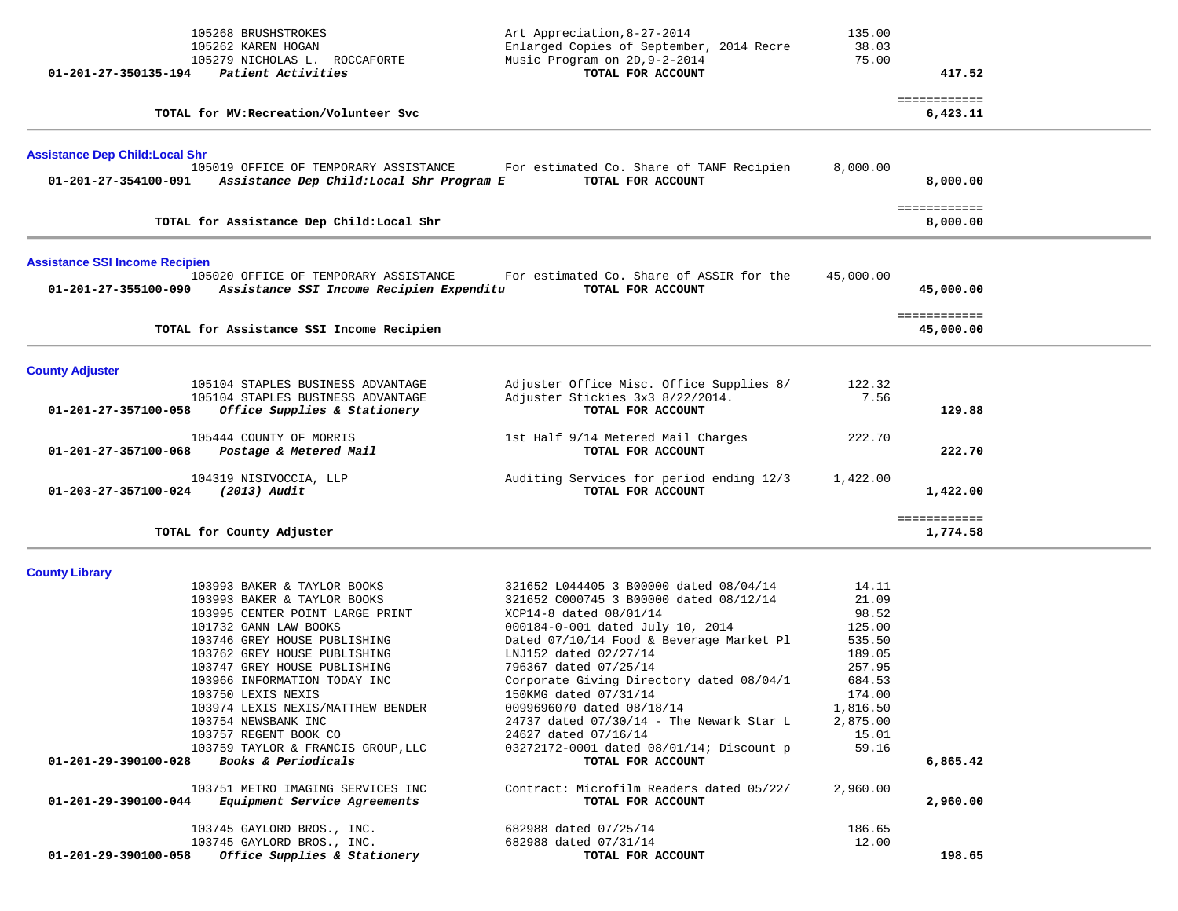| Account | Vendor / Description | Detail | Amount | Total |
|---|---|---|---|---|
| | 105268 BRUSHSTROKES | Art Appreciation,8-27-2014 | 135.00 | |
| | 105262 KAREN HOGAN | Enlarged Copies of September, 2014 Recre | 38.03 | |
| | 105279 NICHOLAS L. ROCCAFORTE | Music Program on 2D,9-2-2014 | 75.00 | |
| **01-201-27-350135-194** | ***Patient Activities*** | **TOTAL FOR ACCOUNT** | | **417.52** |

| | ============ |
|---|---|
| **TOTAL for MV:Recreation/Volunteer Svc** | **6,423.11** |

## Assistance Dep Child:Local Shr

| Account | Vendor / Description | Detail | Amount | Total |
|---|---|---|---|---|
| | 105019 OFFICE OF TEMPORARY ASSISTANCE | For estimated Co. Share of TANF Recipien | 8,000.00 | |
| **01-201-27-354100-091** | ***Assistance Dep Child:Local Shr Program E*** | **TOTAL FOR ACCOUNT** | | **8,000.00** |

| | ============ |
|---|---|
| **TOTAL for Assistance Dep Child:Local Shr** | **8,000.00** |

## Assistance SSI Income Recipien

| Account | Vendor / Description | Detail | Amount | Total |
|---|---|---|---|---|
| | 105020 OFFICE OF TEMPORARY ASSISTANCE | For estimated Co. Share of ASSIR for the | 45,000.00 | |
| **01-201-27-355100-090** | ***Assistance SSI Income Recipien Expenditu*** | **TOTAL FOR ACCOUNT** | | **45,000.00** |

| | ============ |
|---|---|
| **TOTAL for Assistance SSI Income Recipien** | **45,000.00** |

## County Adjuster

| Account | Vendor / Description | Detail | Amount | Total |
|---|---|---|---|---|
| | 105104 STAPLES BUSINESS ADVANTAGE | Adjuster Office Misc. Office Supplies 8/ | 122.32 | |
| | 105104 STAPLES BUSINESS ADVANTAGE | Adjuster Stickies 3x3 8/22/2014. | 7.56 | |
| **01-201-27-357100-058** | ***Office Supplies & Stationery*** | **TOTAL FOR ACCOUNT** | | **129.88** |
| | 105444 COUNTY OF MORRIS | 1st Half 9/14 Metered Mail Charges | 222.70 | |
| **01-201-27-357100-068** | ***Postage & Metered Mail*** | **TOTAL FOR ACCOUNT** | | **222.70** |
| | 104319 NISIVOCCIA, LLP | Auditing Services for period ending 12/3 | 1,422.00 | |
| **01-203-27-357100-024** | ***(2013) Audit*** | **TOTAL FOR ACCOUNT** | | **1,422.00** |

| | ============ |
|---|---|
| **TOTAL for County Adjuster** | **1,774.58** |

## County Library

| Account | Vendor / Description | Detail | Amount | Total |
|---|---|---|---|---|
| | 103993 BAKER & TAYLOR BOOKS | 321652 L044405 3 B00000 dated 08/04/14 | 14.11 | |
| | 103993 BAKER & TAYLOR BOOKS | 321652 C000745 3 B00000 dated 08/12/14 | 21.09 | |
| | 103995 CENTER POINT LARGE PRINT | XCP14-8 dated 08/01/14 | 98.52 | |
| | 101732 GANN LAW BOOKS | 000184-0-001 dated July 10, 2014 | 125.00 | |
| | 103746 GREY HOUSE PUBLISHING | Dated 07/10/14 Food & Beverage Market Pl | 535.50 | |
| | 103762 GREY HOUSE PUBLISHING | LNJ152 dated 02/27/14 | 189.05 | |
| | 103747 GREY HOUSE PUBLISHING | 796367 dated 07/25/14 | 257.95 | |
| | 103966 INFORMATION TODAY INC | Corporate Giving Directory dated 08/04/1 | 684.53 | |
| | 103750 LEXIS NEXIS | 150KMG dated 07/31/14 | 174.00 | |
| | 103974 LEXIS NEXIS/MATTHEW BENDER | 0099696070 dated 08/18/14 | 1,816.50 | |
| | 103754 NEWSBANK INC | 24737 dated 07/30/14 - The Newark Star L | 2,875.00 | |
| | 103757 REGENT BOOK CO | 24627 dated 07/16/14 | 15.01 | |
| | 103759 TAYLOR & FRANCIS GROUP,LLC | 03272172-0001 dated 08/01/14; Discount p | 59.16 | |
| **01-201-29-390100-028** | ***Books & Periodicals*** | **TOTAL FOR ACCOUNT** | | **6,865.42** |
| | 103751 METRO IMAGING SERVICES INC | Contract: Microfilm Readers dated 05/22/ | 2,960.00 | |
| **01-201-29-390100-044** | ***Equipment Service Agreements*** | **TOTAL FOR ACCOUNT** | | **2,960.00** |
| | 103745 GAYLORD BROS., INC. | 682988 dated 07/25/14 | 186.65 | |
| | 103745 GAYLORD BROS., INC. | 682988 dated 07/31/14 | 12.00 | |
| **01-201-29-390100-058** | ***Office Supplies & Stationery*** | **TOTAL FOR ACCOUNT** | | **198.65** |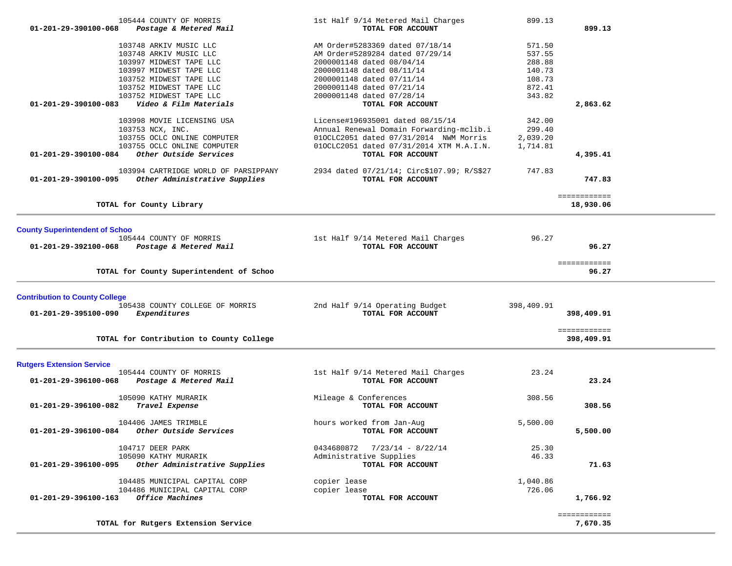| Account | Vendor / Description | Details | Amount | Total |
|---|---|---|---|---|
| | 105444 COUNTY OF MORRIS | 1st Half 9/14 Metered Mail Charges | 899.13 | |
| **01-201-29-390100-068** | ***Postage & Metered Mail*** | **TOTAL FOR ACCOUNT** | | **899.13** |
| | 103748 ARKIV MUSIC LLC | AM Order#5283369 dated 07/18/14 | 571.50 | |
| | 103748 ARKIV MUSIC LLC | AM Order#5289284 dated 07/29/14 | 537.55 | |
| | 103997 MIDWEST TAPE LLC | 2000001148 dated 08/04/14 | 288.88 | |
| | 103997 MIDWEST TAPE LLC | 2000001148 dated 08/11/14 | 140.73 | |
| | 103752 MIDWEST TAPE LLC | 2000001148 dated 07/11/14 | 108.73 | |
| | 103752 MIDWEST TAPE LLC | 2000001148 dated 07/21/14 | 872.41 | |
| | 103752 MIDWEST TAPE LLC | 2000001148 dated 07/28/14 | 343.82 | |
| **01-201-29-390100-083** | ***Video & Film Materials*** | **TOTAL FOR ACCOUNT** | | **2,863.62** |
| | 103998 MOVIE LICENSING USA | License#196935001 dated 08/15/14 | 342.00 | |
| | 103753 NCX, INC. | Annual Renewal Domain Forwarding-mclib.i | 299.40 | |
| | 103755 OCLC ONLINE COMPUTER | 01OCLC2051 dated 07/31/2014 NWM Morris | 2,039.20 | |
| | 103755 OCLC ONLINE COMPUTER | 01OCLC2051 dated 07/31/2014 XTM M.A.I.N. | 1,714.81 | |
| **01-201-29-390100-084** | ***Other Outside Services*** | **TOTAL FOR ACCOUNT** | | **4,395.41** |
| | 103994 CARTRIDGE WORLD OF PARSIPPANY | 2934 dated 07/21/14; Circ$107.99; R/S$27 | 747.83 | |
| **01-201-29-390100-095** | ***Other Administrative Supplies*** | **TOTAL FOR ACCOUNT** | | **747.83** |
| | **TOTAL for County Library** | | | **18,930.06** |

## County Superintendent of Schoo

| Account | Vendor / Description | Details | Amount | Total |
|---|---|---|---|---|
| | 105444 COUNTY OF MORRIS | 1st Half 9/14 Metered Mail Charges | 96.27 | |
| **01-201-29-392100-068** | ***Postage & Metered Mail*** | **TOTAL FOR ACCOUNT** | | **96.27** |
| | **TOTAL for County Superintendent of Schoo** | | | **96.27** |

## Contribution to County College

| Account | Vendor / Description | Details | Amount | Total |
|---|---|---|---|---|
| | 105438 COUNTY COLLEGE OF MORRIS | 2nd Half 9/14 Operating Budget | 398,409.91 | |
| **01-201-29-395100-090** | ***Expenditures*** | **TOTAL FOR ACCOUNT** | | **398,409.91** |
| | **TOTAL for Contribution to County College** | | | **398,409.91** |

## Rutgers Extension Service

| Account | Vendor / Description | Details | Amount | Total |
|---|---|---|---|---|
| | 105444 COUNTY OF MORRIS | 1st Half 9/14 Metered Mail Charges | 23.24 | |
| **01-201-29-396100-068** | ***Postage & Metered Mail*** | **TOTAL FOR ACCOUNT** | | **23.24** |
| | 105090 KATHY MURARIK | Mileage & Conferences | 308.56 | |
| **01-201-29-396100-082** | ***Travel Expense*** | **TOTAL FOR ACCOUNT** | | **308.56** |
| | 104406 JAMES TRIMBLE | hours worked from Jan-Aug | 5,500.00 | |
| **01-201-29-396100-084** | ***Other Outside Services*** | **TOTAL FOR ACCOUNT** | | **5,500.00** |
| | 104717 DEER PARK | 0434680872 7/23/14 - 8/22/14 | 25.30 | |
| | 105090 KATHY MURARIK | Administrative Supplies | 46.33 | |
| **01-201-29-396100-095** | ***Other Administrative Supplies*** | **TOTAL FOR ACCOUNT** | | **71.63** |
| | 104485 MUNICIPAL CAPITAL CORP | copier lease | 1,040.86 | |
| | 104486 MUNICIPAL CAPITAL CORP | copier lease | 726.06 | |
| **01-201-29-396100-163** | ***Office Machines*** | **TOTAL FOR ACCOUNT** | | **1,766.92** |
| | **TOTAL for Rutgers Extension Service** | | | **7,670.35** |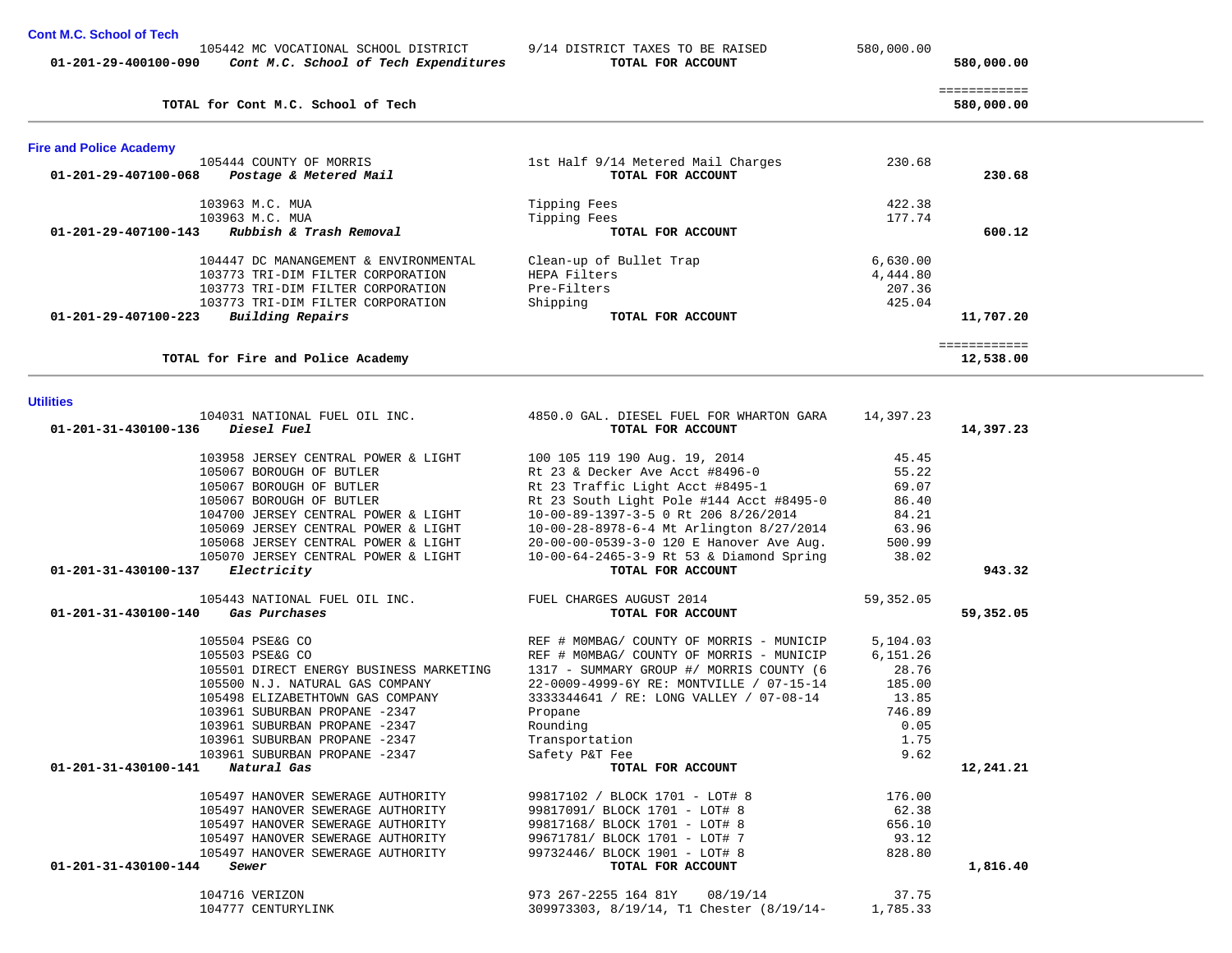### Cont M.C. School of Tech

| Account | Vendor / Account Name | Description | Amount | Total |
|---|---|---|---|---|
| | 105442 MC VOCATIONAL SCHOOL DISTRICT | 9/14 DISTRICT TAXES TO BE RAISED | 580,000.00 | |
| **01-201-29-400100-090** | ***Cont M.C. School of Tech Expenditures*** | **TOTAL FOR ACCOUNT** | | **580,000.00** |
| | | | | ============ |
| | **TOTAL for Cont M.C. School of Tech** | | | **580,000.00** |

### Fire and Police Academy

| Account | Vendor / Account Name | Description | Amount | Total |
|---|---|---|---|---|
| | 105444 COUNTY OF MORRIS | 1st Half 9/14 Metered Mail Charges | 230.68 | |
| **01-201-29-407100-068** | ***Postage & Metered Mail*** | **TOTAL FOR ACCOUNT** | | **230.68** |
| | 103963 M.C. MUA | Tipping Fees | 422.38 | |
| | 103963 M.C. MUA | Tipping Fees | 177.74 | |
| **01-201-29-407100-143** | ***Rubbish & Trash Removal*** | **TOTAL FOR ACCOUNT** | | **600.12** |
| | 104447 DC MANANGEMENT & ENVIRONMENTAL | Clean-up of Bullet Trap | 6,630.00 | |
| | 103773 TRI-DIM FILTER CORPORATION | HEPA Filters | 4,444.80 | |
| | 103773 TRI-DIM FILTER CORPORATION | Pre-Filters | 207.36 | |
| | 103773 TRI-DIM FILTER CORPORATION | Shipping | 425.04 | |
| **01-201-29-407100-223** | ***Building Repairs*** | **TOTAL FOR ACCOUNT** | | **11,707.20** |
| | | | | ============ |
| | **TOTAL for Fire and Police Academy** | | | **12,538.00** |

### Utilities

| Account | Vendor / Account Name | Description | Amount | Total |
|---|---|---|---|---|
| | 104031 NATIONAL FUEL OIL INC. | 4850.0 GAL. DIESEL FUEL FOR WHARTON GARA | 14,397.23 | |
| **01-201-31-430100-136** | ***Diesel Fuel*** | **TOTAL FOR ACCOUNT** | | **14,397.23** |
| | 103958 JERSEY CENTRAL POWER & LIGHT | 100 105 119 190 Aug. 19, 2014 | 45.45 | |
| | 105067 BOROUGH OF BUTLER | Rt 23 & Decker Ave Acct #8496-0 | 55.22 | |
| | 105067 BOROUGH OF BUTLER | Rt 23 Traffic Light Acct #8495-1 | 69.07 | |
| | 105067 BOROUGH OF BUTLER | Rt 23 South Light Pole #144 Acct #8495-0 | 86.40 | |
| | 104700 JERSEY CENTRAL POWER & LIGHT | 10-00-89-1397-3-5 0 Rt 206 8/26/2014 | 84.21 | |
| | 105069 JERSEY CENTRAL POWER & LIGHT | 10-00-28-8978-6-4 Mt Arlington 8/27/2014 | 63.96 | |
| | 105068 JERSEY CENTRAL POWER & LIGHT | 20-00-00-0539-3-0 120 E Hanover Ave Aug. | 500.99 | |
| | 105070 JERSEY CENTRAL POWER & LIGHT | 10-00-64-2465-3-9 Rt 53 & Diamond Spring | 38.02 | |
| **01-201-31-430100-137** | ***Electricity*** | **TOTAL FOR ACCOUNT** | | **943.32** |
| | 105443 NATIONAL FUEL OIL INC. | FUEL CHARGES AUGUST 2014 | 59,352.05 | |
| **01-201-31-430100-140** | ***Gas Purchases*** | **TOTAL FOR ACCOUNT** | | **59,352.05** |
| | 105504 PSE&G CO | REF # M0MBAG/ COUNTY OF MORRIS - MUNICIP | 5,104.03 | |
| | 105503 PSE&G CO | REF # M0MBAG/ COUNTY OF MORRIS - MUNICIP | 6,151.26 | |
| | 105501 DIRECT ENERGY BUSINESS MARKETING | 1317 - SUMMARY GROUP #/ MORRIS COUNTY (6 | 28.76 | |
| | 105500 N.J. NATURAL GAS COMPANY | 22-0009-4999-6Y RE: MONTVILLE / 07-15-14 | 185.00 | |
| | 105498 ELIZABETHTOWN GAS COMPANY | 3333344641 / RE: LONG VALLEY / 07-08-14 | 13.85 | |
| | 103961 SUBURBAN PROPANE -2347 | Propane | 746.89 | |
| | 103961 SUBURBAN PROPANE -2347 | Rounding | 0.05 | |
| | 103961 SUBURBAN PROPANE -2347 | Transportation | 1.75 | |
| | 103961 SUBURBAN PROPANE -2347 | Safety P&T Fee | 9.62 | |
| **01-201-31-430100-141** | ***Natural Gas*** | **TOTAL FOR ACCOUNT** | | **12,241.21** |
| | 105497 HANOVER SEWERAGE AUTHORITY | 99817102 / BLOCK 1701 - LOT# 8 | 176.00 | |
| | 105497 HANOVER SEWERAGE AUTHORITY | 99817091/ BLOCK 1701 - LOT# 8 | 62.38 | |
| | 105497 HANOVER SEWERAGE AUTHORITY | 99817168/ BLOCK 1701 - LOT# 8 | 656.10 | |
| | 105497 HANOVER SEWERAGE AUTHORITY | 99671781/ BLOCK 1701 - LOT# 7 | 93.12 | |
| | 105497 HANOVER SEWERAGE AUTHORITY | 99732446/ BLOCK 1901 - LOT# 8 | 828.80 | |
| **01-201-31-430100-144** | ***Sewer*** | **TOTAL FOR ACCOUNT** | | **1,816.40** |
| | 104716 VERIZON | 973 267-2255 164 81Y 08/19/14 | 37.75 | |
| | 104777 CENTURYLINK | 309973303, 8/19/14, T1 Chester (8/19/14- | 1,785.33 | |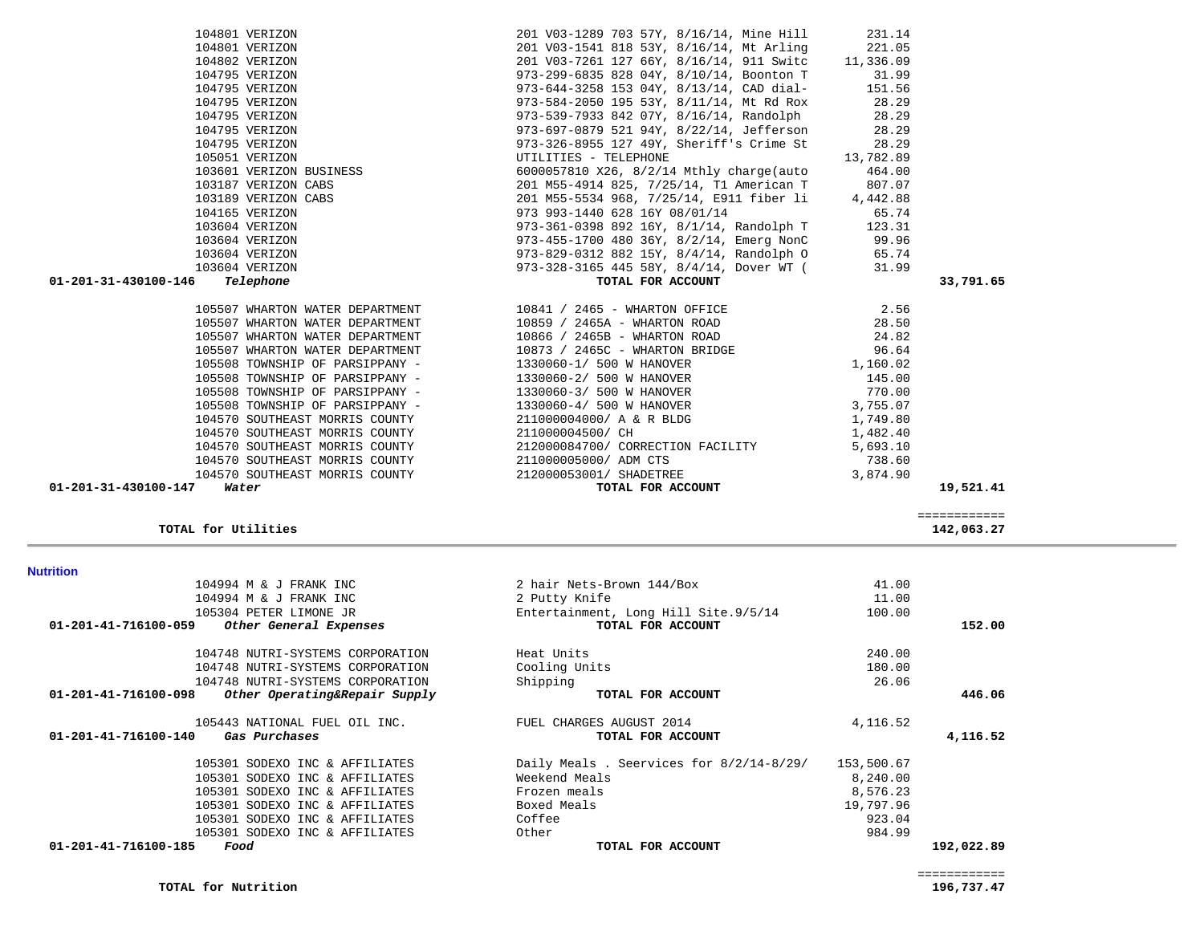| Account | Vendor / Description | Item | Amount | Total |
|---|---|---|---|---|
| | 104801 VERIZON | 201 V03-1289 703 57Y, 8/16/14, Mine Hill | 231.14 | |
| | 104801 VERIZON | 201 V03-1541 818 53Y, 8/16/14, Mt Arling | 221.05 | |
| | 104802 VERIZON | 201 V03-7261 127 66Y, 8/16/14, 911 Switc | 11,336.09 | |
| | 104795 VERIZON | 973-299-6835 828 04Y, 8/10/14, Boonton T | 31.99 | |
| | 104795 VERIZON | 973-644-3258 153 04Y, 8/13/14, CAD dial- | 151.56 | |
| | 104795 VERIZON | 973-584-2050 195 53Y, 8/11/14, Mt Rd Rox | 28.29 | |
| | 104795 VERIZON | 973-539-7933 842 07Y, 8/16/14, Randolph | 28.29 | |
| | 104795 VERIZON | 973-697-0879 521 94Y, 8/22/14, Jefferson | 28.29 | |
| | 104795 VERIZON | 973-326-8955 127 49Y, 8/16/14, Sheriff's Crime St | 28.29 | |
| | 105051 VERIZON | UTILITIES - TELEPHONE | 13,782.89 | |
| | 103601 VERIZON BUSINESS | 6000057810 X26, 8/2/14 Mthly charge(auto | 464.00 | |
| | 103187 VERIZON CABS | 201 M55-4914 825, 7/25/14, T1 American T | 807.07 | |
| | 103189 VERIZON CABS | 201 M55-5534 968, 7/25/14, E911 fiber li | 4,442.88 | |
| | 104165 VERIZON | 973 993-1440 628 16Y 08/01/14 | 65.74 | |
| | 103604 VERIZON | 973-361-0398 892 16Y, 8/1/14, Randolph T | 123.31 | |
| | 103604 VERIZON | 973-455-1700 480 36Y, 8/2/14, Emerg NonC | 99.96 | |
| | 103604 VERIZON | 973-829-0312 882 15Y, 8/4/14, Randolph O | 65.74 | |
| | 103604 VERIZON | 973-328-3165 445 58Y, 8/4/14, Dover WT ( | 31.99 | |
| **01-201-31-430100-146** | ***Telephone*** | **TOTAL FOR ACCOUNT** | | **33,791.65** |
| | 105507 WHARTON WATER DEPARTMENT | 10841 / 2465 - WHARTON OFFICE | 2.56 | |
| | 105507 WHARTON WATER DEPARTMENT | 10859 / 2465A - WHARTON ROAD | 28.50 | |
| | 105507 WHARTON WATER DEPARTMENT | 10866 / 2465B - WHARTON ROAD | 24.82 | |
| | 105507 WHARTON WATER DEPARTMENT | 10873 / 2465C - WHARTON BRIDGE | 96.64 | |
| | 105508 TOWNSHIP OF PARSIPPANY - | 1330060-1/ 500 W HANOVER | 1,160.02 | |
| | 105508 TOWNSHIP OF PARSIPPANY - | 1330060-2/ 500 W HANOVER | 145.00 | |
| | 105508 TOWNSHIP OF PARSIPPANY - | 1330060-3/ 500 W HANOVER | 770.00 | |
| | 105508 TOWNSHIP OF PARSIPPANY - | 1330060-4/ 500 W HANOVER | 3,755.07 | |
| | 104570 SOUTHEAST MORRIS COUNTY | 211000004000/ A & R BLDG | 1,749.80 | |
| | 104570 SOUTHEAST MORRIS COUNTY | 211000004500/ CH | 1,482.40 | |
| | 104570 SOUTHEAST MORRIS COUNTY | 212000084700/ CORRECTION FACILITY | 5,693.10 | |
| | 104570 SOUTHEAST MORRIS COUNTY | 211000005000/ ADM CTS | 738.60 | |
| | 104570 SOUTHEAST MORRIS COUNTY | 212000053001/ SHADETREE | 3,874.90 | |
| **01-201-31-430100-147** | ***Water*** | **TOTAL FOR ACCOUNT** | | **19,521.41** |
| | | | | ============ |
| | **TOTAL for Utilities** | | | **142,063.27** |

## Nutrition

| Account | Vendor / Description | Item | Amount | Total |
|---|---|---|---|---|
| | 104994 M & J FRANK INC | 2 hair Nets-Brown 144/Box | 41.00 | |
| | 104994 M & J FRANK INC | 2 Putty Knife | 11.00 | |
| | 105304 PETER LIMONE JR | Entertainment, Long Hill Site.9/5/14 | 100.00 | |
| **01-201-41-716100-059** | ***Other General Expenses*** | **TOTAL FOR ACCOUNT** | | **152.00** |
| | 104748 NUTRI-SYSTEMS CORPORATION | Heat Units | 240.00 | |
| | 104748 NUTRI-SYSTEMS CORPORATION | Cooling Units | 180.00 | |
| | 104748 NUTRI-SYSTEMS CORPORATION | Shipping | 26.06 | |
| **01-201-41-716100-098** | ***Other Operating&Repair Supply*** | **TOTAL FOR ACCOUNT** | | **446.06** |
| | 105443 NATIONAL FUEL OIL INC. | FUEL CHARGES AUGUST 2014 | 4,116.52 | |
| **01-201-41-716100-140** | ***Gas Purchases*** | **TOTAL FOR ACCOUNT** | | **4,116.52** |
| | 105301 SODEXO INC & AFFILIATES | Daily Meals . Seervices for 8/2/14-8/29/ | 153,500.67 | |
| | 105301 SODEXO INC & AFFILIATES | Weekend Meals | 8,240.00 | |
| | 105301 SODEXO INC & AFFILIATES | Frozen meals | 8,576.23 | |
| | 105301 SODEXO INC & AFFILIATES | Boxed Meals | 19,797.96 | |
| | 105301 SODEXO INC & AFFILIATES | Coffee | 923.04 | |
| | 105301 SODEXO INC & AFFILIATES | Other | 984.99 | |
| **01-201-41-716100-185** | ***Food*** | **TOTAL FOR ACCOUNT** | | **192,022.89** |
| | | | | ============ |
| | **TOTAL for Nutrition** | | | **196,737.47** |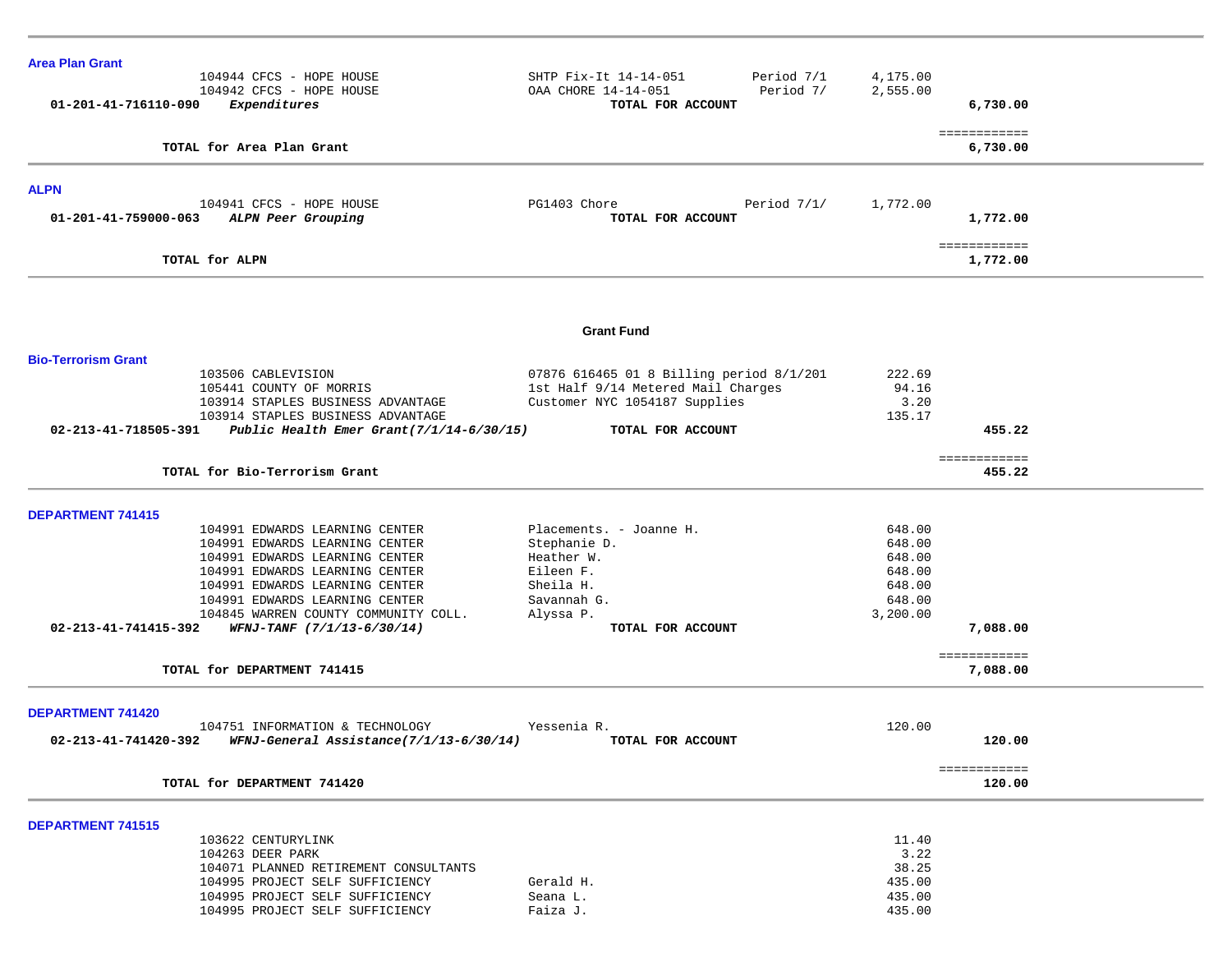**Area Plan Grant**

| | | | | | |
|---|---|---|---|---|---|
| | 104944 CFCS - HOPE HOUSE | SHTP Fix-It 14-14-051 | Period 7/1 | 4,175.00 | |
| | 104942 CFCS - HOPE HOUSE | OAA CHORE 14-14-051 | Period 7/ | 2,555.00 | |
| **01-201-41-716110-090** | ***Expenditures*** | **TOTAL FOR ACCOUNT** | | | **6,730.00** |
| | | | | | ============ |
| | **TOTAL for Area Plan Grant** | | | | **6,730.00** |

**ALPN**

| | | | | | |
|---|---|---|---|---|---|
| | 104941 CFCS - HOPE HOUSE | PG1403 Chore | Period 7/1/ | 1,772.00 | |
| **01-201-41-759000-063** | ***ALPN Peer Grouping*** | **TOTAL FOR ACCOUNT** | | | **1,772.00** |
| | | | | | ============ |
| | **TOTAL for ALPN** | | | | **1,772.00** |

## Grant Fund

**Bio-Terrorism Grant**

| | | | | |
|---|---|---|---|---|
| | 103506 CABLEVISION | 07876 616465 01 8 Billing period 8/1/201 | 222.69 | |
| | 105441 COUNTY OF MORRIS | 1st Half 9/14 Metered Mail Charges | 94.16 | |
| | 103914 STAPLES BUSINESS ADVANTAGE | Customer NYC 1054187 Supplies | 3.20 | |
| | 103914 STAPLES BUSINESS ADVANTAGE | | 135.17 | |
| **02-213-41-718505-391** | ***Public Health Emer Grant(7/1/14-6/30/15)*** | **TOTAL FOR ACCOUNT** | | **455.22** |
| | | | | ============ |
| | **TOTAL for Bio-Terrorism Grant** | | | **455.22** |

**DEPARTMENT 741415**

| | | | | |
|---|---|---|---|---|
| | 104991 EDWARDS LEARNING CENTER | Placements. - Joanne H. | 648.00 | |
| | 104991 EDWARDS LEARNING CENTER | Stephanie D. | 648.00 | |
| | 104991 EDWARDS LEARNING CENTER | Heather W. | 648.00 | |
| | 104991 EDWARDS LEARNING CENTER | Eileen F. | 648.00 | |
| | 104991 EDWARDS LEARNING CENTER | Sheila H. | 648.00 | |
| | 104991 EDWARDS LEARNING CENTER | Savannah G. | 648.00 | |
| | 104845 WARREN COUNTY COMMUNITY COLL. | Alyssa P. | 3,200.00 | |
| **02-213-41-741415-392** | ***WFNJ-TANF (7/1/13-6/30/14)*** | **TOTAL FOR ACCOUNT** | | **7,088.00** |
| | | | | ============ |
| | **TOTAL for DEPARTMENT 741415** | | | **7,088.00** |

**DEPARTMENT 741420**

| | | | | |
|---|---|---|---|---|
| | 104751 INFORMATION & TECHNOLOGY | Yessenia R. | 120.00 | |
| **02-213-41-741420-392** | ***WFNJ-General Assistance(7/1/13-6/30/14)*** | **TOTAL FOR ACCOUNT** | | **120.00** |
| | | | | ============ |
| | **TOTAL for DEPARTMENT 741420** | | | **120.00** |

**DEPARTMENT 741515**

| | | | |
|---|---|---|---|
| | 103622 CENTURYLINK | | 11.40 |
| | 104263 DEER PARK | | 3.22 |
| | 104071 PLANNED RETIREMENT CONSULTANTS | | 38.25 |
| | 104995 PROJECT SELF SUFFICIENCY | Gerald H. | 435.00 |
| | 104995 PROJECT SELF SUFFICIENCY | Seana L. | 435.00 |
| | 104995 PROJECT SELF SUFFICIENCY | Faiza J. | 435.00 |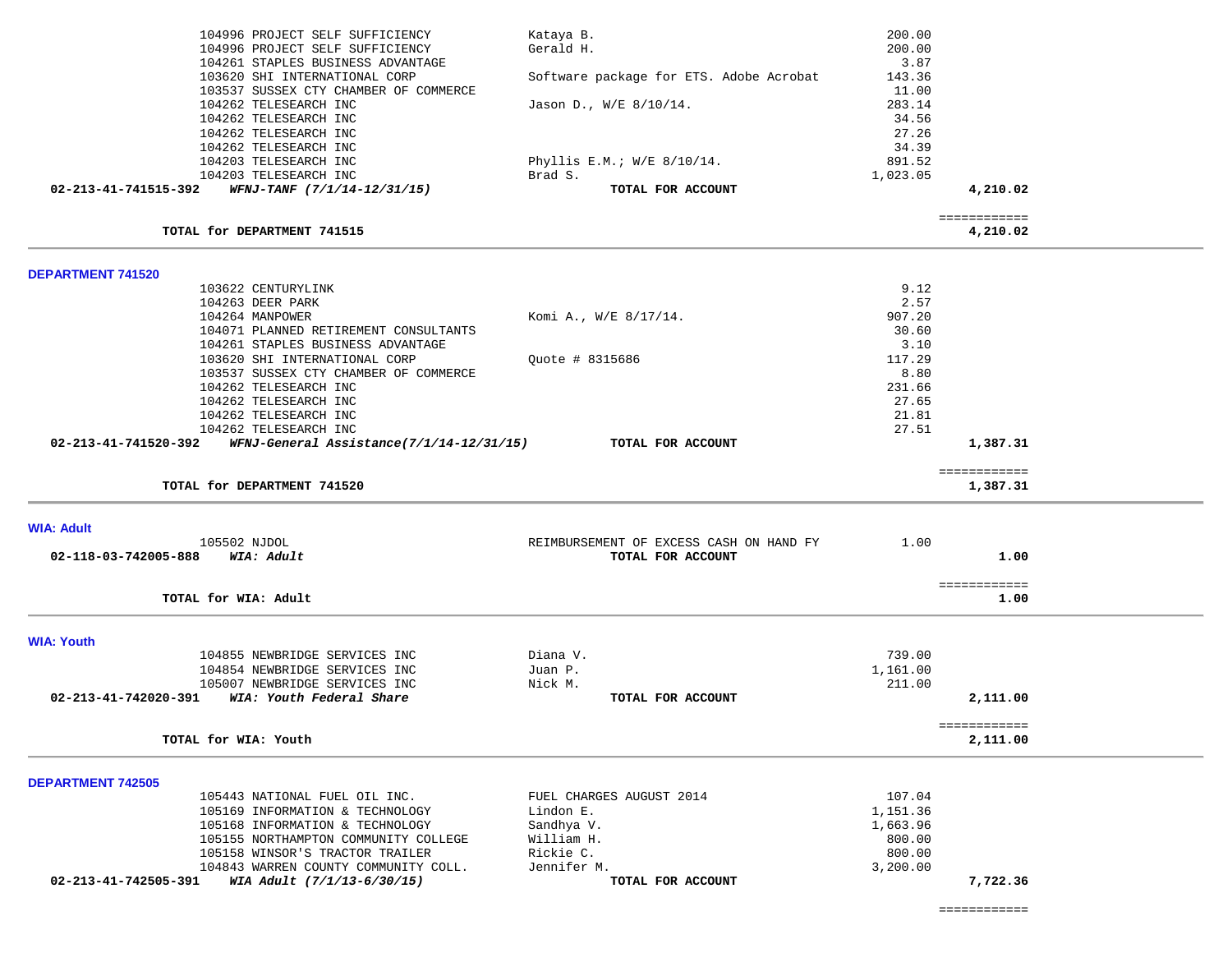| Vendor | Description | Amount | Total |
|---|---|---|---|
| 104996 PROJECT SELF SUFFICIENCY | Kataya B. | 200.00 | |
| 104996 PROJECT SELF SUFFICIENCY | Gerald H. | 200.00 | |
| 104261 STAPLES BUSINESS ADVANTAGE | | 3.87 | |
| 103620 SHI INTERNATIONAL CORP | Software package for ETS. Adobe Acrobat | 143.36 | |
| 103537 SUSSEX CTY CHAMBER OF COMMERCE | | 11.00 | |
| 104262 TELESEARCH INC | Jason D., W/E 8/10/14. | 283.14 | |
| 104262 TELESEARCH INC | | 34.56 | |
| 104262 TELESEARCH INC | | 27.26 | |
| 104262 TELESEARCH INC | | 34.39 | |
| 104203 TELESEARCH INC | Phyllis E.M.; W/E 8/10/14. | 891.52 | |
| 104203 TELESEARCH INC | Brad S. | 1,023.05 | |
| **02-213-41-741515-392** ***WFNJ-TANF (7/1/14-12/31/15)*** | **TOTAL FOR ACCOUNT** | | **4,210.02** |

| | | | ============ |
|---|---|---|---|
| **TOTAL for DEPARTMENT 741515** | | | **4,210.02** |

---

## DEPARTMENT 741520

| Vendor | Description | Amount | Total |
|---|---|---|---|
| 103622 CENTURYLINK | | 9.12 | |
| 104263 DEER PARK | | 2.57 | |
| 104264 MANPOWER | Komi A., W/E 8/17/14. | 907.20 | |
| 104071 PLANNED RETIREMENT CONSULTANTS | | 30.60 | |
| 104261 STAPLES BUSINESS ADVANTAGE | | 3.10 | |
| 103620 SHI INTERNATIONAL CORP | Quote # 8315686 | 117.29 | |
| 103537 SUSSEX CTY CHAMBER OF COMMERCE | | 8.80 | |
| 104262 TELESEARCH INC | | 231.66 | |
| 104262 TELESEARCH INC | | 27.65 | |
| 104262 TELESEARCH INC | | 21.81 | |
| 104262 TELESEARCH INC | | 27.51 | |
| **02-213-41-741520-392** ***WFNJ-General Assistance(7/1/14-12/31/15)*** | **TOTAL FOR ACCOUNT** | | **1,387.31** |

| | | | ============ |
|---|---|---|---|
| **TOTAL for DEPARTMENT 741520** | | | **1,387.31** |

---

## WIA: Adult

| Vendor | Description | Amount | Total |
|---|---|---|---|
| 105502 NJDOL | REIMBURSEMENT OF EXCESS CASH ON HAND FY | 1.00 | |
| **02-118-03-742005-888** ***WIA: Adult*** | **TOTAL FOR ACCOUNT** | | **1.00** |

| | | | ============ |
|---|---|---|---|
| **TOTAL for WIA: Adult** | | | **1.00** |

---

## WIA: Youth

| Vendor | Description | Amount | Total |
|---|---|---|---|
| 104855 NEWBRIDGE SERVICES INC | Diana V. | 739.00 | |
| 104854 NEWBRIDGE SERVICES INC | Juan P. | 1,161.00 | |
| 105007 NEWBRIDGE SERVICES INC | Nick M. | 211.00 | |
| **02-213-41-742020-391** ***WIA: Youth Federal Share*** | **TOTAL FOR ACCOUNT** | | **2,111.00** |

| | | | ============ |
|---|---|---|---|
| **TOTAL for WIA: Youth** | | | **2,111.00** |

---

## DEPARTMENT 742505

| Vendor | Description | Amount | Total |
|---|---|---|---|
| 105443 NATIONAL FUEL OIL INC. | FUEL CHARGES AUGUST 2014 | 107.04 | |
| 105169 INFORMATION & TECHNOLOGY | Lindon E. | 1,151.36 | |
| 105168 INFORMATION & TECHNOLOGY | Sandhya V. | 1,663.96 | |
| 105155 NORTHAMPTON COMMUNITY COLLEGE | William H. | 800.00 | |
| 105158 WINSOR'S TRACTOR TRAILER | Rickie C. | 800.00 | |
| 104843 WARREN COUNTY COMMUNITY COLL. | Jennifer M. | 3,200.00 | |
| **02-213-41-742505-391** ***WIA Adult (7/1/13-6/30/15)*** | **TOTAL FOR ACCOUNT** | | **7,722.36** |

============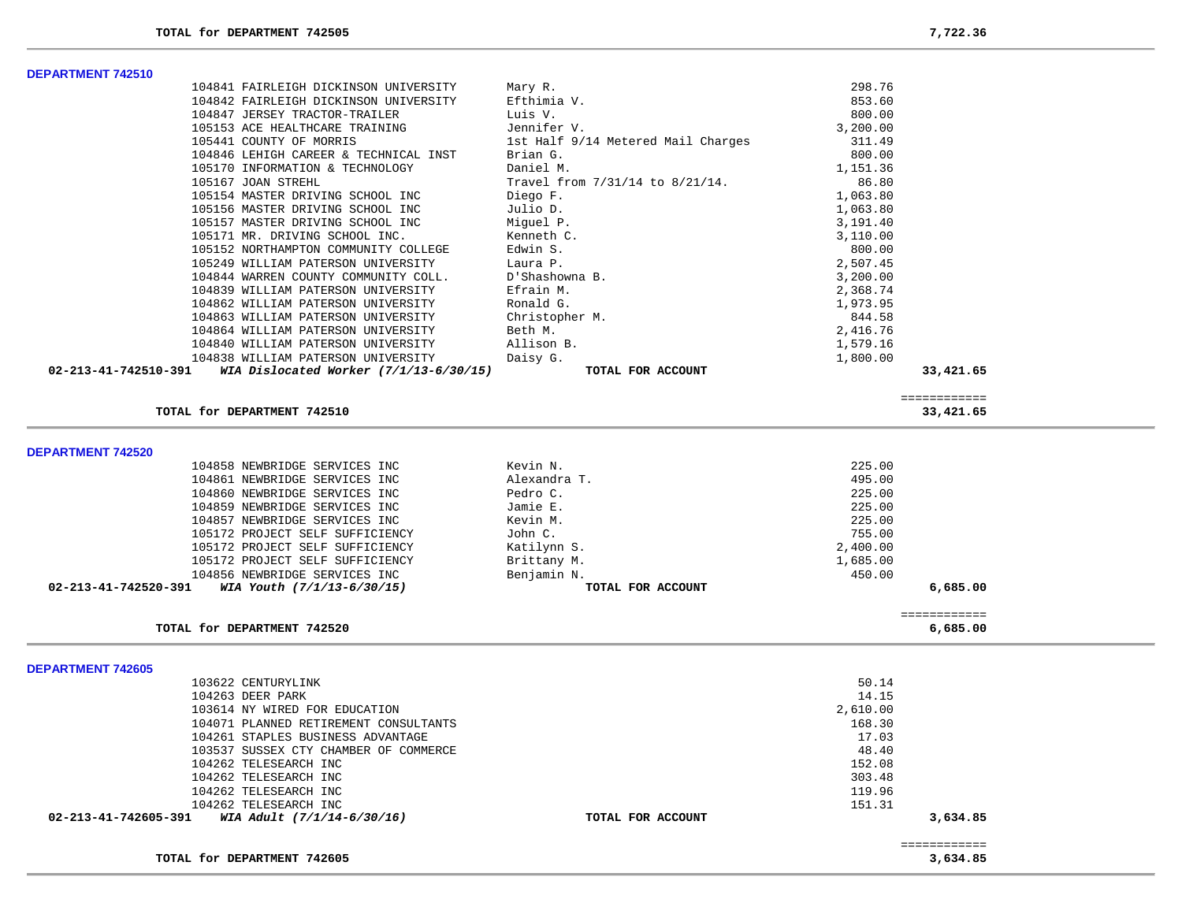**TOTAL for DEPARTMENT 742505** 7,722.36

## DEPARTMENT 742510

| Vendor | Description | Amount | Total |
|---|---|---|---|
| 104841 FAIRLEIGH DICKINSON UNIVERSITY | Mary R. | 298.76 | |
| 104842 FAIRLEIGH DICKINSON UNIVERSITY | Efthimia V. | 853.60 | |
| 104847 JERSEY TRACTOR-TRAILER | Luis V. | 800.00 | |
| 105153 ACE HEALTHCARE TRAINING | Jennifer V. | 3,200.00 | |
| 105441 COUNTY OF MORRIS | 1st Half 9/14 Metered Mail Charges | 311.49 | |
| 104846 LEHIGH CAREER & TECHNICAL INST | Brian G. | 800.00 | |
| 105170 INFORMATION & TECHNOLOGY | Daniel M. | 1,151.36 | |
| 105167 JOAN STREHL | Travel from 7/31/14 to 8/21/14. | 86.80 | |
| 105154 MASTER DRIVING SCHOOL INC | Diego F. | 1,063.80 | |
| 105156 MASTER DRIVING SCHOOL INC | Julio D. | 1,063.80 | |
| 105157 MASTER DRIVING SCHOOL INC | Miguel P. | 3,191.40 | |
| 105171 MR. DRIVING SCHOOL INC. | Kenneth C. | 3,110.00 | |
| 105152 NORTHAMPTON COMMUNITY COLLEGE | Edwin S. | 800.00 | |
| 105249 WILLIAM PATERSON UNIVERSITY | Laura P. | 2,507.45 | |
| 104844 WARREN COUNTY COMMUNITY COLL. | D'Shashowna B. | 3,200.00 | |
| 104839 WILLIAM PATERSON UNIVERSITY | Efrain M. | 2,368.74 | |
| 104862 WILLIAM PATERSON UNIVERSITY | Ronald G. | 1,973.95 | |
| 104863 WILLIAM PATERSON UNIVERSITY | Christopher M. | 844.58 | |
| 104864 WILLIAM PATERSON UNIVERSITY | Beth M. | 2,416.76 | |
| 104840 WILLIAM PATERSON UNIVERSITY | Allison B. | 1,579.16 | |
| 104838 WILLIAM PATERSON UNIVERSITY | Daisy G. | 1,800.00 | |
| **02-213-41-742510-391** *WIA Dislocated Worker (7/1/13-6/30/15)* | **TOTAL FOR ACCOUNT** | | **33,421.65** |

**TOTAL for DEPARTMENT 742510** 33,421.65

## DEPARTMENT 742520

| Vendor | Description | Amount | Total |
|---|---|---|---|
| 104858 NEWBRIDGE SERVICES INC | Kevin N. | 225.00 | |
| 104861 NEWBRIDGE SERVICES INC | Alexandra T. | 495.00 | |
| 104860 NEWBRIDGE SERVICES INC | Pedro C. | 225.00 | |
| 104859 NEWBRIDGE SERVICES INC | Jamie E. | 225.00 | |
| 104857 NEWBRIDGE SERVICES INC | Kevin M. | 225.00 | |
| 105172 PROJECT SELF SUFFICIENCY | John C. | 755.00 | |
| 105172 PROJECT SELF SUFFICIENCY | Katilynn S. | 2,400.00 | |
| 105172 PROJECT SELF SUFFICIENCY | Brittany M. | 1,685.00 | |
| 104856 NEWBRIDGE SERVICES INC | Benjamin N. | 450.00 | |
| **02-213-41-742520-391** *WIA Youth (7/1/13-6/30/15)* | **TOTAL FOR ACCOUNT** | | **6,685.00** |

**TOTAL for DEPARTMENT 742520** 6,685.00

## DEPARTMENT 742605

| Vendor | Description | Amount | Total |
|---|---|---|---|
| 103622 CENTURYLINK | | 50.14 | |
| 104263 DEER PARK | | 14.15 | |
| 103614 NY WIRED FOR EDUCATION | | 2,610.00 | |
| 104071 PLANNED RETIREMENT CONSULTANTS | | 168.30 | |
| 104261 STAPLES BUSINESS ADVANTAGE | | 17.03 | |
| 103537 SUSSEX CTY CHAMBER OF COMMERCE | | 48.40 | |
| 104262 TELESEARCH INC | | 152.08 | |
| 104262 TELESEARCH INC | | 303.48 | |
| 104262 TELESEARCH INC | | 119.96 | |
| 104262 TELESEARCH INC | | 151.31 | |
| **02-213-41-742605-391** *WIA Adult (7/1/14-6/30/16)* | **TOTAL FOR ACCOUNT** | | **3,634.85** |

**TOTAL for DEPARTMENT 742605** 3,634.85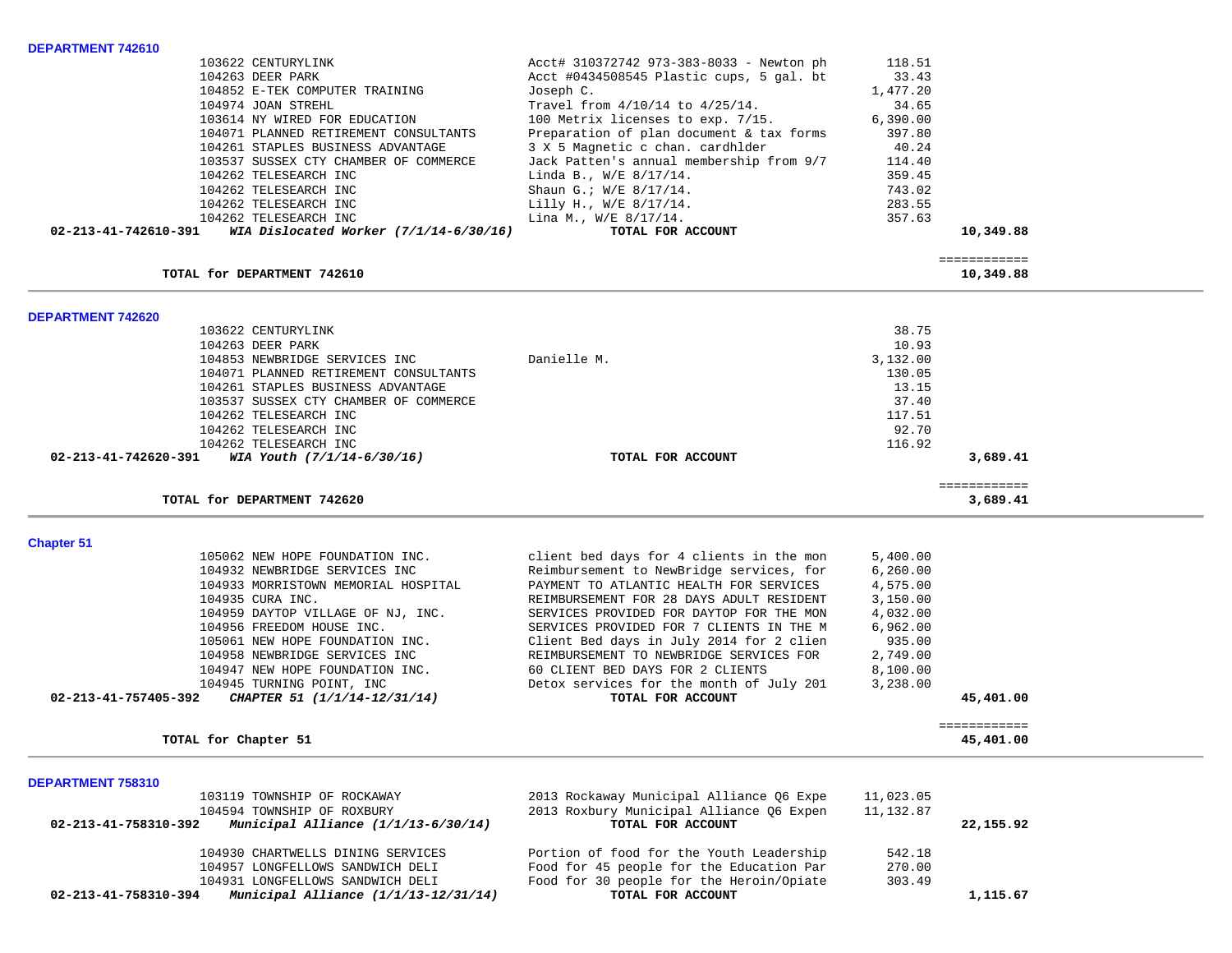**DEPARTMENT 742610**

| Vendor | Description | Amount | Total |
|---|---|---|---|
| 103622 CENTURYLINK | Acct# 310372742 973-383-8033 - Newton ph | 118.51 | |
| 104263 DEER PARK | Acct #0434508545 Plastic cups, 5 gal. bt | 33.43 | |
| 104852 E-TEK COMPUTER TRAINING | Joseph C. | 1,477.20 | |
| 104974 JOAN STREHL | Travel from 4/10/14 to 4/25/14. | 34.65 | |
| 103614 NY WIRED FOR EDUCATION | 100 Metrix licenses to exp. 7/15. | 6,390.00 | |
| 104071 PLANNED RETIREMENT CONSULTANTS | Preparation of plan document & tax forms | 397.80 | |
| 104261 STAPLES BUSINESS ADVANTAGE | 3 X 5 Magnetic c chan. cardhlder | 40.24 | |
| 103537 SUSSEX CTY CHAMBER OF COMMERCE | Jack Patten's annual membership from 9/7 | 114.40 | |
| 104262 TELESEARCH INC | Linda B., W/E 8/17/14. | 359.45 | |
| 104262 TELESEARCH INC | Shaun G.; W/E 8/17/14. | 743.02 | |
| 104262 TELESEARCH INC | Lilly H., W/E 8/17/14. | 283.55 | |
| 104262 TELESEARCH INC | Lina M., W/E 8/17/14. | 357.63 | |
| **02-213-41-742610-391** ***WIA Dislocated Worker (7/1/14-6/30/16)*** | **TOTAL FOR ACCOUNT** | | **10,349.88** |

**TOTAL for DEPARTMENT 742610** ============ **10,349.88**

**DEPARTMENT 742620**

| Vendor | Description | Amount | Total |
|---|---|---|---|
| 103622 CENTURYLINK | | 38.75 | |
| 104263 DEER PARK | | 10.93 | |
| 104853 NEWBRIDGE SERVICES INC | Danielle M. | 3,132.00 | |
| 104071 PLANNED RETIREMENT CONSULTANTS | | 130.05 | |
| 104261 STAPLES BUSINESS ADVANTAGE | | 13.15 | |
| 103537 SUSSEX CTY CHAMBER OF COMMERCE | | 37.40 | |
| 104262 TELESEARCH INC | | 117.51 | |
| 104262 TELESEARCH INC | | 92.70 | |
| 104262 TELESEARCH INC | | 116.92 | |
| **02-213-41-742620-391** ***WIA Youth (7/1/14-6/30/16)*** | **TOTAL FOR ACCOUNT** | | **3,689.41** |

**TOTAL for DEPARTMENT 742620** ============ **3,689.41**

**Chapter 51**

| Vendor | Description | Amount | Total |
|---|---|---|---|
| 105062 NEW HOPE FOUNDATION INC. | client bed days for 4 clients in the mon | 5,400.00 | |
| 104932 NEWBRIDGE SERVICES INC | Reimbursement to NewBridge services, for | 6,260.00 | |
| 104933 MORRISTOWN MEMORIAL HOSPITAL | PAYMENT TO ATLANTIC HEALTH FOR SERVICES | 4,575.00 | |
| 104935 CURA INC. | REIMBURSEMENT FOR 28 DAYS ADULT RESIDENT | 3,150.00 | |
| 104959 DAYTOP VILLAGE OF NJ, INC. | SERVICES PROVIDED FOR DAYTOP FOR THE MON | 4,032.00 | |
| 104956 FREEDOM HOUSE INC. | SERVICES PROVIDED FOR 7 CLIENTS IN THE M | 6,962.00 | |
| 105061 NEW HOPE FOUNDATION INC. | Client Bed days in July 2014 for 2 clien | 935.00 | |
| 104958 NEWBRIDGE SERVICES INC | REIMBURSEMENT TO NEWBRIDGE SERVICES FOR | 2,749.00 | |
| 104947 NEW HOPE FOUNDATION INC. | 60 CLIENT BED DAYS FOR 2 CLIENTS | 8,100.00 | |
| 104945 TURNING POINT, INC | Detox services for the month of July 201 | 3,238.00 | |
| **02-213-41-757405-392** ***CHAPTER 51 (1/1/14-12/31/14)*** | **TOTAL FOR ACCOUNT** | | **45,401.00** |

**TOTAL for Chapter 51** ============ **45,401.00**

**DEPARTMENT 758310**

| Vendor | Description | Amount | Total |
|---|---|---|---|
| 103119 TOWNSHIP OF ROCKAWAY | 2013 Rockaway Municipal Alliance Q6 Expe | 11,023.05 | |
| 104594 TOWNSHIP OF ROXBURY | 2013 Roxbury Municipal Alliance Q6 Expen | 11,132.87 | |
| **02-213-41-758310-392** ***Municipal Alliance (1/1/13-6/30/14)*** | **TOTAL FOR ACCOUNT** | | **22,155.92** |
| 104930 CHARTWELLS DINING SERVICES | Portion of food for the Youth Leadership | 542.18 | |
| 104957 LONGFELLOWS SANDWICH DELI | Food for 45 people for the Education Par | 270.00 | |
| 104931 LONGFELLOWS SANDWICH DELI | Food for 30 people for the Heroin/Opiate | 303.49 | |
| **02-213-41-758310-394** ***Municipal Alliance (1/1/13-12/31/14)*** | **TOTAL FOR ACCOUNT** | | **1,115.67** |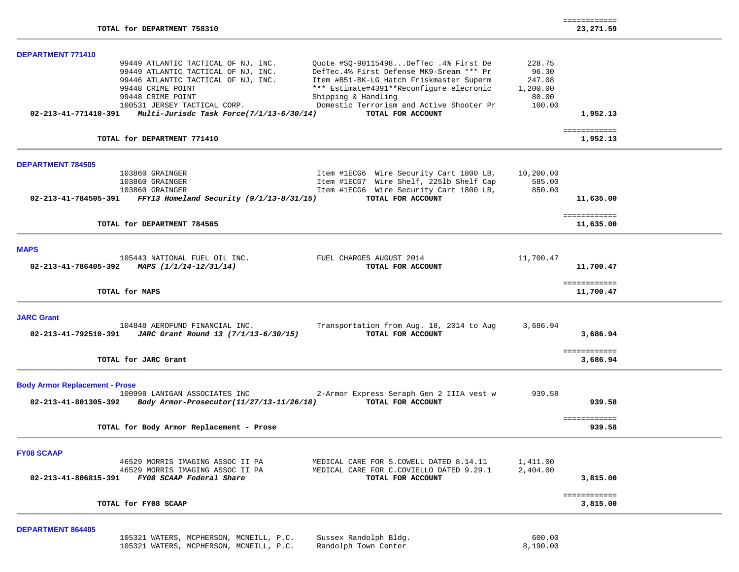**TOTAL for DEPARTMENT 758310** ============ **23,271.59**

---

## DEPARTMENT 771410

| Vendor | Description | Amount | Total |
|---|---|---|---|
| 99449 ATLANTIC TACTICAL OF NJ, INC. | Quote #SQ-90115498...DefTec .4% First De | 228.75 | |
| 99449 ATLANTIC TACTICAL OF NJ, INC. | DefTec.4% First Defense MK9-Sream *** Pr | 96.30 | |
| 99446 ATLANTIC TACTICAL OF NJ, INC. | Item #B51-BK-LG Hatch Friskmaster Superm | 247.08 | |
| 99448 CRIME POINT | *** Estimate#4391**Reconfigure elecronic | 1,200.00 | |
| 99448 CRIME POINT | Shipping & Handling | 80.00 | |
| 100531 JERSEY TACTICAL CORP. | Domestic Terrorism and Active Shooter Pr | 100.00 | |
| **02-213-41-771410-391** ***Multi-Jurisdc Task Force(7/1/13-6/30/14)*** | **TOTAL FOR ACCOUNT** | | **1,952.13** |

**TOTAL for DEPARTMENT 771410** ============ **1,952.13**

---

## DEPARTMENT 784505

| Vendor | Description | Amount | Total |
|---|---|---|---|
| 103860 GRAINGER | Item #1ECG6 Wire Security Cart 1800 LB, | 10,200.00 | |
| 103860 GRAINGER | Item #1ECG7 Wire Shelf, 225lb Shelf Cap | 585.00 | |
| 103860 GRAINGER | Item #1ECG6 Wire Security Cart 1800 LB, | 850.00 | |
| **02-213-41-784505-391** ***FFY13 Homeland Security (9/1/13-8/31/15)*** | **TOTAL FOR ACCOUNT** | | **11,635.00** |

**TOTAL for DEPARTMENT 784505** ============ **11,635.00**

---

## MAPS

| Vendor | Description | Amount | Total |
|---|---|---|---|
| 105443 NATIONAL FUEL OIL INC. | FUEL CHARGES AUGUST 2014 | 11,700.47 | |
| **02-213-41-786405-392** ***MAPS (1/1/14-12/31/14)*** | **TOTAL FOR ACCOUNT** | | **11,700.47** |

**TOTAL for MAPS** ============ **11,700.47**

---

## JARC Grant

| Vendor | Description | Amount | Total |
|---|---|---|---|
| 104848 AEROFUND FINANCIAL INC. | Transportation from Aug. 18, 2014 to Aug | 3,686.94 | |
| **02-213-41-792510-391** ***JARC Grant Round 13 (7/1/13-6/30/15)*** | **TOTAL FOR ACCOUNT** | | **3,686.94** |

**TOTAL for JARC Grant** ============ **3,686.94**

---

## Body Armor Replacement - Prose

| Vendor | Description | Amount | Total |
|---|---|---|---|
| 100998 LANIGAN ASSOCIATES INC | 2-Armor Express Seraph Gen 2 IIIA vest w | 939.58 | |
| **02-213-41-801305-392** ***Body Armor-Prosecutor(11/27/13-11/26/18)*** | **TOTAL FOR ACCOUNT** | | **939.58** |

**TOTAL for Body Armor Replacement - Prose** ============ **939.58**

---

## FY08 SCAAP

| Vendor | Description | Amount | Total |
|---|---|---|---|
| 46529 MORRIS IMAGING ASSOC II PA | MEDICAL CARE FOR S.COWELL DATED 8.14.11 | 1,411.00 | |
| 46529 MORRIS IMAGING ASSOC II PA | MEDICAL CARE FOR C.COVIELLO DATED 9.29.1 | 2,404.00 | |
| **02-213-41-806815-391** ***FY08 SCAAP Federal Share*** | **TOTAL FOR ACCOUNT** | | **3,815.00** |

**TOTAL for FY08 SCAAP** ============ **3,815.00**

---

## DEPARTMENT 864405

| Vendor | Description | Amount | Total |
|---|---|---|---|
| 105321 WATERS, MCPHERSON, MCNEILL, P.C. | Sussex Randolph Bldg. | 600.00 | |
| 105321 WATERS, MCPHERSON, MCNEILL, P.C. | Randolph Town Center | 8,190.00 | |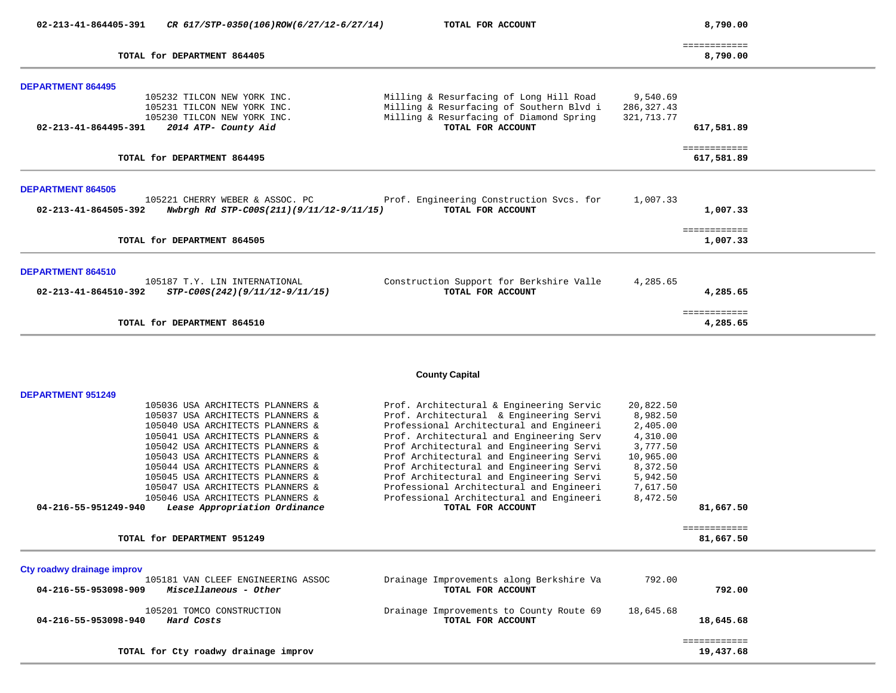| Account | Description | Vendor / Item | Amount | Total |
|---|---|---|---|---|
| 02-213-41-864405-391 | *CR 617/STP-0350(106)ROW(6/27/12-6/27/14)* | **TOTAL FOR ACCOUNT** | | **8,790.00** |
| | | | | ============ |
| | **TOTAL for DEPARTMENT 864405** | | | **8,790.00** |

**DEPARTMENT 864495**

| Account | Vendor | Description | Amount | Total |
|---|---|---|---|---|
| | 105232 TILCON NEW YORK INC. | Milling & Resurfacing of Long Hill Road | 9,540.69 | |
| | 105231 TILCON NEW YORK INC. | Milling & Resurfacing of Southern Blvd i | 286,327.43 | |
| | 105230 TILCON NEW YORK INC. | Milling & Resurfacing of Diamond Spring | 321,713.77 | |
| **02-213-41-864495-391** | ***2014 ATP- County Aid*** | **TOTAL FOR ACCOUNT** | | **617,581.89** |
| | | | | ============ |
| | **TOTAL for DEPARTMENT 864495** | | | **617,581.89** |

**DEPARTMENT 864505**

| Account | Vendor | Description | Amount | Total |
|---|---|---|---|---|
| | 105221 CHERRY WEBER & ASSOC. PC | Prof. Engineering Construction Svcs. for | 1,007.33 | |
| **02-213-41-864505-392** | ***Nwbrgh Rd STP-C00S(211)(9/11/12-9/11/15)*** | **TOTAL FOR ACCOUNT** | | **1,007.33** |
| | | | | ============ |
| | **TOTAL for DEPARTMENT 864505** | | | **1,007.33** |

**DEPARTMENT 864510**

| Account | Vendor | Description | Amount | Total |
|---|---|---|---|---|
| | 105187 T.Y. LIN INTERNATIONAL | Construction Support for Berkshire Valle | 4,285.65 | |
| **02-213-41-864510-392** | ***STP-C00S(242)(9/11/12-9/11/15)*** | **TOTAL FOR ACCOUNT** | | **4,285.65** |
| | | | | ============ |
| | **TOTAL for DEPARTMENT 864510** | | | **4,285.65** |

## County Capital

**DEPARTMENT 951249**

| Account | Vendor | Description | Amount | Total |
|---|---|---|---|---|
| | 105036 USA ARCHITECTS PLANNERS & | Prof. Architectural & Engineering Servic | 20,822.50 | |
| | 105037 USA ARCHITECTS PLANNERS & | Prof. Architectural & Engineering Servi | 8,982.50 | |
| | 105040 USA ARCHITECTS PLANNERS & | Professional Architectural and Engineeri | 2,405.00 | |
| | 105041 USA ARCHITECTS PLANNERS & | Prof. Architectural and Engineering Serv | 4,310.00 | |
| | 105042 USA ARCHITECTS PLANNERS & | Prof Architectural and Engineering Servi | 3,777.50 | |
| | 105043 USA ARCHITECTS PLANNERS & | Prof Architectural and Engineering Servi | 10,965.00 | |
| | 105044 USA ARCHITECTS PLANNERS & | Prof Architectural and Engineering Servi | 8,372.50 | |
| | 105045 USA ARCHITECTS PLANNERS & | Prof Architectural and Engineering Servi | 5,942.50 | |
| | 105047 USA ARCHITECTS PLANNERS & | Professional Architectural and Engineeri | 7,617.50 | |
| | 105046 USA ARCHITECTS PLANNERS & | Professional Architectural and Engineeri | 8,472.50 | |
| **04-216-55-951249-940** | ***Lease Appropriation Ordinance*** | **TOTAL FOR ACCOUNT** | | **81,667.50** |
| | | | | ============ |
| | **TOTAL for DEPARTMENT 951249** | | | **81,667.50** |

**Cty roadwy drainage improv**

| Account | Vendor | Description | Amount | Total |
|---|---|---|---|---|
| | 105181 VAN CLEEF ENGINEERING ASSOC | Drainage Improvements along Berkshire Va | 792.00 | |
| **04-216-55-953098-909** | ***Miscellaneous - Other*** | **TOTAL FOR ACCOUNT** | | **792.00** |
| | 105201 TOMCO CONSTRUCTION | Drainage Improvements to County Route 69 | 18,645.68 | |
| **04-216-55-953098-940** | ***Hard Costs*** | **TOTAL FOR ACCOUNT** | | **18,645.68** |
| | | | | ============ |
| | **TOTAL for Cty roadwy drainage improv** | | | **19,437.68** |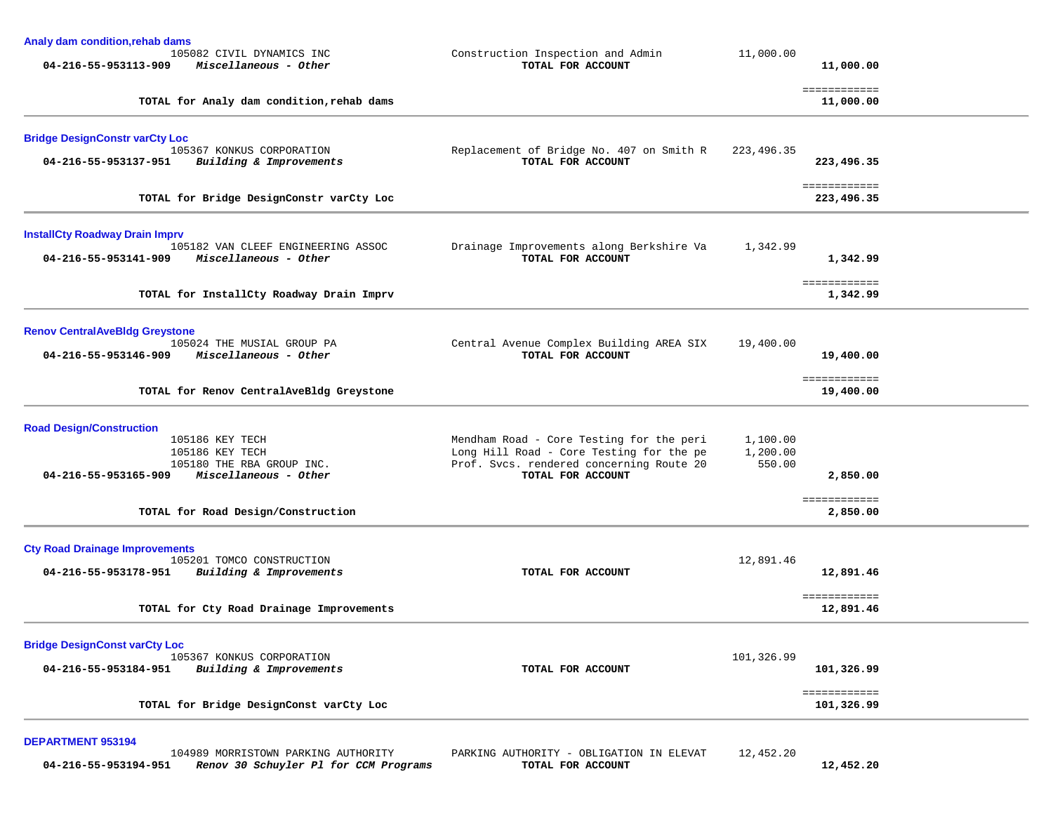**Analy dam condition,rehab dams**

| Account | Vendor / Description | Detail | Amount | Total |
|---|---|---|---|---|
| | 105082 CIVIL DYNAMICS INC | Construction Inspection and Admin | 11,000.00 | |
| 04-216-55-953113-909 | *Miscellaneous - Other* | **TOTAL FOR ACCOUNT** | | **11,000.00** |
| | **TOTAL for Analy dam condition,rehab dams** | | | **11,000.00** |

**Bridge DesignConstr varCty Loc**

| Account | Vendor / Description | Detail | Amount | Total |
|---|---|---|---|---|
| | 105367 KONKUS CORPORATION | Replacement of Bridge No. 407 on Smith R | 223,496.35 | |
| 04-216-55-953137-951 | *Building & Improvements* | **TOTAL FOR ACCOUNT** | | **223,496.35** |
| | **TOTAL for Bridge DesignConstr varCty Loc** | | | **223,496.35** |

**InstallCty Roadway Drain Imprv**

| Account | Vendor / Description | Detail | Amount | Total |
|---|---|---|---|---|
| | 105182 VAN CLEEF ENGINEERING ASSOC | Drainage Improvements along Berkshire Va | 1,342.99 | |
| 04-216-55-953141-909 | *Miscellaneous - Other* | **TOTAL FOR ACCOUNT** | | **1,342.99** |
| | **TOTAL for InstallCty Roadway Drain Imprv** | | | **1,342.99** |

**Renov CentralAveBldg Greystone**

| Account | Vendor / Description | Detail | Amount | Total |
|---|---|---|---|---|
| | 105024 THE MUSIAL GROUP PA | Central Avenue Complex Building AREA SIX | 19,400.00 | |
| 04-216-55-953146-909 | *Miscellaneous - Other* | **TOTAL FOR ACCOUNT** | | **19,400.00** |
| | **TOTAL for Renov CentralAveBldg Greystone** | | | **19,400.00** |

**Road Design/Construction**

| Account | Vendor / Description | Detail | Amount | Total |
|---|---|---|---|---|
| | 105186 KEY TECH | Mendham Road - Core Testing for the peri | 1,100.00 | |
| | 105186 KEY TECH | Long Hill Road - Core Testing for the pe | 1,200.00 | |
| | 105180 THE RBA GROUP INC. | Prof. Svcs. rendered concerning Route 20 | 550.00 | |
| 04-216-55-953165-909 | *Miscellaneous - Other* | **TOTAL FOR ACCOUNT** | | **2,850.00** |
| | **TOTAL for Road Design/Construction** | | | **2,850.00** |

**Cty Road Drainage Improvements**

| Account | Vendor / Description | Detail | Amount | Total |
|---|---|---|---|---|
| | 105201 TOMCO CONSTRUCTION | | 12,891.46 | |
| 04-216-55-953178-951 | *Building & Improvements* | **TOTAL FOR ACCOUNT** | | **12,891.46** |
| | **TOTAL for Cty Road Drainage Improvements** | | | **12,891.46** |

**Bridge DesignConst varCty Loc**

| Account | Vendor / Description | Detail | Amount | Total |
|---|---|---|---|---|
| | 105367 KONKUS CORPORATION | | 101,326.99 | |
| 04-216-55-953184-951 | *Building & Improvements* | **TOTAL FOR ACCOUNT** | | **101,326.99** |
| | **TOTAL for Bridge DesignConst varCty Loc** | | | **101,326.99** |

**DEPARTMENT 953194**

| Account | Vendor / Description | Detail | Amount | Total |
|---|---|---|---|---|
| | 104989 MORRISTOWN PARKING AUTHORITY | PARKING AUTHORITY - OBLIGATION IN ELEVAT | 12,452.20 | |
| 04-216-55-953194-951 | *Renov 30 Schuyler Pl for CCM Programs* | **TOTAL FOR ACCOUNT** | | **12,452.20** |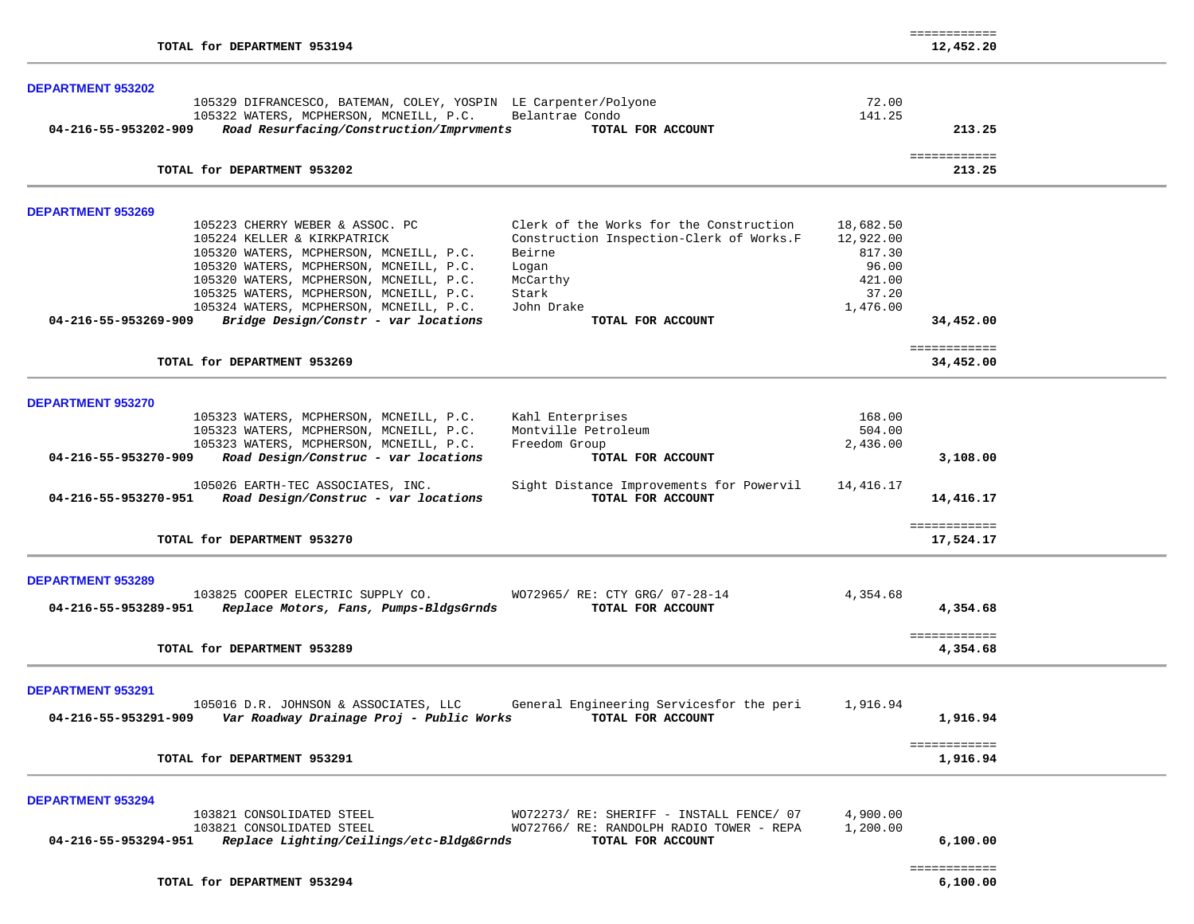| | | | |
|---|---|---|---|
| **TOTAL for DEPARTMENT 953194** | | | ============ **12,452.20** |

**DEPARTMENT 953202**

| Account | Vendor / Description | Item | Amount | Total |
|---|---|---|---|---|
| | 105329 DIFRANCESCO, BATEMAN, COLEY, YOSPIN | LE Carpenter/Polyone | 72.00 | |
| | 105322 WATERS, MCPHERSON, MCNEILL, P.C. | Belantrae Condo | 141.25 | |
| **04-216-55-953202-909** | ***Road Resurfacing/Construction/Imprvments*** | **TOTAL FOR ACCOUNT** | | **213.25** |
| | **TOTAL for DEPARTMENT 953202** | | | ============ **213.25** |

**DEPARTMENT 953269**

| Account | Vendor / Description | Item | Amount | Total |
|---|---|---|---|---|
| | 105223 CHERRY WEBER & ASSOC. PC | Clerk of the Works for the Construction | 18,682.50 | |
| | 105224 KELLER & KIRKPATRICK | Construction Inspection-Clerk of Works.F | 12,922.00 | |
| | 105320 WATERS, MCPHERSON, MCNEILL, P.C. | Beirne | 817.30 | |
| | 105320 WATERS, MCPHERSON, MCNEILL, P.C. | Logan | 96.00 | |
| | 105320 WATERS, MCPHERSON, MCNEILL, P.C. | McCarthy | 421.00 | |
| | 105325 WATERS, MCPHERSON, MCNEILL, P.C. | Stark | 37.20 | |
| | 105324 WATERS, MCPHERSON, MCNEILL, P.C. | John Drake | 1,476.00 | |
| **04-216-55-953269-909** | ***Bridge Design/Constr - var locations*** | **TOTAL FOR ACCOUNT** | | **34,452.00** |
| | **TOTAL for DEPARTMENT 953269** | | | ============ **34,452.00** |

**DEPARTMENT 953270**

| Account | Vendor / Description | Item | Amount | Total |
|---|---|---|---|---|
| | 105323 WATERS, MCPHERSON, MCNEILL, P.C. | Kahl Enterprises | 168.00 | |
| | 105323 WATERS, MCPHERSON, MCNEILL, P.C. | Montville Petroleum | 504.00 | |
| | 105323 WATERS, MCPHERSON, MCNEILL, P.C. | Freedom Group | 2,436.00 | |
| **04-216-55-953270-909** | ***Road Design/Construc - var locations*** | **TOTAL FOR ACCOUNT** | | **3,108.00** |
| | 105026 EARTH-TEC ASSOCIATES, INC. | Sight Distance Improvements for Powervil | 14,416.17 | |
| **04-216-55-953270-951** | ***Road Design/Construc - var locations*** | **TOTAL FOR ACCOUNT** | | **14,416.17** |
| | **TOTAL for DEPARTMENT 953270** | | | ============ **17,524.17** |

**DEPARTMENT 953289**

| Account | Vendor / Description | Item | Amount | Total |
|---|---|---|---|---|
| | 103825 COOPER ELECTRIC SUPPLY CO. | WO72965/ RE: CTY GRG/ 07-28-14 | 4,354.68 | |
| **04-216-55-953289-951** | ***Replace Motors, Fans, Pumps-BldgsGrnds*** | **TOTAL FOR ACCOUNT** | | **4,354.68** |
| | **TOTAL for DEPARTMENT 953289** | | | ============ **4,354.68** |

**DEPARTMENT 953291**

| Account | Vendor / Description | Item | Amount | Total |
|---|---|---|---|---|
| | 105016 D.R. JOHNSON & ASSOCIATES, LLC | General Engineering Servicesfor the peri | 1,916.94 | |
| **04-216-55-953291-909** | ***Var Roadway Drainage Proj - Public Works*** | **TOTAL FOR ACCOUNT** | | **1,916.94** |
| | **TOTAL for DEPARTMENT 953291** | | | ============ **1,916.94** |

**DEPARTMENT 953294**

| Account | Vendor / Description | Item | Amount | Total |
|---|---|---|---|---|
| | 103821 CONSOLIDATED STEEL | WO72273/ RE: SHERIFF - INSTALL FENCE/ 07 | 4,900.00 | |
| | 103821 CONSOLIDATED STEEL | WO72766/ RE: RANDOLPH RADIO TOWER - REPA | 1,200.00 | |
| **04-216-55-953294-951** | ***Replace Lighting/Ceilings/etc-Bldg&Grnds*** | **TOTAL FOR ACCOUNT** | | **6,100.00** |
| | **TOTAL for DEPARTMENT 953294** | | | ============ **6,100.00** |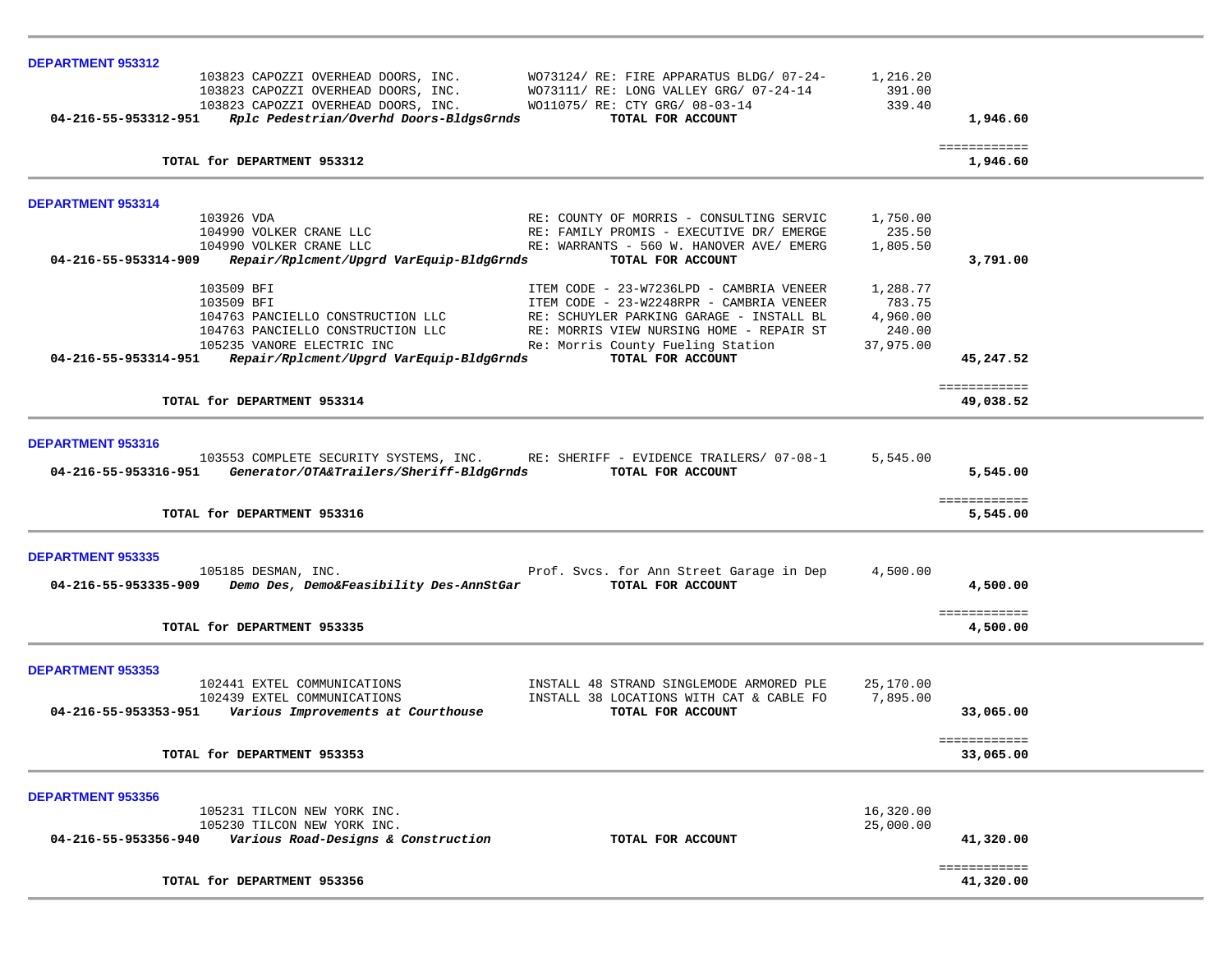## DEPARTMENT 953312

| Vendor | Description | Amount | Total |
|---|---|---|---|
| 103823 CAPOZZI OVERHEAD DOORS, INC. | WO73124/ RE: FIRE APPARATUS BLDG/ 07-24- | 1,216.20 | |
| 103823 CAPOZZI OVERHEAD DOORS, INC. | WO73111/ RE: LONG VALLEY GRG/ 07-24-14 | 391.00 | |
| 103823 CAPOZZI OVERHEAD DOORS, INC. | WO11075/ RE: CTY GRG/ 08-03-14 | 339.40 | |
| **04-216-55-953312-951** *Rplc Pedestrian/Overhd Doors-BldgsGrnds* | **TOTAL FOR ACCOUNT** | | **1,946.60** |
| | | | ============ |
| **TOTAL for DEPARTMENT 953312** | | | **1,946.60** |

## DEPARTMENT 953314

| Vendor | Description | Amount | Total |
|---|---|---|---|
| 103926 VDA | RE: COUNTY OF MORRIS - CONSULTING SERVIC | 1,750.00 | |
| 104990 VOLKER CRANE LLC | RE: FAMILY PROMIS - EXECUTIVE DR/ EMERGE | 235.50 | |
| 104990 VOLKER CRANE LLC | RE: WARRANTS - 560 W. HANOVER AVE/ EMERG | 1,805.50 | |
| **04-216-55-953314-909** *Repair/Rplcment/Upgrd VarEquip-BldgGrnds* | **TOTAL FOR ACCOUNT** | | **3,791.00** |
| 103509 BFI | ITEM CODE - 23-W7236LPD - CAMBRIA VENEER | 1,288.77 | |
| 103509 BFI | ITEM CODE - 23-W2248RPR - CAMBRIA VENEER | 783.75 | |
| 104763 PANCIELLO CONSTRUCTION LLC | RE: SCHUYLER PARKING GARAGE - INSTALL BL | 4,960.00 | |
| 104763 PANCIELLO CONSTRUCTION LLC | RE: MORRIS VIEW NURSING HOME - REPAIR ST | 240.00 | |
| 105235 VANORE ELECTRIC INC | Re: Morris County Fueling Station | 37,975.00 | |
| **04-216-55-953314-951** *Repair/Rplcment/Upgrd VarEquip-BldgGrnds* | **TOTAL FOR ACCOUNT** | | **45,247.52** |
| | | | ============ |
| **TOTAL for DEPARTMENT 953314** | | | **49,038.52** |

## DEPARTMENT 953316

| Vendor | Description | Amount | Total |
|---|---|---|---|
| 103553 COMPLETE SECURITY SYSTEMS, INC. | RE: SHERIFF - EVIDENCE TRAILERS/ 07-08-1 | 5,545.00 | |
| **04-216-55-953316-951** *Generator/OTA&Trailers/Sheriff-BldgGrnds* | **TOTAL FOR ACCOUNT** | | **5,545.00** |
| | | | ============ |
| **TOTAL for DEPARTMENT 953316** | | | **5,545.00** |

## DEPARTMENT 953335

| Vendor | Description | Amount | Total |
|---|---|---|---|
| 105185 DESMAN, INC. | Prof. Svcs. for Ann Street Garage in Dep | 4,500.00 | |
| **04-216-55-953335-909** *Demo Des, Demo&Feasibility Des-AnnStGar* | **TOTAL FOR ACCOUNT** | | **4,500.00** |
| | | | ============ |
| **TOTAL for DEPARTMENT 953335** | | | **4,500.00** |

## DEPARTMENT 953353

| Vendor | Description | Amount | Total |
|---|---|---|---|
| 102441 EXTEL COMMUNICATIONS | INSTALL 48 STRAND SINGLEMODE ARMORED PLE | 25,170.00 | |
| 102439 EXTEL COMMUNICATIONS | INSTALL 38 LOCATIONS WITH CAT & CABLE FO | 7,895.00 | |
| **04-216-55-953353-951** *Various Improvements at Courthouse* | **TOTAL FOR ACCOUNT** | | **33,065.00** |
| | | | ============ |
| **TOTAL for DEPARTMENT 953353** | | | **33,065.00** |

## DEPARTMENT 953356

| Vendor | Description | Amount | Total |
|---|---|---|---|
| 105231 TILCON NEW YORK INC. | | 16,320.00 | |
| 105230 TILCON NEW YORK INC. | | 25,000.00 | |
| **04-216-55-953356-940** *Various Road-Designs & Construction* | **TOTAL FOR ACCOUNT** | | **41,320.00** |
| | | | ============ |
| **TOTAL for DEPARTMENT 953356** | | | **41,320.00** |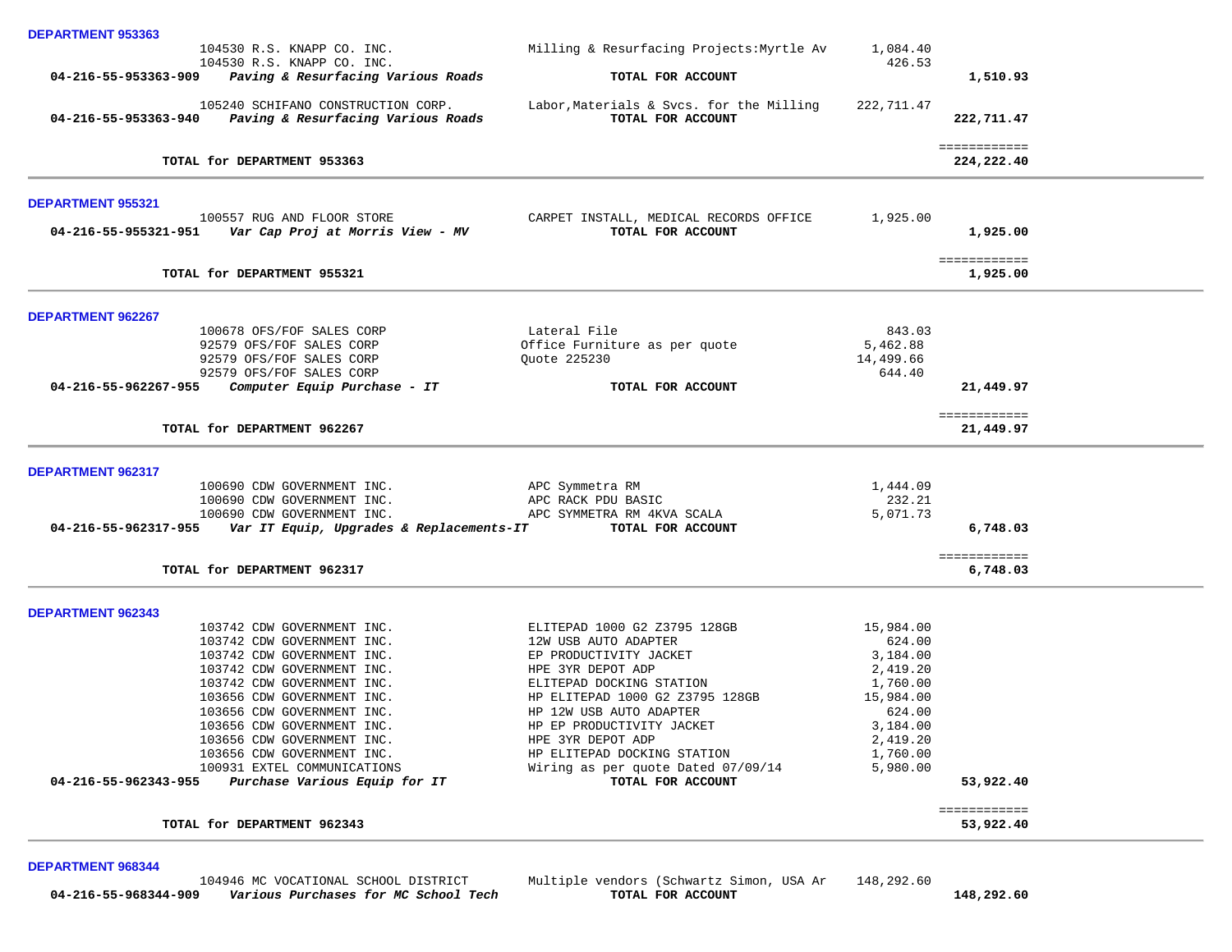**DEPARTMENT 953363**

| | Vendor | Description | Amount | Total |
|---|---|---|---|---|
| | 104530 R.S. KNAPP CO. INC. | Milling & Resurfacing Projects:Myrtle Av | 1,084.40 | |
| | 104530 R.S. KNAPP CO. INC. | | 426.53 | |
| **04-216-55-953363-909** | ***Paving & Resurfacing Various Roads*** | **TOTAL FOR ACCOUNT** | | **1,510.93** |
| | 105240 SCHIFANO CONSTRUCTION CORP. | Labor,Materials & Svcs. for the Milling | 222,711.47 | |
| **04-216-55-953363-940** | ***Paving & Resurfacing Various Roads*** | **TOTAL FOR ACCOUNT** | | **222,711.47** |
| | **TOTAL for DEPARTMENT 953363** | | | **224,222.40** |

**DEPARTMENT 955321**

| | Vendor | Description | Amount | Total |
|---|---|---|---|---|
| | 100557 RUG AND FLOOR STORE | CARPET INSTALL, MEDICAL RECORDS OFFICE | 1,925.00 | |
| **04-216-55-955321-951** | ***Var Cap Proj at Morris View - MV*** | **TOTAL FOR ACCOUNT** | | **1,925.00** |
| | **TOTAL for DEPARTMENT 955321** | | | **1,925.00** |

**DEPARTMENT 962267**

| | Vendor | Description | Amount | Total |
|---|---|---|---|---|
| | 100678 OFS/FOF SALES CORP | Lateral File | 843.03 | |
| | 92579 OFS/FOF SALES CORP | Office Furniture as per quote | 5,462.88 | |
| | 92579 OFS/FOF SALES CORP | Quote 225230 | 14,499.66 | |
| | 92579 OFS/FOF SALES CORP | | 644.40 | |
| **04-216-55-962267-955** | ***Computer Equip Purchase - IT*** | **TOTAL FOR ACCOUNT** | | **21,449.97** |
| | **TOTAL for DEPARTMENT 962267** | | | **21,449.97** |

**DEPARTMENT 962317**

| | Vendor | Description | Amount | Total |
|---|---|---|---|---|
| | 100690 CDW GOVERNMENT INC. | APC Symmetra RM | 1,444.09 | |
| | 100690 CDW GOVERNMENT INC. | APC RACK PDU BASIC | 232.21 | |
| | 100690 CDW GOVERNMENT INC. | APC SYMMETRA RM 4KVA SCALA | 5,071.73 | |
| **04-216-55-962317-955** | ***Var IT Equip, Upgrades & Replacements-IT*** | **TOTAL FOR ACCOUNT** | | **6,748.03** |
| | **TOTAL for DEPARTMENT 962317** | | | **6,748.03** |

**DEPARTMENT 962343**

| | Vendor | Description | Amount | Total |
|---|---|---|---|---|
| | 103742 CDW GOVERNMENT INC. | ELITEPAD 1000 G2 Z3795 128GB | 15,984.00 | |
| | 103742 CDW GOVERNMENT INC. | 12W USB AUTO ADAPTER | 624.00 | |
| | 103742 CDW GOVERNMENT INC. | EP PRODUCTIVITY JACKET | 3,184.00 | |
| | 103742 CDW GOVERNMENT INC. | HPE 3YR DEPOT ADP | 2,419.20 | |
| | 103742 CDW GOVERNMENT INC. | ELITEPAD DOCKING STATION | 1,760.00 | |
| | 103656 CDW GOVERNMENT INC. | HP ELITEPAD 1000 G2 Z3795 128GB | 15,984.00 | |
| | 103656 CDW GOVERNMENT INC. | HP 12W USB AUTO ADAPTER | 624.00 | |
| | 103656 CDW GOVERNMENT INC. | HP EP PRODUCTIVITY JACKET | 3,184.00 | |
| | 103656 CDW GOVERNMENT INC. | HPE 3YR DEPOT ADP | 2,419.20 | |
| | 103656 CDW GOVERNMENT INC. | HP ELITEPAD DOCKING STATION | 1,760.00 | |
| | 100931 EXTEL COMMUNICATIONS | Wiring as per quote Dated 07/09/14 | 5,980.00 | |
| **04-216-55-962343-955** | ***Purchase Various Equip for IT*** | **TOTAL FOR ACCOUNT** | | **53,922.40** |
| | **TOTAL for DEPARTMENT 962343** | | | **53,922.40** |

**DEPARTMENT 968344**

| | Vendor | Description | Amount | Total |
|---|---|---|---|---|
| | 104946 MC VOCATIONAL SCHOOL DISTRICT | Multiple vendors (Schwartz Simon, USA Ar | 148,292.60 | |
| **04-216-55-968344-909** | ***Various Purchases for MC School Tech*** | **TOTAL FOR ACCOUNT** | | **148,292.60** |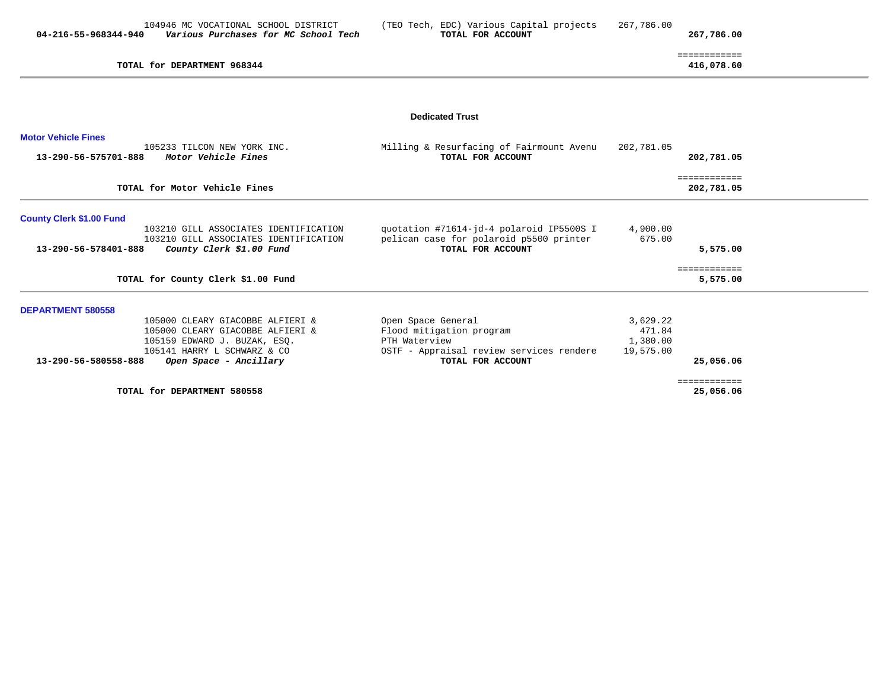| | | | | |
|---|---|---|---|---|
| | 104946 MC VOCATIONAL SCHOOL DISTRICT | (TEO Tech, EDC) Various Capital projects | 267,786.00 | |
| **04-216-55-968344-940** | ***Various Purchases for MC School Tech*** | **TOTAL FOR ACCOUNT** | | **267,786.00** |
| | | | | ============ |
| | **TOTAL for DEPARTMENT 968344** | | | **416,078.60** |

## Dedicated Trust

### Motor Vehicle Fines

| | | | | |
|---|---|---|---|---|
| | 105233 TILCON NEW YORK INC. | Milling & Resurfacing of Fairmount Avenu | 202,781.05 | |
| **13-290-56-575701-888** | ***Motor Vehicle Fines*** | **TOTAL FOR ACCOUNT** | | **202,781.05** |
| | | | | ============ |
| | **TOTAL for Motor Vehicle Fines** | | | **202,781.05** |

### County Clerk $1.00 Fund

| | | | | |
|---|---|---|---|---|
| | 103210 GILL ASSOCIATES IDENTIFICATION | quotation #71614-jd-4 polaroid IP5500S I | 4,900.00 | |
| | 103210 GILL ASSOCIATES IDENTIFICATION | pelican case for polaroid p5500 printer | 675.00 | |
| **13-290-56-578401-888** | ***County Clerk $1.00 Fund*** | **TOTAL FOR ACCOUNT** | | **5,575.00** |
| | | | | ============ |
| | **TOTAL for County Clerk $1.00 Fund** | | | **5,575.00** |

### DEPARTMENT 580558

| | | | | |
|---|---|---|---|---|
| | 105000 CLEARY GIACOBBE ALFIERI & | Open Space General | 3,629.22 | |
| | 105000 CLEARY GIACOBBE ALFIERI & | Flood mitigation program | 471.84 | |
| | 105159 EDWARD J. BUZAK, ESQ. | PTH Waterview | 1,380.00 | |
| | 105141 HARRY L SCHWARZ & CO | OSTF - Appraisal review services rendere | 19,575.00 | |
| **13-290-56-580558-888** | ***Open Space - Ancillary*** | **TOTAL FOR ACCOUNT** | | **25,056.06** |
| | | | | ============ |
| | **TOTAL for DEPARTMENT 580558** | | | **25,056.06** |